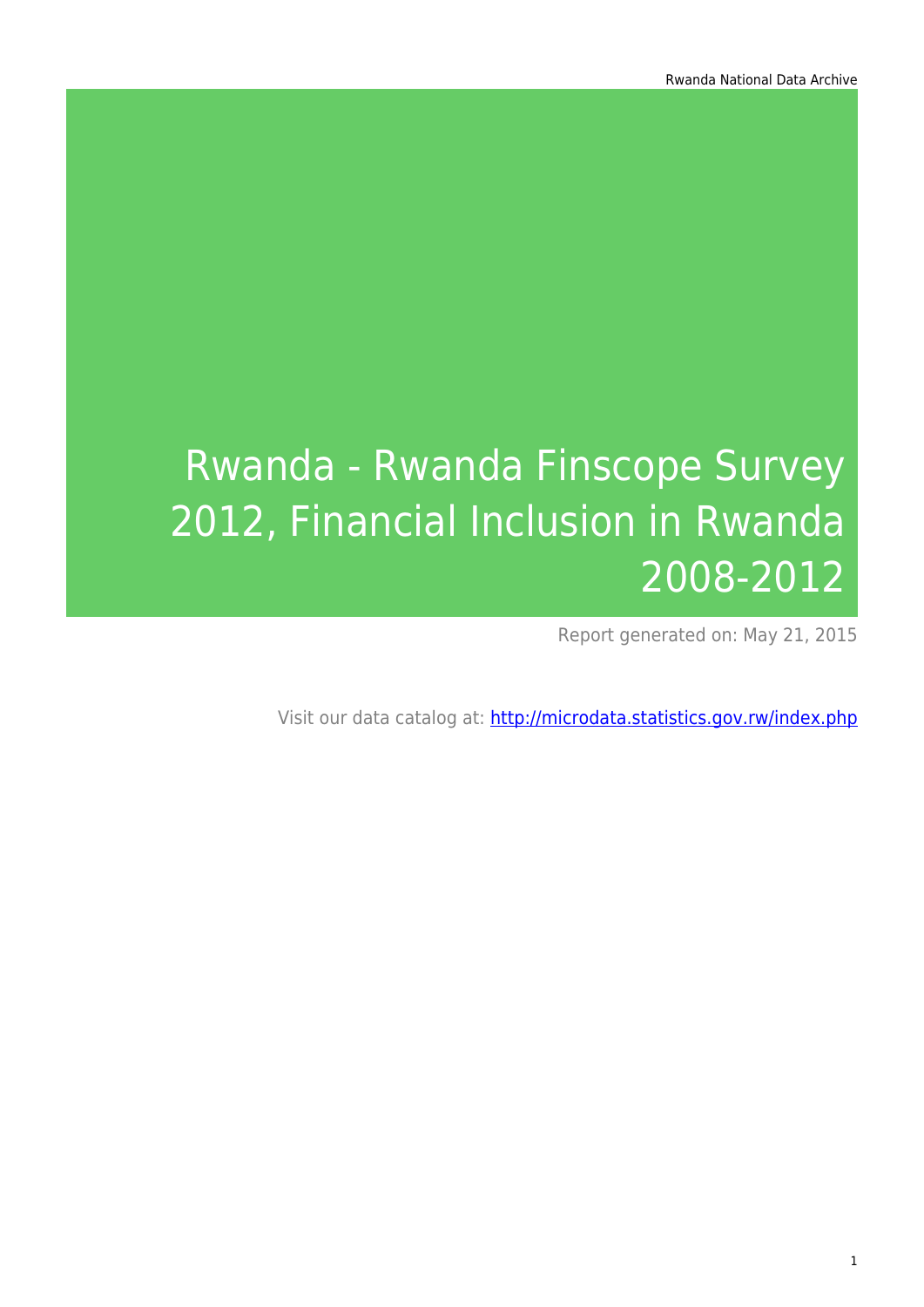Rwanda National Data Archive

# Rwanda - Rwanda Finscope Survey 2012, Financial Inclusion in Rwanda 2008-2012

Report generated on: May 21, 2015

Visit our data catalog at: http://microdata.statistics.gov.rw/index.php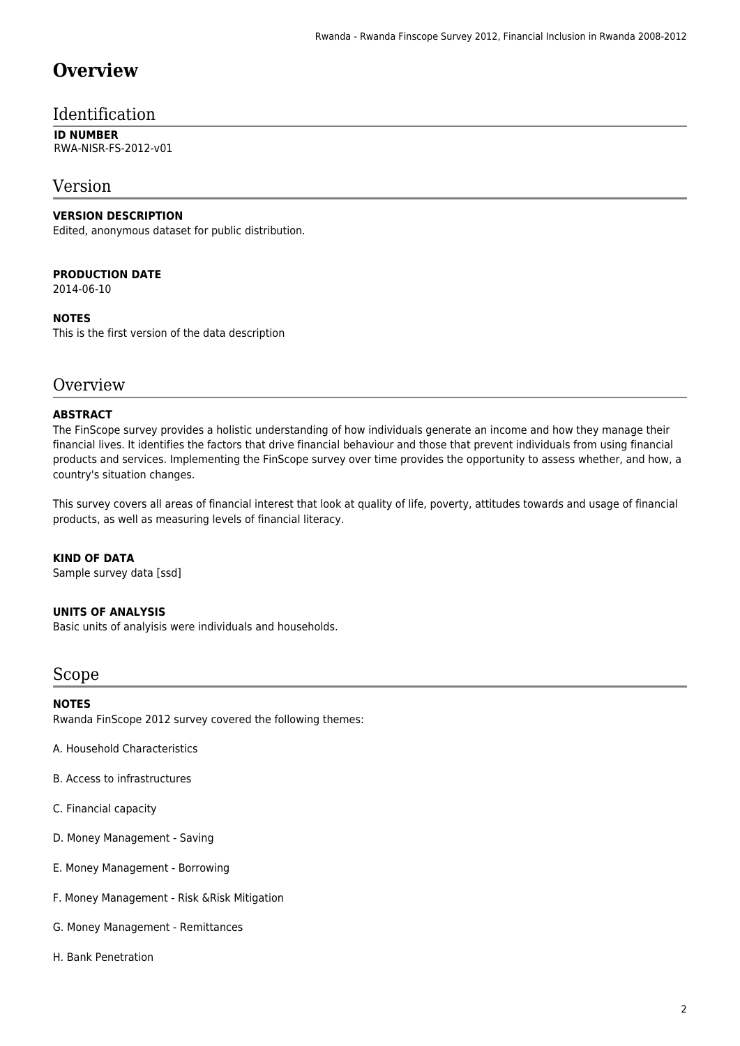# Overview

## Identification

**ID NUMBER**
RWA-NISR-FS-2012-v01

## Version

**VERSION DESCRIPTION**
Edited, anonymous dataset for public distribution.

**PRODUCTION DATE**
2014-06-10

**NOTES**
This is the first version of the data description

## Overview

**ABSTRACT**
The FinScope survey provides a holistic understanding of how individuals generate an income and how they manage their financial lives. It identifies the factors that drive financial behaviour and those that prevent individuals from using financial products and services. Implementing the FinScope survey over time provides the opportunity to assess whether, and how, a country's situation changes.

This survey covers all areas of financial interest that look at quality of life, poverty, attitudes towards and usage of financial products, as well as measuring levels of financial literacy.

**KIND OF DATA**
Sample survey data [ssd]

**UNITS OF ANALYSIS**
Basic units of analyisis were individuals and households.

## Scope

**NOTES**
Rwanda FinScope 2012 survey covered the following themes:

A. Household Characteristics

B. Access to infrastructures

C. Financial capacity

D. Money Management - Saving

E. Money Management - Borrowing

F. Money Management - Risk &Risk Mitigation

G. Money Management - Remittances

H. Bank Penetration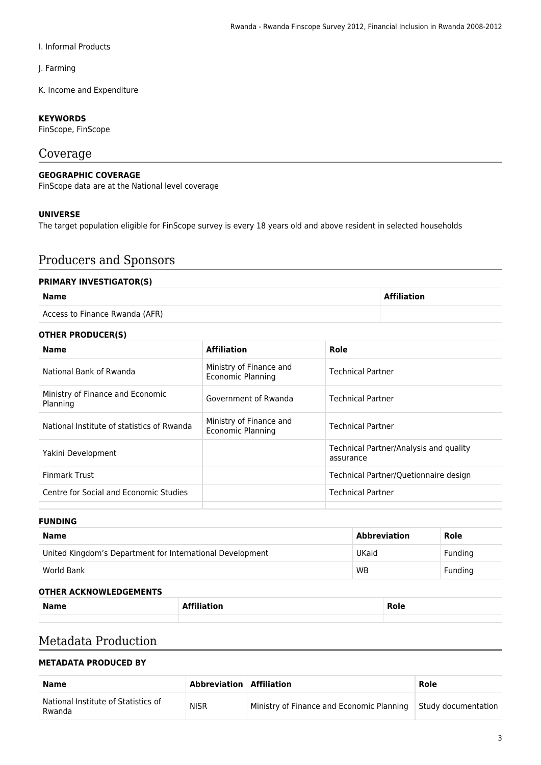I. Informal Products

J. Farming

K. Income and Expenditure

**KEYWORDS**

FinScope, FinScope

# Coverage

**GEOGRAPHIC COVERAGE**

FinScope data are at the National level coverage

**UNIVERSE**

The target population eligible for FinScope survey is every 18 years old and above resident in selected households

# Producers and Sponsors

**PRIMARY INVESTIGATOR(S)**

| Name | Affiliation |
|---|---|
| Access to Finance Rwanda (AFR) | |

**OTHER PRODUCER(S)**

| Name | Affiliation | Role |
|---|---|---|
| National Bank of Rwanda | Ministry of Finance and Economic Planning | Technical Partner |
| Ministry of Finance and Economic Planning | Government of Rwanda | Technical Partner |
| National Institute of statistics of Rwanda | Ministry of Finance and Economic Planning | Technical Partner |
| Yakini Development | | Technical Partner/Analysis and quality assurance |
| Finmark Trust | | Technical Partner/Quetionnaire design |
| Centre for Social and Economic Studies | | Technical Partner |
| | | |

**FUNDING**

| Name | Abbreviation | Role |
|---|---|---|
| United Kingdom's Department for International Development | UKaid | Funding |
| World Bank | WB | Funding |

**OTHER ACKNOWLEDGEMENTS**

| Name | Affiliation | Role |
|---|---|---|
| | | |

# Metadata Production

**METADATA PRODUCED BY**

| Name | Abbreviation | Affiliation | Role |
|---|---|---|---|
| National Institute of Statistics of Rwanda | NISR | Ministry of Finance and Economic Planning | Study documentation |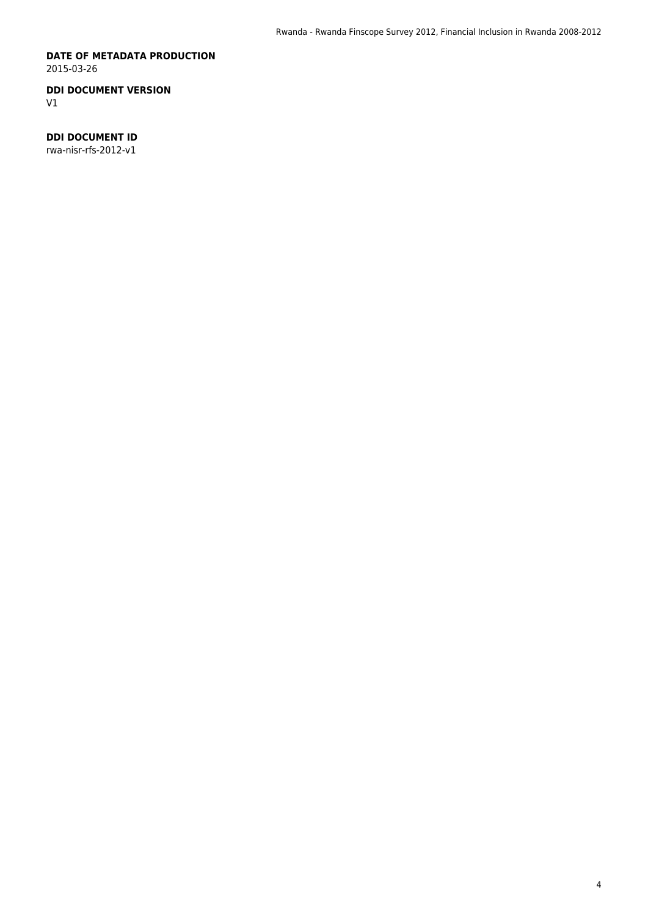**DATE OF METADATA PRODUCTION**
2015-03-26

**DDI DOCUMENT VERSION**
V1

**DDI DOCUMENT ID**
rwa-nisr-rfs-2012-v1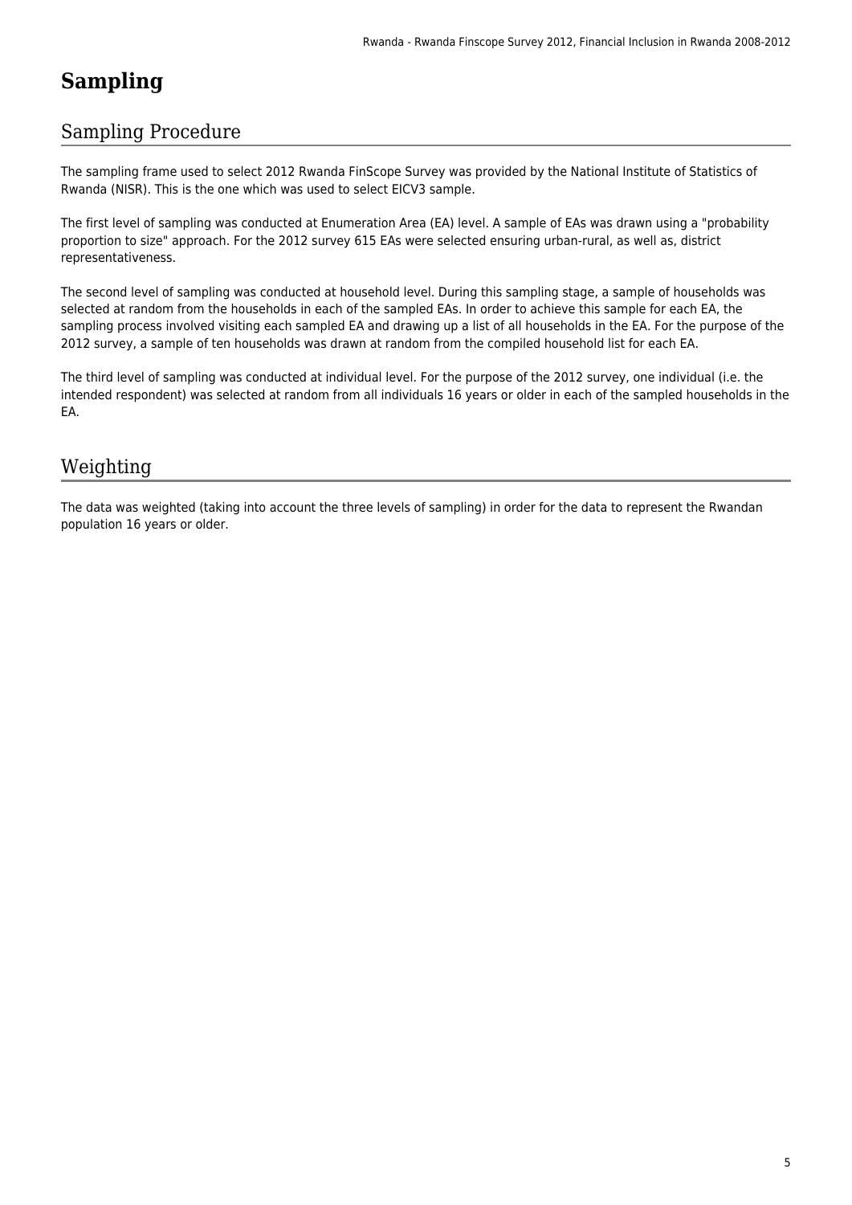# Sampling

## Sampling Procedure

The sampling frame used to select 2012 Rwanda FinScope Survey was provided by the National Institute of Statistics of Rwanda (NISR). This is the one which was used to select EICV3 sample.

The first level of sampling was conducted at Enumeration Area (EA) level. A sample of EAs was drawn using a "probability proportion to size" approach. For the 2012 survey 615 EAs were selected ensuring urban-rural, as well as, district representativeness.

The second level of sampling was conducted at household level. During this sampling stage, a sample of households was selected at random from the households in each of the sampled EAs. In order to achieve this sample for each EA, the sampling process involved visiting each sampled EA and drawing up a list of all households in the EA. For the purpose of the 2012 survey, a sample of ten households was drawn at random from the compiled household list for each EA.

The third level of sampling was conducted at individual level. For the purpose of the 2012 survey, one individual (i.e. the intended respondent) was selected at random from all individuals 16 years or older in each of the sampled households in the EA.

## Weighting

The data was weighted (taking into account the three levels of sampling) in order for the data to represent the Rwandan population 16 years or older.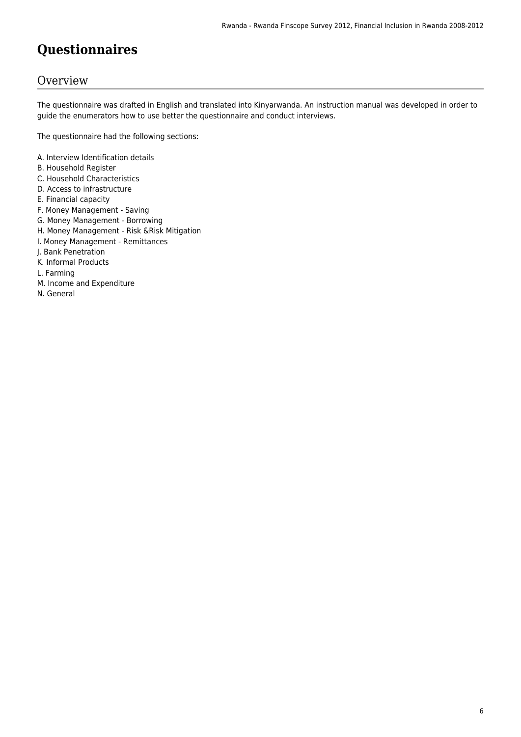# Questionnaires

## Overview

The questionnaire was drafted in English and translated into Kinyarwanda. An instruction manual was developed in order to guide the enumerators how to use better the questionnaire and conduct interviews.

The questionnaire had the following sections:

A. Interview Identification details
B. Household Register
C. Household Characteristics
D. Access to infrastructure
E. Financial capacity
F. Money Management - Saving
G. Money Management - Borrowing
H. Money Management - Risk &Risk Mitigation
I. Money Management - Remittances
J. Bank Penetration
K. Informal Products
L. Farming
M. Income and Expenditure
N. General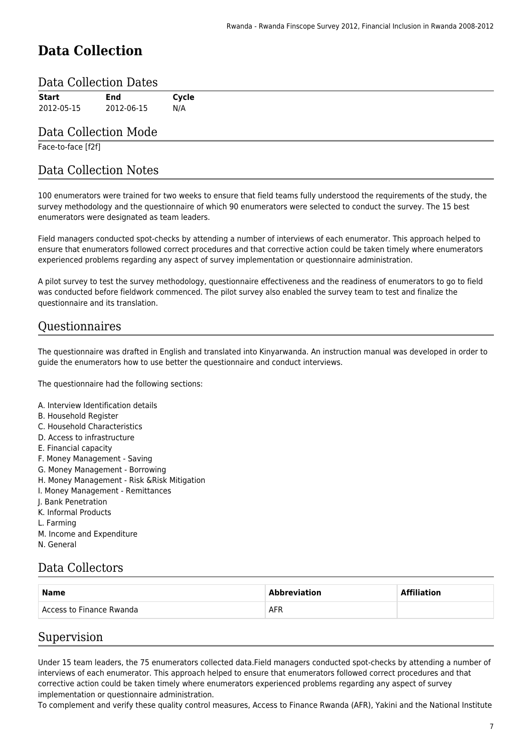# Data Collection

## Data Collection Dates

| Start | End | Cycle |
| --- | --- | --- |
| 2012-05-15 | 2012-06-15 | N/A |

## Data Collection Mode

Face-to-face [f2f]

## Data Collection Notes

100 enumerators were trained for two weeks to ensure that field teams fully understood the requirements of the study, the survey methodology and the questionnaire of which 90 enumerators were selected to conduct the survey. The 15 best enumerators were designated as team leaders.

Field managers conducted spot-checks by attending a number of interviews of each enumerator. This approach helped to ensure that enumerators followed correct procedures and that corrective action could be taken timely where enumerators experienced problems regarding any aspect of survey implementation or questionnaire administration.

A pilot survey to test the survey methodology, questionnaire effectiveness and the readiness of enumerators to go to field was conducted before fieldwork commenced. The pilot survey also enabled the survey team to test and finalize the questionnaire and its translation.

## Questionnaires

The questionnaire was drafted in English and translated into Kinyarwanda. An instruction manual was developed in order to guide the enumerators how to use better the questionnaire and conduct interviews.

The questionnaire had the following sections:

A. Interview Identification details
B. Household Register
C. Household Characteristics
D. Access to infrastructure
E. Financial capacity
F. Money Management - Saving
G. Money Management - Borrowing
H. Money Management - Risk &Risk Mitigation
I. Money Management - Remittances
J. Bank Penetration
K. Informal Products
L. Farming
M. Income and Expenditure
N. General

## Data Collectors

| Name | Abbreviation | Affiliation |
| --- | --- | --- |
| Access to Finance Rwanda | AFR | |

## Supervision

Under 15 team leaders, the 75 enumerators collected data.Field managers conducted spot-checks by attending a number of interviews of each enumerator. This approach helped to ensure that enumerators followed correct procedures and that corrective action could be taken timely where enumerators experienced problems regarding any aspect of survey implementation or questionnaire administration.
To complement and verify these quality control measures, Access to Finance Rwanda (AFR), Yakini and the National Institute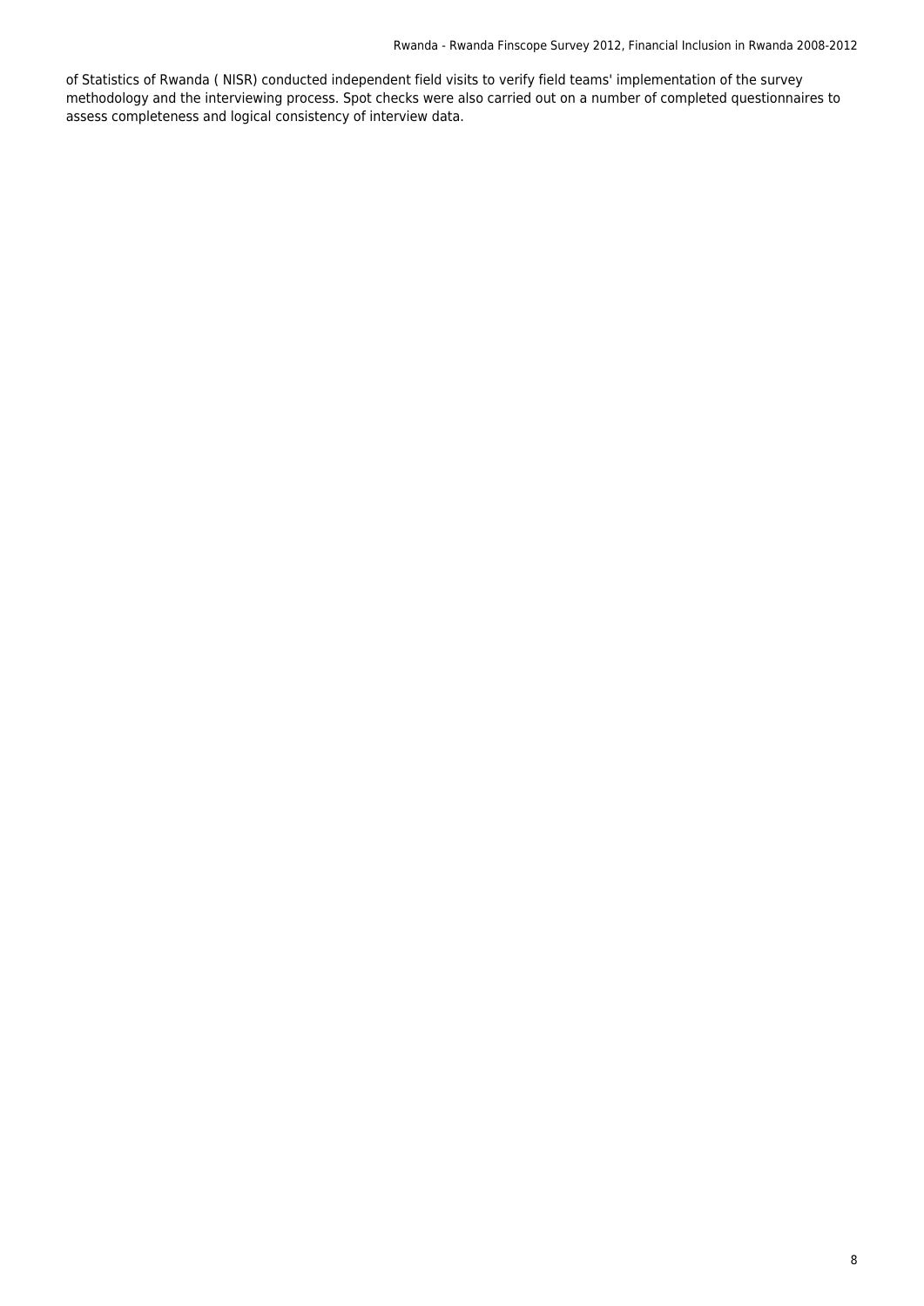of Statistics of Rwanda ( NISR) conducted independent field visits to verify field teams' implementation of the survey methodology and the interviewing process. Spot checks were also carried out on a number of completed questionnaires to assess completeness and logical consistency of interview data.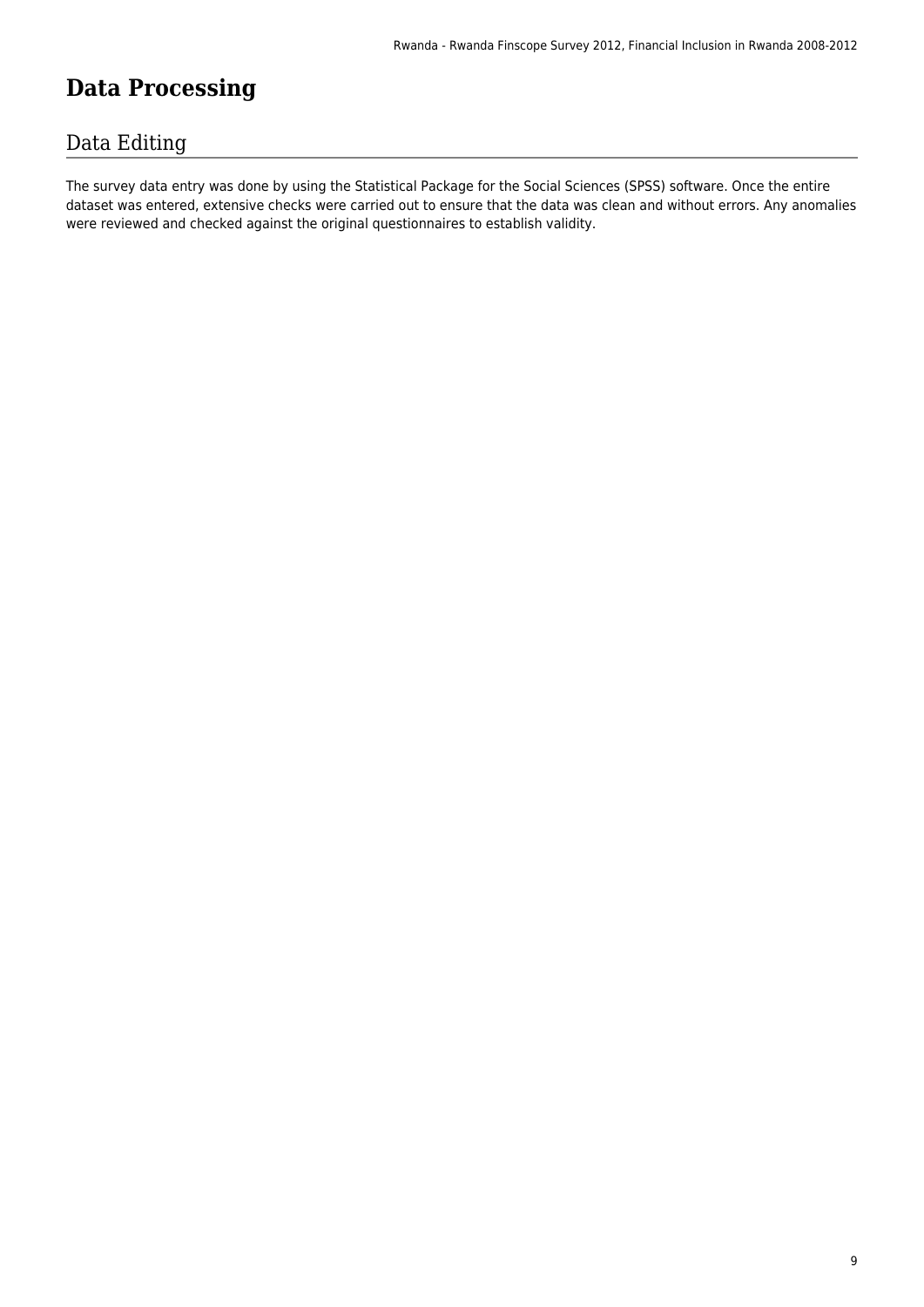# Data Processing

## Data Editing

The survey data entry was done by using the Statistical Package for the Social Sciences (SPSS) software. Once the entire dataset was entered, extensive checks were carried out to ensure that the data was clean and without errors. Any anomalies were reviewed and checked against the original questionnaires to establish validity.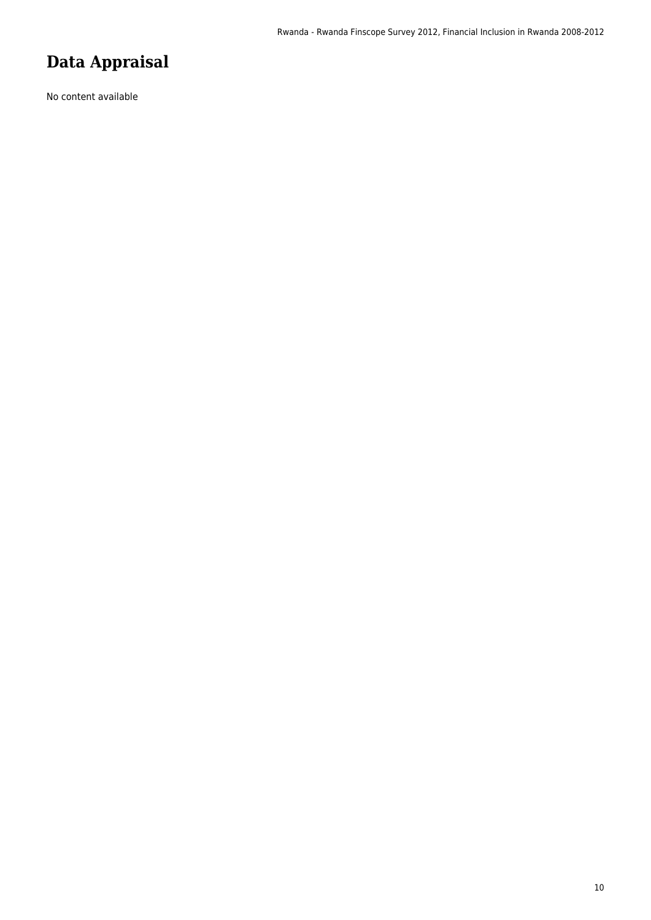# Data Appraisal

No content available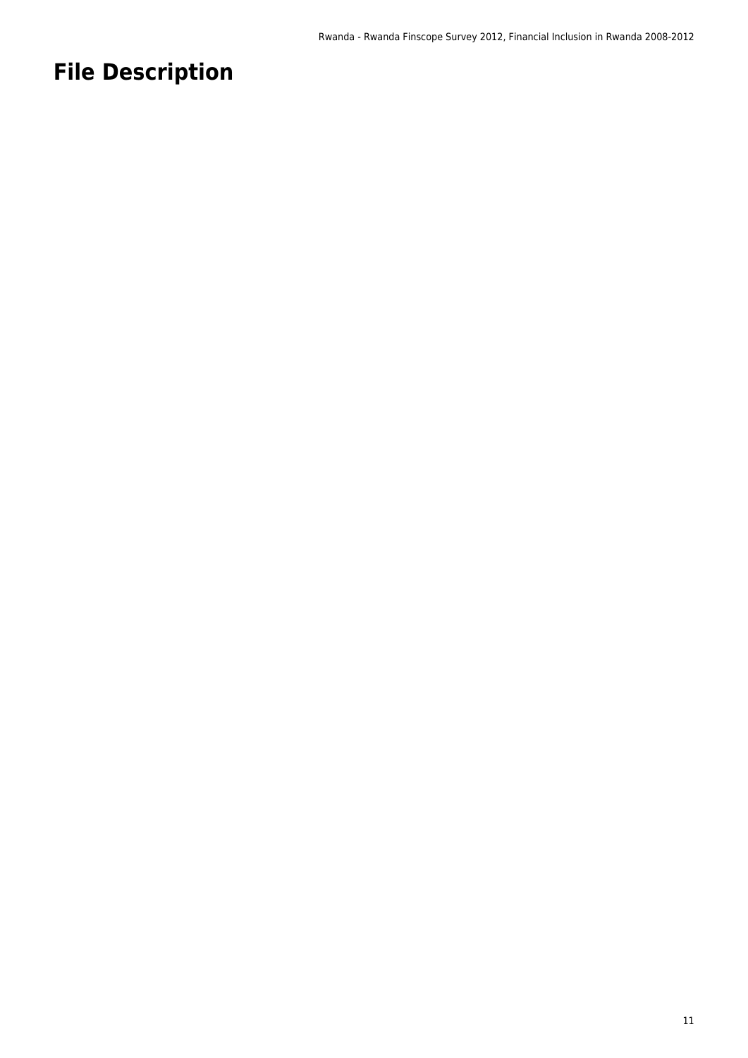# File Description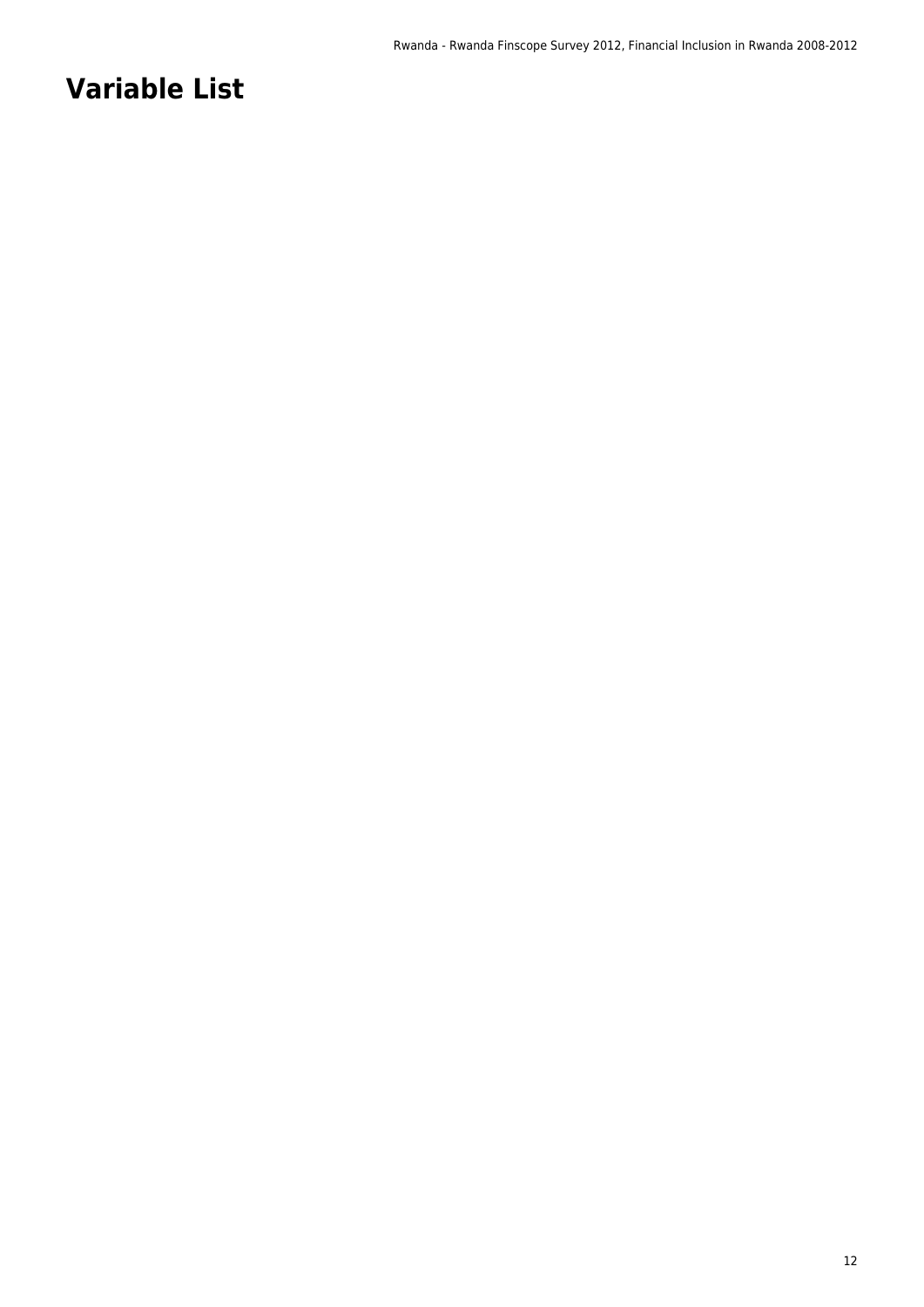# Variable List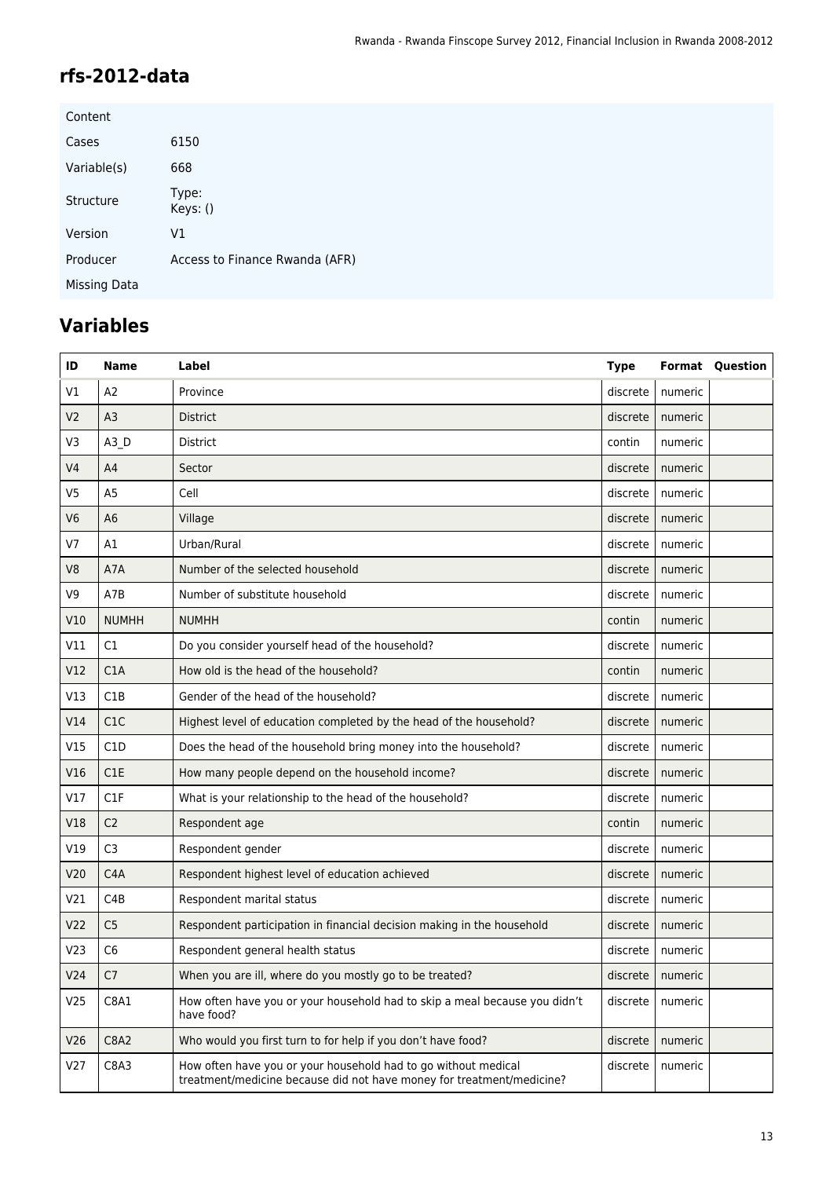## rfs-2012-data

| Content | |
|---|---|
| Cases | 6150 |
| Variable(s) | 668 |
| Structure | Type:<br>Keys: () |
| Version | V1 |
| Producer | Access to Finance Rwanda (AFR) |
| Missing Data | |

## Variables

| ID | Name | Label | Type | Format | Question |
|---|---|---|---|---|---|
| V1 | A2 | Province | discrete | numeric | |
| V2 | A3 | District | discrete | numeric | |
| V3 | A3_D | District | contin | numeric | |
| V4 | A4 | Sector | discrete | numeric | |
| V5 | A5 | Cell | discrete | numeric | |
| V6 | A6 | Village | discrete | numeric | |
| V7 | A1 | Urban/Rural | discrete | numeric | |
| V8 | A7A | Number of the selected household | discrete | numeric | |
| V9 | A7B | Number of substitute household | discrete | numeric | |
| V10 | NUMHH | NUMHH | contin | numeric | |
| V11 | C1 | Do you consider yourself head of the household? | discrete | numeric | |
| V12 | C1A | How old is the head of the household? | contin | numeric | |
| V13 | C1B | Gender of the head of the household? | discrete | numeric | |
| V14 | C1C | Highest level of education completed by the head of the household? | discrete | numeric | |
| V15 | C1D | Does the head of the household bring money into the household? | discrete | numeric | |
| V16 | C1E | How many people depend on the household income? | discrete | numeric | |
| V17 | C1F | What is your relationship to the head of the household? | discrete | numeric | |
| V18 | C2 | Respondent age | contin | numeric | |
| V19 | C3 | Respondent gender | discrete | numeric | |
| V20 | C4A | Respondent highest level of education achieved | discrete | numeric | |
| V21 | C4B | Respondent marital status | discrete | numeric | |
| V22 | C5 | Respondent participation in financial decision making in the household | discrete | numeric | |
| V23 | C6 | Respondent general health status | discrete | numeric | |
| V24 | C7 | When you are ill, where do you mostly go to be treated? | discrete | numeric | |
| V25 | C8A1 | How often have you or your household had to skip a meal because you didn't have food? | discrete | numeric | |
| V26 | C8A2 | Who would you first turn to for help if you don't have food? | discrete | numeric | |
| V27 | C8A3 | How often have you or your household had to go without medical treatment/medicine because did not have money for treatment/medicine? | discrete | numeric | |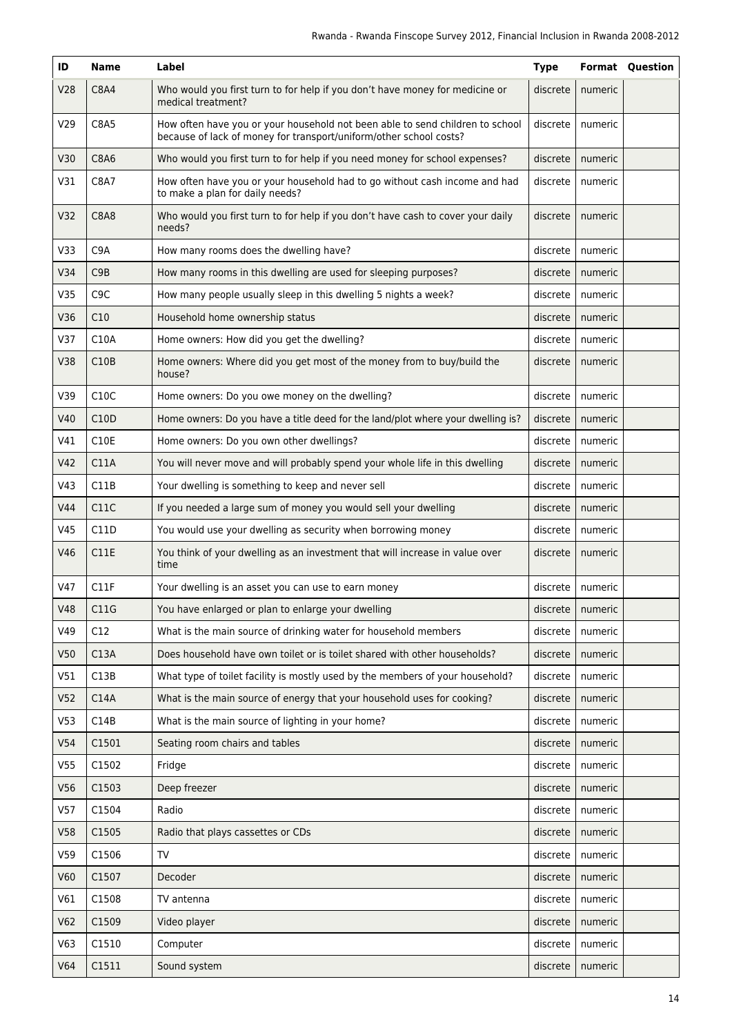| ID | Name | Label | Type | Format | Question |
|---|---|---|---|---|---|
| V28 | C8A4 | Who would you first turn to for help if you don't have money for medicine or medical treatment? | discrete | numeric | |
| V29 | C8A5 | How often have you or your household not been able to send children to school because of lack of money for transport/uniform/other school costs? | discrete | numeric | |
| V30 | C8A6 | Who would you first turn to for help if you need money for school expenses? | discrete | numeric | |
| V31 | C8A7 | How often have you or your household had to go without cash income and had to make a plan for daily needs? | discrete | numeric | |
| V32 | C8A8 | Who would you first turn to for help if you don't have cash to cover your daily needs? | discrete | numeric | |
| V33 | C9A | How many rooms does the dwelling have? | discrete | numeric | |
| V34 | C9B | How many rooms in this dwelling are used for sleeping purposes? | discrete | numeric | |
| V35 | C9C | How many people usually sleep in this dwelling 5 nights a week? | discrete | numeric | |
| V36 | C10 | Household home ownership status | discrete | numeric | |
| V37 | C10A | Home owners: How did you get the dwelling? | discrete | numeric | |
| V38 | C10B | Home owners: Where did you get most of the money from to buy/build the house? | discrete | numeric | |
| V39 | C10C | Home owners: Do you owe money on the dwelling? | discrete | numeric | |
| V40 | C10D | Home owners: Do you have a title deed for the land/plot where your dwelling is? | discrete | numeric | |
| V41 | C10E | Home owners: Do you own other dwellings? | discrete | numeric | |
| V42 | C11A | You will never move and will probably spend your whole life in this dwelling | discrete | numeric | |
| V43 | C11B | Your dwelling is something to keep and never sell | discrete | numeric | |
| V44 | C11C | If you needed a large sum of money you would sell your dwelling | discrete | numeric | |
| V45 | C11D | You would use your dwelling as security when borrowing money | discrete | numeric | |
| V46 | C11E | You think of your dwelling as an investment that will increase in value over time | discrete | numeric | |
| V47 | C11F | Your dwelling is an asset you can use to earn money | discrete | numeric | |
| V48 | C11G | You have enlarged or plan to enlarge your dwelling | discrete | numeric | |
| V49 | C12 | What is the main source of drinking water for household members | discrete | numeric | |
| V50 | C13A | Does household have own toilet or is toilet shared with other households? | discrete | numeric | |
| V51 | C13B | What type of toilet facility is mostly used by the members of your household? | discrete | numeric | |
| V52 | C14A | What is the main source of energy that your household uses for cooking? | discrete | numeric | |
| V53 | C14B | What is the main source of lighting in your home? | discrete | numeric | |
| V54 | C1501 | Seating room chairs and tables | discrete | numeric | |
| V55 | C1502 | Fridge | discrete | numeric | |
| V56 | C1503 | Deep freezer | discrete | numeric | |
| V57 | C1504 | Radio | discrete | numeric | |
| V58 | C1505 | Radio that plays cassettes or CDs | discrete | numeric | |
| V59 | C1506 | TV | discrete | numeric | |
| V60 | C1507 | Decoder | discrete | numeric | |
| V61 | C1508 | TV antenna | discrete | numeric | |
| V62 | C1509 | Video player | discrete | numeric | |
| V63 | C1510 | Computer | discrete | numeric | |
| V64 | C1511 | Sound system | discrete | numeric | |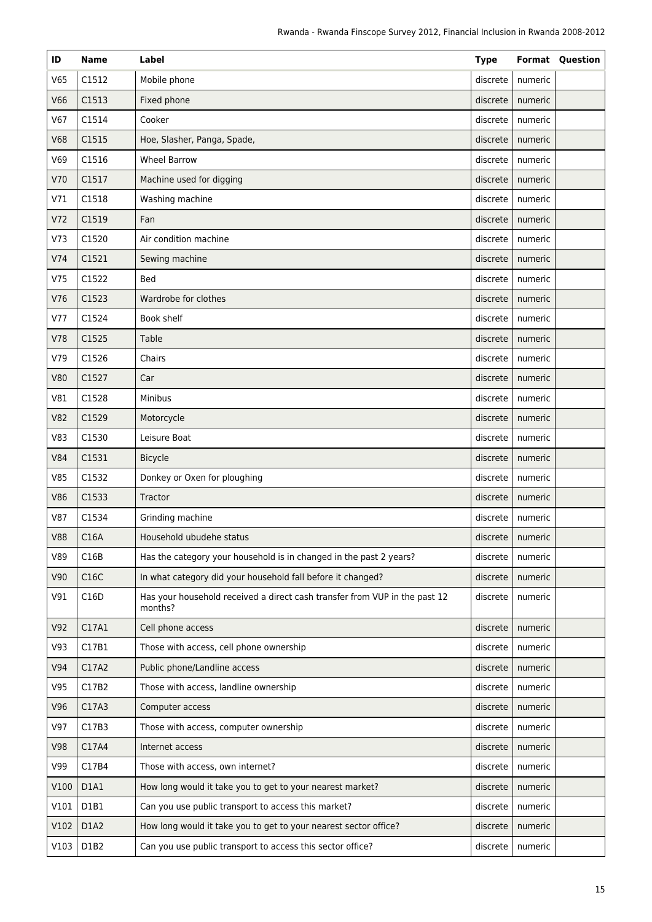| ID | Name | Label | Type | Format | Question |
|---|---|---|---|---|---|
| V65 | C1512 | Mobile phone | discrete | numeric | |
| V66 | C1513 | Fixed phone | discrete | numeric | |
| V67 | C1514 | Cooker | discrete | numeric | |
| V68 | C1515 | Hoe, Slasher, Panga, Spade, | discrete | numeric | |
| V69 | C1516 | Wheel Barrow | discrete | numeric | |
| V70 | C1517 | Machine used for digging | discrete | numeric | |
| V71 | C1518 | Washing machine | discrete | numeric | |
| V72 | C1519 | Fan | discrete | numeric | |
| V73 | C1520 | Air condition machine | discrete | numeric | |
| V74 | C1521 | Sewing machine | discrete | numeric | |
| V75 | C1522 | Bed | discrete | numeric | |
| V76 | C1523 | Wardrobe for clothes | discrete | numeric | |
| V77 | C1524 | Book shelf | discrete | numeric | |
| V78 | C1525 | Table | discrete | numeric | |
| V79 | C1526 | Chairs | discrete | numeric | |
| V80 | C1527 | Car | discrete | numeric | |
| V81 | C1528 | Minibus | discrete | numeric | |
| V82 | C1529 | Motorcycle | discrete | numeric | |
| V83 | C1530 | Leisure Boat | discrete | numeric | |
| V84 | C1531 | Bicycle | discrete | numeric | |
| V85 | C1532 | Donkey or Oxen for ploughing | discrete | numeric | |
| V86 | C1533 | Tractor | discrete | numeric | |
| V87 | C1534 | Grinding machine | discrete | numeric | |
| V88 | C16A | Household ubudehe status | discrete | numeric | |
| V89 | C16B | Has the category your household is in changed in the past 2 years? | discrete | numeric | |
| V90 | C16C | In what category did your household fall before it changed? | discrete | numeric | |
| V91 | C16D | Has your household received a direct cash transfer from VUP in the past 12 months? | discrete | numeric | |
| V92 | C17A1 | Cell phone access | discrete | numeric | |
| V93 | C17B1 | Those with access, cell phone ownership | discrete | numeric | |
| V94 | C17A2 | Public phone/Landline access | discrete | numeric | |
| V95 | C17B2 | Those with access, landline ownership | discrete | numeric | |
| V96 | C17A3 | Computer access | discrete | numeric | |
| V97 | C17B3 | Those with access, computer ownership | discrete | numeric | |
| V98 | C17A4 | Internet access | discrete | numeric | |
| V99 | C17B4 | Those with access, own internet? | discrete | numeric | |
| V100 | D1A1 | How long would it take you to get to your nearest market? | discrete | numeric | |
| V101 | D1B1 | Can you use public transport to access this market? | discrete | numeric | |
| V102 | D1A2 | How long would it take you to get to your nearest sector office? | discrete | numeric | |
| V103 | D1B2 | Can you use public transport to access this sector office? | discrete | numeric | |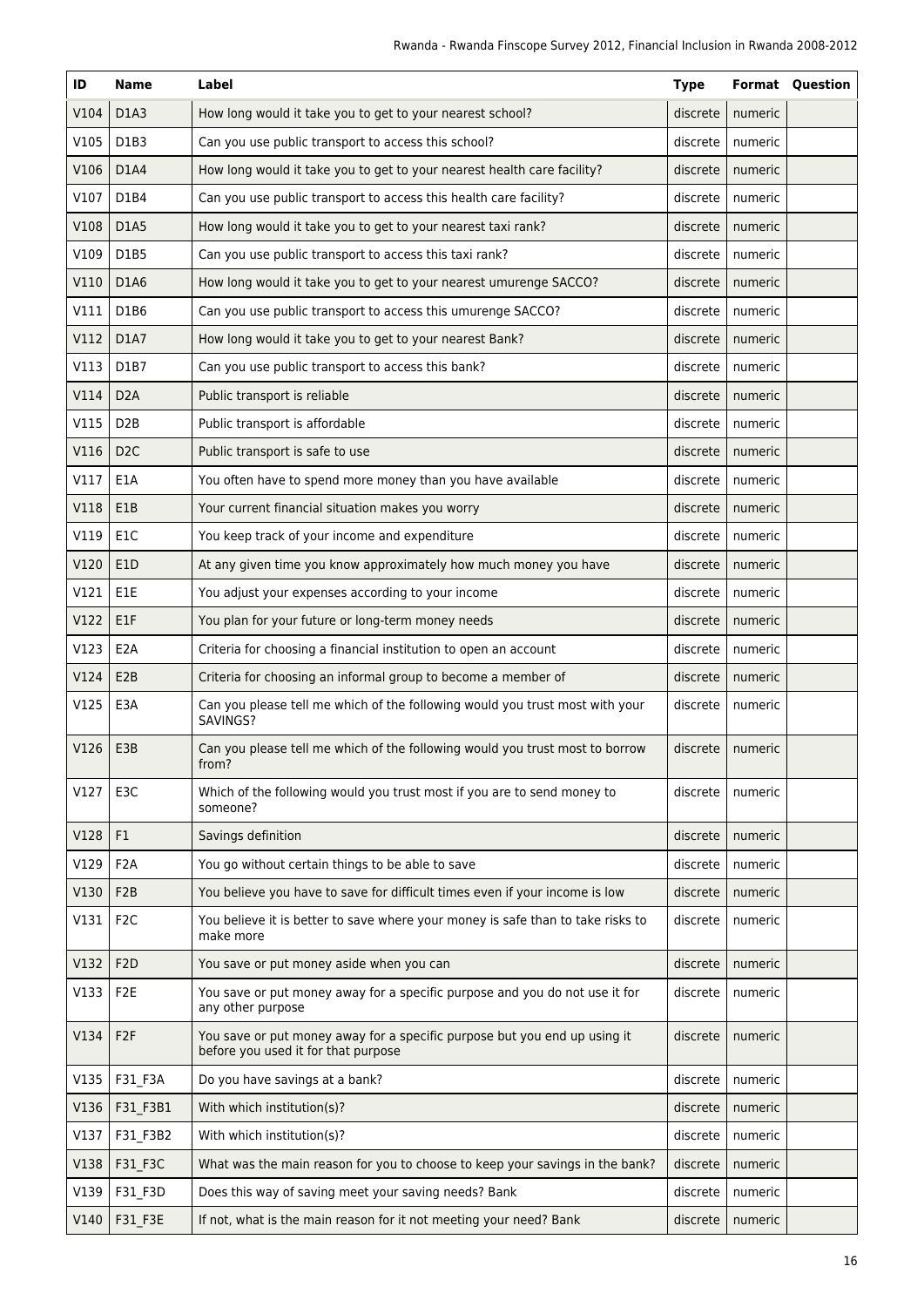| ID | Name | Label | Type | Format | Question |
|---|---|---|---|---|---|
| V104 | D1A3 | How long would it take you to get to your nearest school? | discrete | numeric | |
| V105 | D1B3 | Can you use public transport to access this school? | discrete | numeric | |
| V106 | D1A4 | How long would it take you to get to your nearest health care facility? | discrete | numeric | |
| V107 | D1B4 | Can you use public transport to access this health care facility? | discrete | numeric | |
| V108 | D1A5 | How long would it take you to get to your nearest taxi rank? | discrete | numeric | |
| V109 | D1B5 | Can you use public transport to access this taxi rank? | discrete | numeric | |
| V110 | D1A6 | How long would it take you to get to your nearest umurenge SACCO? | discrete | numeric | |
| V111 | D1B6 | Can you use public transport to access this umurenge SACCO? | discrete | numeric | |
| V112 | D1A7 | How long would it take you to get to your nearest Bank? | discrete | numeric | |
| V113 | D1B7 | Can you use public transport to access this bank? | discrete | numeric | |
| V114 | D2A | Public transport is reliable | discrete | numeric | |
| V115 | D2B | Public transport is affordable | discrete | numeric | |
| V116 | D2C | Public transport is safe to use | discrete | numeric | |
| V117 | E1A | You often have to spend more money than you have available | discrete | numeric | |
| V118 | E1B | Your current financial situation makes you worry | discrete | numeric | |
| V119 | E1C | You keep track of your income and expenditure | discrete | numeric | |
| V120 | E1D | At any given time you know approximately how much money you have | discrete | numeric | |
| V121 | E1E | You adjust your expenses according to your income | discrete | numeric | |
| V122 | E1F | You plan for your future or long-term money needs | discrete | numeric | |
| V123 | E2A | Criteria for choosing a financial institution to open an account | discrete | numeric | |
| V124 | E2B | Criteria for choosing an informal group to become a member of | discrete | numeric | |
| V125 | E3A | Can you please tell me which of the following would you trust most with your SAVINGS? | discrete | numeric | |
| V126 | E3B | Can you please tell me which of the following would you trust most to borrow from? | discrete | numeric | |
| V127 | E3C | Which of the following would you trust most if you are to send money to someone? | discrete | numeric | |
| V128 | F1 | Savings definition | discrete | numeric | |
| V129 | F2A | You go without certain things to be able to save | discrete | numeric | |
| V130 | F2B | You believe you have to save for difficult times even if your income is low | discrete | numeric | |
| V131 | F2C | You believe it is better to save where your money is safe than to take risks to make more | discrete | numeric | |
| V132 | F2D | You save or put money aside when you can | discrete | numeric | |
| V133 | F2E | You save or put money away for a specific purpose and you do not use it for any other purpose | discrete | numeric | |
| V134 | F2F | You save or put money away for a specific purpose but you end up using it before you used it for that purpose | discrete | numeric | |
| V135 | F31_F3A | Do you have savings at a bank? | discrete | numeric | |
| V136 | F31_F3B1 | With which institution(s)? | discrete | numeric | |
| V137 | F31_F3B2 | With which institution(s)? | discrete | numeric | |
| V138 | F31_F3C | What was the main reason for you to choose to keep your savings in the bank? | discrete | numeric | |
| V139 | F31_F3D | Does this way of saving meet your saving needs? Bank | discrete | numeric | |
| V140 | F31_F3E | If not, what is the main reason for it not meeting your need? Bank | discrete | numeric | |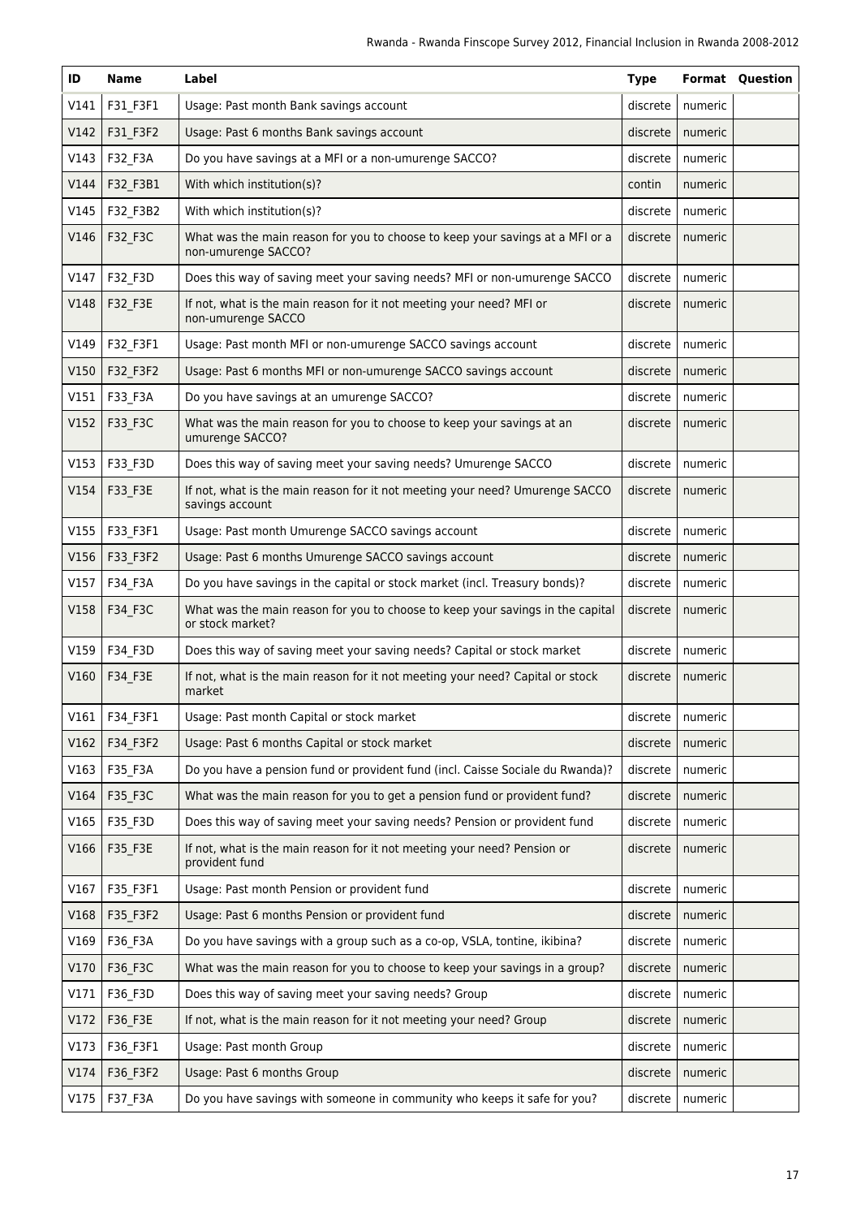| ID | Name | Label | Type | Format | Question |
|---|---|---|---|---|---|
| V141 | F31_F3F1 | Usage: Past month Bank savings account | discrete | numeric | |
| V142 | F31_F3F2 | Usage: Past 6 months Bank savings account | discrete | numeric | |
| V143 | F32_F3A | Do you have savings at a MFI or a non-umurenge SACCO? | discrete | numeric | |
| V144 | F32_F3B1 | With which institution(s)? | contin | numeric | |
| V145 | F32_F3B2 | With which institution(s)? | discrete | numeric | |
| V146 | F32_F3C | What was the main reason for you to choose to keep your savings at a MFI or a non-umurenge SACCO? | discrete | numeric | |
| V147 | F32_F3D | Does this way of saving meet your saving needs? MFI or non-umurenge SACCO | discrete | numeric | |
| V148 | F32_F3E | If not, what is the main reason for it not meeting your need? MFI or non-umurenge SACCO | discrete | numeric | |
| V149 | F32_F3F1 | Usage: Past month MFI or non-umurenge SACCO savings account | discrete | numeric | |
| V150 | F32_F3F2 | Usage: Past 6 months MFI or non-umurenge SACCO savings account | discrete | numeric | |
| V151 | F33_F3A | Do you have savings at an umurenge SACCO? | discrete | numeric | |
| V152 | F33_F3C | What was the main reason for you to choose to keep your savings at an umurenge SACCO? | discrete | numeric | |
| V153 | F33_F3D | Does this way of saving meet your saving needs? Umurenge SACCO | discrete | numeric | |
| V154 | F33_F3E | If not, what is the main reason for it not meeting your need? Umurenge SACCO savings account | discrete | numeric | |
| V155 | F33_F3F1 | Usage: Past month Umurenge SACCO savings account | discrete | numeric | |
| V156 | F33_F3F2 | Usage: Past 6 months Umurenge SACCO savings account | discrete | numeric | |
| V157 | F34_F3A | Do you have savings in the capital or stock market (incl. Treasury bonds)? | discrete | numeric | |
| V158 | F34_F3C | What was the main reason for you to choose to keep your savings in the capital or stock market? | discrete | numeric | |
| V159 | F34_F3D | Does this way of saving meet your saving needs? Capital or stock market | discrete | numeric | |
| V160 | F34_F3E | If not, what is the main reason for it not meeting your need? Capital or stock market | discrete | numeric | |
| V161 | F34_F3F1 | Usage: Past month Capital or stock market | discrete | numeric | |
| V162 | F34_F3F2 | Usage: Past 6 months Capital or stock market | discrete | numeric | |
| V163 | F35_F3A | Do you have a pension fund or provident fund (incl. Caisse Sociale du Rwanda)? | discrete | numeric | |
| V164 | F35_F3C | What was the main reason for you to get a pension fund or provident fund? | discrete | numeric | |
| V165 | F35_F3D | Does this way of saving meet your saving needs? Pension or provident fund | discrete | numeric | |
| V166 | F35_F3E | If not, what is the main reason for it not meeting your need? Pension or provident fund | discrete | numeric | |
| V167 | F35_F3F1 | Usage: Past month Pension or provident fund | discrete | numeric | |
| V168 | F35_F3F2 | Usage: Past 6 months Pension or provident fund | discrete | numeric | |
| V169 | F36_F3A | Do you have savings with a group such as a co-op, VSLA, tontine, ikibina? | discrete | numeric | |
| V170 | F36_F3C | What was the main reason for you to choose to keep your savings in a group? | discrete | numeric | |
| V171 | F36_F3D | Does this way of saving meet your saving needs? Group | discrete | numeric | |
| V172 | F36_F3E | If not, what is the main reason for it not meeting your need? Group | discrete | numeric | |
| V173 | F36_F3F1 | Usage: Past month Group | discrete | numeric | |
| V174 | F36_F3F2 | Usage: Past 6 months Group | discrete | numeric | |
| V175 | F37_F3A | Do you have savings with someone in community who keeps it safe for you? | discrete | numeric | |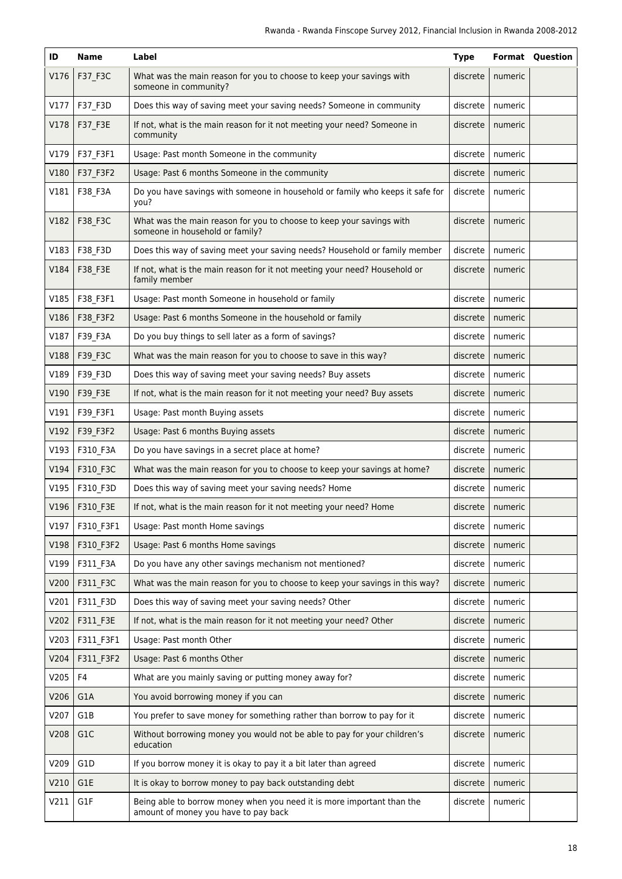| ID | Name | Label | Type | Format | Question |
| --- | --- | --- | --- | --- | --- |
| V176 | F37_F3C | What was the main reason for you to choose to keep your savings with someone in community? | discrete | numeric | |
| V177 | F37_F3D | Does this way of saving meet your saving needs? Someone in community | discrete | numeric | |
| V178 | F37_F3E | If not, what is the main reason for it not meeting your need? Someone in community | discrete | numeric | |
| V179 | F37_F3F1 | Usage: Past month Someone in the community | discrete | numeric | |
| V180 | F37_F3F2 | Usage: Past 6 months Someone in the community | discrete | numeric | |
| V181 | F38_F3A | Do you have savings with someone in household or family who keeps it safe for you? | discrete | numeric | |
| V182 | F38_F3C | What was the main reason for you to choose to keep your savings with someone in household or family? | discrete | numeric | |
| V183 | F38_F3D | Does this way of saving meet your saving needs? Household or family member | discrete | numeric | |
| V184 | F38_F3E | If not, what is the main reason for it not meeting your need? Household or family member | discrete | numeric | |
| V185 | F38_F3F1 | Usage: Past month Someone in household or family | discrete | numeric | |
| V186 | F38_F3F2 | Usage: Past 6 months Someone in the household or family | discrete | numeric | |
| V187 | F39_F3A | Do you buy things to sell later as a form of savings? | discrete | numeric | |
| V188 | F39_F3C | What was the main reason for you to choose to save in this way? | discrete | numeric | |
| V189 | F39_F3D | Does this way of saving meet your saving needs? Buy assets | discrete | numeric | |
| V190 | F39_F3E | If not, what is the main reason for it not meeting your need? Buy assets | discrete | numeric | |
| V191 | F39_F3F1 | Usage: Past month Buying assets | discrete | numeric | |
| V192 | F39_F3F2 | Usage: Past 6 months Buying assets | discrete | numeric | |
| V193 | F310_F3A | Do you have savings in a secret place at home? | discrete | numeric | |
| V194 | F310_F3C | What was the main reason for you to choose to keep your savings at home? | discrete | numeric | |
| V195 | F310_F3D | Does this way of saving meet your saving needs? Home | discrete | numeric | |
| V196 | F310_F3E | If not, what is the main reason for it not meeting your need? Home | discrete | numeric | |
| V197 | F310_F3F1 | Usage: Past month Home savings | discrete | numeric | |
| V198 | F310_F3F2 | Usage: Past 6 months Home savings | discrete | numeric | |
| V199 | F311_F3A | Do you have any other savings mechanism not mentioned? | discrete | numeric | |
| V200 | F311_F3C | What was the main reason for you to choose to keep your savings in this way? | discrete | numeric | |
| V201 | F311_F3D | Does this way of saving meet your saving needs? Other | discrete | numeric | |
| V202 | F311_F3E | If not, what is the main reason for it not meeting your need? Other | discrete | numeric | |
| V203 | F311_F3F1 | Usage: Past month Other | discrete | numeric | |
| V204 | F311_F3F2 | Usage: Past 6 months Other | discrete | numeric | |
| V205 | F4 | What are you mainly saving or putting money away for? | discrete | numeric | |
| V206 | G1A | You avoid borrowing money if you can | discrete | numeric | |
| V207 | G1B | You prefer to save money for something rather than borrow to pay for it | discrete | numeric | |
| V208 | G1C | Without borrowing money you would not be able to pay for your children's education | discrete | numeric | |
| V209 | G1D | If you borrow money it is okay to pay it a bit later than agreed | discrete | numeric | |
| V210 | G1E | It is okay to borrow money to pay back outstanding debt | discrete | numeric | |
| V211 | G1F | Being able to borrow money when you need it is more important than the amount of money you have to pay back | discrete | numeric | |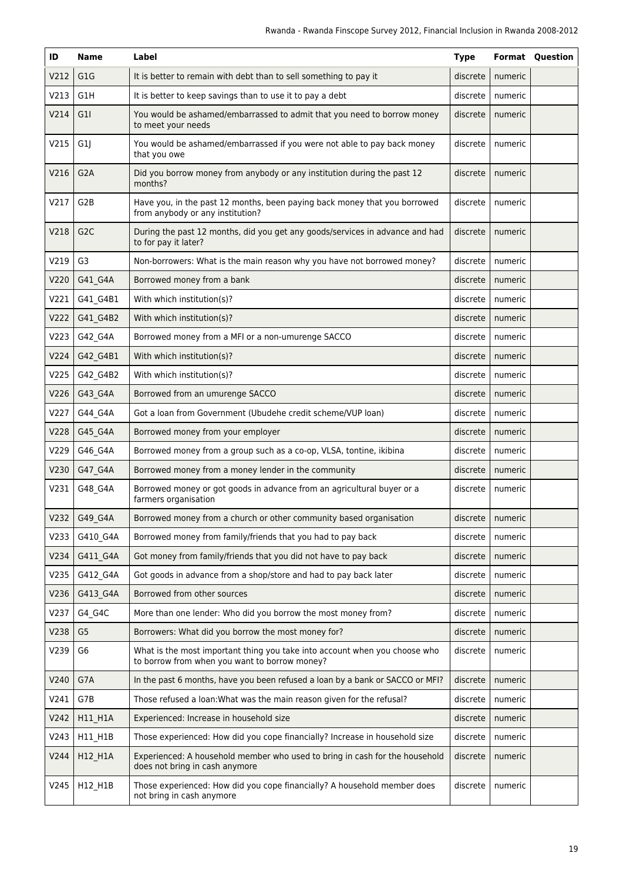| ID | Name | Label | Type | Format | Question |
|---|---|---|---|---|---|
| V212 | G1G | It is better to remain with debt than to sell something to pay it | discrete | numeric | |
| V213 | G1H | It is better to keep savings than to use it to pay a debt | discrete | numeric | |
| V214 | G1I | You would be ashamed/embarrassed to admit that you need to borrow money to meet your needs | discrete | numeric | |
| V215 | G1J | You would be ashamed/embarrassed if you were not able to pay back money that you owe | discrete | numeric | |
| V216 | G2A | Did you borrow money from anybody or any institution during the past 12 months? | discrete | numeric | |
| V217 | G2B | Have you, in the past 12 months, been paying back money that you borrowed from anybody or any institution? | discrete | numeric | |
| V218 | G2C | During the past 12 months, did you get any goods/services in advance and had to for pay it later? | discrete | numeric | |
| V219 | G3 | Non-borrowers: What is the main reason why you have not borrowed money? | discrete | numeric | |
| V220 | G41_G4A | Borrowed money from a bank | discrete | numeric | |
| V221 | G41_G4B1 | With which institution(s)? | discrete | numeric | |
| V222 | G41_G4B2 | With which institution(s)? | discrete | numeric | |
| V223 | G42_G4A | Borrowed money from a MFI or a non-umurenge SACCO | discrete | numeric | |
| V224 | G42_G4B1 | With which institution(s)? | discrete | numeric | |
| V225 | G42_G4B2 | With which institution(s)? | discrete | numeric | |
| V226 | G43_G4A | Borrowed from an umurenge SACCO | discrete | numeric | |
| V227 | G44_G4A | Got a loan from Government (Ubudehe credit scheme/VUP loan) | discrete | numeric | |
| V228 | G45_G4A | Borrowed money from your employer | discrete | numeric | |
| V229 | G46_G4A | Borrowed money from a group such as a co-op, VLSA, tontine, ikibina | discrete | numeric | |
| V230 | G47_G4A | Borrowed money from a money lender in the community | discrete | numeric | |
| V231 | G48_G4A | Borrowed money or got goods in advance from an agricultural buyer or a farmers organisation | discrete | numeric | |
| V232 | G49_G4A | Borrowed money from a church or other community based organisation | discrete | numeric | |
| V233 | G410_G4A | Borrowed money from family/friends that you had to pay back | discrete | numeric | |
| V234 | G411_G4A | Got money from family/friends that you did not have to pay back | discrete | numeric | |
| V235 | G412_G4A | Got goods in advance from a shop/store and had to pay back later | discrete | numeric | |
| V236 | G413_G4A | Borrowed from other sources | discrete | numeric | |
| V237 | G4_G4C | More than one lender: Who did you borrow the most money from? | discrete | numeric | |
| V238 | G5 | Borrowers: What did you borrow the most money for? | discrete | numeric | |
| V239 | G6 | What is the most important thing you take into account when you choose who to borrow from when you want to borrow money? | discrete | numeric | |
| V240 | G7A | In the past 6 months, have you been refused a loan by a bank or SACCO or MFI? | discrete | numeric | |
| V241 | G7B | Those refused a loan:What was the main reason given for the refusal? | discrete | numeric | |
| V242 | H11_H1A | Experienced: Increase in household size | discrete | numeric | |
| V243 | H11_H1B | Those experienced: How did you cope financially? Increase in household size | discrete | numeric | |
| V244 | H12_H1A | Experienced: A household member who used to bring in cash for the household does not bring in cash anymore | discrete | numeric | |
| V245 | H12_H1B | Those experienced: How did you cope financially? A household member does not bring in cash anymore | discrete | numeric | |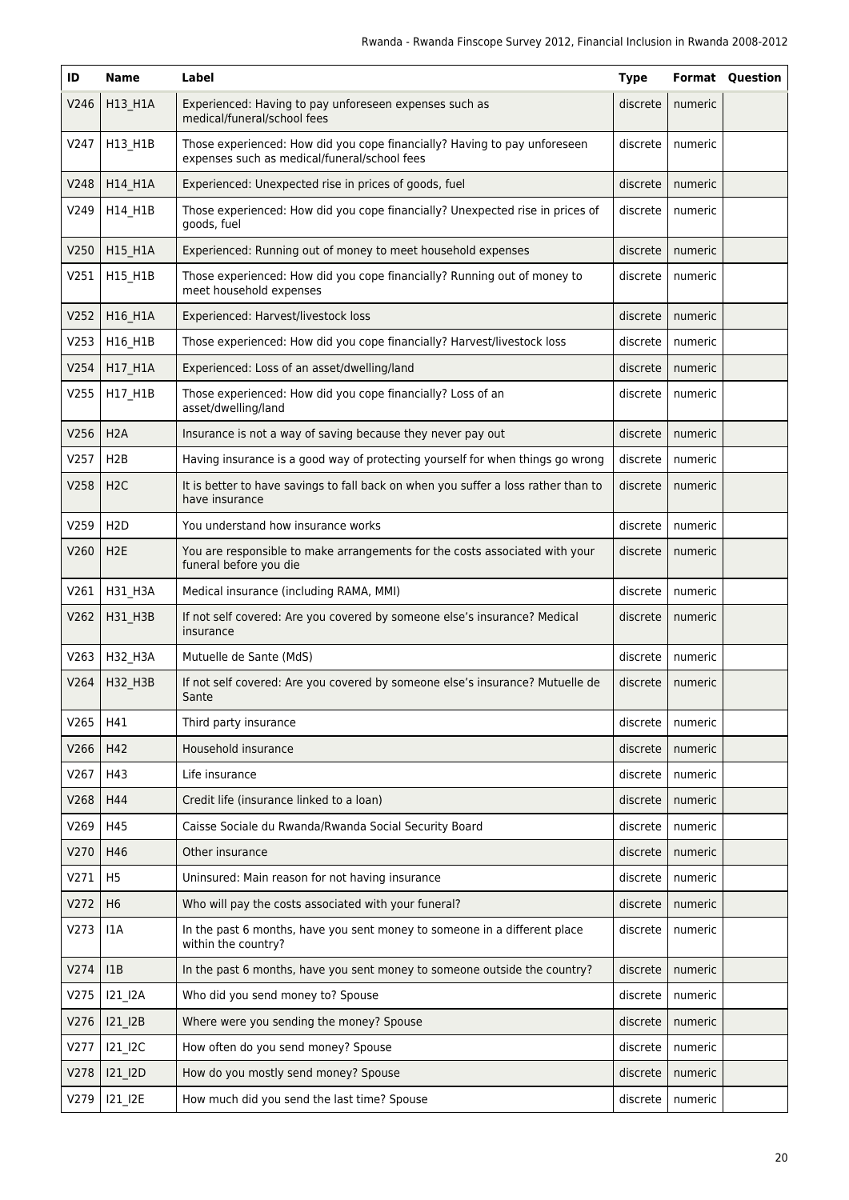| ID | Name | Label | Type | Format | Question |
|---|---|---|---|---|---|
| V246 | H13_H1A | Experienced: Having to pay unforeseen expenses such as medical/funeral/school fees | discrete | numeric | |
| V247 | H13_H1B | Those experienced: How did you cope financially? Having to pay unforeseen expenses such as medical/funeral/school fees | discrete | numeric | |
| V248 | H14_H1A | Experienced: Unexpected rise in prices of goods, fuel | discrete | numeric | |
| V249 | H14_H1B | Those experienced: How did you cope financially? Unexpected rise in prices of goods, fuel | discrete | numeric | |
| V250 | H15_H1A | Experienced: Running out of money to meet household expenses | discrete | numeric | |
| V251 | H15_H1B | Those experienced: How did you cope financially? Running out of money to meet household expenses | discrete | numeric | |
| V252 | H16_H1A | Experienced: Harvest/livestock loss | discrete | numeric | |
| V253 | H16_H1B | Those experienced: How did you cope financially? Harvest/livestock loss | discrete | numeric | |
| V254 | H17_H1A | Experienced: Loss of an asset/dwelling/land | discrete | numeric | |
| V255 | H17_H1B | Those experienced: How did you cope financially? Loss of an asset/dwelling/land | discrete | numeric | |
| V256 | H2A | Insurance is not a way of saving because they never pay out | discrete | numeric | |
| V257 | H2B | Having insurance is a good way of protecting yourself for when things go wrong | discrete | numeric | |
| V258 | H2C | It is better to have savings to fall back on when you suffer a loss rather than to have insurance | discrete | numeric | |
| V259 | H2D | You understand how insurance works | discrete | numeric | |
| V260 | H2E | You are responsible to make arrangements for the costs associated with your funeral before you die | discrete | numeric | |
| V261 | H31_H3A | Medical insurance (including RAMA, MMI) | discrete | numeric | |
| V262 | H31_H3B | If not self covered: Are you covered by someone else's insurance? Medical insurance | discrete | numeric | |
| V263 | H32_H3A | Mutuelle de Sante (MdS) | discrete | numeric | |
| V264 | H32_H3B | If not self covered: Are you covered by someone else's insurance? Mutuelle de Sante | discrete | numeric | |
| V265 | H41 | Third party insurance | discrete | numeric | |
| V266 | H42 | Household insurance | discrete | numeric | |
| V267 | H43 | Life insurance | discrete | numeric | |
| V268 | H44 | Credit life (insurance linked to a loan) | discrete | numeric | |
| V269 | H45 | Caisse Sociale du Rwanda/Rwanda Social Security Board | discrete | numeric | |
| V270 | H46 | Other insurance | discrete | numeric | |
| V271 | H5 | Uninsured: Main reason for not having insurance | discrete | numeric | |
| V272 | H6 | Who will pay the costs associated with your funeral? | discrete | numeric | |
| V273 | I1A | In the past 6 months, have you sent money to someone in a different place within the country? | discrete | numeric | |
| V274 | I1B | In the past 6 months, have you sent money to someone outside the country? | discrete | numeric | |
| V275 | I21_I2A | Who did you send money to? Spouse | discrete | numeric | |
| V276 | I21_I2B | Where were you sending the money? Spouse | discrete | numeric | |
| V277 | I21_I2C | How often do you send money? Spouse | discrete | numeric | |
| V278 | I21_I2D | How do you mostly send money? Spouse | discrete | numeric | |
| V279 | I21_I2E | How much did you send the last time? Spouse | discrete | numeric | |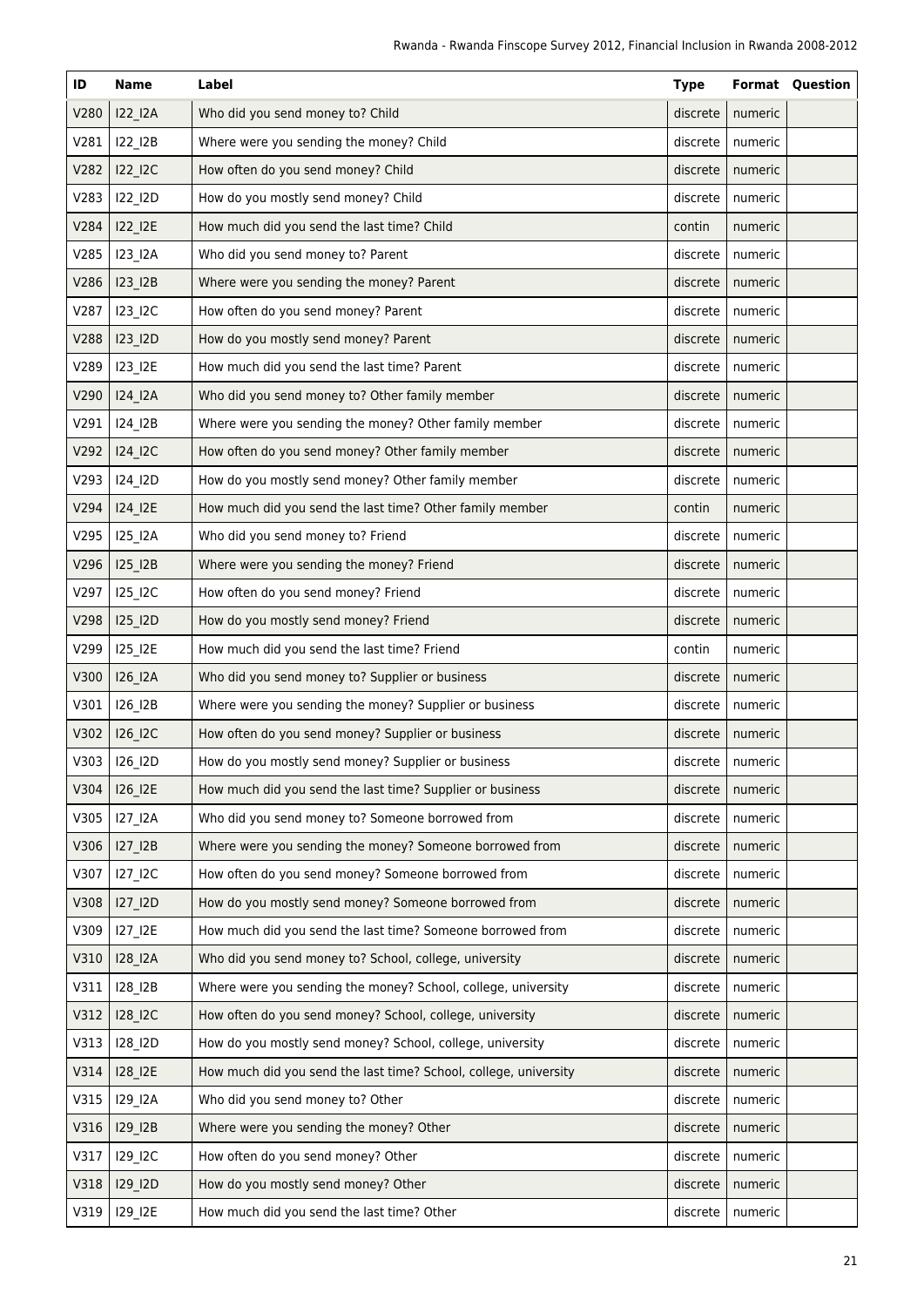| ID | Name | Label | Type | Format | Question |
|---|---|---|---|---|---|
| V280 | I22_I2A | Who did you send money to? Child | discrete | numeric | |
| V281 | I22_I2B | Where were you sending the money? Child | discrete | numeric | |
| V282 | I22_I2C | How often do you send money? Child | discrete | numeric | |
| V283 | I22_I2D | How do you mostly send money? Child | discrete | numeric | |
| V284 | I22_I2E | How much did you send the last time? Child | contin | numeric | |
| V285 | I23_I2A | Who did you send money to? Parent | discrete | numeric | |
| V286 | I23_I2B | Where were you sending the money? Parent | discrete | numeric | |
| V287 | I23_I2C | How often do you send money? Parent | discrete | numeric | |
| V288 | I23_I2D | How do you mostly send money? Parent | discrete | numeric | |
| V289 | I23_I2E | How much did you send the last time? Parent | discrete | numeric | |
| V290 | I24_I2A | Who did you send money to? Other family member | discrete | numeric | |
| V291 | I24_I2B | Where were you sending the money? Other family member | discrete | numeric | |
| V292 | I24_I2C | How often do you send money? Other family member | discrete | numeric | |
| V293 | I24_I2D | How do you mostly send money? Other family member | discrete | numeric | |
| V294 | I24_I2E | How much did you send the last time? Other family member | contin | numeric | |
| V295 | I25_I2A | Who did you send money to? Friend | discrete | numeric | |
| V296 | I25_I2B | Where were you sending the money? Friend | discrete | numeric | |
| V297 | I25_I2C | How often do you send money? Friend | discrete | numeric | |
| V298 | I25_I2D | How do you mostly send money? Friend | discrete | numeric | |
| V299 | I25_I2E | How much did you send the last time? Friend | contin | numeric | |
| V300 | I26_I2A | Who did you send money to? Supplier or business | discrete | numeric | |
| V301 | I26_I2B | Where were you sending the money? Supplier or business | discrete | numeric | |
| V302 | I26_I2C | How often do you send money? Supplier or business | discrete | numeric | |
| V303 | I26_I2D | How do you mostly send money? Supplier or business | discrete | numeric | |
| V304 | I26_I2E | How much did you send the last time? Supplier or business | discrete | numeric | |
| V305 | I27_I2A | Who did you send money to? Someone borrowed from | discrete | numeric | |
| V306 | I27_I2B | Where were you sending the money? Someone borrowed from | discrete | numeric | |
| V307 | I27_I2C | How often do you send money? Someone borrowed from | discrete | numeric | |
| V308 | I27_I2D | How do you mostly send money? Someone borrowed from | discrete | numeric | |
| V309 | I27_I2E | How much did you send the last time? Someone borrowed from | discrete | numeric | |
| V310 | I28_I2A | Who did you send money to? School, college, university | discrete | numeric | |
| V311 | I28_I2B | Where were you sending the money? School, college, university | discrete | numeric | |
| V312 | I28_I2C | How often do you send money? School, college, university | discrete | numeric | |
| V313 | I28_I2D | How do you mostly send money? School, college, university | discrete | numeric | |
| V314 | I28_I2E | How much did you send the last time? School, college, university | discrete | numeric | |
| V315 | I29_I2A | Who did you send money to? Other | discrete | numeric | |
| V316 | I29_I2B | Where were you sending the money? Other | discrete | numeric | |
| V317 | I29_I2C | How often do you send money? Other | discrete | numeric | |
| V318 | I29_I2D | How do you mostly send money? Other | discrete | numeric | |
| V319 | I29_I2E | How much did you send the last time? Other | discrete | numeric | |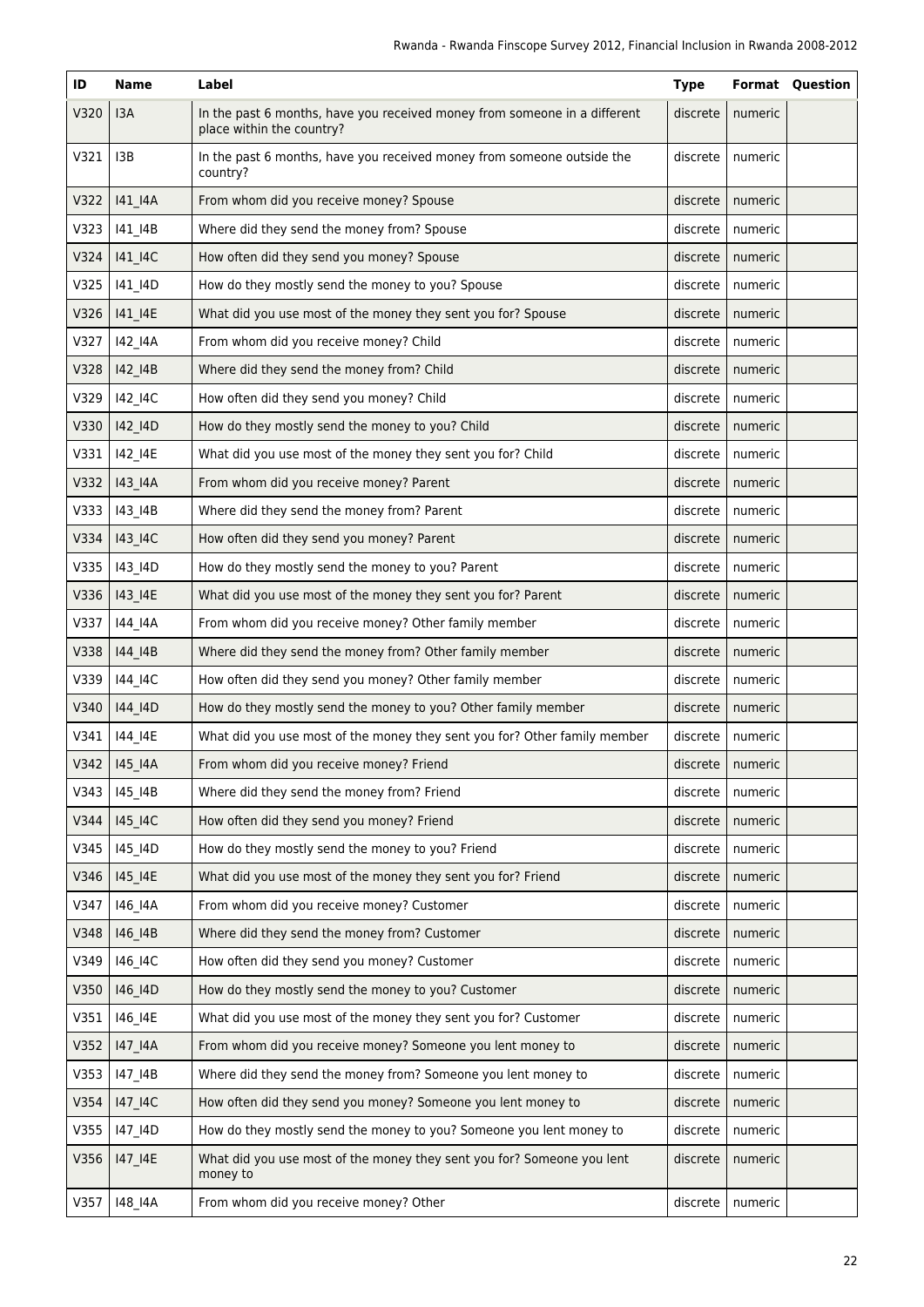| ID | Name | Label | Type | Format | Question |
|---|---|---|---|---|---|
| V320 | I3A | In the past 6 months, have you received money from someone in a different place within the country? | discrete | numeric | |
| V321 | I3B | In the past 6 months, have you received money from someone outside the country? | discrete | numeric | |
| V322 | I41_I4A | From whom did you receive money? Spouse | discrete | numeric | |
| V323 | I41_I4B | Where did they send the money from? Spouse | discrete | numeric | |
| V324 | I41_I4C | How often did they send you money? Spouse | discrete | numeric | |
| V325 | I41_I4D | How do they mostly send the money to you? Spouse | discrete | numeric | |
| V326 | I41_I4E | What did you use most of the money they sent you for? Spouse | discrete | numeric | |
| V327 | I42_I4A | From whom did you receive money? Child | discrete | numeric | |
| V328 | I42_I4B | Where did they send the money from? Child | discrete | numeric | |
| V329 | I42_I4C | How often did they send you money? Child | discrete | numeric | |
| V330 | I42_I4D | How do they mostly send the money to you? Child | discrete | numeric | |
| V331 | I42_I4E | What did you use most of the money they sent you for? Child | discrete | numeric | |
| V332 | I43_I4A | From whom did you receive money? Parent | discrete | numeric | |
| V333 | I43_I4B | Where did they send the money from? Parent | discrete | numeric | |
| V334 | I43_I4C | How often did they send you money? Parent | discrete | numeric | |
| V335 | I43_I4D | How do they mostly send the money to you? Parent | discrete | numeric | |
| V336 | I43_I4E | What did you use most of the money they sent you for? Parent | discrete | numeric | |
| V337 | I44_I4A | From whom did you receive money? Other family member | discrete | numeric | |
| V338 | I44_I4B | Where did they send the money from? Other family member | discrete | numeric | |
| V339 | I44_I4C | How often did they send you money? Other family member | discrete | numeric | |
| V340 | I44_I4D | How do they mostly send the money to you? Other family member | discrete | numeric | |
| V341 | I44_I4E | What did you use most of the money they sent you for? Other family member | discrete | numeric | |
| V342 | I45_I4A | From whom did you receive money? Friend | discrete | numeric | |
| V343 | I45_I4B | Where did they send the money from? Friend | discrete | numeric | |
| V344 | I45_I4C | How often did they send you money? Friend | discrete | numeric | |
| V345 | I45_I4D | How do they mostly send the money to you? Friend | discrete | numeric | |
| V346 | I45_I4E | What did you use most of the money they sent you for? Friend | discrete | numeric | |
| V347 | I46_I4A | From whom did you receive money? Customer | discrete | numeric | |
| V348 | I46_I4B | Where did they send the money from? Customer | discrete | numeric | |
| V349 | I46_I4C | How often did they send you money? Customer | discrete | numeric | |
| V350 | I46_I4D | How do they mostly send the money to you? Customer | discrete | numeric | |
| V351 | I46_I4E | What did you use most of the money they sent you for? Customer | discrete | numeric | |
| V352 | I47_I4A | From whom did you receive money? Someone you lent money to | discrete | numeric | |
| V353 | I47_I4B | Where did they send the money from? Someone you lent money to | discrete | numeric | |
| V354 | I47_I4C | How often did they send you money? Someone you lent money to | discrete | numeric | |
| V355 | I47_I4D | How do they mostly send the money to you? Someone you lent money to | discrete | numeric | |
| V356 | I47_I4E | What did you use most of the money they sent you for? Someone you lent money to | discrete | numeric | |
| V357 | I48_I4A | From whom did you receive money? Other | discrete | numeric | |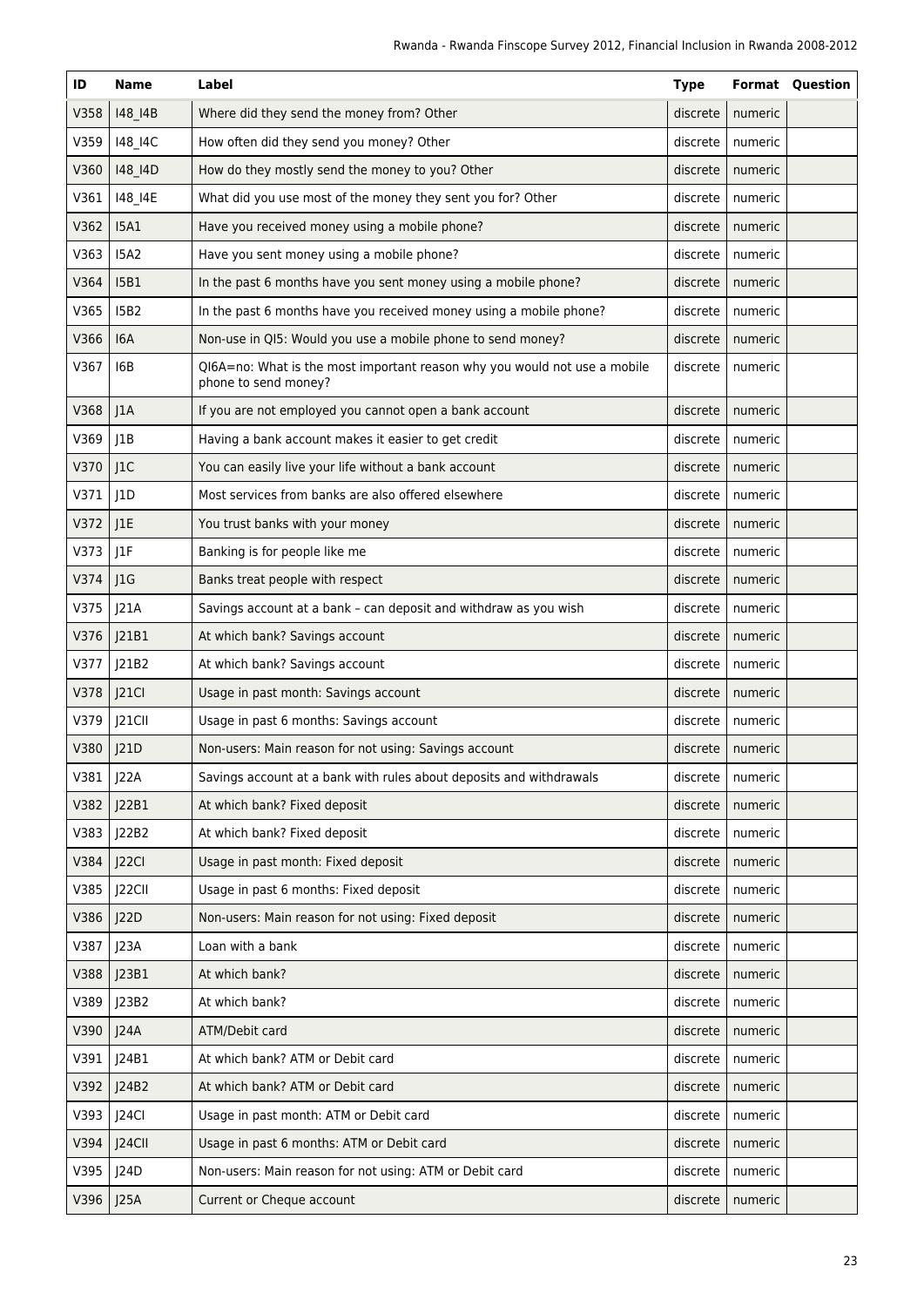| ID | Name | Label | Type | Format | Question |
|---|---|---|---|---|---|
| V358 | I48_I4B | Where did they send the money from? Other | discrete | numeric | |
| V359 | I48_I4C | How often did they send you money? Other | discrete | numeric | |
| V360 | I48_I4D | How do they mostly send the money to you? Other | discrete | numeric | |
| V361 | I48_I4E | What did you use most of the money they sent you for? Other | discrete | numeric | |
| V362 | I5A1 | Have you received money using a mobile phone? | discrete | numeric | |
| V363 | I5A2 | Have you sent money using a mobile phone? | discrete | numeric | |
| V364 | I5B1 | In the past 6 months have you sent money using a mobile phone? | discrete | numeric | |
| V365 | I5B2 | In the past 6 months have you received money using a mobile phone? | discrete | numeric | |
| V366 | I6A | Non-use in QI5: Would you use a mobile phone to send money? | discrete | numeric | |
| V367 | I6B | QI6A=no: What is the most important reason why you would not use a mobile phone to send money? | discrete | numeric | |
| V368 | J1A | If you are not employed you cannot open a bank account | discrete | numeric | |
| V369 | J1B | Having a bank account makes it easier to get credit | discrete | numeric | |
| V370 | J1C | You can easily live your life without a bank account | discrete | numeric | |
| V371 | J1D | Most services from banks are also offered elsewhere | discrete | numeric | |
| V372 | J1E | You trust banks with your money | discrete | numeric | |
| V373 | J1F | Banking is for people like me | discrete | numeric | |
| V374 | J1G | Banks treat people with respect | discrete | numeric | |
| V375 | J21A | Savings account at a bank – can deposit and withdraw as you wish | discrete | numeric | |
| V376 | J21B1 | At which bank? Savings account | discrete | numeric | |
| V377 | J21B2 | At which bank? Savings account | discrete | numeric | |
| V378 | J21CI | Usage in past month: Savings account | discrete | numeric | |
| V379 | J21CII | Usage in past 6 months: Savings account | discrete | numeric | |
| V380 | J21D | Non-users: Main reason for not using: Savings account | discrete | numeric | |
| V381 | J22A | Savings account at a bank with rules about deposits and withdrawals | discrete | numeric | |
| V382 | J22B1 | At which bank? Fixed deposit | discrete | numeric | |
| V383 | J22B2 | At which bank? Fixed deposit | discrete | numeric | |
| V384 | J22CI | Usage in past month: Fixed deposit | discrete | numeric | |
| V385 | J22CII | Usage in past 6 months: Fixed deposit | discrete | numeric | |
| V386 | J22D | Non-users: Main reason for not using: Fixed deposit | discrete | numeric | |
| V387 | J23A | Loan with a bank | discrete | numeric | |
| V388 | J23B1 | At which bank? | discrete | numeric | |
| V389 | J23B2 | At which bank? | discrete | numeric | |
| V390 | J24A | ATM/Debit card | discrete | numeric | |
| V391 | J24B1 | At which bank? ATM or Debit card | discrete | numeric | |
| V392 | J24B2 | At which bank? ATM or Debit card | discrete | numeric | |
| V393 | J24CI | Usage in past month: ATM or Debit card | discrete | numeric | |
| V394 | J24CII | Usage in past 6 months: ATM or Debit card | discrete | numeric | |
| V395 | J24D | Non-users: Main reason for not using: ATM or Debit card | discrete | numeric | |
| V396 | J25A | Current or Cheque account | discrete | numeric | |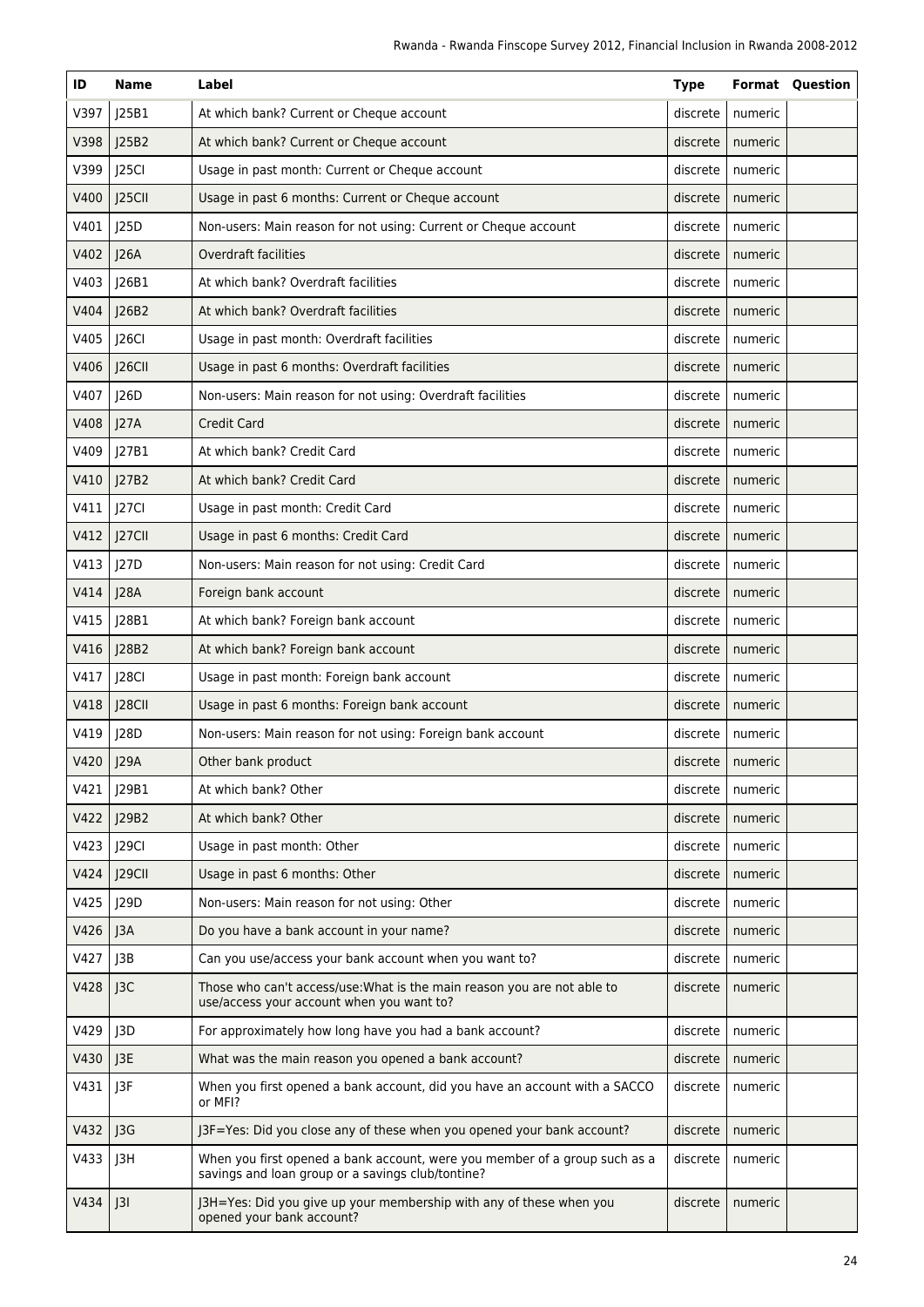| ID | Name | Label | Type | Format | Question |
|---|---|---|---|---|---|
| V397 | J25B1 | At which bank? Current or Cheque account | discrete | numeric | |
| V398 | J25B2 | At which bank? Current or Cheque account | discrete | numeric | |
| V399 | J25CI | Usage in past month: Current or Cheque account | discrete | numeric | |
| V400 | J25CII | Usage in past 6 months: Current or Cheque account | discrete | numeric | |
| V401 | J25D | Non-users: Main reason for not using: Current or Cheque account | discrete | numeric | |
| V402 | J26A | Overdraft facilities | discrete | numeric | |
| V403 | J26B1 | At which bank? Overdraft facilities | discrete | numeric | |
| V404 | J26B2 | At which bank? Overdraft facilities | discrete | numeric | |
| V405 | J26CI | Usage in past month: Overdraft facilities | discrete | numeric | |
| V406 | J26CII | Usage in past 6 months: Overdraft facilities | discrete | numeric | |
| V407 | J26D | Non-users: Main reason for not using: Overdraft facilities | discrete | numeric | |
| V408 | J27A | Credit Card | discrete | numeric | |
| V409 | J27B1 | At which bank? Credit Card | discrete | numeric | |
| V410 | J27B2 | At which bank? Credit Card | discrete | numeric | |
| V411 | J27CI | Usage in past month: Credit Card | discrete | numeric | |
| V412 | J27CII | Usage in past 6 months: Credit Card | discrete | numeric | |
| V413 | J27D | Non-users: Main reason for not using: Credit Card | discrete | numeric | |
| V414 | J28A | Foreign bank account | discrete | numeric | |
| V415 | J28B1 | At which bank? Foreign bank account | discrete | numeric | |
| V416 | J28B2 | At which bank? Foreign bank account | discrete | numeric | |
| V417 | J28CI | Usage in past month: Foreign bank account | discrete | numeric | |
| V418 | J28CII | Usage in past 6 months: Foreign bank account | discrete | numeric | |
| V419 | J28D | Non-users: Main reason for not using: Foreign bank account | discrete | numeric | |
| V420 | J29A | Other bank product | discrete | numeric | |
| V421 | J29B1 | At which bank? Other | discrete | numeric | |
| V422 | J29B2 | At which bank? Other | discrete | numeric | |
| V423 | J29CI | Usage in past month: Other | discrete | numeric | |
| V424 | J29CII | Usage in past 6 months: Other | discrete | numeric | |
| V425 | J29D | Non-users: Main reason for not using: Other | discrete | numeric | |
| V426 | J3A | Do you have a bank account in your name? | discrete | numeric | |
| V427 | J3B | Can you use/access your bank account when you want to? | discrete | numeric | |
| V428 | J3C | Those who can't access/use:What is the main reason you are not able to use/access your account when you want to? | discrete | numeric | |
| V429 | J3D | For approximately how long have you had a bank account? | discrete | numeric | |
| V430 | J3E | What was the main reason you opened a bank account? | discrete | numeric | |
| V431 | J3F | When you first opened a bank account, did you have an account with a SACCO or MFI? | discrete | numeric | |
| V432 | J3G | J3F=Yes: Did you close any of these when you opened your bank account? | discrete | numeric | |
| V433 | J3H | When you first opened a bank account, were you member of a group such as a savings and loan group or a savings club/tontine? | discrete | numeric | |
| V434 | J3I | J3H=Yes: Did you give up your membership with any of these when you opened your bank account? | discrete | numeric | |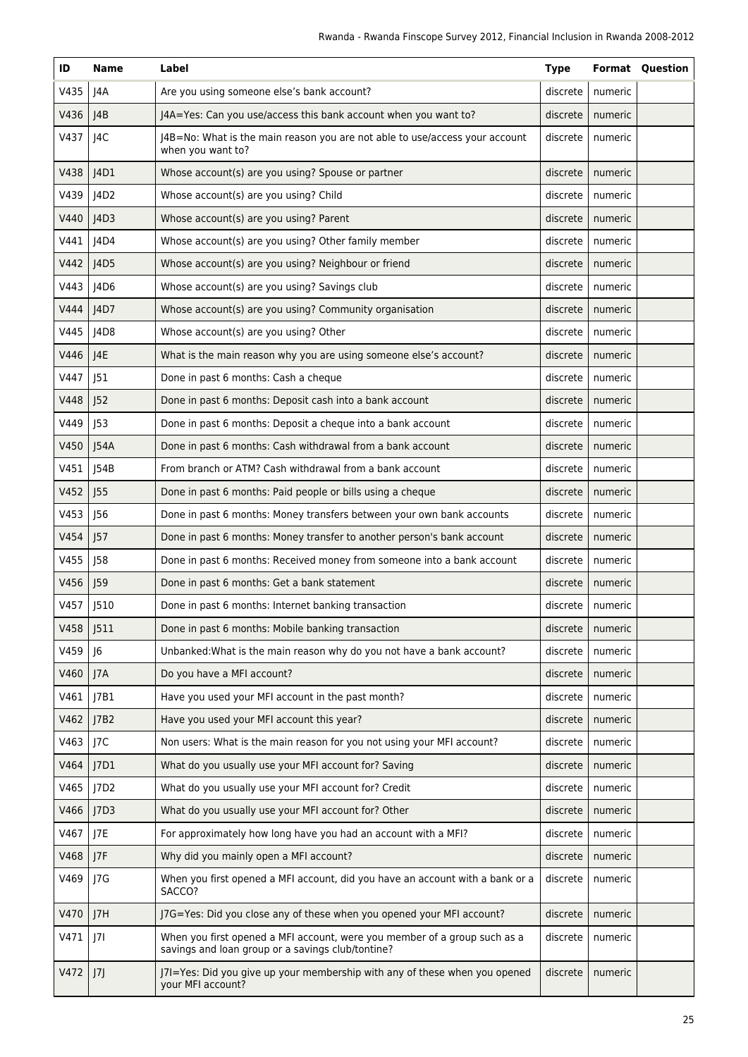| ID | Name | Label | Type | Format | Question |
|---|---|---|---|---|---|
| V435 | J4A | Are you using someone else's bank account? | discrete | numeric | |
| V436 | J4B | J4A=Yes: Can you use/access this bank account when you want to? | discrete | numeric | |
| V437 | J4C | J4B=No: What is the main reason you are not able to use/access your account when you want to? | discrete | numeric | |
| V438 | J4D1 | Whose account(s) are you using? Spouse or partner | discrete | numeric | |
| V439 | J4D2 | Whose account(s) are you using? Child | discrete | numeric | |
| V440 | J4D3 | Whose account(s) are you using? Parent | discrete | numeric | |
| V441 | J4D4 | Whose account(s) are you using? Other family member | discrete | numeric | |
| V442 | J4D5 | Whose account(s) are you using? Neighbour or friend | discrete | numeric | |
| V443 | J4D6 | Whose account(s) are you using? Savings club | discrete | numeric | |
| V444 | J4D7 | Whose account(s) are you using? Community organisation | discrete | numeric | |
| V445 | J4D8 | Whose account(s) are you using? Other | discrete | numeric | |
| V446 | J4E | What is the main reason why you are using someone else's account? | discrete | numeric | |
| V447 | J51 | Done in past 6 months: Cash a cheque | discrete | numeric | |
| V448 | J52 | Done in past 6 months: Deposit cash into a bank account | discrete | numeric | |
| V449 | J53 | Done in past 6 months: Deposit a cheque into a bank account | discrete | numeric | |
| V450 | J54A | Done in past 6 months: Cash withdrawal from a bank account | discrete | numeric | |
| V451 | J54B | From branch or ATM? Cash withdrawal from a bank account | discrete | numeric | |
| V452 | J55 | Done in past 6 months: Paid people or bills using a cheque | discrete | numeric | |
| V453 | J56 | Done in past 6 months: Money transfers between your own bank accounts | discrete | numeric | |
| V454 | J57 | Done in past 6 months: Money transfer to another person's bank account | discrete | numeric | |
| V455 | J58 | Done in past 6 months: Received money from someone into a bank account | discrete | numeric | |
| V456 | J59 | Done in past 6 months: Get a bank statement | discrete | numeric | |
| V457 | J510 | Done in past 6 months: Internet banking transaction | discrete | numeric | |
| V458 | J511 | Done in past 6 months: Mobile banking transaction | discrete | numeric | |
| V459 | J6 | Unbanked:What is the main reason why do you not have a bank account? | discrete | numeric | |
| V460 | J7A | Do you have a MFI account? | discrete | numeric | |
| V461 | J7B1 | Have you used your MFI account in the past month? | discrete | numeric | |
| V462 | J7B2 | Have you used your MFI account this year? | discrete | numeric | |
| V463 | J7C | Non users: What is the main reason for you not using your MFI account? | discrete | numeric | |
| V464 | J7D1 | What do you usually use your MFI account for? Saving | discrete | numeric | |
| V465 | J7D2 | What do you usually use your MFI account for? Credit | discrete | numeric | |
| V466 | J7D3 | What do you usually use your MFI account for? Other | discrete | numeric | |
| V467 | J7E | For approximately how long have you had an account with a MFI? | discrete | numeric | |
| V468 | J7F | Why did you mainly open a MFI account? | discrete | numeric | |
| V469 | J7G | When you first opened a MFI account, did you have an account with a bank or a SACCO? | discrete | numeric | |
| V470 | J7H | J7G=Yes: Did you close any of these when you opened your MFI account? | discrete | numeric | |
| V471 | J7I | When you first opened a MFI account, were you member of a group such as a savings and loan group or a savings club/tontine? | discrete | numeric | |
| V472 | J7J | J7I=Yes: Did you give up your membership with any of these when you opened your MFI account? | discrete | numeric | |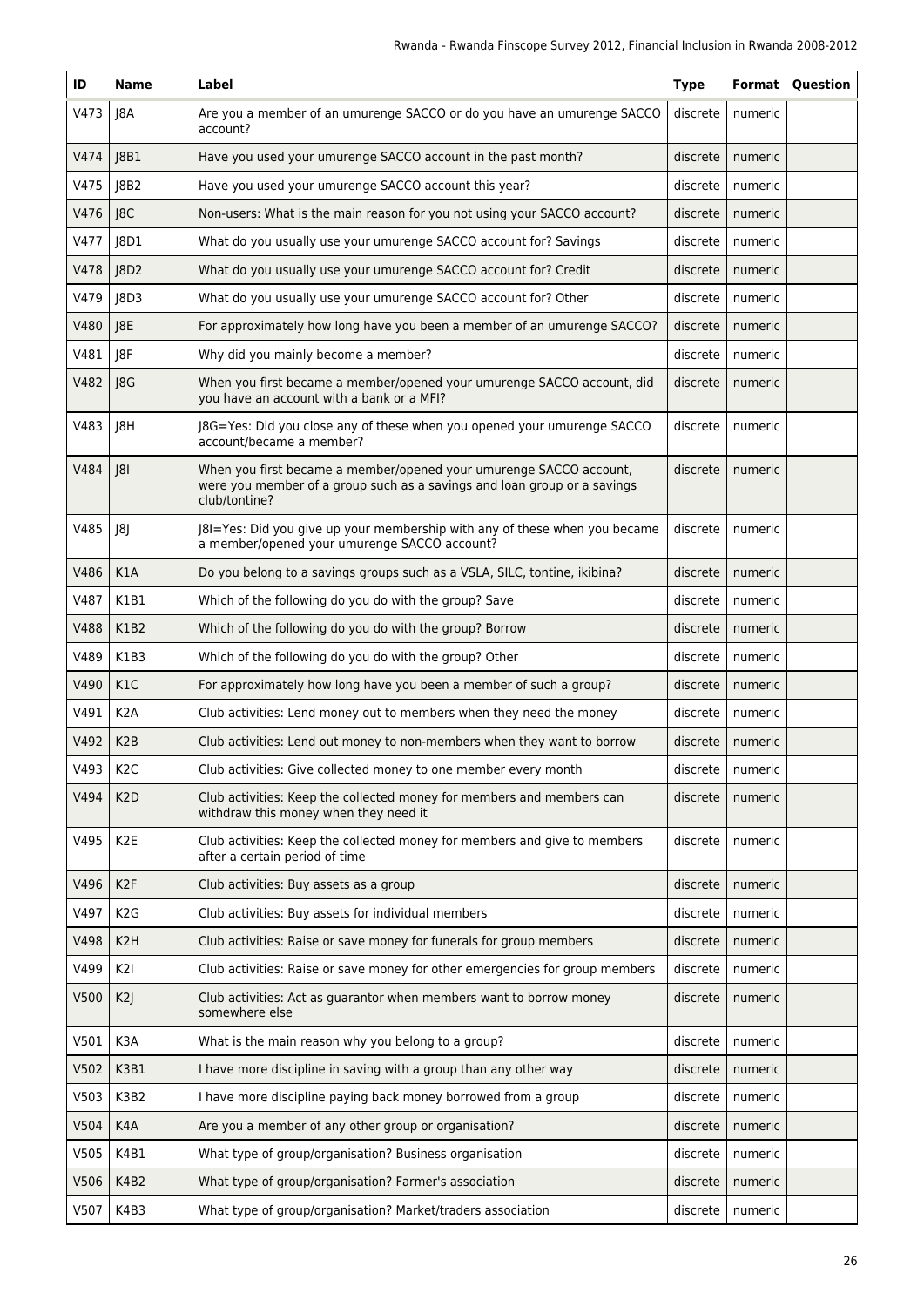| ID | Name | Label | Type | Format | Question |
|---|---|---|---|---|---|
| V473 | J8A | Are you a member of an umurenge SACCO or do you have an umurenge SACCO account? | discrete | numeric | |
| V474 | J8B1 | Have you used your umurenge SACCO account in the past month? | discrete | numeric | |
| V475 | J8B2 | Have you used your umurenge SACCO account this year? | discrete | numeric | |
| V476 | J8C | Non-users: What is the main reason for you not using your SACCO account? | discrete | numeric | |
| V477 | J8D1 | What do you usually use your umurenge SACCO account for? Savings | discrete | numeric | |
| V478 | J8D2 | What do you usually use your umurenge SACCO account for? Credit | discrete | numeric | |
| V479 | J8D3 | What do you usually use your umurenge SACCO account for? Other | discrete | numeric | |
| V480 | J8E | For approximately how long have you been a member of an umurenge SACCO? | discrete | numeric | |
| V481 | J8F | Why did you mainly become a member? | discrete | numeric | |
| V482 | J8G | When you first became a member/opened your umurenge SACCO account, did you have an account with a bank or a MFI? | discrete | numeric | |
| V483 | J8H | J8G=Yes: Did you close any of these when you opened your umurenge SACCO account/became a member? | discrete | numeric | |
| V484 | J8I | When you first became a member/opened your umurenge SACCO account, were you member of a group such as a savings and loan group or a savings club/tontine? | discrete | numeric | |
| V485 | J8J | J8I=Yes: Did you give up your membership with any of these when you became a member/opened your umurenge SACCO account? | discrete | numeric | |
| V486 | K1A | Do you belong to a savings groups such as a VSLA, SILC, tontine, ikibina? | discrete | numeric | |
| V487 | K1B1 | Which of the following do you do with the group? Save | discrete | numeric | |
| V488 | K1B2 | Which of the following do you do with the group? Borrow | discrete | numeric | |
| V489 | K1B3 | Which of the following do you do with the group? Other | discrete | numeric | |
| V490 | K1C | For approximately how long have you been a member of such a group? | discrete | numeric | |
| V491 | K2A | Club activities: Lend money out to members when they need the money | discrete | numeric | |
| V492 | K2B | Club activities: Lend out money to non-members when they want to borrow | discrete | numeric | |
| V493 | K2C | Club activities: Give collected money to one member every month | discrete | numeric | |
| V494 | K2D | Club activities: Keep the collected money for members and members can withdraw this money when they need it | discrete | numeric | |
| V495 | K2E | Club activities: Keep the collected money for members and give to members after a certain period of time | discrete | numeric | |
| V496 | K2F | Club activities: Buy assets as a group | discrete | numeric | |
| V497 | K2G | Club activities: Buy assets for individual members | discrete | numeric | |
| V498 | K2H | Club activities: Raise or save money for funerals for group members | discrete | numeric | |
| V499 | K2I | Club activities: Raise or save money for other emergencies for group members | discrete | numeric | |
| V500 | K2J | Club activities: Act as guarantor when members want to borrow money somewhere else | discrete | numeric | |
| V501 | K3A | What is the main reason why you belong to a group? | discrete | numeric | |
| V502 | K3B1 | I have more discipline in saving with a group than any other way | discrete | numeric | |
| V503 | K3B2 | I have more discipline paying back money borrowed from a group | discrete | numeric | |
| V504 | K4A | Are you a member of any other group or organisation? | discrete | numeric | |
| V505 | K4B1 | What type of group/organisation? Business organisation | discrete | numeric | |
| V506 | K4B2 | What type of group/organisation? Farmer's association | discrete | numeric | |
| V507 | K4B3 | What type of group/organisation? Market/traders association | discrete | numeric | |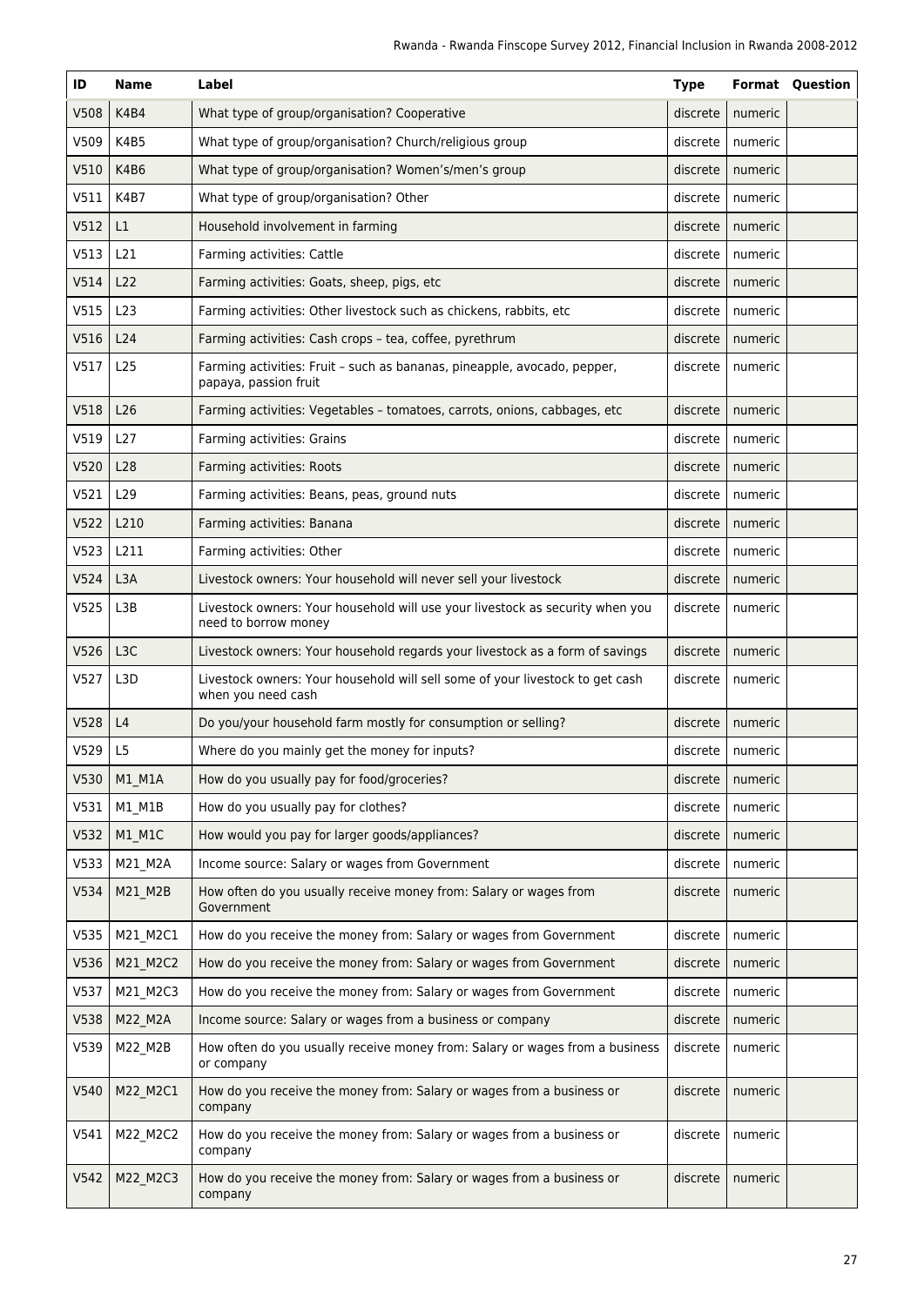| ID | Name | Label | Type | Format | Question |
| --- | --- | --- | --- | --- | --- |
| V508 | K4B4 | What type of group/organisation? Cooperative | discrete | numeric | |
| V509 | K4B5 | What type of group/organisation? Church/religious group | discrete | numeric | |
| V510 | K4B6 | What type of group/organisation? Women's/men's group | discrete | numeric | |
| V511 | K4B7 | What type of group/organisation? Other | discrete | numeric | |
| V512 | L1 | Household involvement in farming | discrete | numeric | |
| V513 | L21 | Farming activities: Cattle | discrete | numeric | |
| V514 | L22 | Farming activities: Goats, sheep, pigs, etc | discrete | numeric | |
| V515 | L23 | Farming activities: Other livestock such as chickens, rabbits, etc | discrete | numeric | |
| V516 | L24 | Farming activities: Cash crops – tea, coffee, pyrethrum | discrete | numeric | |
| V517 | L25 | Farming activities: Fruit – such as bananas, pineapple, avocado, pepper, papaya, passion fruit | discrete | numeric | |
| V518 | L26 | Farming activities: Vegetables – tomatoes, carrots, onions, cabbages, etc | discrete | numeric | |
| V519 | L27 | Farming activities: Grains | discrete | numeric | |
| V520 | L28 | Farming activities: Roots | discrete | numeric | |
| V521 | L29 | Farming activities: Beans, peas, ground nuts | discrete | numeric | |
| V522 | L210 | Farming activities: Banana | discrete | numeric | |
| V523 | L211 | Farming activities: Other | discrete | numeric | |
| V524 | L3A | Livestock owners: Your household will never sell your livestock | discrete | numeric | |
| V525 | L3B | Livestock owners: Your household will use your livestock as security when you need to borrow money | discrete | numeric | |
| V526 | L3C | Livestock owners: Your household regards your livestock as a form of savings | discrete | numeric | |
| V527 | L3D | Livestock owners: Your household will sell some of your livestock to get cash when you need cash | discrete | numeric | |
| V528 | L4 | Do you/your household farm mostly for consumption or selling? | discrete | numeric | |
| V529 | L5 | Where do you mainly get the money for inputs? | discrete | numeric | |
| V530 | M1_M1A | How do you usually pay for food/groceries? | discrete | numeric | |
| V531 | M1_M1B | How do you usually pay for clothes? | discrete | numeric | |
| V532 | M1_M1C | How would you pay for larger goods/appliances? | discrete | numeric | |
| V533 | M21_M2A | Income source: Salary or wages from Government | discrete | numeric | |
| V534 | M21_M2B | How often do you usually receive money from: Salary or wages from Government | discrete | numeric | |
| V535 | M21_M2C1 | How do you receive the money from: Salary or wages from Government | discrete | numeric | |
| V536 | M21_M2C2 | How do you receive the money from: Salary or wages from Government | discrete | numeric | |
| V537 | M21_M2C3 | How do you receive the money from: Salary or wages from Government | discrete | numeric | |
| V538 | M22_M2A | Income source: Salary or wages from a business or company | discrete | numeric | |
| V539 | M22_M2B | How often do you usually receive money from: Salary or wages from a business or company | discrete | numeric | |
| V540 | M22_M2C1 | How do you receive the money from: Salary or wages from a business or company | discrete | numeric | |
| V541 | M22_M2C2 | How do you receive the money from: Salary or wages from a business or company | discrete | numeric | |
| V542 | M22_M2C3 | How do you receive the money from: Salary or wages from a business or company | discrete | numeric | |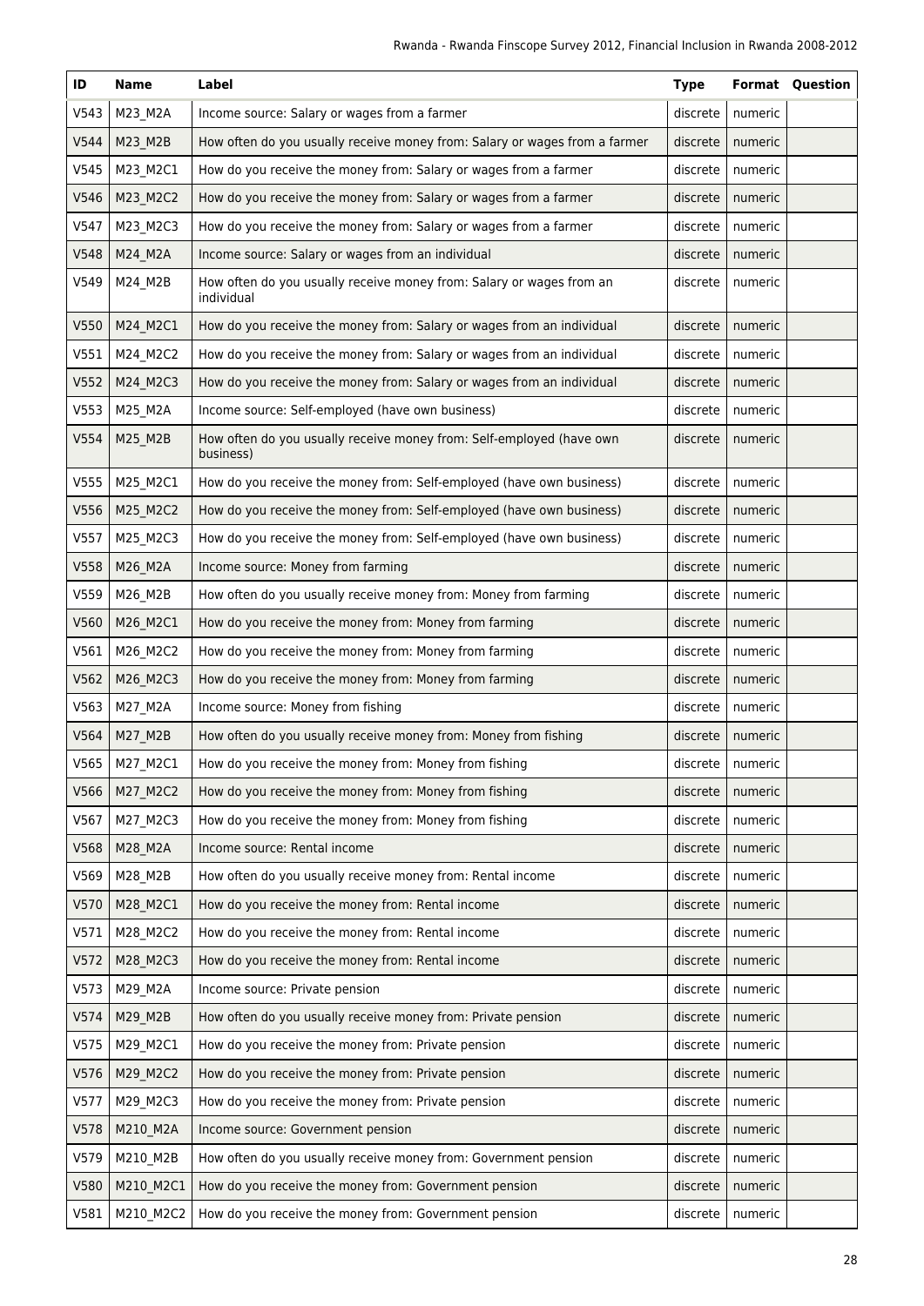| ID | Name | Label | Type | Format | Question |
|---|---|---|---|---|---|
| V543 | M23_M2A | Income source: Salary or wages from a farmer | discrete | numeric | |
| V544 | M23_M2B | How often do you usually receive money from: Salary or wages from a farmer | discrete | numeric | |
| V545 | M23_M2C1 | How do you receive the money from: Salary or wages from a farmer | discrete | numeric | |
| V546 | M23_M2C2 | How do you receive the money from: Salary or wages from a farmer | discrete | numeric | |
| V547 | M23_M2C3 | How do you receive the money from: Salary or wages from a farmer | discrete | numeric | |
| V548 | M24_M2A | Income source: Salary or wages from an individual | discrete | numeric | |
| V549 | M24_M2B | How often do you usually receive money from: Salary or wages from an individual | discrete | numeric | |
| V550 | M24_M2C1 | How do you receive the money from: Salary or wages from an individual | discrete | numeric | |
| V551 | M24_M2C2 | How do you receive the money from: Salary or wages from an individual | discrete | numeric | |
| V552 | M24_M2C3 | How do you receive the money from: Salary or wages from an individual | discrete | numeric | |
| V553 | M25_M2A | Income source: Self-employed (have own business) | discrete | numeric | |
| V554 | M25_M2B | How often do you usually receive money from: Self-employed (have own business) | discrete | numeric | |
| V555 | M25_M2C1 | How do you receive the money from: Self-employed (have own business) | discrete | numeric | |
| V556 | M25_M2C2 | How do you receive the money from: Self-employed (have own business) | discrete | numeric | |
| V557 | M25_M2C3 | How do you receive the money from: Self-employed (have own business) | discrete | numeric | |
| V558 | M26_M2A | Income source: Money from farming | discrete | numeric | |
| V559 | M26_M2B | How often do you usually receive money from: Money from farming | discrete | numeric | |
| V560 | M26_M2C1 | How do you receive the money from: Money from farming | discrete | numeric | |
| V561 | M26_M2C2 | How do you receive the money from: Money from farming | discrete | numeric | |
| V562 | M26_M2C3 | How do you receive the money from: Money from farming | discrete | numeric | |
| V563 | M27_M2A | Income source: Money from fishing | discrete | numeric | |
| V564 | M27_M2B | How often do you usually receive money from: Money from fishing | discrete | numeric | |
| V565 | M27_M2C1 | How do you receive the money from: Money from fishing | discrete | numeric | |
| V566 | M27_M2C2 | How do you receive the money from: Money from fishing | discrete | numeric | |
| V567 | M27_M2C3 | How do you receive the money from: Money from fishing | discrete | numeric | |
| V568 | M28_M2A | Income source: Rental income | discrete | numeric | |
| V569 | M28_M2B | How often do you usually receive money from: Rental income | discrete | numeric | |
| V570 | M28_M2C1 | How do you receive the money from: Rental income | discrete | numeric | |
| V571 | M28_M2C2 | How do you receive the money from: Rental income | discrete | numeric | |
| V572 | M28_M2C3 | How do you receive the money from: Rental income | discrete | numeric | |
| V573 | M29_M2A | Income source: Private pension | discrete | numeric | |
| V574 | M29_M2B | How often do you usually receive money from: Private pension | discrete | numeric | |
| V575 | M29_M2C1 | How do you receive the money from: Private pension | discrete | numeric | |
| V576 | M29_M2C2 | How do you receive the money from: Private pension | discrete | numeric | |
| V577 | M29_M2C3 | How do you receive the money from: Private pension | discrete | numeric | |
| V578 | M210_M2A | Income source: Government pension | discrete | numeric | |
| V579 | M210_M2B | How often do you usually receive money from: Government pension | discrete | numeric | |
| V580 | M210_M2C1 | How do you receive the money from: Government pension | discrete | numeric | |
| V581 | M210_M2C2 | How do you receive the money from: Government pension | discrete | numeric | |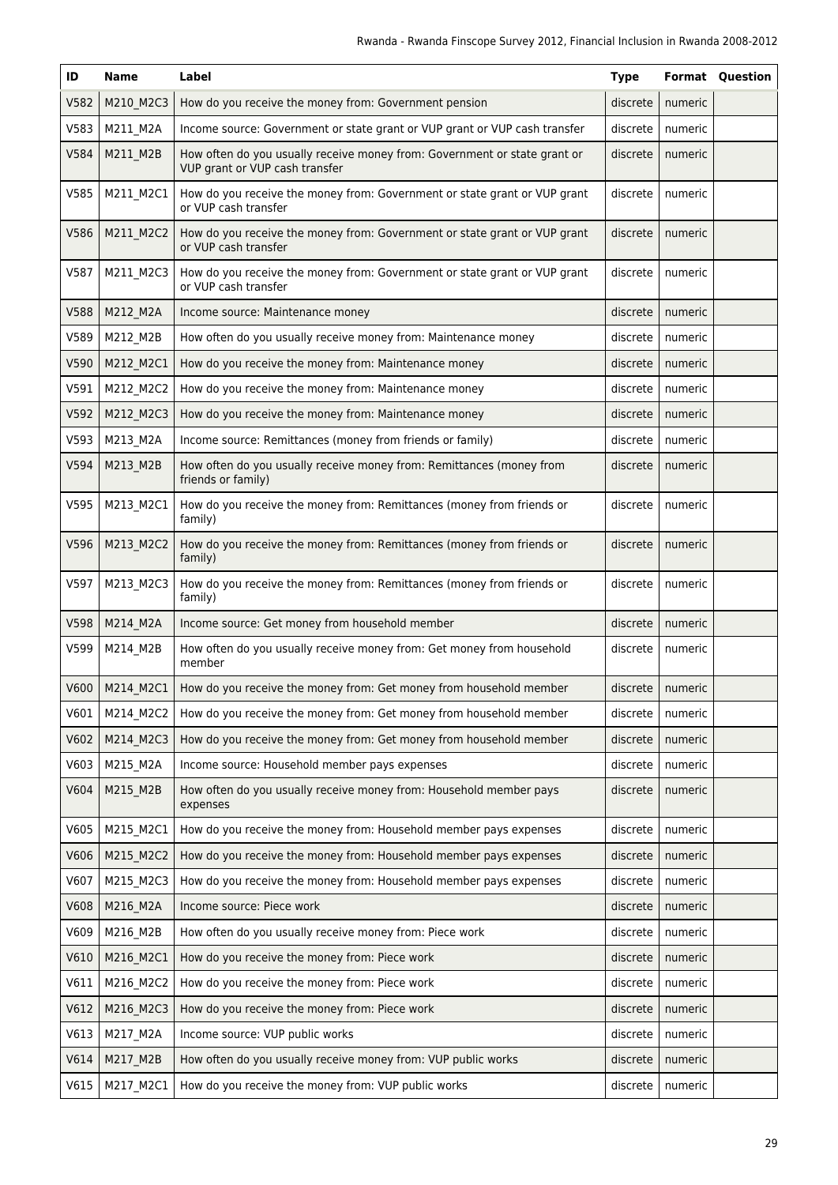| ID | Name | Label | Type | Format | Question |
|---|---|---|---|---|---|
| V582 | M210_M2C3 | How do you receive the money from: Government pension | discrete | numeric | |
| V583 | M211_M2A | Income source: Government or state grant or VUP grant or VUP cash transfer | discrete | numeric | |
| V584 | M211_M2B | How often do you usually receive money from: Government or state grant or VUP grant or VUP cash transfer | discrete | numeric | |
| V585 | M211_M2C1 | How do you receive the money from: Government or state grant or VUP grant or VUP cash transfer | discrete | numeric | |
| V586 | M211_M2C2 | How do you receive the money from: Government or state grant or VUP grant or VUP cash transfer | discrete | numeric | |
| V587 | M211_M2C3 | How do you receive the money from: Government or state grant or VUP grant or VUP cash transfer | discrete | numeric | |
| V588 | M212_M2A | Income source: Maintenance money | discrete | numeric | |
| V589 | M212_M2B | How often do you usually receive money from: Maintenance money | discrete | numeric | |
| V590 | M212_M2C1 | How do you receive the money from: Maintenance money | discrete | numeric | |
| V591 | M212_M2C2 | How do you receive the money from: Maintenance money | discrete | numeric | |
| V592 | M212_M2C3 | How do you receive the money from: Maintenance money | discrete | numeric | |
| V593 | M213_M2A | Income source: Remittances (money from friends or family) | discrete | numeric | |
| V594 | M213_M2B | How often do you usually receive money from: Remittances (money from friends or family) | discrete | numeric | |
| V595 | M213_M2C1 | How do you receive the money from: Remittances (money from friends or family) | discrete | numeric | |
| V596 | M213_M2C2 | How do you receive the money from: Remittances (money from friends or family) | discrete | numeric | |
| V597 | M213_M2C3 | How do you receive the money from: Remittances (money from friends or family) | discrete | numeric | |
| V598 | M214_M2A | Income source: Get money from household member | discrete | numeric | |
| V599 | M214_M2B | How often do you usually receive money from: Get money from household member | discrete | numeric | |
| V600 | M214_M2C1 | How do you receive the money from: Get money from household member | discrete | numeric | |
| V601 | M214_M2C2 | How do you receive the money from: Get money from household member | discrete | numeric | |
| V602 | M214_M2C3 | How do you receive the money from: Get money from household member | discrete | numeric | |
| V603 | M215_M2A | Income source: Household member pays expenses | discrete | numeric | |
| V604 | M215_M2B | How often do you usually receive money from: Household member pays expenses | discrete | numeric | |
| V605 | M215_M2C1 | How do you receive the money from: Household member pays expenses | discrete | numeric | |
| V606 | M215_M2C2 | How do you receive the money from: Household member pays expenses | discrete | numeric | |
| V607 | M215_M2C3 | How do you receive the money from: Household member pays expenses | discrete | numeric | |
| V608 | M216_M2A | Income source: Piece work | discrete | numeric | |
| V609 | M216_M2B | How often do you usually receive money from: Piece work | discrete | numeric | |
| V610 | M216_M2C1 | How do you receive the money from: Piece work | discrete | numeric | |
| V611 | M216_M2C2 | How do you receive the money from: Piece work | discrete | numeric | |
| V612 | M216_M2C3 | How do you receive the money from: Piece work | discrete | numeric | |
| V613 | M217_M2A | Income source: VUP public works | discrete | numeric | |
| V614 | M217_M2B | How often do you usually receive money from: VUP public works | discrete | numeric | |
| V615 | M217_M2C1 | How do you receive the money from: VUP public works | discrete | numeric | |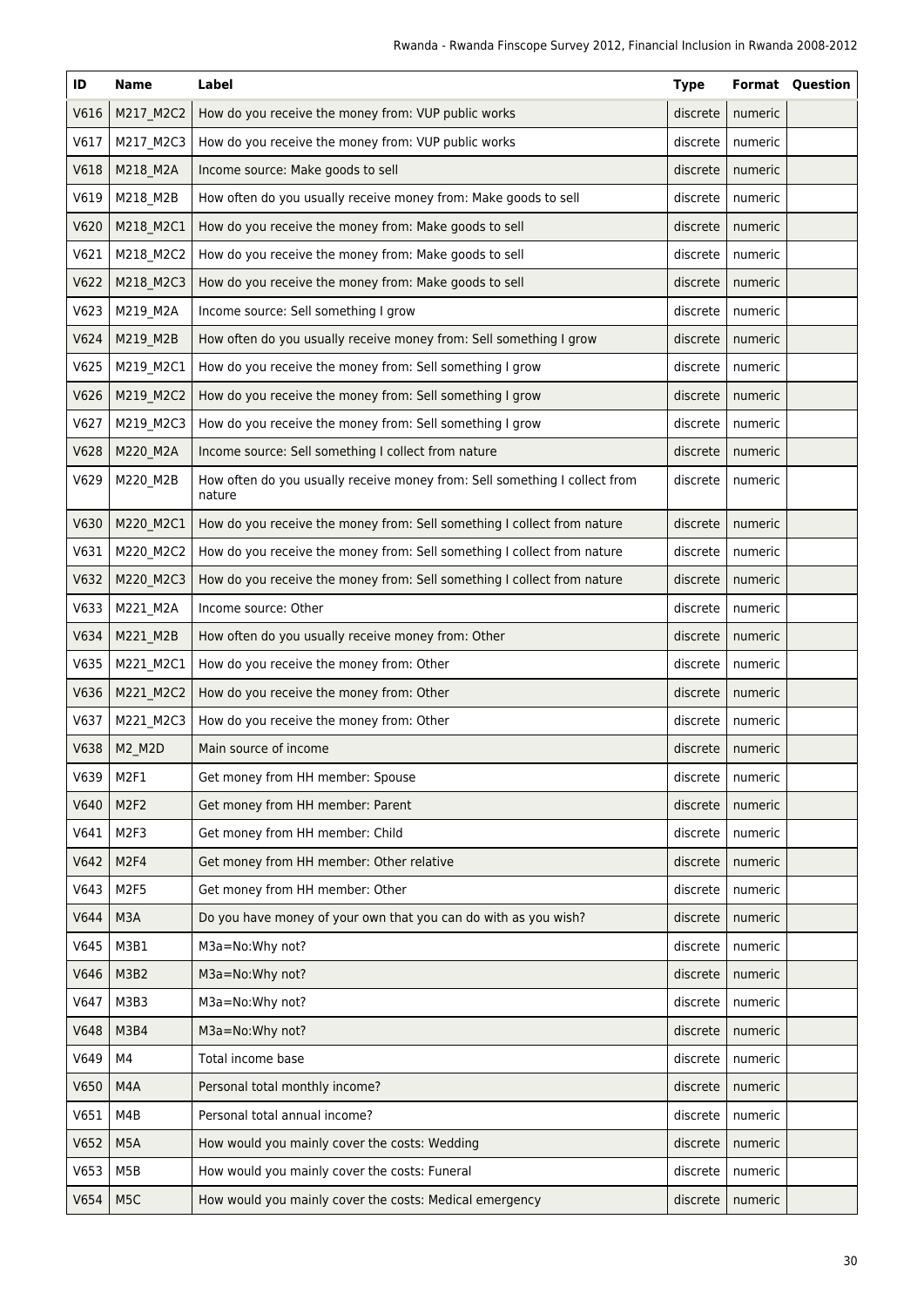| ID | Name | Label | Type | Format | Question |
|---|---|---|---|---|---|
| V616 | M217_M2C2 | How do you receive the money from: VUP public works | discrete | numeric | |
| V617 | M217_M2C3 | How do you receive the money from: VUP public works | discrete | numeric | |
| V618 | M218_M2A | Income source: Make goods to sell | discrete | numeric | |
| V619 | M218_M2B | How often do you usually receive money from: Make goods to sell | discrete | numeric | |
| V620 | M218_M2C1 | How do you receive the money from: Make goods to sell | discrete | numeric | |
| V621 | M218_M2C2 | How do you receive the money from: Make goods to sell | discrete | numeric | |
| V622 | M218_M2C3 | How do you receive the money from: Make goods to sell | discrete | numeric | |
| V623 | M219_M2A | Income source: Sell something I grow | discrete | numeric | |
| V624 | M219_M2B | How often do you usually receive money from: Sell something I grow | discrete | numeric | |
| V625 | M219_M2C1 | How do you receive the money from: Sell something I grow | discrete | numeric | |
| V626 | M219_M2C2 | How do you receive the money from: Sell something I grow | discrete | numeric | |
| V627 | M219_M2C3 | How do you receive the money from: Sell something I grow | discrete | numeric | |
| V628 | M220_M2A | Income source: Sell something I collect from nature | discrete | numeric | |
| V629 | M220_M2B | How often do you usually receive money from: Sell something I collect from nature | discrete | numeric | |
| V630 | M220_M2C1 | How do you receive the money from: Sell something I collect from nature | discrete | numeric | |
| V631 | M220_M2C2 | How do you receive the money from: Sell something I collect from nature | discrete | numeric | |
| V632 | M220_M2C3 | How do you receive the money from: Sell something I collect from nature | discrete | numeric | |
| V633 | M221_M2A | Income source: Other | discrete | numeric | |
| V634 | M221_M2B | How often do you usually receive money from: Other | discrete | numeric | |
| V635 | M221_M2C1 | How do you receive the money from: Other | discrete | numeric | |
| V636 | M221_M2C2 | How do you receive the money from: Other | discrete | numeric | |
| V637 | M221_M2C3 | How do you receive the money from: Other | discrete | numeric | |
| V638 | M2_M2D | Main source of income | discrete | numeric | |
| V639 | M2F1 | Get money from HH member: Spouse | discrete | numeric | |
| V640 | M2F2 | Get money from HH member: Parent | discrete | numeric | |
| V641 | M2F3 | Get money from HH member: Child | discrete | numeric | |
| V642 | M2F4 | Get money from HH member: Other relative | discrete | numeric | |
| V643 | M2F5 | Get money from HH member: Other | discrete | numeric | |
| V644 | M3A | Do you have money of your own that you can do with as you wish? | discrete | numeric | |
| V645 | M3B1 | M3a=No:Why not? | discrete | numeric | |
| V646 | M3B2 | M3a=No:Why not? | discrete | numeric | |
| V647 | M3B3 | M3a=No:Why not? | discrete | numeric | |
| V648 | M3B4 | M3a=No:Why not? | discrete | numeric | |
| V649 | M4 | Total income base | discrete | numeric | |
| V650 | M4A | Personal total monthly income? | discrete | numeric | |
| V651 | M4B | Personal total annual income? | discrete | numeric | |
| V652 | M5A | How would you mainly cover the costs: Wedding | discrete | numeric | |
| V653 | M5B | How would you mainly cover the costs: Funeral | discrete | numeric | |
| V654 | M5C | How would you mainly cover the costs: Medical emergency | discrete | numeric | |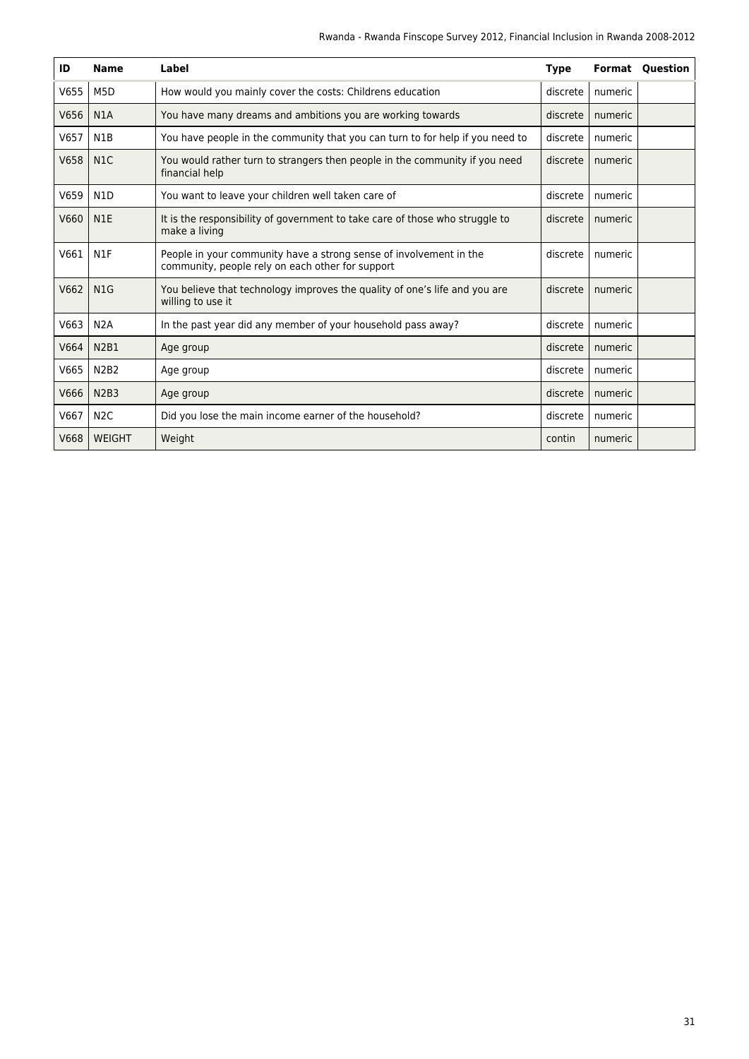| ID | Name | Label | Type | Format | Question |
| --- | --- | --- | --- | --- | --- |
| V655 | M5D | How would you mainly cover the costs: Childrens education | discrete | numeric | |
| V656 | N1A | You have many dreams and ambitions you are working towards | discrete | numeric | |
| V657 | N1B | You have people in the community that you can turn to for help if you need to | discrete | numeric | |
| V658 | N1C | You would rather turn to strangers then people in the community if you need financial help | discrete | numeric | |
| V659 | N1D | You want to leave your children well taken care of | discrete | numeric | |
| V660 | N1E | It is the responsibility of government to take care of those who struggle to make a living | discrete | numeric | |
| V661 | N1F | People in your community have a strong sense of involvement in the community, people rely on each other for support | discrete | numeric | |
| V662 | N1G | You believe that technology improves the quality of one's life and you are willing to use it | discrete | numeric | |
| V663 | N2A | In the past year did any member of your household pass away? | discrete | numeric | |
| V664 | N2B1 | Age group | discrete | numeric | |
| V665 | N2B2 | Age group | discrete | numeric | |
| V666 | N2B3 | Age group | discrete | numeric | |
| V667 | N2C | Did you lose the main income earner of the household? | discrete | numeric | |
| V668 | WEIGHT | Weight | contin | numeric | |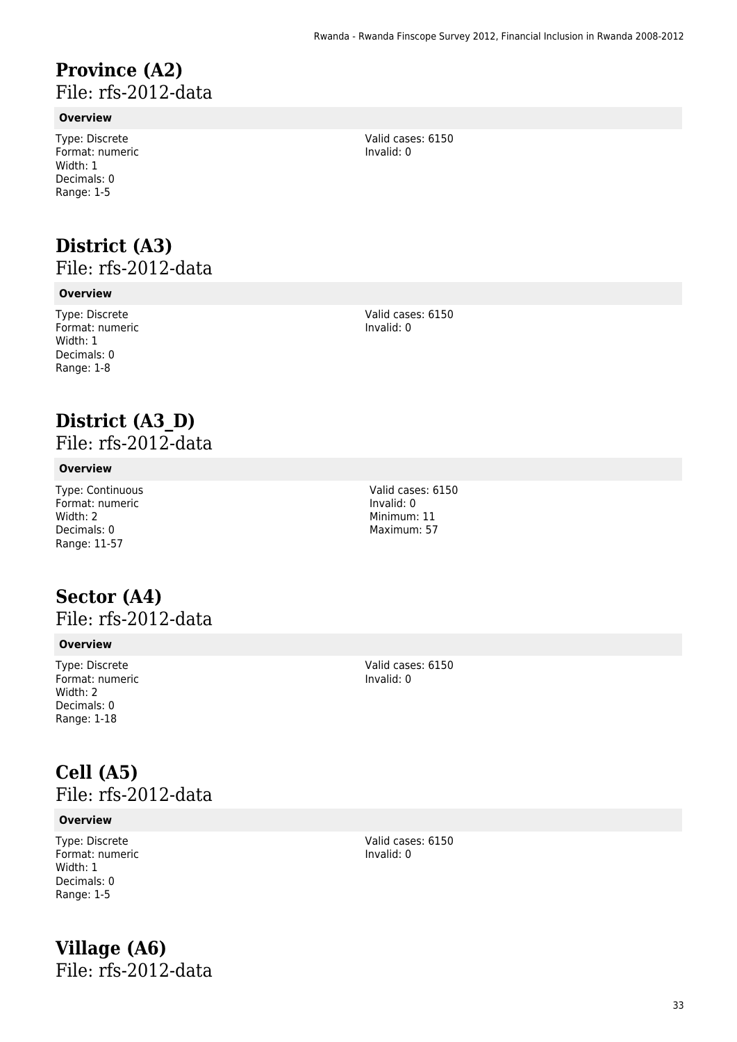# Province (A2)

File: rfs-2012-data

**Overview**

Type: Discrete
Format: numeric
Width: 1
Decimals: 0
Range: 1-5

Valid cases: 6150
Invalid: 0

# District (A3)

File: rfs-2012-data

**Overview**

Type: Discrete
Format: numeric
Width: 1
Decimals: 0
Range: 1-8

Valid cases: 6150
Invalid: 0

# District (A3_D)

File: rfs-2012-data

**Overview**

Type: Continuous
Format: numeric
Width: 2
Decimals: 0
Range: 11-57

Valid cases: 6150
Invalid: 0
Minimum: 11
Maximum: 57

# Sector (A4)

File: rfs-2012-data

**Overview**

Type: Discrete
Format: numeric
Width: 2
Decimals: 0
Range: 1-18

Valid cases: 6150
Invalid: 0

# Cell (A5)

File: rfs-2012-data

**Overview**

Type: Discrete
Format: numeric
Width: 1
Decimals: 0
Range: 1-5

Valid cases: 6150
Invalid: 0

# Village (A6)

File: rfs-2012-data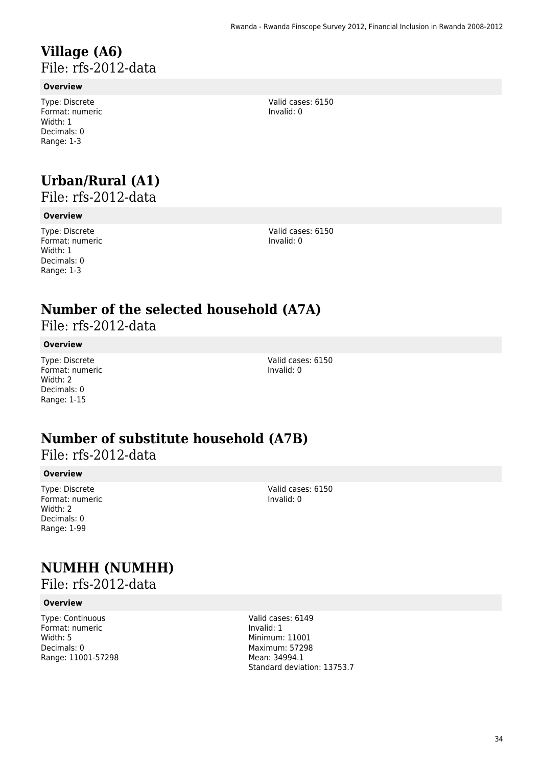# Village (A6)

File: rfs-2012-data

### Overview

Type: Discrete
Format: numeric
Width: 1
Decimals: 0
Range: 1-3

Valid cases: 6150
Invalid: 0

# Urban/Rural (A1)

File: rfs-2012-data

### Overview

Type: Discrete
Format: numeric
Width: 1
Decimals: 0
Range: 1-3

Valid cases: 6150
Invalid: 0

# Number of the selected household (A7A)

File: rfs-2012-data

### Overview

Type: Discrete
Format: numeric
Width: 2
Decimals: 0
Range: 1-15

Valid cases: 6150
Invalid: 0

# Number of substitute household (A7B)

File: rfs-2012-data

### Overview

Type: Discrete
Format: numeric
Width: 2
Decimals: 0
Range: 1-99

Valid cases: 6150
Invalid: 0

# NUMHH (NUMHH)

File: rfs-2012-data

### Overview

Type: Continuous
Format: numeric
Width: 5
Decimals: 0
Range: 11001-57298

Valid cases: 6149
Invalid: 1
Minimum: 11001
Maximum: 57298
Mean: 34994.1
Standard deviation: 13753.7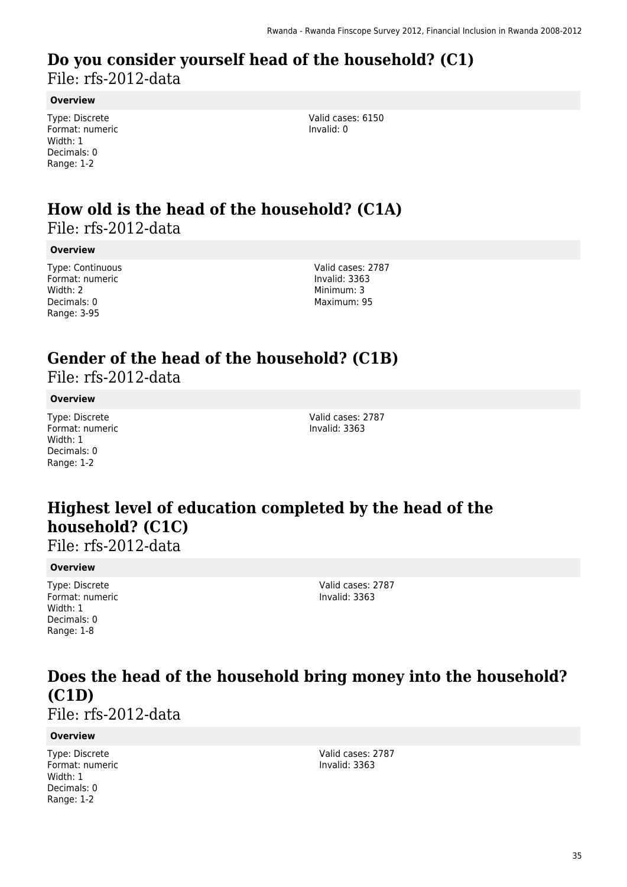## Do you consider yourself head of the household? (C1)

File: rfs-2012-data

**Overview**

Type: Discrete
Format: numeric
Width: 1
Decimals: 0
Range: 1-2

Valid cases: 6150
Invalid: 0

## How old is the head of the household? (C1A)

File: rfs-2012-data

**Overview**

Type: Continuous
Format: numeric
Width: 2
Decimals: 0
Range: 3-95

Valid cases: 2787
Invalid: 3363
Minimum: 3
Maximum: 95

## Gender of the head of the household? (C1B)

File: rfs-2012-data

**Overview**

Type: Discrete
Format: numeric
Width: 1
Decimals: 0
Range: 1-2

Valid cases: 2787
Invalid: 3363

## Highest level of education completed by the head of the household? (C1C)

File: rfs-2012-data

**Overview**

Type: Discrete
Format: numeric
Width: 1
Decimals: 0
Range: 1-8

Valid cases: 2787
Invalid: 3363

## Does the head of the household bring money into the household? (C1D)

File: rfs-2012-data

**Overview**

Type: Discrete
Format: numeric
Width: 1
Decimals: 0
Range: 1-2

Valid cases: 2787
Invalid: 3363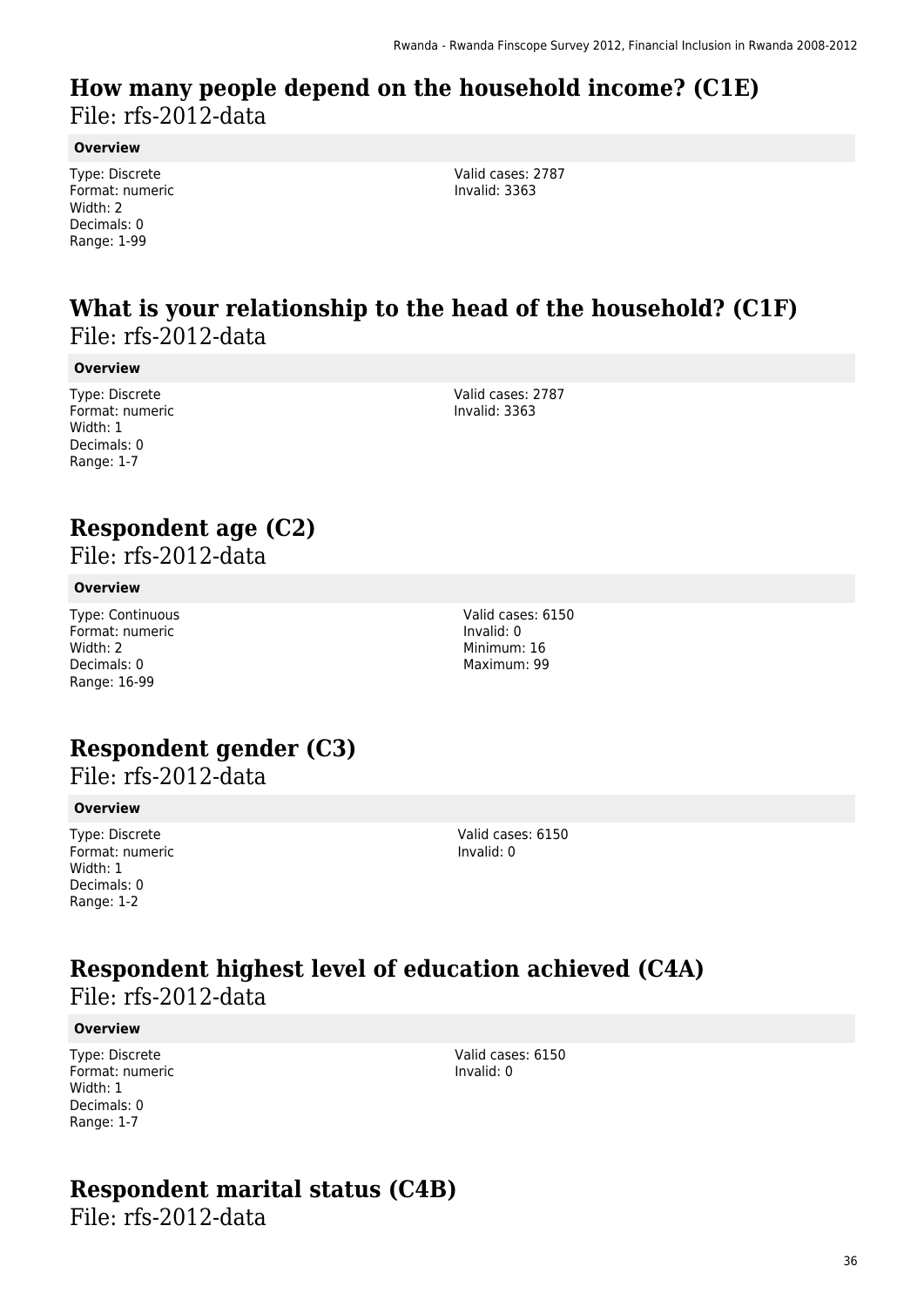## How many people depend on the household income? (C1E)

File: rfs-2012-data

**Overview**

Type: Discrete
Format: numeric
Width: 2
Decimals: 0
Range: 1-99

Valid cases: 2787
Invalid: 3363

## What is your relationship to the head of the household? (C1F)

File: rfs-2012-data

**Overview**

Type: Discrete
Format: numeric
Width: 1
Decimals: 0
Range: 1-7

Valid cases: 2787
Invalid: 3363

## Respondent age (C2)

File: rfs-2012-data

**Overview**

Type: Continuous
Format: numeric
Width: 2
Decimals: 0
Range: 16-99

Valid cases: 6150
Invalid: 0
Minimum: 16
Maximum: 99

## Respondent gender (C3)

File: rfs-2012-data

**Overview**

Type: Discrete
Format: numeric
Width: 1
Decimals: 0
Range: 1-2

Valid cases: 6150
Invalid: 0

## Respondent highest level of education achieved (C4A)

File: rfs-2012-data

**Overview**

Type: Discrete
Format: numeric
Width: 1
Decimals: 0
Range: 1-7

Valid cases: 6150
Invalid: 0

## Respondent marital status (C4B)

File: rfs-2012-data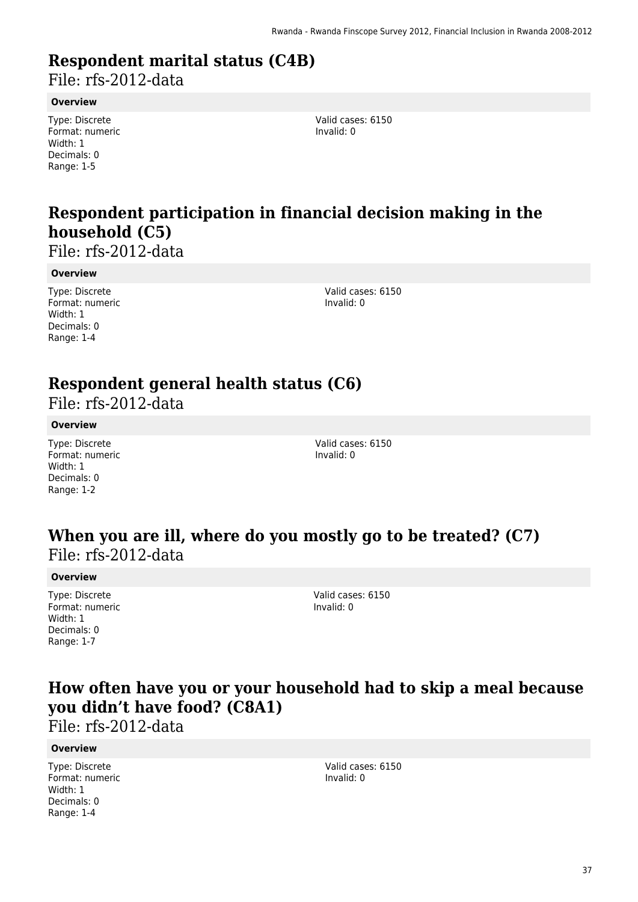# Respondent marital status (C4B)

File: rfs-2012-data

**Overview**

Type: Discrete
Format: numeric
Width: 1
Decimals: 0
Range: 1-5

Valid cases: 6150
Invalid: 0

# Respondent participation in financial decision making in the household (C5)

File: rfs-2012-data

**Overview**

Type: Discrete
Format: numeric
Width: 1
Decimals: 0
Range: 1-4

Valid cases: 6150
Invalid: 0

# Respondent general health status (C6)

File: rfs-2012-data

**Overview**

Type: Discrete
Format: numeric
Width: 1
Decimals: 0
Range: 1-2

Valid cases: 6150
Invalid: 0

# When you are ill, where do you mostly go to be treated? (C7)

File: rfs-2012-data

**Overview**

Type: Discrete
Format: numeric
Width: 1
Decimals: 0
Range: 1-7

Valid cases: 6150
Invalid: 0

# How often have you or your household had to skip a meal because you didn’t have food? (C8A1)

File: rfs-2012-data

**Overview**

Type: Discrete
Format: numeric
Width: 1
Decimals: 0
Range: 1-4

Valid cases: 6150
Invalid: 0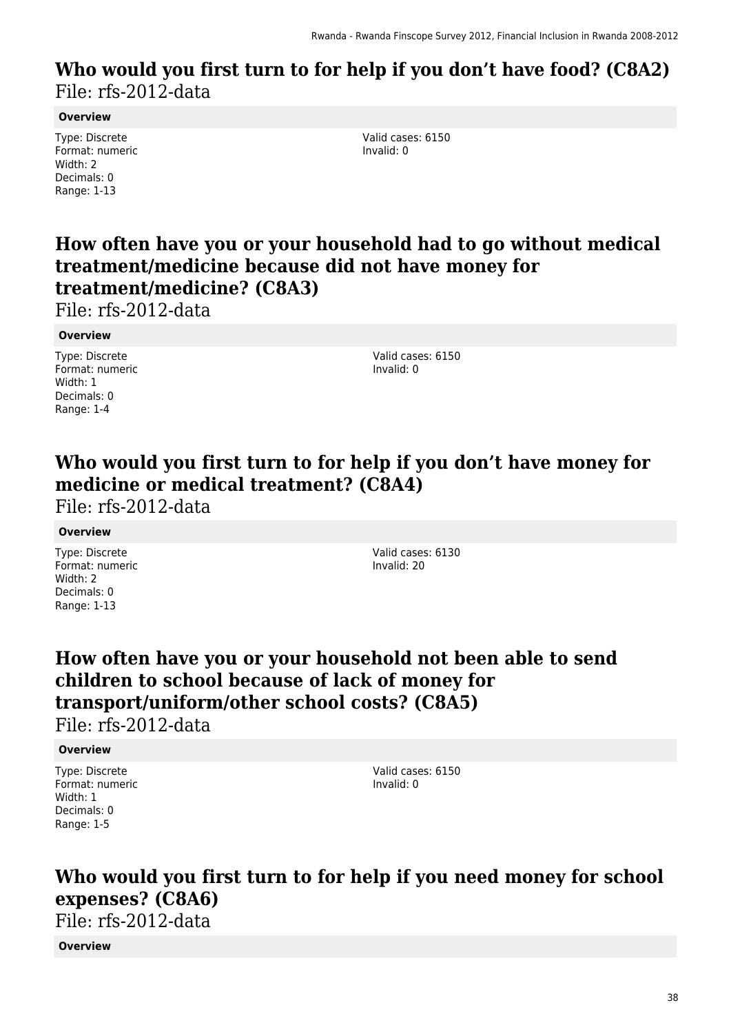## Who would you first turn to for help if you don’t have food? (C8A2)

File: rfs-2012-data

**Overview**

Type: Discrete
Format: numeric
Width: 2
Decimals: 0
Range: 1-13

Valid cases: 6150
Invalid: 0

## How often have you or your household had to go without medical treatment/medicine because did not have money for treatment/medicine? (C8A3)

File: rfs-2012-data

**Overview**

Type: Discrete
Format: numeric
Width: 1
Decimals: 0
Range: 1-4

Valid cases: 6150
Invalid: 0

## Who would you first turn to for help if you don’t have money for medicine or medical treatment? (C8A4)

File: rfs-2012-data

**Overview**

Type: Discrete
Format: numeric
Width: 2
Decimals: 0
Range: 1-13

Valid cases: 6130
Invalid: 20

## How often have you or your household not been able to send children to school because of lack of money for transport/uniform/other school costs? (C8A5)

File: rfs-2012-data

**Overview**

Type: Discrete
Format: numeric
Width: 1
Decimals: 0
Range: 1-5

Valid cases: 6150
Invalid: 0

## Who would you first turn to for help if you need money for school expenses? (C8A6)

File: rfs-2012-data

**Overview**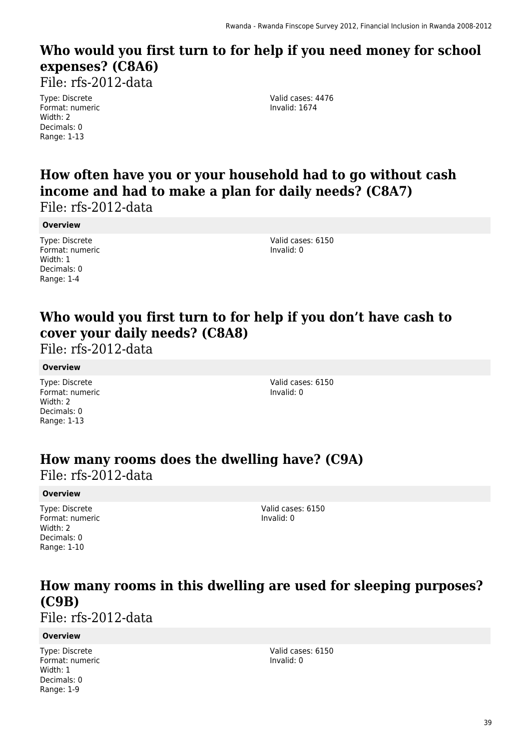## Who would you first turn to for help if you need money for school expenses? (C8A6)

File: rfs-2012-data

Type: Discrete
Format: numeric
Width: 2
Decimals: 0
Range: 1-13

Valid cases: 4476
Invalid: 1674

## How often have you or your household had to go without cash income and had to make a plan for daily needs? (C8A7)

File: rfs-2012-data

**Overview**

Type: Discrete
Format: numeric
Width: 1
Decimals: 0
Range: 1-4

Valid cases: 6150
Invalid: 0

## Who would you first turn to for help if you don't have cash to cover your daily needs? (C8A8)

File: rfs-2012-data

**Overview**

Type: Discrete
Format: numeric
Width: 2
Decimals: 0
Range: 1-13

Valid cases: 6150
Invalid: 0

## How many rooms does the dwelling have? (C9A)

File: rfs-2012-data

**Overview**

Type: Discrete
Format: numeric
Width: 2
Decimals: 0
Range: 1-10

Valid cases: 6150
Invalid: 0

## How many rooms in this dwelling are used for sleeping purposes? (C9B)

File: rfs-2012-data

**Overview**

Type: Discrete
Format: numeric
Width: 1
Decimals: 0
Range: 1-9

Valid cases: 6150
Invalid: 0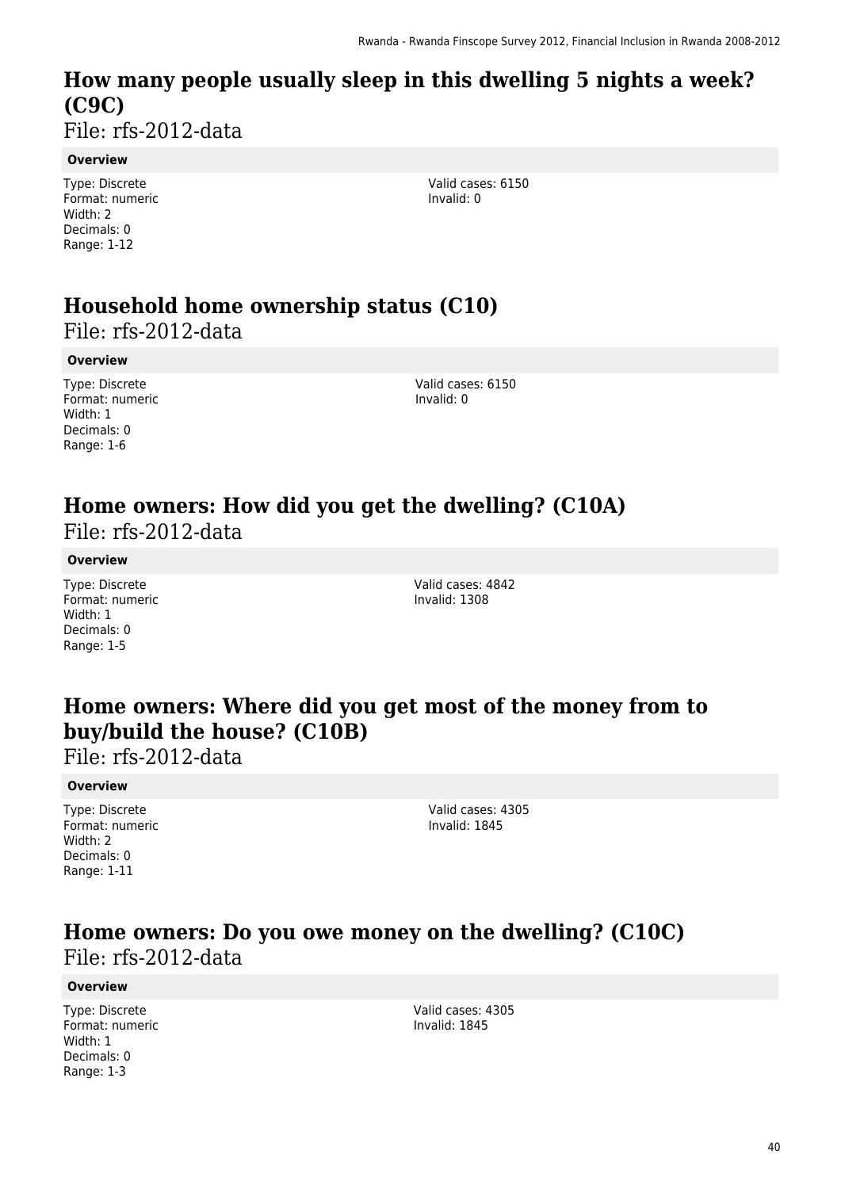# How many people usually sleep in this dwelling 5 nights a week? (C9C)

File: rfs-2012-data

**Overview**

Type: Discrete
Format: numeric
Width: 2
Decimals: 0
Range: 1-12

Valid cases: 6150
Invalid: 0

# Household home ownership status (C10)

File: rfs-2012-data

**Overview**

Type: Discrete
Format: numeric
Width: 1
Decimals: 0
Range: 1-6

Valid cases: 6150
Invalid: 0

# Home owners: How did you get the dwelling? (C10A)

File: rfs-2012-data

**Overview**

Type: Discrete
Format: numeric
Width: 1
Decimals: 0
Range: 1-5

Valid cases: 4842
Invalid: 1308

# Home owners: Where did you get most of the money from to buy/build the house? (C10B)

File: rfs-2012-data

**Overview**

Type: Discrete
Format: numeric
Width: 2
Decimals: 0
Range: 1-11

Valid cases: 4305
Invalid: 1845

# Home owners: Do you owe money on the dwelling? (C10C)

File: rfs-2012-data

**Overview**

Type: Discrete
Format: numeric
Width: 1
Decimals: 0
Range: 1-3

Valid cases: 4305
Invalid: 1845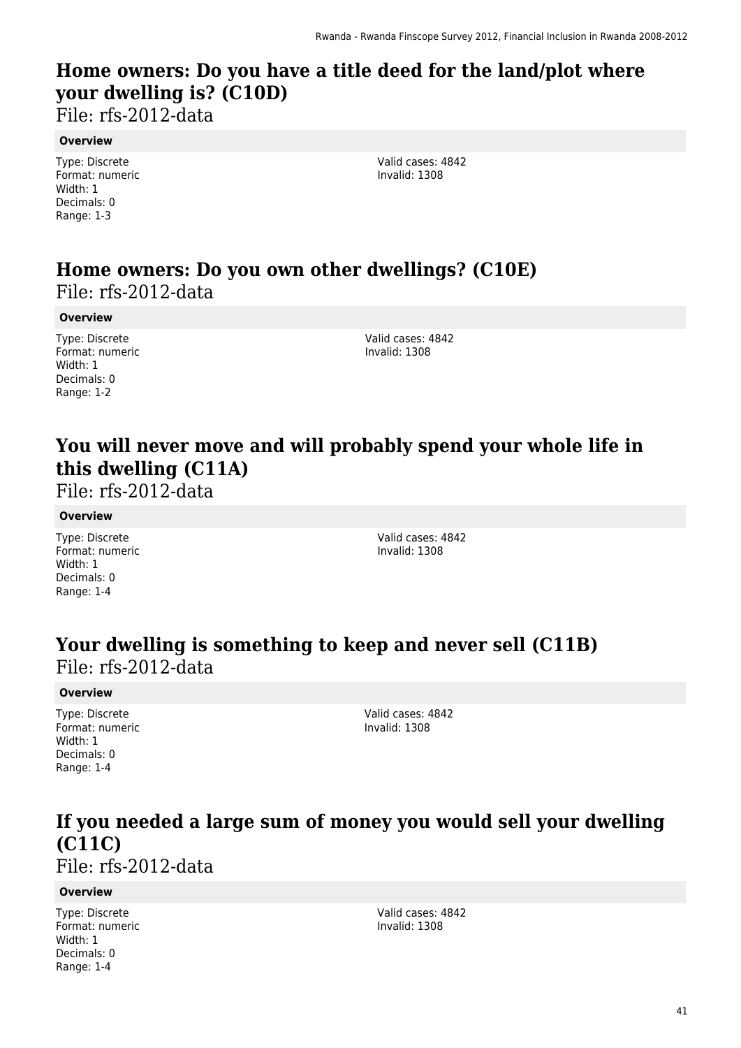# Home owners: Do you have a title deed for the land/plot where your dwelling is? (C10D)

File: rfs-2012-data

**Overview**

Type: Discrete
Format: numeric
Width: 1
Decimals: 0
Range: 1-3

Valid cases: 4842
Invalid: 1308

# Home owners: Do you own other dwellings? (C10E)

File: rfs-2012-data

**Overview**

Type: Discrete
Format: numeric
Width: 1
Decimals: 0
Range: 1-2

Valid cases: 4842
Invalid: 1308

# You will never move and will probably spend your whole life in this dwelling (C11A)

File: rfs-2012-data

**Overview**

Type: Discrete
Format: numeric
Width: 1
Decimals: 0
Range: 1-4

Valid cases: 4842
Invalid: 1308

# Your dwelling is something to keep and never sell (C11B)

File: rfs-2012-data

**Overview**

Type: Discrete
Format: numeric
Width: 1
Decimals: 0
Range: 1-4

Valid cases: 4842
Invalid: 1308

# If you needed a large sum of money you would sell your dwelling (C11C)

File: rfs-2012-data

**Overview**

Type: Discrete
Format: numeric
Width: 1
Decimals: 0
Range: 1-4

Valid cases: 4842
Invalid: 1308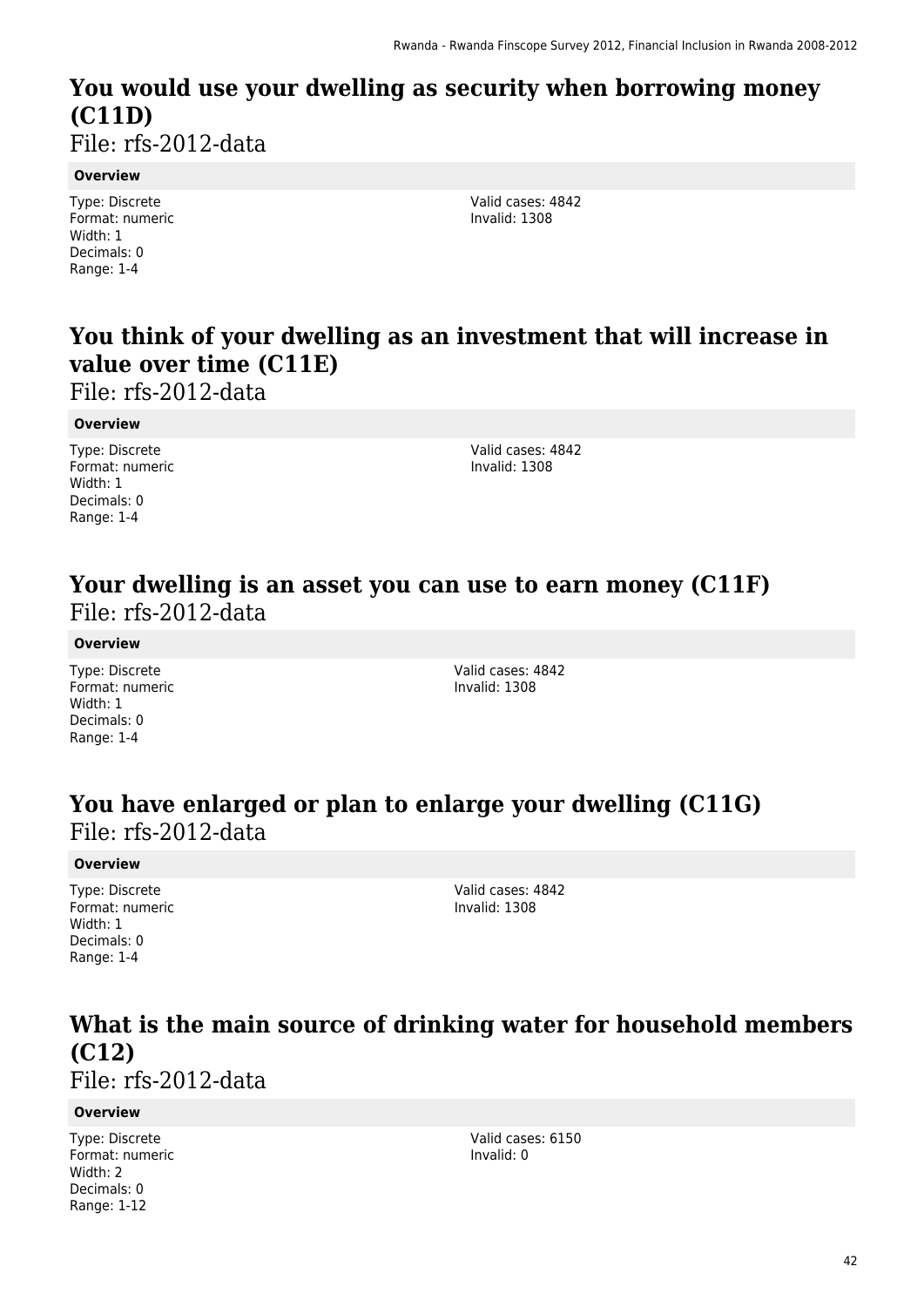## You would use your dwelling as security when borrowing money (C11D)

File: rfs-2012-data

**Overview**

Type: Discrete
Format: numeric
Width: 1
Decimals: 0
Range: 1-4

Valid cases: 4842
Invalid: 1308

## You think of your dwelling as an investment that will increase in value over time (C11E)

File: rfs-2012-data

**Overview**

Type: Discrete
Format: numeric
Width: 1
Decimals: 0
Range: 1-4

Valid cases: 4842
Invalid: 1308

## Your dwelling is an asset you can use to earn money (C11F)

File: rfs-2012-data

**Overview**

Type: Discrete
Format: numeric
Width: 1
Decimals: 0
Range: 1-4

Valid cases: 4842
Invalid: 1308

## You have enlarged or plan to enlarge your dwelling (C11G)

File: rfs-2012-data

**Overview**

Type: Discrete
Format: numeric
Width: 1
Decimals: 0
Range: 1-4

Valid cases: 4842
Invalid: 1308

## What is the main source of drinking water for household members (C12)

File: rfs-2012-data

**Overview**

Type: Discrete
Format: numeric
Width: 2
Decimals: 0
Range: 1-12

Valid cases: 6150
Invalid: 0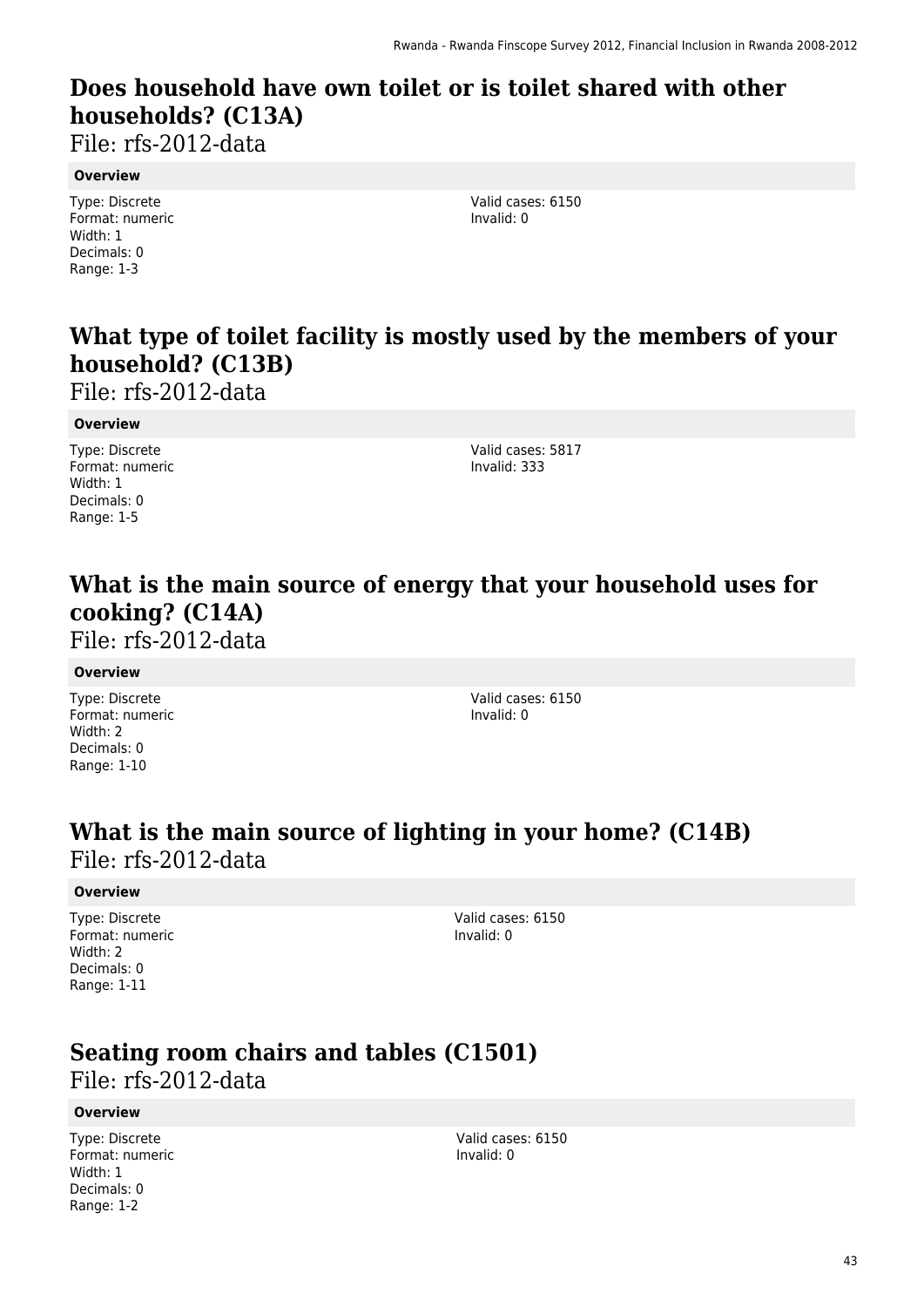## Does household have own toilet or is toilet shared with other households? (C13A)

File: rfs-2012-data

**Overview**

Type: Discrete
Format: numeric
Width: 1
Decimals: 0
Range: 1-3

Valid cases: 6150
Invalid: 0

## What type of toilet facility is mostly used by the members of your household? (C13B)

File: rfs-2012-data

**Overview**

Type: Discrete
Format: numeric
Width: 1
Decimals: 0
Range: 1-5

Valid cases: 5817
Invalid: 333

## What is the main source of energy that your household uses for cooking? (C14A)

File: rfs-2012-data

**Overview**

Type: Discrete
Format: numeric
Width: 2
Decimals: 0
Range: 1-10

Valid cases: 6150
Invalid: 0

## What is the main source of lighting in your home? (C14B)

File: rfs-2012-data

**Overview**

Type: Discrete
Format: numeric
Width: 2
Decimals: 0
Range: 1-11

Valid cases: 6150
Invalid: 0

## Seating room chairs and tables (C1501)

File: rfs-2012-data

**Overview**

Type: Discrete
Format: numeric
Width: 1
Decimals: 0
Range: 1-2

Valid cases: 6150
Invalid: 0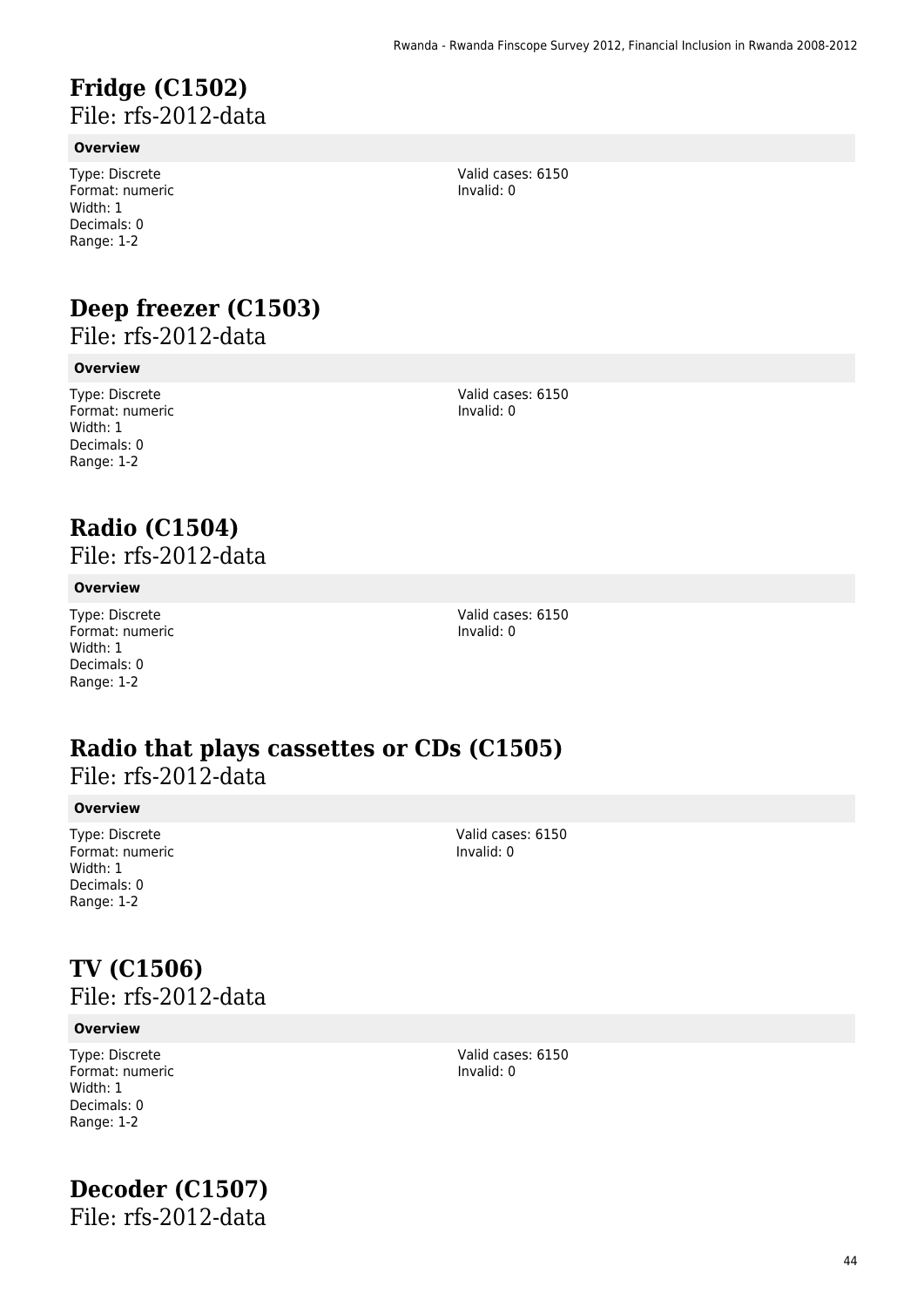# Fridge (C1502)

File: rfs-2012-data

**Overview**

Type: Discrete
Format: numeric
Width: 1
Decimals: 0
Range: 1-2

Valid cases: 6150
Invalid: 0

# Deep freezer (C1503)

File: rfs-2012-data

**Overview**

Type: Discrete
Format: numeric
Width: 1
Decimals: 0
Range: 1-2

Valid cases: 6150
Invalid: 0

# Radio (C1504)

File: rfs-2012-data

**Overview**

Type: Discrete
Format: numeric
Width: 1
Decimals: 0
Range: 1-2

Valid cases: 6150
Invalid: 0

# Radio that plays cassettes or CDs (C1505)

File: rfs-2012-data

**Overview**

Type: Discrete
Format: numeric
Width: 1
Decimals: 0
Range: 1-2

Valid cases: 6150
Invalid: 0

# TV (C1506)

File: rfs-2012-data

**Overview**

Type: Discrete
Format: numeric
Width: 1
Decimals: 0
Range: 1-2

Valid cases: 6150
Invalid: 0

# Decoder (C1507)

File: rfs-2012-data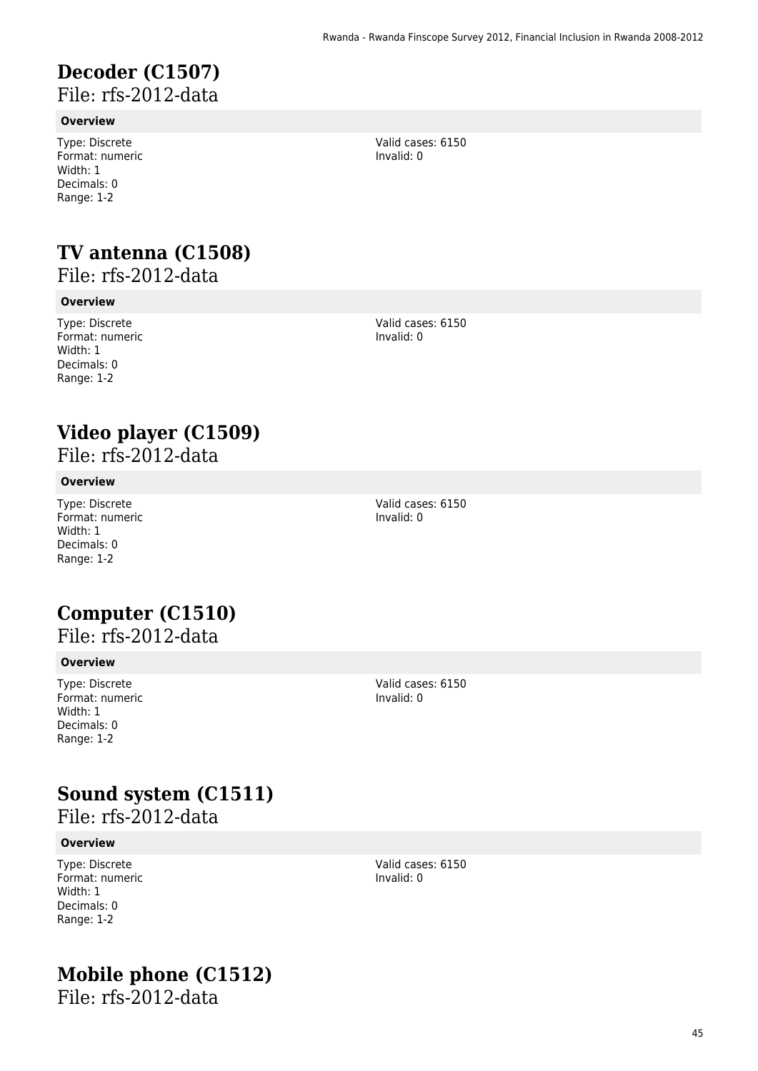# Decoder (C1507)

File: rfs-2012-data

**Overview**

Type: Discrete
Format: numeric
Width: 1
Decimals: 0
Range: 1-2

Valid cases: 6150
Invalid: 0

# TV antenna (C1508)

File: rfs-2012-data

**Overview**

Type: Discrete
Format: numeric
Width: 1
Decimals: 0
Range: 1-2

Valid cases: 6150
Invalid: 0

# Video player (C1509)

File: rfs-2012-data

**Overview**

Type: Discrete
Format: numeric
Width: 1
Decimals: 0
Range: 1-2

Valid cases: 6150
Invalid: 0

# Computer (C1510)

File: rfs-2012-data

**Overview**

Type: Discrete
Format: numeric
Width: 1
Decimals: 0
Range: 1-2

Valid cases: 6150
Invalid: 0

# Sound system (C1511)

File: rfs-2012-data

**Overview**

Type: Discrete
Format: numeric
Width: 1
Decimals: 0
Range: 1-2

Valid cases: 6150
Invalid: 0

# Mobile phone (C1512)

File: rfs-2012-data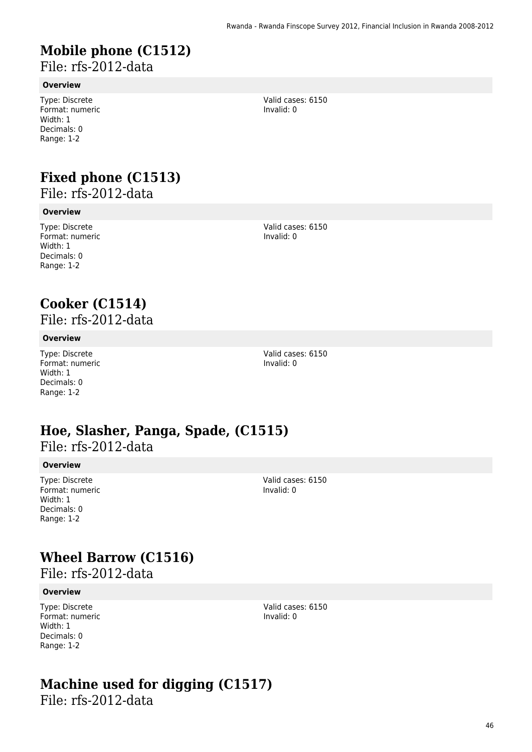# Mobile phone (C1512)

File: rfs-2012-data

**Overview**

Type: Discrete
Format: numeric
Width: 1
Decimals: 0
Range: 1-2

Valid cases: 6150
Invalid: 0

# Fixed phone (C1513)

File: rfs-2012-data

**Overview**

Type: Discrete
Format: numeric
Width: 1
Decimals: 0
Range: 1-2

Valid cases: 6150
Invalid: 0

# Cooker (C1514)

File: rfs-2012-data

**Overview**

Type: Discrete
Format: numeric
Width: 1
Decimals: 0
Range: 1-2

Valid cases: 6150
Invalid: 0

# Hoe, Slasher, Panga, Spade, (C1515)

File: rfs-2012-data

**Overview**

Type: Discrete
Format: numeric
Width: 1
Decimals: 0
Range: 1-2

Valid cases: 6150
Invalid: 0

# Wheel Barrow (C1516)

File: rfs-2012-data

**Overview**

Type: Discrete
Format: numeric
Width: 1
Decimals: 0
Range: 1-2

Valid cases: 6150
Invalid: 0

# Machine used for digging (C1517)

File: rfs-2012-data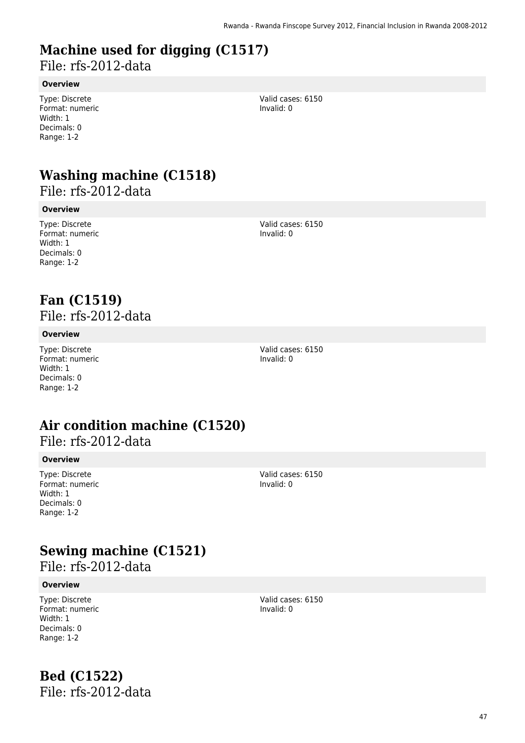# Machine used for digging (C1517)

File: rfs-2012-data

**Overview**

Type: Discrete
Format: numeric
Width: 1
Decimals: 0
Range: 1-2

Valid cases: 6150
Invalid: 0

# Washing machine (C1518)

File: rfs-2012-data

**Overview**

Type: Discrete
Format: numeric
Width: 1
Decimals: 0
Range: 1-2

Valid cases: 6150
Invalid: 0

# Fan (C1519)

File: rfs-2012-data

**Overview**

Type: Discrete
Format: numeric
Width: 1
Decimals: 0
Range: 1-2

Valid cases: 6150
Invalid: 0

# Air condition machine (C1520)

File: rfs-2012-data

**Overview**

Type: Discrete
Format: numeric
Width: 1
Decimals: 0
Range: 1-2

Valid cases: 6150
Invalid: 0

# Sewing machine (C1521)

File: rfs-2012-data

**Overview**

Type: Discrete
Format: numeric
Width: 1
Decimals: 0
Range: 1-2

Valid cases: 6150
Invalid: 0

# Bed (C1522)

File: rfs-2012-data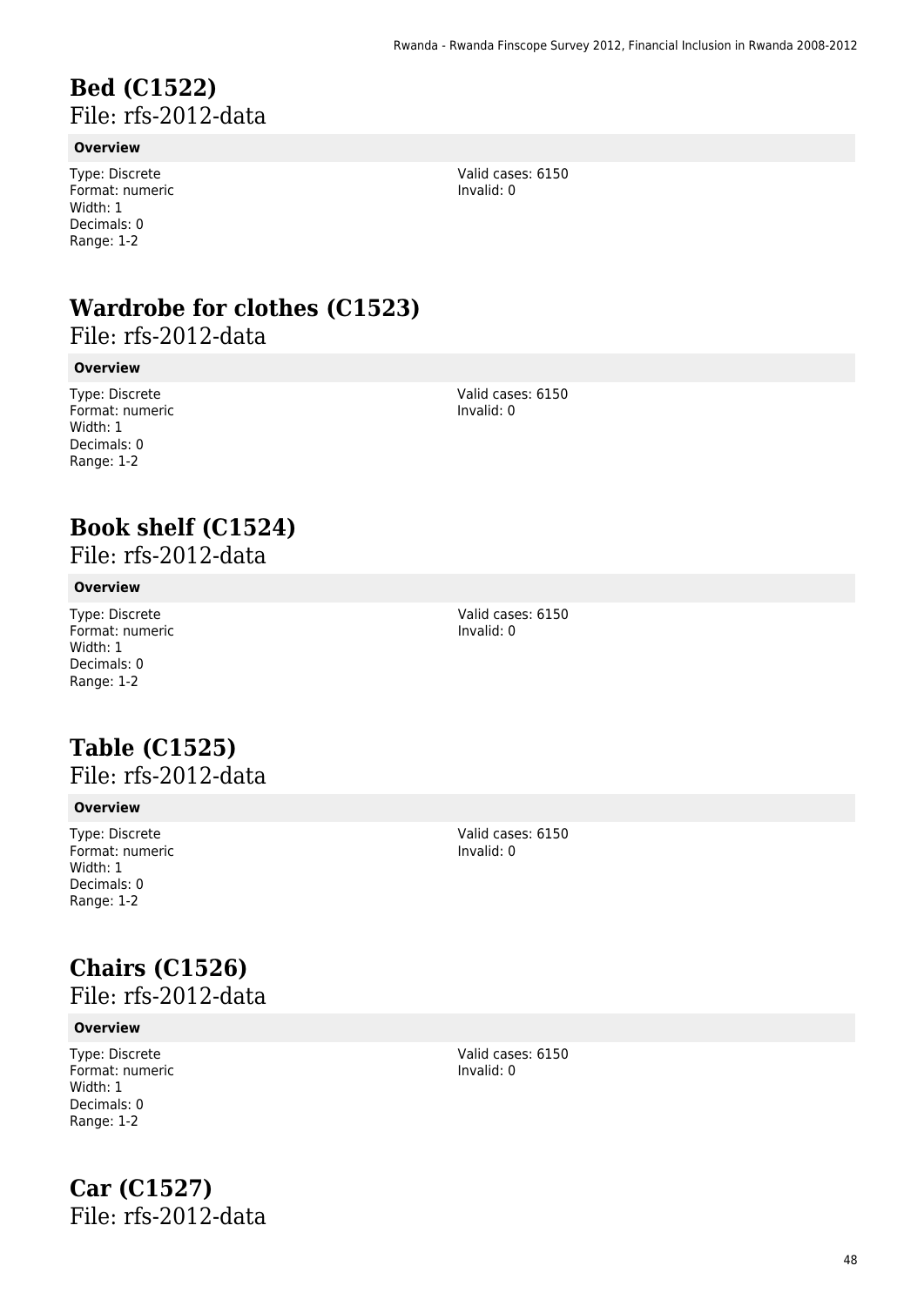# Bed (C1522)

File: rfs-2012-data

**Overview**

Type: Discrete
Format: numeric
Width: 1
Decimals: 0
Range: 1-2

Valid cases: 6150
Invalid: 0

# Wardrobe for clothes (C1523)

File: rfs-2012-data

**Overview**

Type: Discrete
Format: numeric
Width: 1
Decimals: 0
Range: 1-2

Valid cases: 6150
Invalid: 0

# Book shelf (C1524)

File: rfs-2012-data

**Overview**

Type: Discrete
Format: numeric
Width: 1
Decimals: 0
Range: 1-2

Valid cases: 6150
Invalid: 0

# Table (C1525)

File: rfs-2012-data

**Overview**

Type: Discrete
Format: numeric
Width: 1
Decimals: 0
Range: 1-2

Valid cases: 6150
Invalid: 0

# Chairs (C1526)

File: rfs-2012-data

**Overview**

Type: Discrete
Format: numeric
Width: 1
Decimals: 0
Range: 1-2

Valid cases: 6150
Invalid: 0

# Car (C1527)

File: rfs-2012-data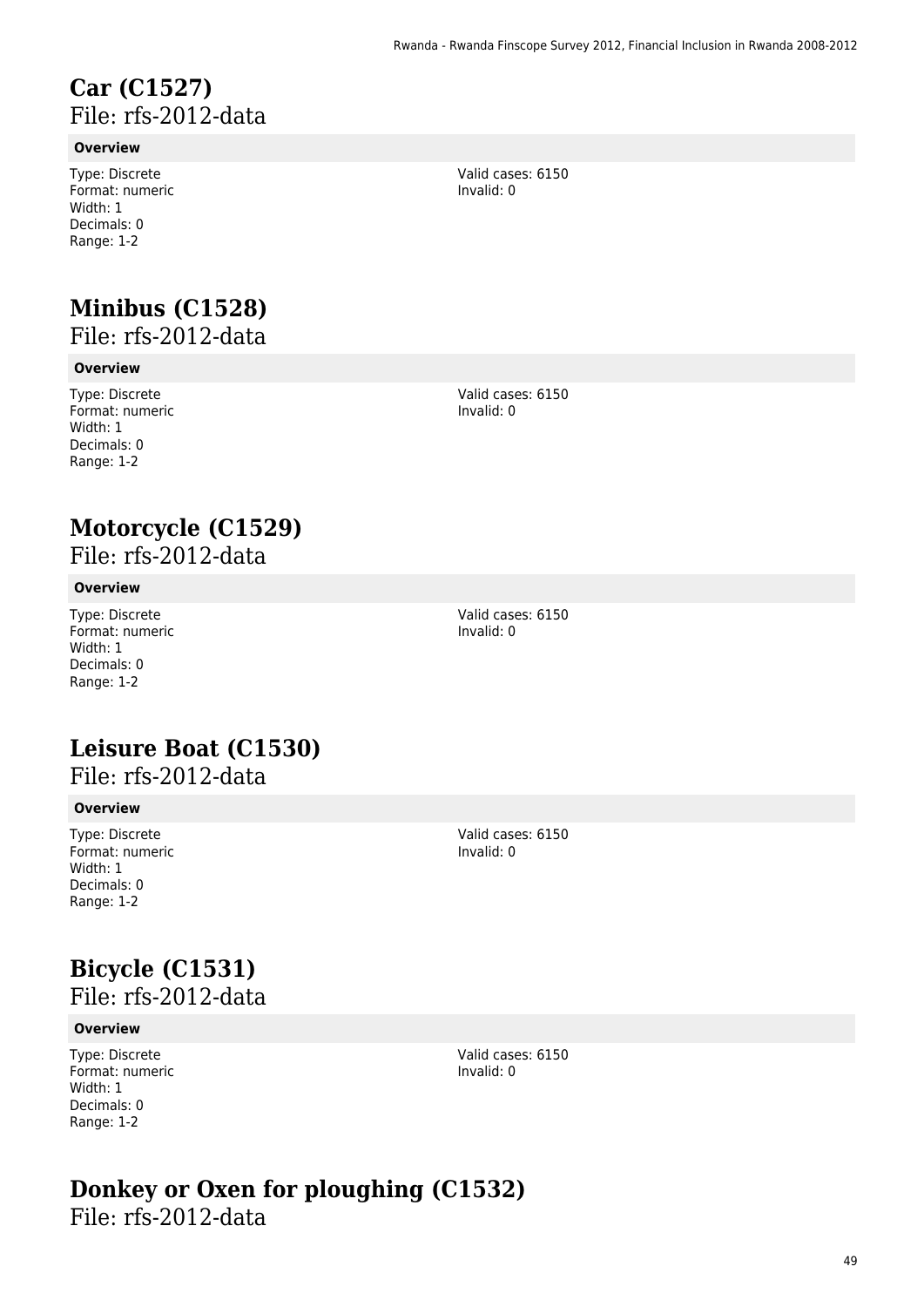# Car (C1527)

File: rfs-2012-data

**Overview**

Type: Discrete
Format: numeric
Width: 1
Decimals: 0
Range: 1-2

Valid cases: 6150
Invalid: 0

# Minibus (C1528)

File: rfs-2012-data

**Overview**

Type: Discrete
Format: numeric
Width: 1
Decimals: 0
Range: 1-2

Valid cases: 6150
Invalid: 0

# Motorcycle (C1529)

File: rfs-2012-data

**Overview**

Type: Discrete
Format: numeric
Width: 1
Decimals: 0
Range: 1-2

Valid cases: 6150
Invalid: 0

# Leisure Boat (C1530)

File: rfs-2012-data

**Overview**

Type: Discrete
Format: numeric
Width: 1
Decimals: 0
Range: 1-2

Valid cases: 6150
Invalid: 0

# Bicycle (C1531)

File: rfs-2012-data

**Overview**

Type: Discrete
Format: numeric
Width: 1
Decimals: 0
Range: 1-2

Valid cases: 6150
Invalid: 0

# Donkey or Oxen for ploughing (C1532)

File: rfs-2012-data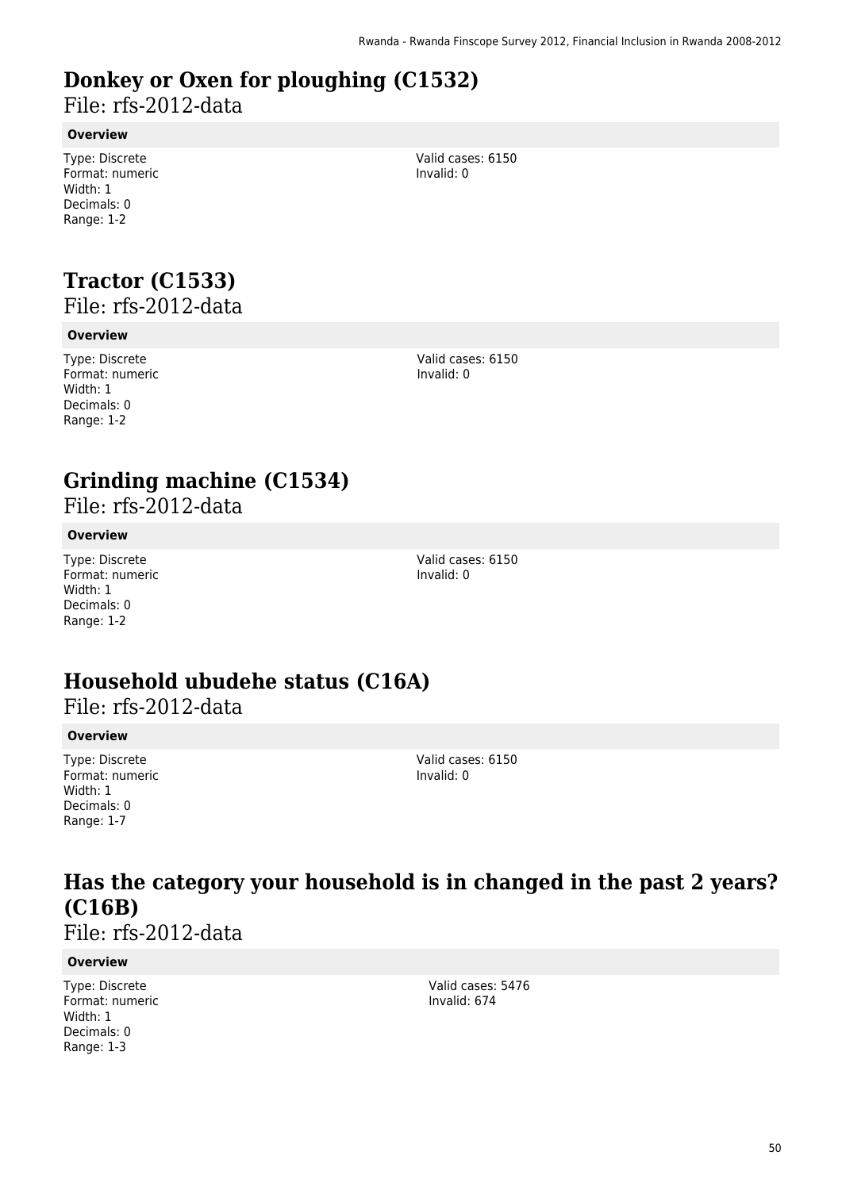## Donkey or Oxen for ploughing (C1532)

File: rfs-2012-data

**Overview**

Type: Discrete
Format: numeric
Width: 1
Decimals: 0
Range: 1-2

Valid cases: 6150
Invalid: 0

## Tractor (C1533)

File: rfs-2012-data

**Overview**

Type: Discrete
Format: numeric
Width: 1
Decimals: 0
Range: 1-2

Valid cases: 6150
Invalid: 0

## Grinding machine (C1534)

File: rfs-2012-data

**Overview**

Type: Discrete
Format: numeric
Width: 1
Decimals: 0
Range: 1-2

Valid cases: 6150
Invalid: 0

## Household ubudehe status (C16A)

File: rfs-2012-data

**Overview**

Type: Discrete
Format: numeric
Width: 1
Decimals: 0
Range: 1-7

Valid cases: 6150
Invalid: 0

## Has the category your household is in changed in the past 2 years? (C16B)

File: rfs-2012-data

**Overview**

Type: Discrete
Format: numeric
Width: 1
Decimals: 0
Range: 1-3

Valid cases: 5476
Invalid: 674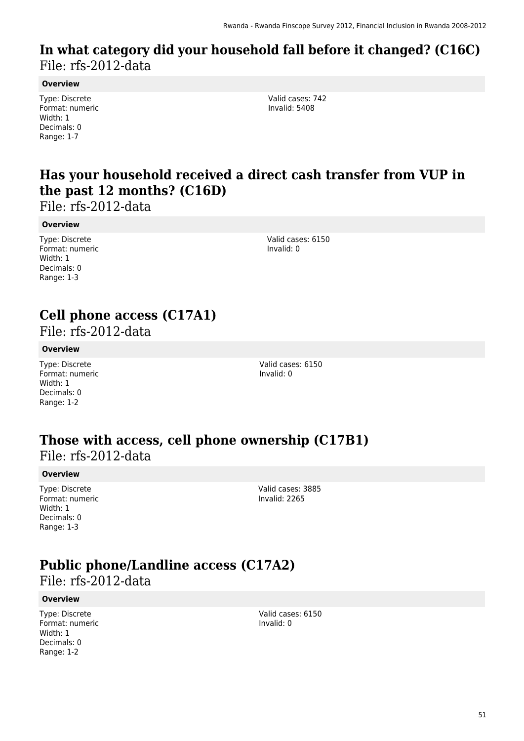## In what category did your household fall before it changed? (C16C)

File: rfs-2012-data

**Overview**

Type: Discrete
Format: numeric
Width: 1
Decimals: 0
Range: 1-7

Valid cases: 742
Invalid: 5408

## Has your household received a direct cash transfer from VUP in the past 12 months? (C16D)

File: rfs-2012-data

**Overview**

Type: Discrete
Format: numeric
Width: 1
Decimals: 0
Range: 1-3

Valid cases: 6150
Invalid: 0

## Cell phone access (C17A1)

File: rfs-2012-data

**Overview**

Type: Discrete
Format: numeric
Width: 1
Decimals: 0
Range: 1-2

Valid cases: 6150
Invalid: 0

## Those with access, cell phone ownership (C17B1)

File: rfs-2012-data

**Overview**

Type: Discrete
Format: numeric
Width: 1
Decimals: 0
Range: 1-3

Valid cases: 3885
Invalid: 2265

## Public phone/Landline access (C17A2)

File: rfs-2012-data

**Overview**

Type: Discrete
Format: numeric
Width: 1
Decimals: 0
Range: 1-2

Valid cases: 6150
Invalid: 0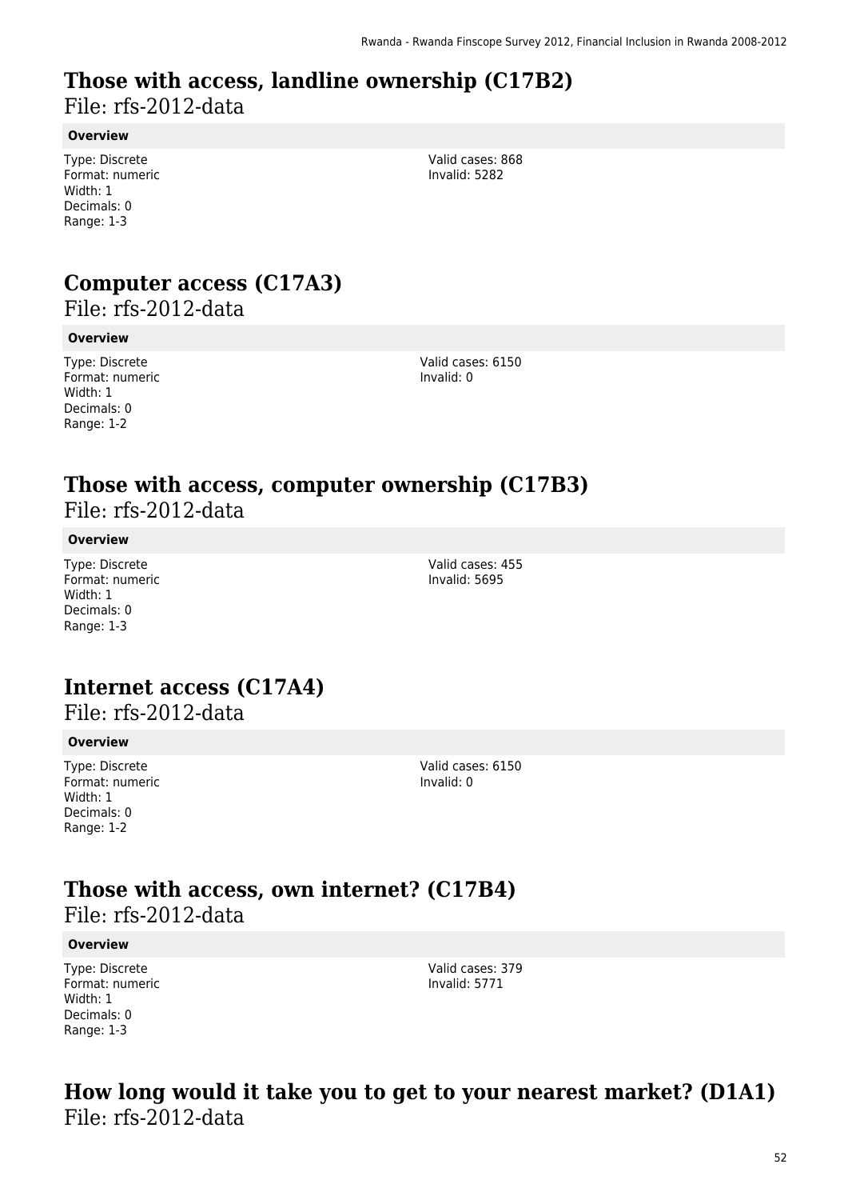## Those with access, landline ownership (C17B2)

File: rfs-2012-data

#### Overview

Type: Discrete
Format: numeric
Width: 1
Decimals: 0
Range: 1-3

Valid cases: 868
Invalid: 5282

## Computer access (C17A3)

File: rfs-2012-data

#### Overview

Type: Discrete
Format: numeric
Width: 1
Decimals: 0
Range: 1-2

Valid cases: 6150
Invalid: 0

## Those with access, computer ownership (C17B3)

File: rfs-2012-data

#### Overview

Type: Discrete
Format: numeric
Width: 1
Decimals: 0
Range: 1-3

Valid cases: 455
Invalid: 5695

## Internet access (C17A4)

File: rfs-2012-data

#### Overview

Type: Discrete
Format: numeric
Width: 1
Decimals: 0
Range: 1-2

Valid cases: 6150
Invalid: 0

## Those with access, own internet? (C17B4)

File: rfs-2012-data

#### Overview

Type: Discrete
Format: numeric
Width: 1
Decimals: 0
Range: 1-3

Valid cases: 379
Invalid: 5771

## How long would it take you to get to your nearest market? (D1A1)

File: rfs-2012-data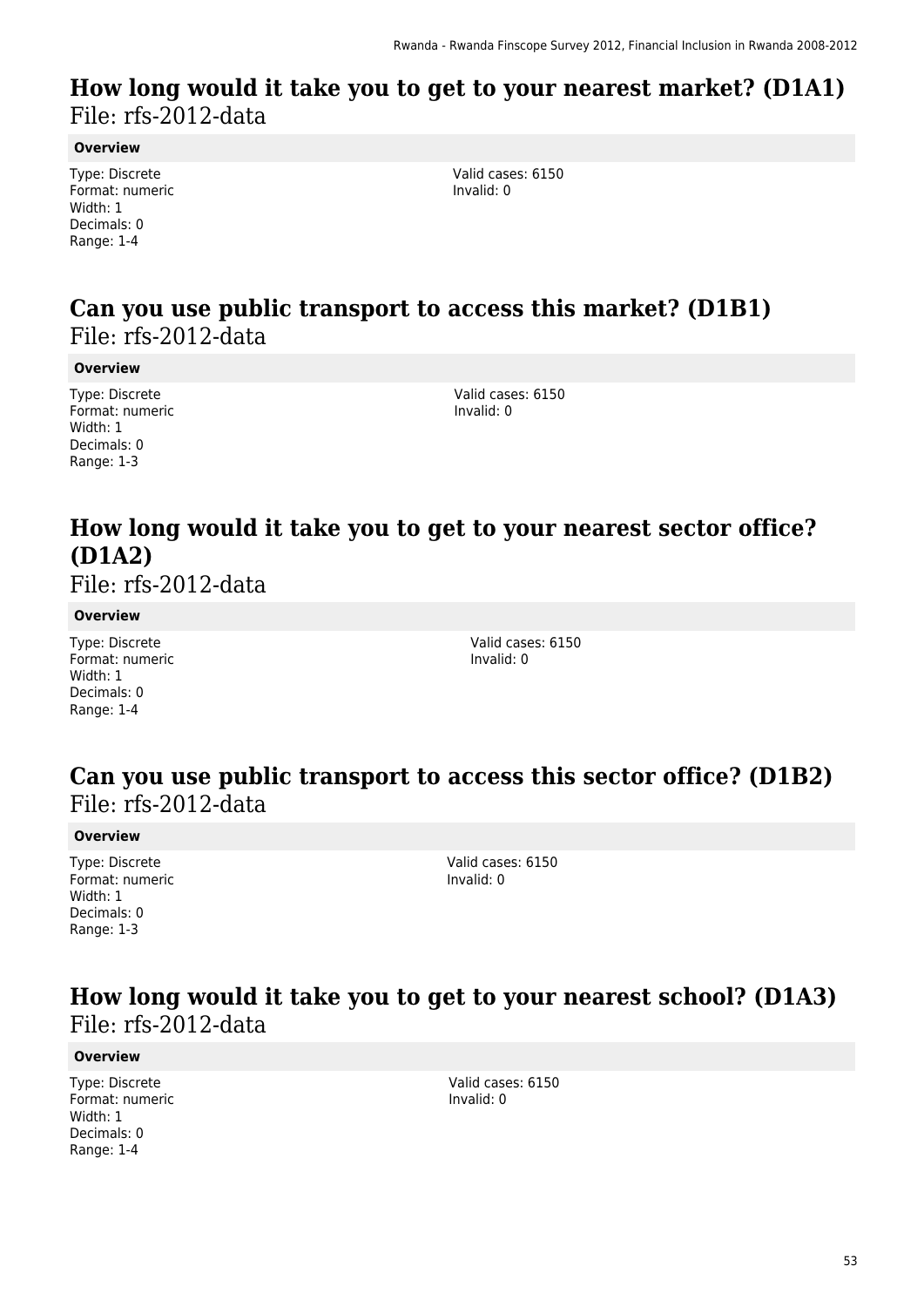## How long would it take you to get to your nearest market? (D1A1)

File: rfs-2012-data

**Overview**

Type: Discrete
Format: numeric
Width: 1
Decimals: 0
Range: 1-4

Valid cases: 6150
Invalid: 0

## Can you use public transport to access this market? (D1B1)

File: rfs-2012-data

**Overview**

Type: Discrete
Format: numeric
Width: 1
Decimals: 0
Range: 1-3

Valid cases: 6150
Invalid: 0

## How long would it take you to get to your nearest sector office? (D1A2)

File: rfs-2012-data

**Overview**

Type: Discrete
Format: numeric
Width: 1
Decimals: 0
Range: 1-4

Valid cases: 6150
Invalid: 0

## Can you use public transport to access this sector office? (D1B2)

File: rfs-2012-data

**Overview**

Type: Discrete
Format: numeric
Width: 1
Decimals: 0
Range: 1-3

Valid cases: 6150
Invalid: 0

## How long would it take you to get to your nearest school? (D1A3)

File: rfs-2012-data

**Overview**

Type: Discrete
Format: numeric
Width: 1
Decimals: 0
Range: 1-4

Valid cases: 6150
Invalid: 0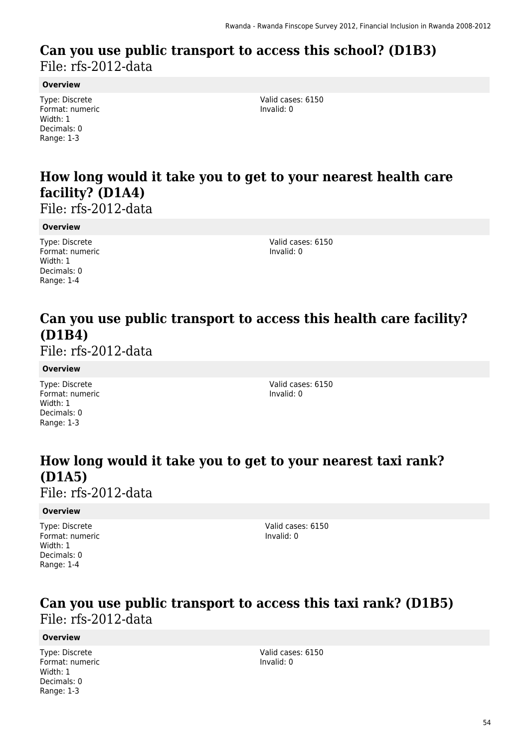## Can you use public transport to access this school? (D1B3)

File: rfs-2012-data

**Overview**

Type: Discrete
Format: numeric
Width: 1
Decimals: 0
Range: 1-3

Valid cases: 6150
Invalid: 0

## How long would it take you to get to your nearest health care facility? (D1A4)

File: rfs-2012-data

**Overview**

Type: Discrete
Format: numeric
Width: 1
Decimals: 0
Range: 1-4

Valid cases: 6150
Invalid: 0

## Can you use public transport to access this health care facility? (D1B4)

File: rfs-2012-data

**Overview**

Type: Discrete
Format: numeric
Width: 1
Decimals: 0
Range: 1-3

Valid cases: 6150
Invalid: 0

## How long would it take you to get to your nearest taxi rank? (D1A5)

File: rfs-2012-data

**Overview**

Type: Discrete
Format: numeric
Width: 1
Decimals: 0
Range: 1-4

Valid cases: 6150
Invalid: 0

## Can you use public transport to access this taxi rank? (D1B5)

File: rfs-2012-data

**Overview**

Type: Discrete
Format: numeric
Width: 1
Decimals: 0
Range: 1-3

Valid cases: 6150
Invalid: 0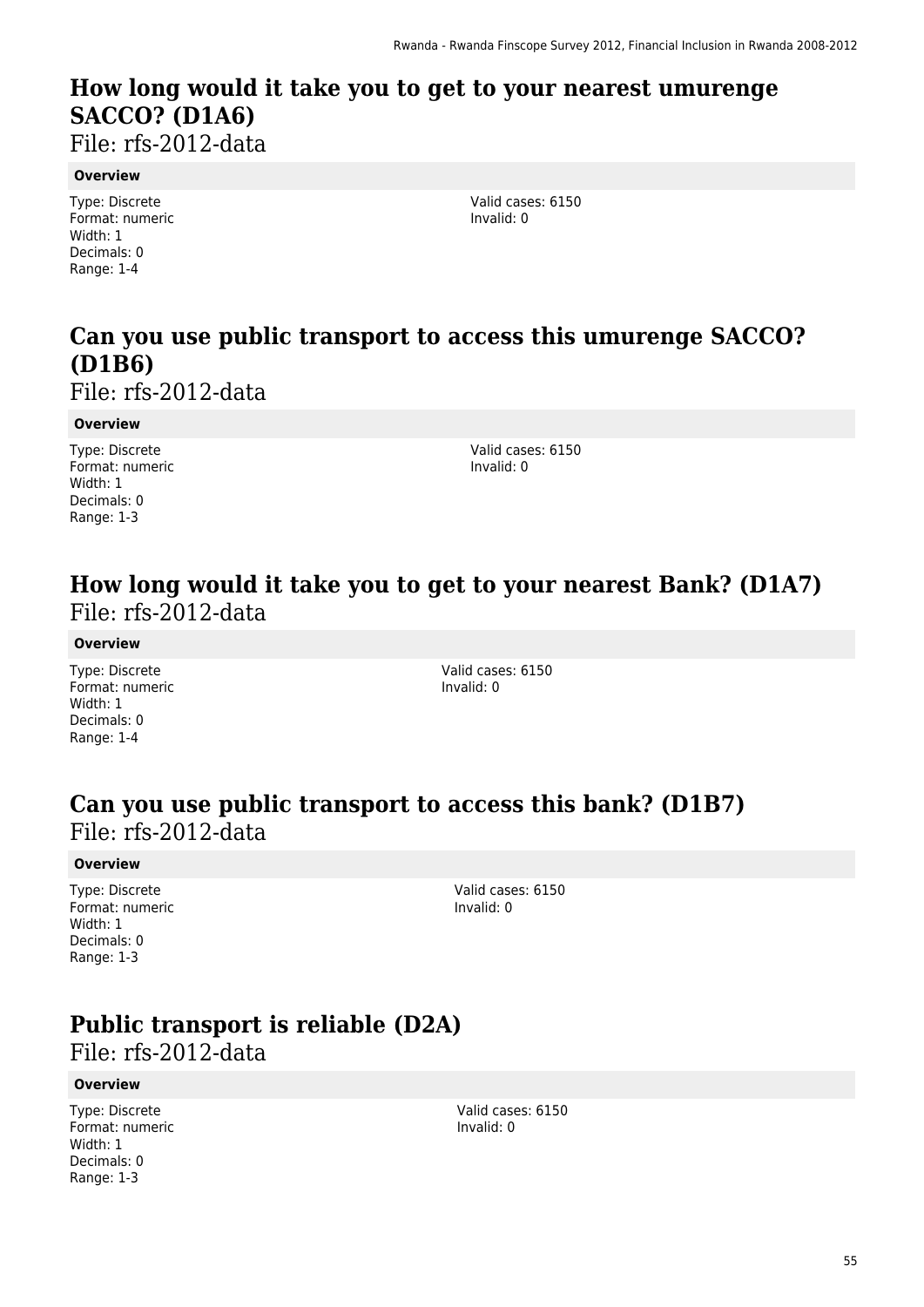## How long would it take you to get to your nearest umurenge SACCO? (D1A6)

File: rfs-2012-data

**Overview**

Type: Discrete
Format: numeric
Width: 1
Decimals: 0
Range: 1-4

Valid cases: 6150
Invalid: 0

## Can you use public transport to access this umurenge SACCO? (D1B6)

File: rfs-2012-data

**Overview**

Type: Discrete
Format: numeric
Width: 1
Decimals: 0
Range: 1-3

Valid cases: 6150
Invalid: 0

## How long would it take you to get to your nearest Bank? (D1A7)

File: rfs-2012-data

**Overview**

Type: Discrete
Format: numeric
Width: 1
Decimals: 0
Range: 1-4

Valid cases: 6150
Invalid: 0

## Can you use public transport to access this bank? (D1B7)

File: rfs-2012-data

**Overview**

Type: Discrete
Format: numeric
Width: 1
Decimals: 0
Range: 1-3

Valid cases: 6150
Invalid: 0

## Public transport is reliable (D2A)

File: rfs-2012-data

**Overview**

Type: Discrete
Format: numeric
Width: 1
Decimals: 0
Range: 1-3

Valid cases: 6150
Invalid: 0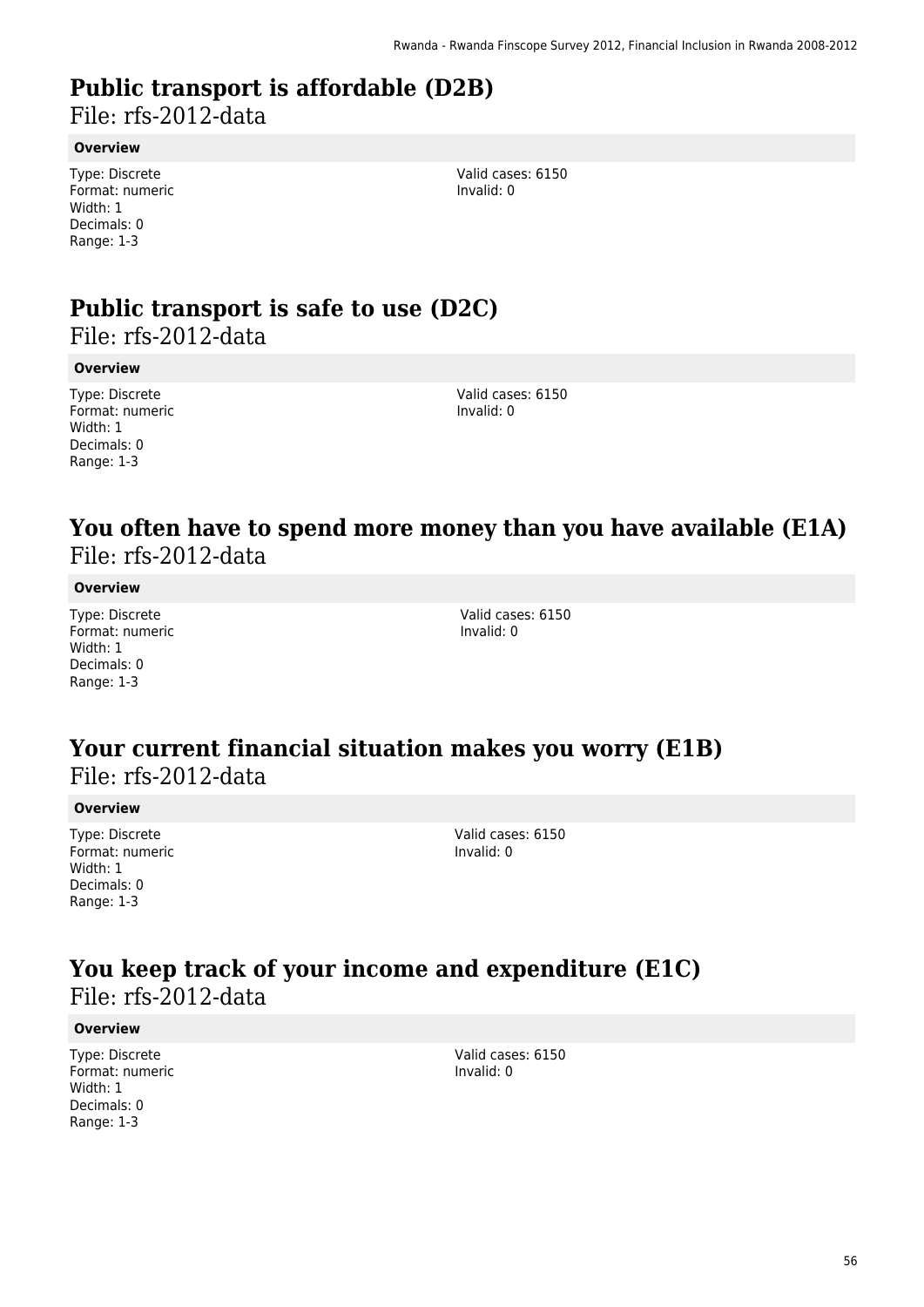# Public transport is affordable (D2B)

File: rfs-2012-data

**Overview**

Type: Discrete
Format: numeric
Width: 1
Decimals: 0
Range: 1-3

Valid cases: 6150
Invalid: 0

# Public transport is safe to use (D2C)

File: rfs-2012-data

**Overview**

Type: Discrete
Format: numeric
Width: 1
Decimals: 0
Range: 1-3

Valid cases: 6150
Invalid: 0

# You often have to spend more money than you have available (E1A)

File: rfs-2012-data

**Overview**

Type: Discrete
Format: numeric
Width: 1
Decimals: 0
Range: 1-3

Valid cases: 6150
Invalid: 0

# Your current financial situation makes you worry (E1B)

File: rfs-2012-data

**Overview**

Type: Discrete
Format: numeric
Width: 1
Decimals: 0
Range: 1-3

Valid cases: 6150
Invalid: 0

# You keep track of your income and expenditure (E1C)

File: rfs-2012-data

**Overview**

Type: Discrete
Format: numeric
Width: 1
Decimals: 0
Range: 1-3

Valid cases: 6150
Invalid: 0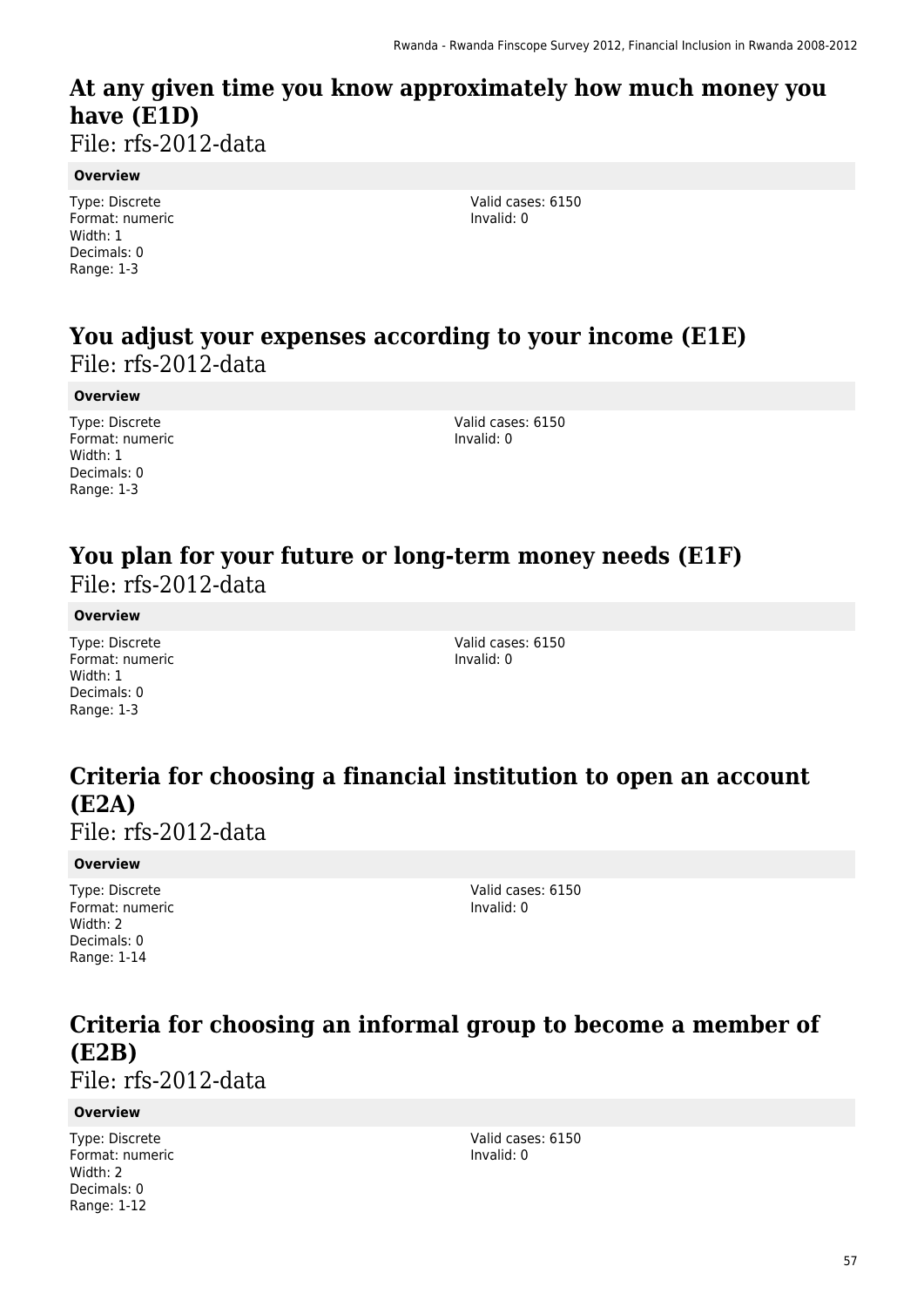## At any given time you know approximately how much money you have (E1D)

File: rfs-2012-data

**Overview**

Type: Discrete
Format: numeric
Width: 1
Decimals: 0
Range: 1-3

Valid cases: 6150
Invalid: 0

## You adjust your expenses according to your income (E1E)

File: rfs-2012-data

**Overview**

Type: Discrete
Format: numeric
Width: 1
Decimals: 0
Range: 1-3

Valid cases: 6150
Invalid: 0

## You plan for your future or long-term money needs (E1F)

File: rfs-2012-data

**Overview**

Type: Discrete
Format: numeric
Width: 1
Decimals: 0
Range: 1-3

Valid cases: 6150
Invalid: 0

## Criteria for choosing a financial institution to open an account (E2A)

File: rfs-2012-data

**Overview**

Type: Discrete
Format: numeric
Width: 2
Decimals: 0
Range: 1-14

Valid cases: 6150
Invalid: 0

## Criteria for choosing an informal group to become a member of (E2B)

File: rfs-2012-data

**Overview**

Type: Discrete
Format: numeric
Width: 2
Decimals: 0
Range: 1-12

Valid cases: 6150
Invalid: 0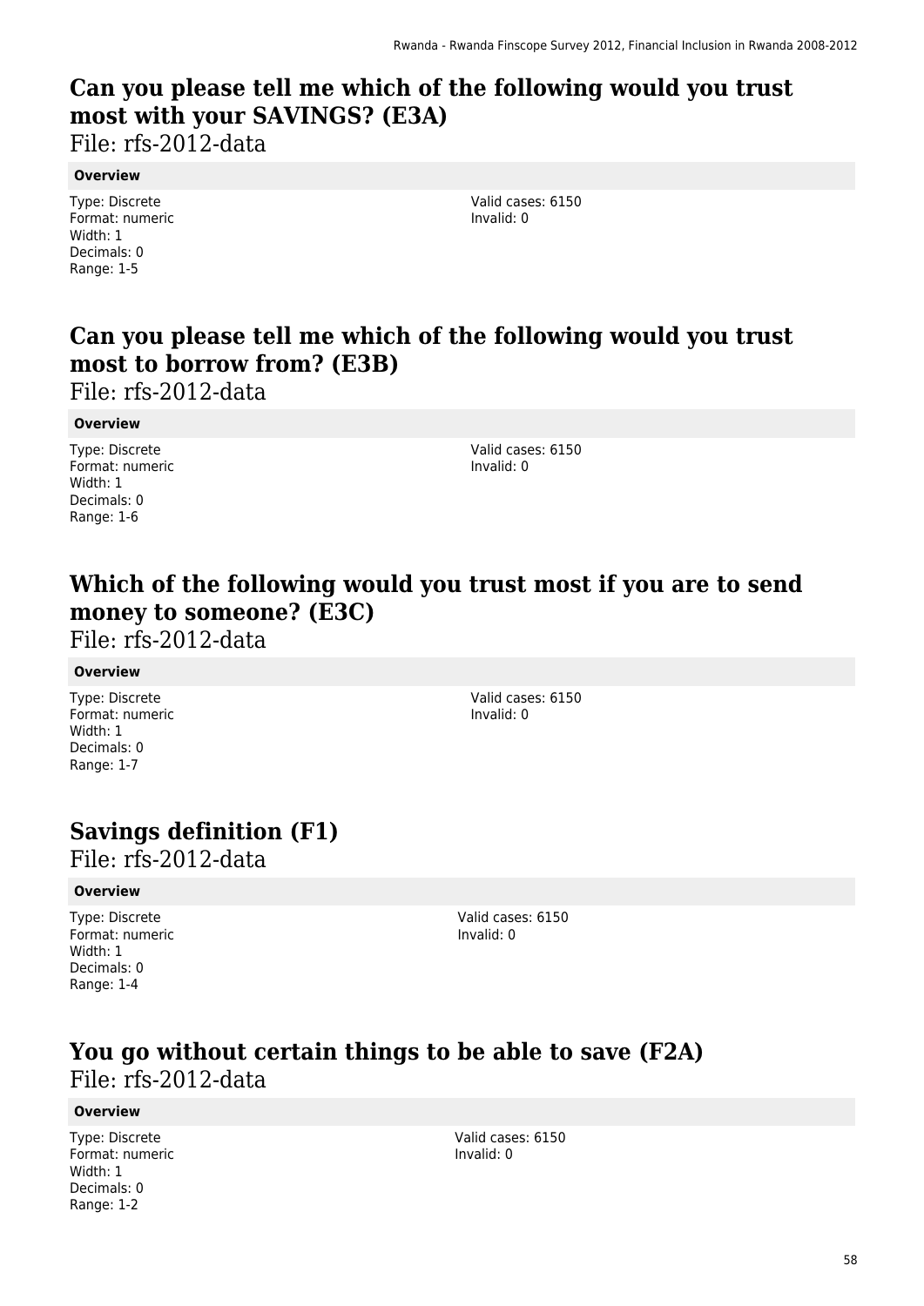## Can you please tell me which of the following would you trust most with your SAVINGS? (E3A)

File: rfs-2012-data

**Overview**

Type: Discrete
Format: numeric
Width: 1
Decimals: 0
Range: 1-5

Valid cases: 6150
Invalid: 0

## Can you please tell me which of the following would you trust most to borrow from? (E3B)

File: rfs-2012-data

**Overview**

Type: Discrete
Format: numeric
Width: 1
Decimals: 0
Range: 1-6

Valid cases: 6150
Invalid: 0

## Which of the following would you trust most if you are to send money to someone? (E3C)

File: rfs-2012-data

**Overview**

Type: Discrete
Format: numeric
Width: 1
Decimals: 0
Range: 1-7

Valid cases: 6150
Invalid: 0

## Savings definition (F1)

File: rfs-2012-data

**Overview**

Type: Discrete
Format: numeric
Width: 1
Decimals: 0
Range: 1-4

Valid cases: 6150
Invalid: 0

## You go without certain things to be able to save (F2A)

File: rfs-2012-data

**Overview**

Type: Discrete
Format: numeric
Width: 1
Decimals: 0
Range: 1-2

Valid cases: 6150
Invalid: 0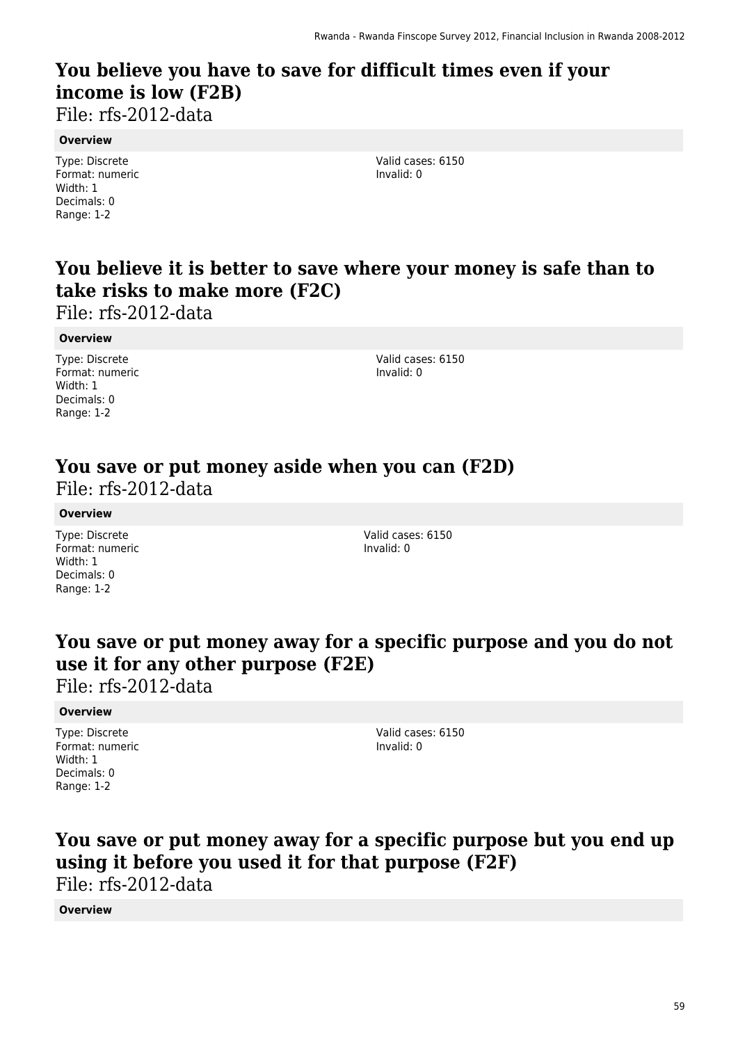## You believe you have to save for difficult times even if your income is low (F2B)

File: rfs-2012-data

**Overview**

Type: Discrete
Format: numeric
Width: 1
Decimals: 0
Range: 1-2

Valid cases: 6150
Invalid: 0

## You believe it is better to save where your money is safe than to take risks to make more (F2C)

File: rfs-2012-data

**Overview**

Type: Discrete
Format: numeric
Width: 1
Decimals: 0
Range: 1-2

Valid cases: 6150
Invalid: 0

## You save or put money aside when you can (F2D)

File: rfs-2012-data

**Overview**

Type: Discrete
Format: numeric
Width: 1
Decimals: 0
Range: 1-2

Valid cases: 6150
Invalid: 0

## You save or put money away for a specific purpose and you do not use it for any other purpose (F2E)

File: rfs-2012-data

**Overview**

Type: Discrete
Format: numeric
Width: 1
Decimals: 0
Range: 1-2

Valid cases: 6150
Invalid: 0

## You save or put money away for a specific purpose but you end up using it before you used it for that purpose (F2F)

File: rfs-2012-data

**Overview**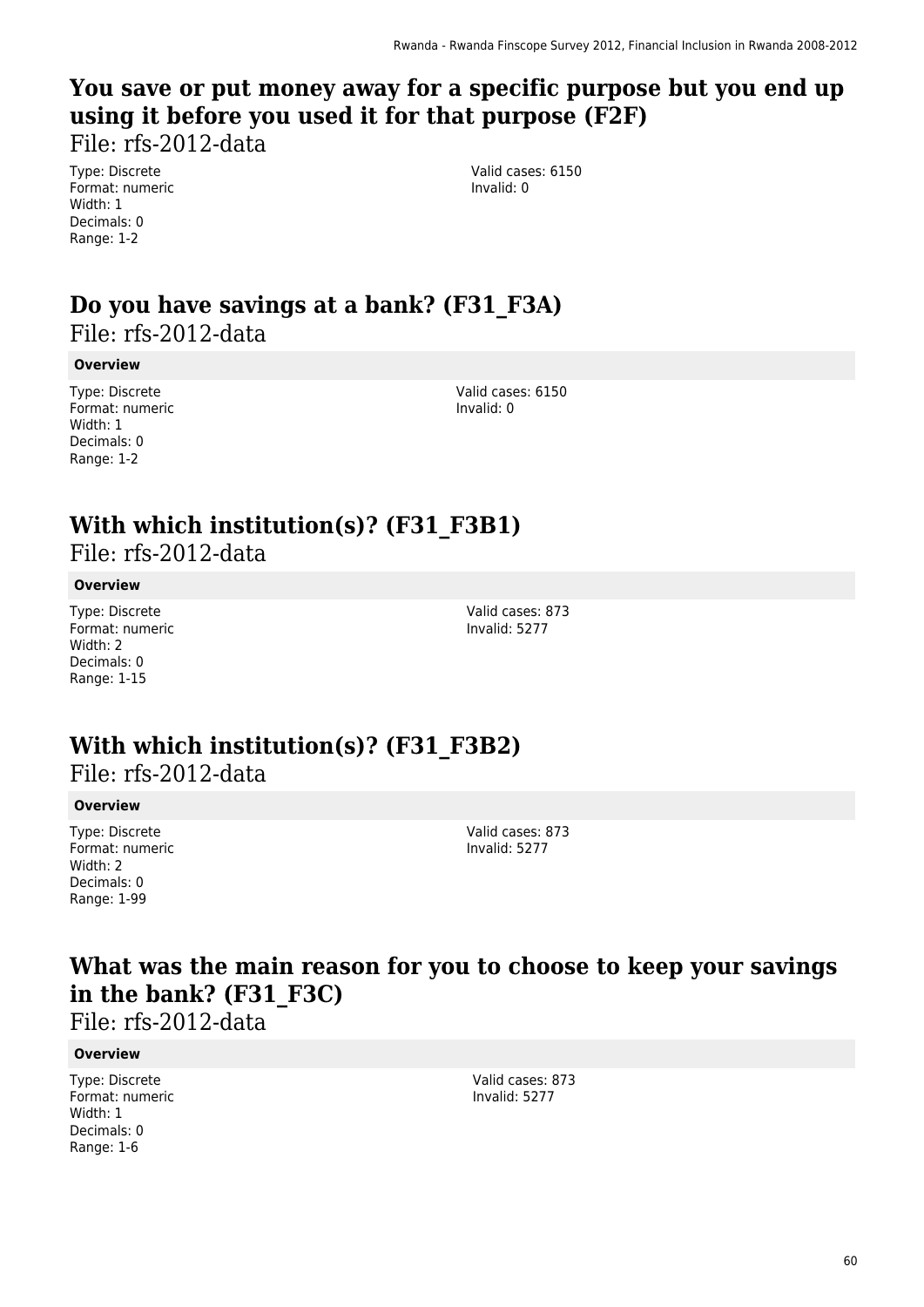## You save or put money away for a specific purpose but you end up using it before you used it for that purpose (F2F)

File: rfs-2012-data

Type: Discrete
Format: numeric
Width: 1
Decimals: 0
Range: 1-2

Valid cases: 6150
Invalid: 0

## Do you have savings at a bank? (F31_F3A)

File: rfs-2012-data

**Overview**

Type: Discrete
Format: numeric
Width: 1
Decimals: 0
Range: 1-2

Valid cases: 6150
Invalid: 0

## With which institution(s)? (F31_F3B1)

File: rfs-2012-data

**Overview**

Type: Discrete
Format: numeric
Width: 2
Decimals: 0
Range: 1-15

Valid cases: 873
Invalid: 5277

## With which institution(s)? (F31_F3B2)

File: rfs-2012-data

**Overview**

Type: Discrete
Format: numeric
Width: 2
Decimals: 0
Range: 1-99

Valid cases: 873
Invalid: 5277

## What was the main reason for you to choose to keep your savings in the bank? (F31_F3C)

File: rfs-2012-data

**Overview**

Type: Discrete
Format: numeric
Width: 1
Decimals: 0
Range: 1-6

Valid cases: 873
Invalid: 5277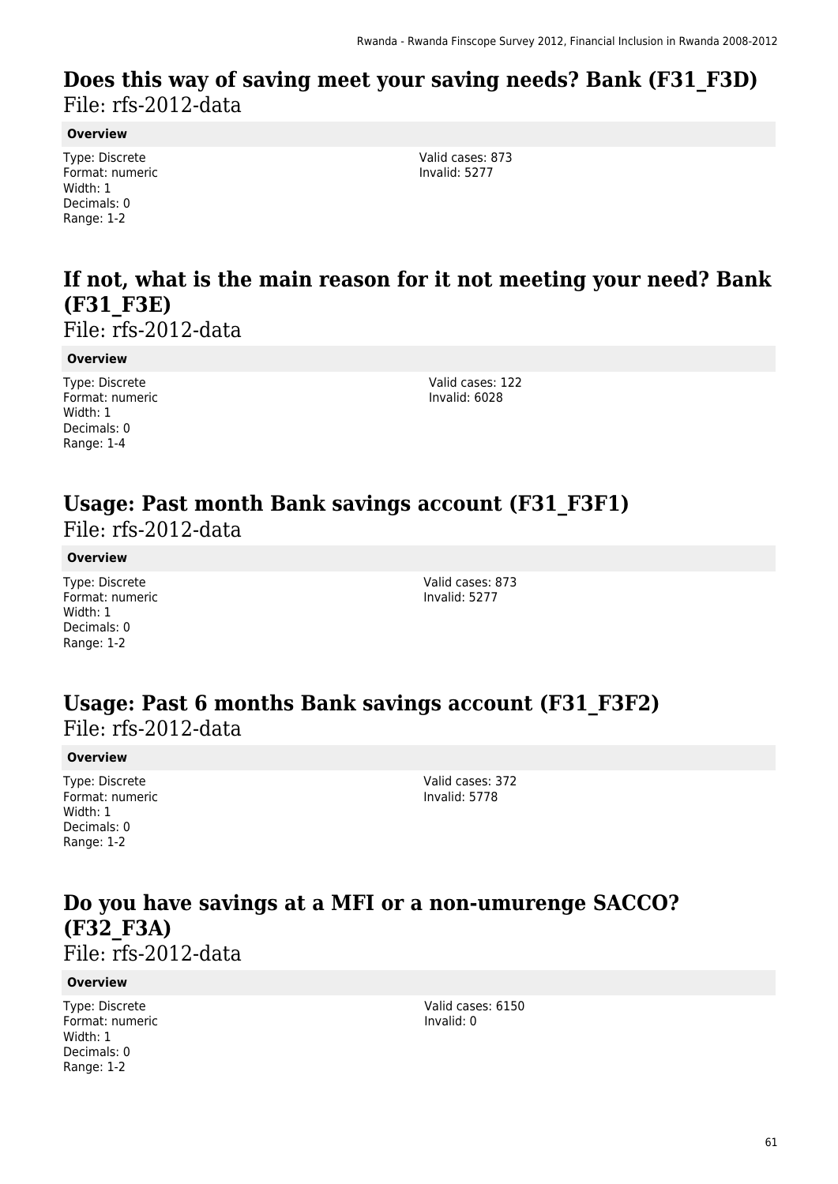## Does this way of saving meet your saving needs? Bank (F31_F3D)

File: rfs-2012-data

**Overview**

Type: Discrete
Format: numeric
Width: 1
Decimals: 0
Range: 1-2

Valid cases: 873
Invalid: 5277

## If not, what is the main reason for it not meeting your need? Bank (F31_F3E)

File: rfs-2012-data

**Overview**

Type: Discrete
Format: numeric
Width: 1
Decimals: 0
Range: 1-4

Valid cases: 122
Invalid: 6028

## Usage: Past month Bank savings account (F31_F3F1)

File: rfs-2012-data

**Overview**

Type: Discrete
Format: numeric
Width: 1
Decimals: 0
Range: 1-2

Valid cases: 873
Invalid: 5277

## Usage: Past 6 months Bank savings account (F31_F3F2)

File: rfs-2012-data

**Overview**

Type: Discrete
Format: numeric
Width: 1
Decimals: 0
Range: 1-2

Valid cases: 372
Invalid: 5778

## Do you have savings at a MFI or a non-umurenge SACCO? (F32_F3A)

File: rfs-2012-data

**Overview**

Type: Discrete
Format: numeric
Width: 1
Decimals: 0
Range: 1-2

Valid cases: 6150
Invalid: 0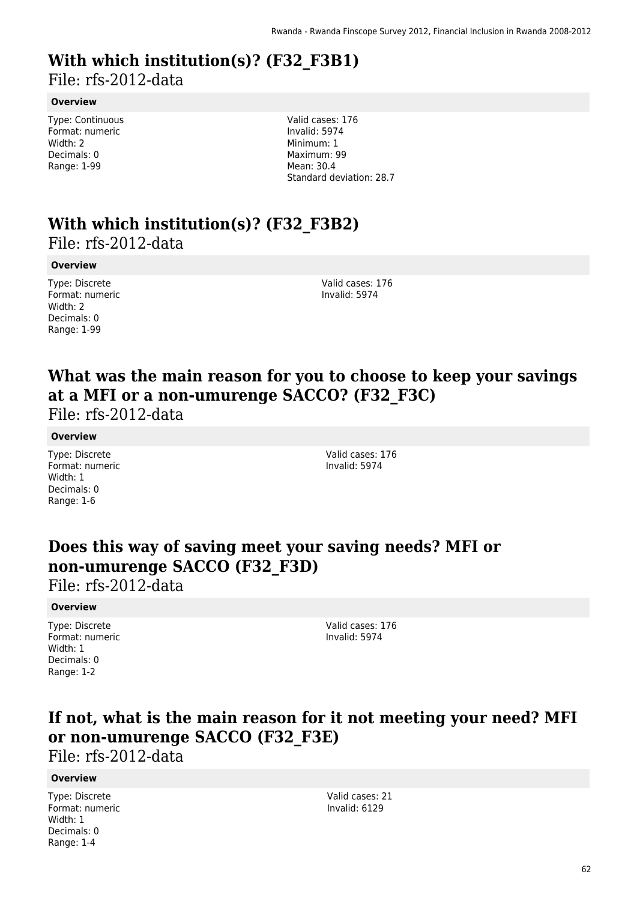# With which institution(s)? (F32_F3B1)

File: rfs-2012-data

### Overview

Type: Continuous
Format: numeric
Width: 2
Decimals: 0
Range: 1-99

Valid cases: 176
Invalid: 5974
Minimum: 1
Maximum: 99
Mean: 30.4
Standard deviation: 28.7

# With which institution(s)? (F32_F3B2)

File: rfs-2012-data

### Overview

Type: Discrete
Format: numeric
Width: 2
Decimals: 0
Range: 1-99

Valid cases: 176
Invalid: 5974

# What was the main reason for you to choose to keep your savings at a MFI or a non-umurenge SACCO? (F32_F3C)

File: rfs-2012-data

### Overview

Type: Discrete
Format: numeric
Width: 1
Decimals: 0
Range: 1-6

Valid cases: 176
Invalid: 5974

# Does this way of saving meet your saving needs? MFI or non-umurenge SACCO (F32_F3D)

File: rfs-2012-data

### Overview

Type: Discrete
Format: numeric
Width: 1
Decimals: 0
Range: 1-2

Valid cases: 176
Invalid: 5974

# If not, what is the main reason for it not meeting your need? MFI or non-umurenge SACCO (F32_F3E)

File: rfs-2012-data

### Overview

Type: Discrete
Format: numeric
Width: 1
Decimals: 0
Range: 1-4

Valid cases: 21
Invalid: 6129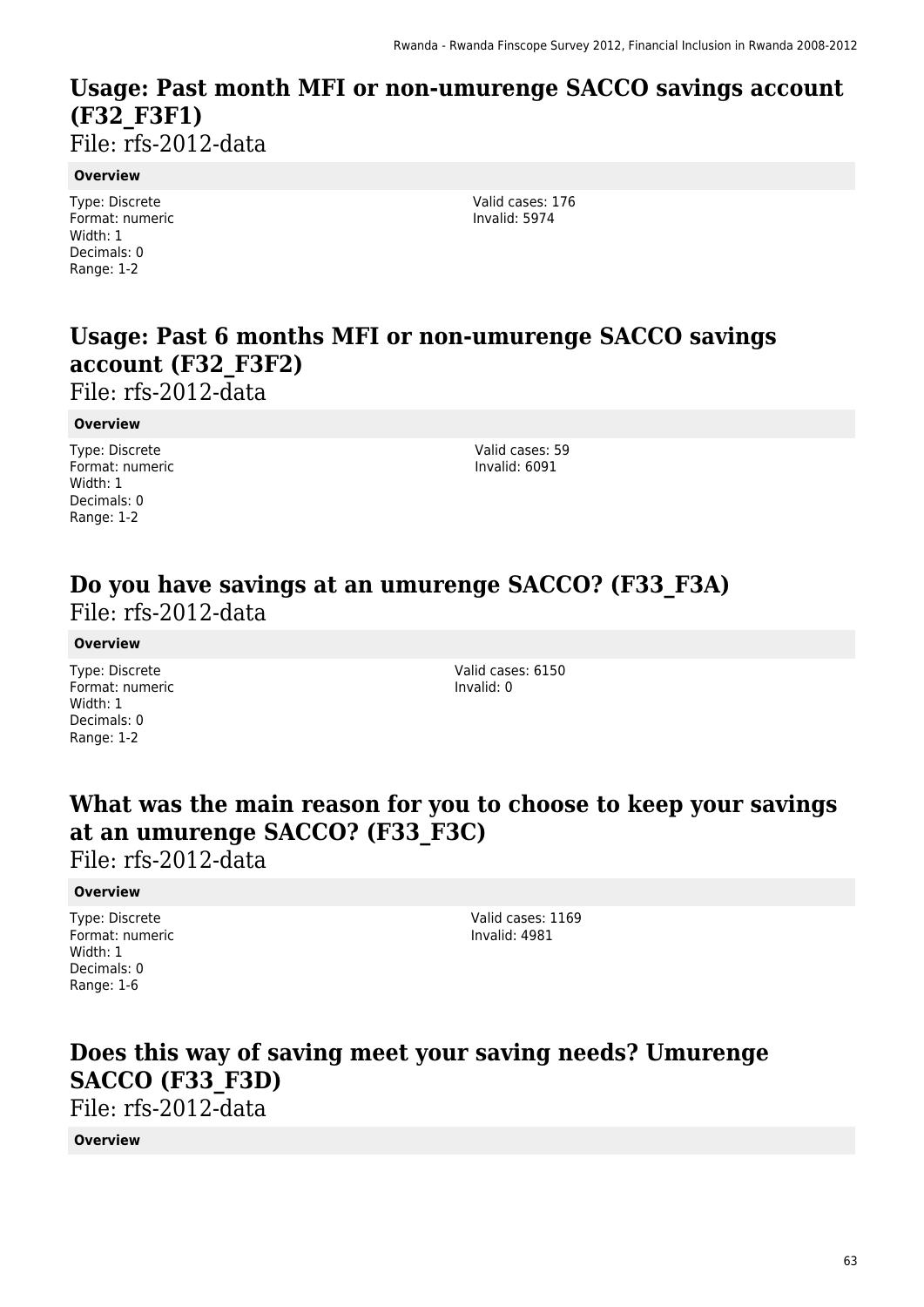## Usage: Past month MFI or non-umurenge SACCO savings account (F32_F3F1)

File: rfs-2012-data

**Overview**

Type: Discrete
Format: numeric
Width: 1
Decimals: 0
Range: 1-2

Valid cases: 176
Invalid: 5974

## Usage: Past 6 months MFI or non-umurenge SACCO savings account (F32_F3F2)

File: rfs-2012-data

**Overview**

Type: Discrete
Format: numeric
Width: 1
Decimals: 0
Range: 1-2

Valid cases: 59
Invalid: 6091

## Do you have savings at an umurenge SACCO? (F33_F3A)

File: rfs-2012-data

**Overview**

Type: Discrete
Format: numeric
Width: 1
Decimals: 0
Range: 1-2

Valid cases: 6150
Invalid: 0

## What was the main reason for you to choose to keep your savings at an umurenge SACCO? (F33_F3C)

File: rfs-2012-data

**Overview**

Type: Discrete
Format: numeric
Width: 1
Decimals: 0
Range: 1-6

Valid cases: 1169
Invalid: 4981

## Does this way of saving meet your saving needs? Umurenge SACCO (F33_F3D)

File: rfs-2012-data

**Overview**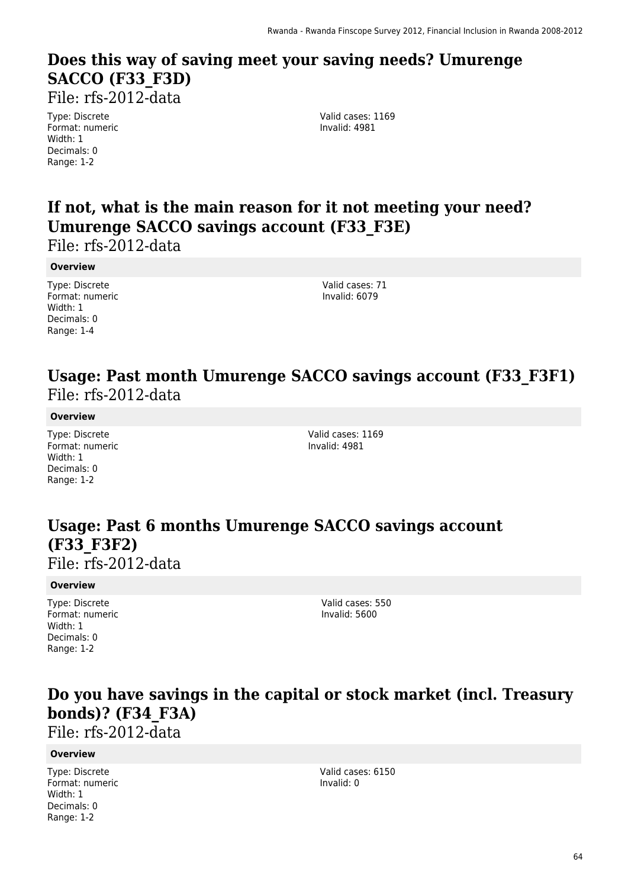## Does this way of saving meet your saving needs? Umurenge SACCO (F33_F3D)

File: rfs-2012-data

Type: Discrete
Format: numeric
Width: 1
Decimals: 0
Range: 1-2

Valid cases: 1169
Invalid: 4981

## If not, what is the main reason for it not meeting your need? Umurenge SACCO savings account (F33_F3E)

File: rfs-2012-data

**Overview**

Type: Discrete
Format: numeric
Width: 1
Decimals: 0
Range: 1-4

Valid cases: 71
Invalid: 6079

## Usage: Past month Umurenge SACCO savings account (F33_F3F1)

File: rfs-2012-data

**Overview**

Type: Discrete
Format: numeric
Width: 1
Decimals: 0
Range: 1-2

Valid cases: 1169
Invalid: 4981

## Usage: Past 6 months Umurenge SACCO savings account (F33_F3F2)

File: rfs-2012-data

**Overview**

Type: Discrete
Format: numeric
Width: 1
Decimals: 0
Range: 1-2

Valid cases: 550
Invalid: 5600

## Do you have savings in the capital or stock market (incl. Treasury bonds)? (F34_F3A)

File: rfs-2012-data

**Overview**

Type: Discrete
Format: numeric
Width: 1
Decimals: 0
Range: 1-2

Valid cases: 6150
Invalid: 0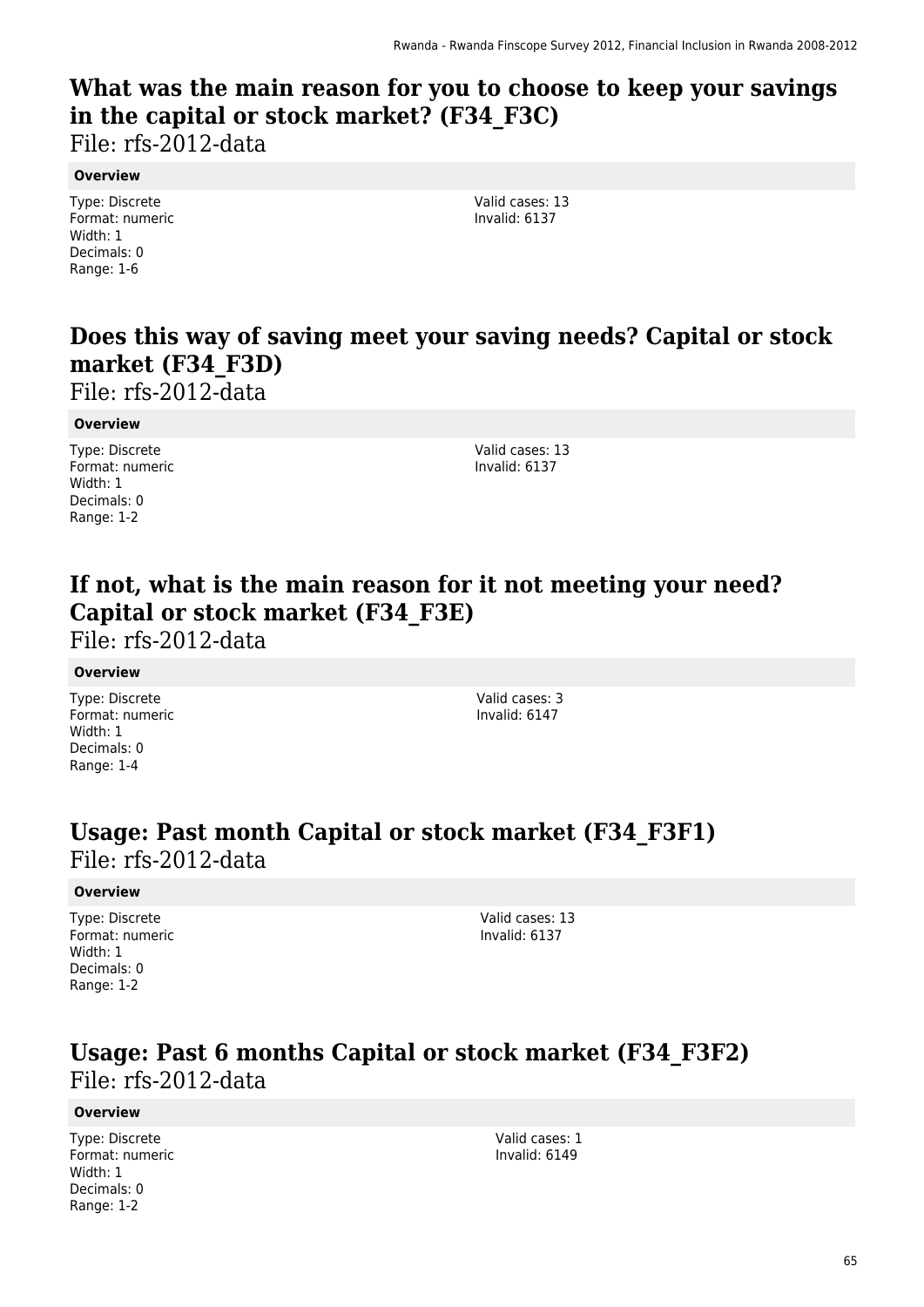## What was the main reason for you to choose to keep your savings in the capital or stock market? (F34_F3C)

File: rfs-2012-data

**Overview**

Type: Discrete
Format: numeric
Width: 1
Decimals: 0
Range: 1-6

Valid cases: 13
Invalid: 6137

## Does this way of saving meet your saving needs? Capital or stock market (F34_F3D)

File: rfs-2012-data

**Overview**

Type: Discrete
Format: numeric
Width: 1
Decimals: 0
Range: 1-2

Valid cases: 13
Invalid: 6137

## If not, what is the main reason for it not meeting your need? Capital or stock market (F34_F3E)

File: rfs-2012-data

**Overview**

Type: Discrete
Format: numeric
Width: 1
Decimals: 0
Range: 1-4

Valid cases: 3
Invalid: 6147

## Usage: Past month Capital or stock market (F34_F3F1)

File: rfs-2012-data

**Overview**

Type: Discrete
Format: numeric
Width: 1
Decimals: 0
Range: 1-2

Valid cases: 13
Invalid: 6137

## Usage: Past 6 months Capital or stock market (F34_F3F2)

File: rfs-2012-data

**Overview**

Type: Discrete
Format: numeric
Width: 1
Decimals: 0
Range: 1-2

Valid cases: 1
Invalid: 6149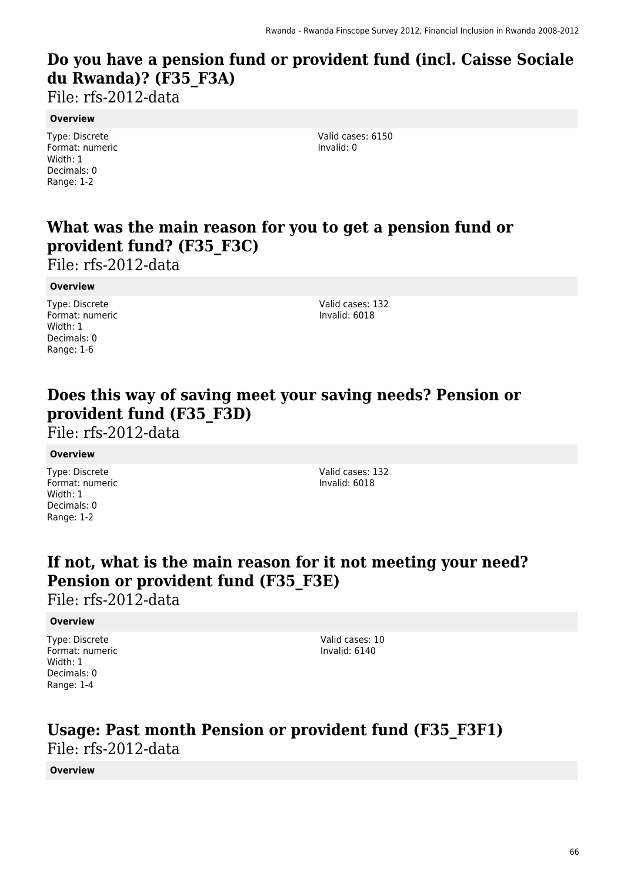## Do you have a pension fund or provident fund (incl. Caisse Sociale du Rwanda)? (F35_F3A)

File: rfs-2012-data

**Overview**

Type: Discrete
Format: numeric
Width: 1
Decimals: 0
Range: 1-2

Valid cases: 6150
Invalid: 0

## What was the main reason for you to get a pension fund or provident fund? (F35_F3C)

File: rfs-2012-data

**Overview**

Type: Discrete
Format: numeric
Width: 1
Decimals: 0
Range: 1-6

Valid cases: 132
Invalid: 6018

## Does this way of saving meet your saving needs? Pension or provident fund (F35_F3D)

File: rfs-2012-data

**Overview**

Type: Discrete
Format: numeric
Width: 1
Decimals: 0
Range: 1-2

Valid cases: 132
Invalid: 6018

## If not, what is the main reason for it not meeting your need? Pension or provident fund (F35_F3E)

File: rfs-2012-data

**Overview**

Type: Discrete
Format: numeric
Width: 1
Decimals: 0
Range: 1-4

Valid cases: 10
Invalid: 6140

## Usage: Past month Pension or provident fund (F35_F3F1)

File: rfs-2012-data

**Overview**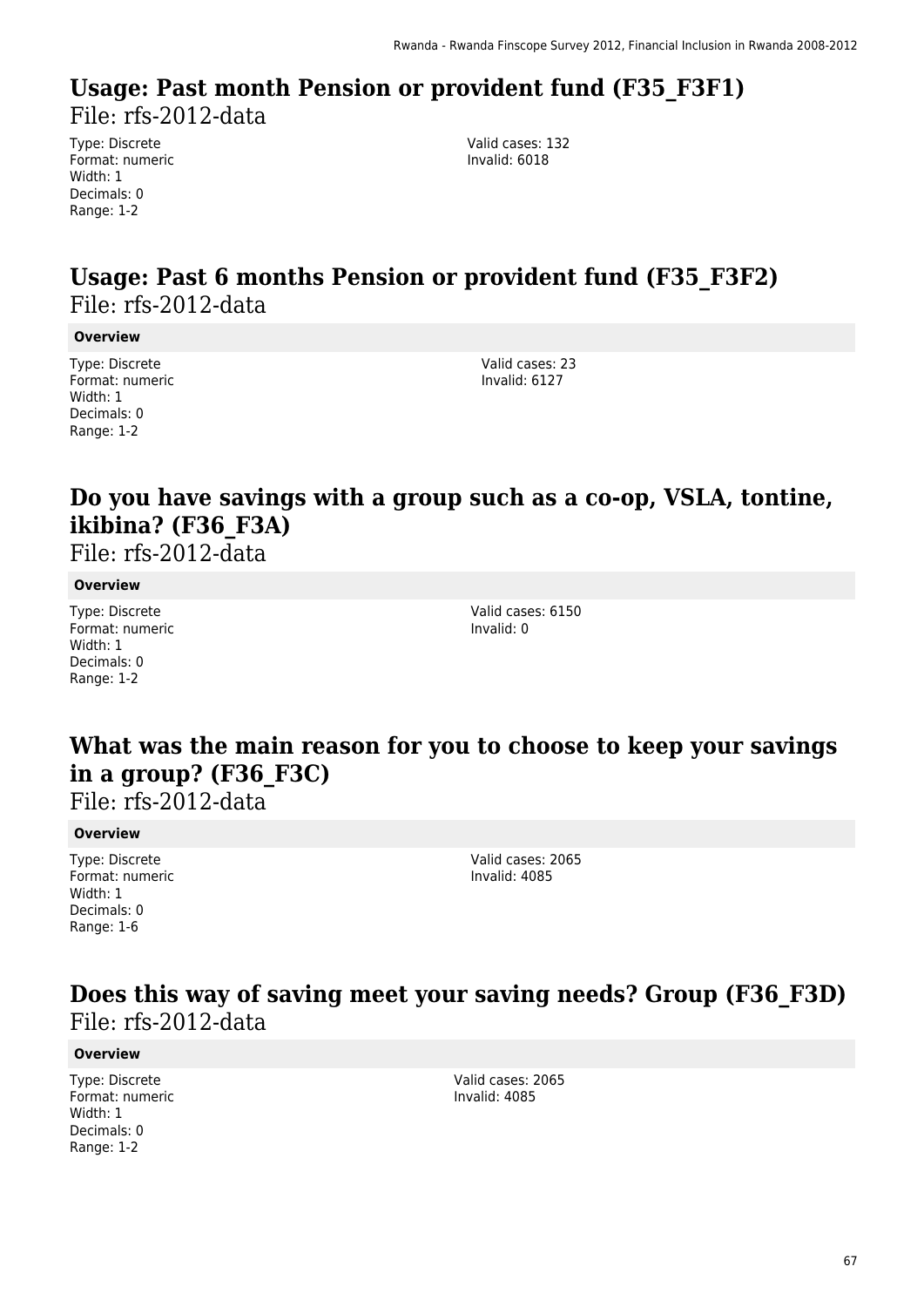## Usage: Past month Pension or provident fund (F35_F3F1)

File: rfs-2012-data

Type: Discrete
Format: numeric
Width: 1
Decimals: 0
Range: 1-2

Valid cases: 132
Invalid: 6018

## Usage: Past 6 months Pension or provident fund (F35_F3F2)

File: rfs-2012-data

**Overview**

Type: Discrete
Format: numeric
Width: 1
Decimals: 0
Range: 1-2

Valid cases: 23
Invalid: 6127

## Do you have savings with a group such as a co-op, VSLA, tontine, ikibina? (F36_F3A)

File: rfs-2012-data

**Overview**

Type: Discrete
Format: numeric
Width: 1
Decimals: 0
Range: 1-2

Valid cases: 6150
Invalid: 0

## What was the main reason for you to choose to keep your savings in a group? (F36_F3C)

File: rfs-2012-data

**Overview**

Type: Discrete
Format: numeric
Width: 1
Decimals: 0
Range: 1-6

Valid cases: 2065
Invalid: 4085

## Does this way of saving meet your saving needs? Group (F36_F3D)

File: rfs-2012-data

**Overview**

Type: Discrete
Format: numeric
Width: 1
Decimals: 0
Range: 1-2

Valid cases: 2065
Invalid: 4085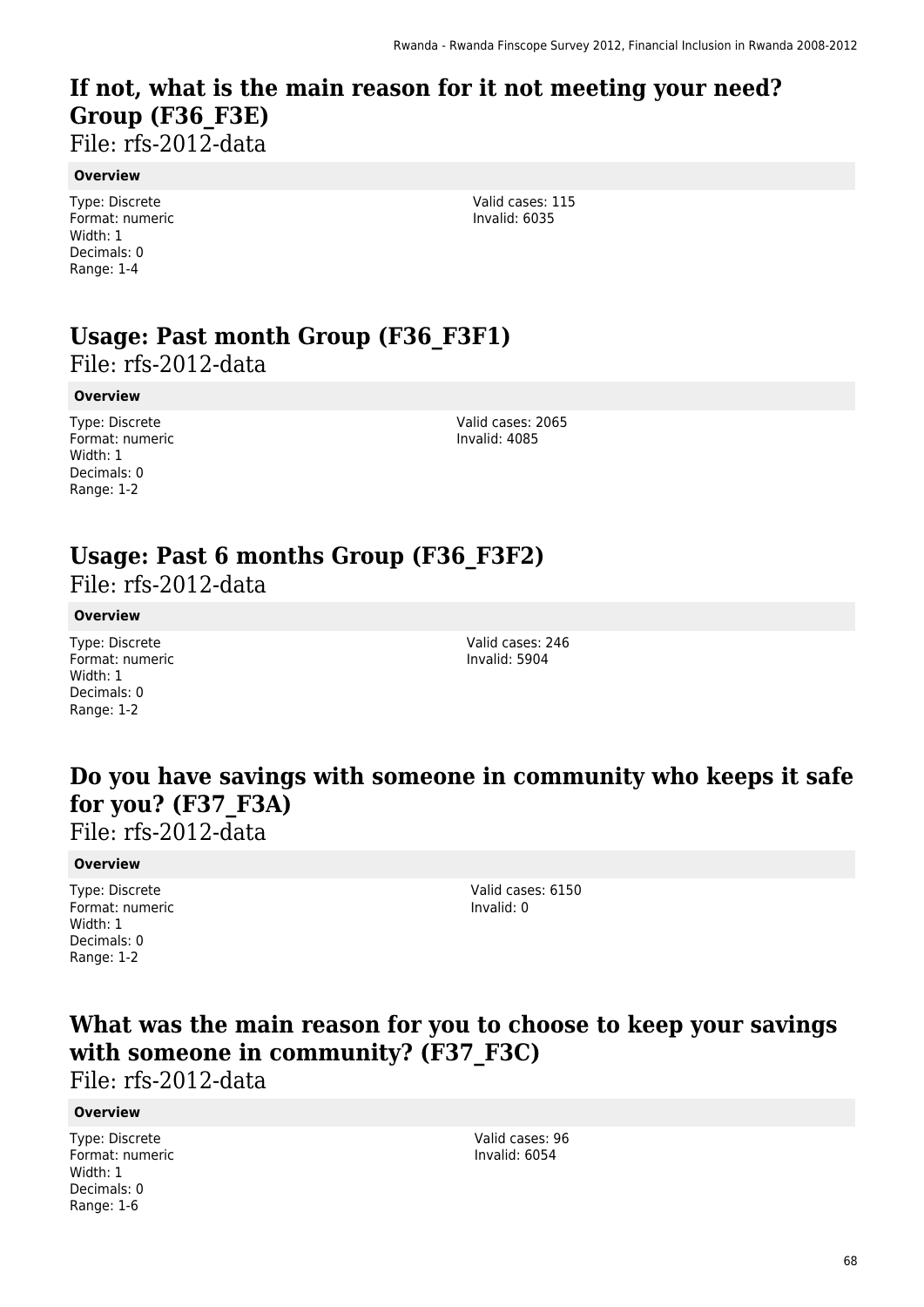## If not, what is the main reason for it not meeting your need? Group (F36_F3E)

File: rfs-2012-data

**Overview**

Type: Discrete
Format: numeric
Width: 1
Decimals: 0
Range: 1-4

Valid cases: 115
Invalid: 6035

## Usage: Past month Group (F36_F3F1)

File: rfs-2012-data

**Overview**

Type: Discrete
Format: numeric
Width: 1
Decimals: 0
Range: 1-2

Valid cases: 2065
Invalid: 4085

## Usage: Past 6 months Group (F36_F3F2)

File: rfs-2012-data

**Overview**

Type: Discrete
Format: numeric
Width: 1
Decimals: 0
Range: 1-2

Valid cases: 246
Invalid: 5904

## Do you have savings with someone in community who keeps it safe for you? (F37_F3A)

File: rfs-2012-data

**Overview**

Type: Discrete
Format: numeric
Width: 1
Decimals: 0
Range: 1-2

Valid cases: 6150
Invalid: 0

## What was the main reason for you to choose to keep your savings with someone in community? (F37_F3C)

File: rfs-2012-data

**Overview**

Type: Discrete
Format: numeric
Width: 1
Decimals: 0
Range: 1-6

Valid cases: 96
Invalid: 6054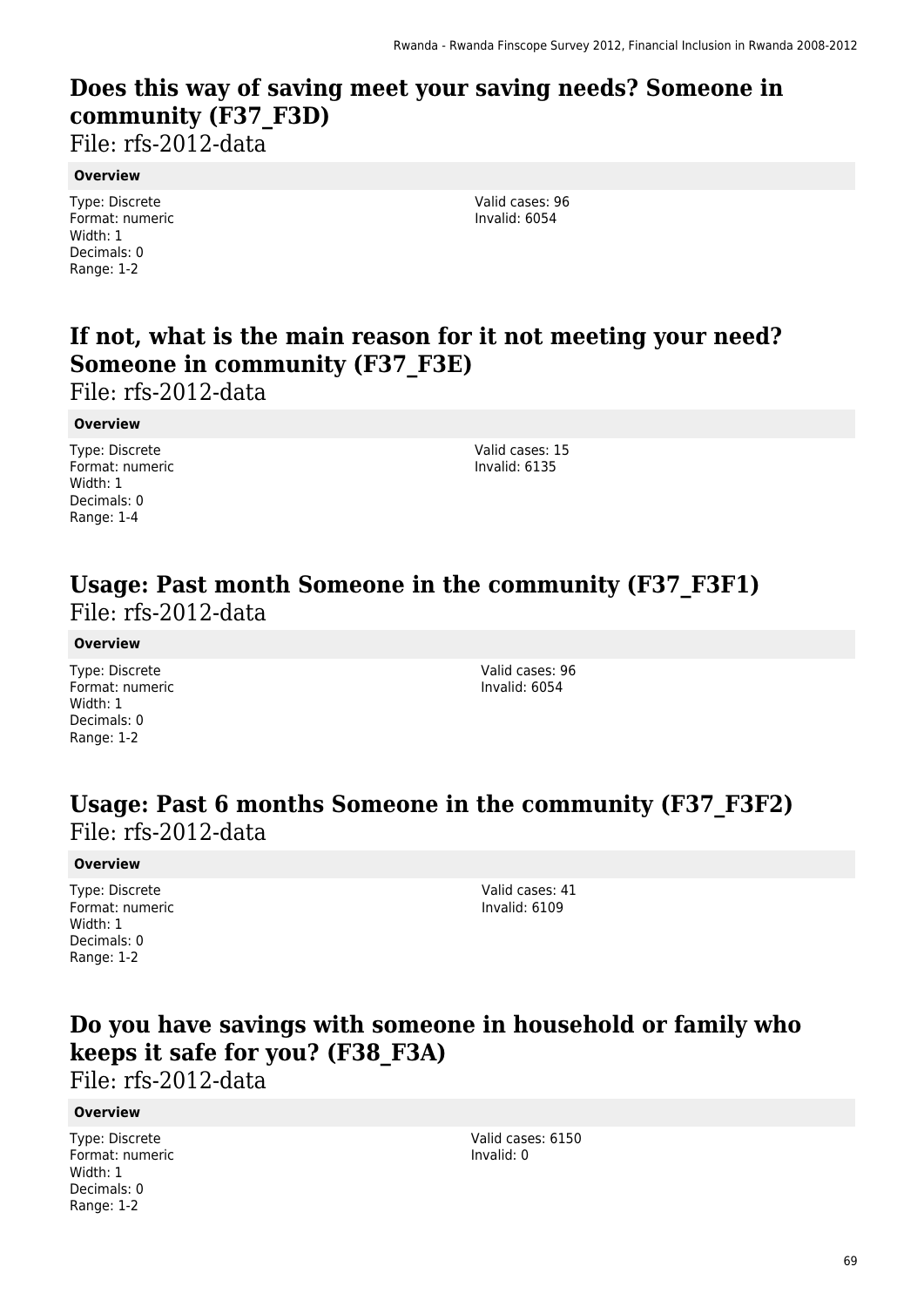## Does this way of saving meet your saving needs? Someone in community (F37_F3D)

File: rfs-2012-data

**Overview**

Type: Discrete
Format: numeric
Width: 1
Decimals: 0
Range: 1-2

Valid cases: 96
Invalid: 6054

## If not, what is the main reason for it not meeting your need? Someone in community (F37_F3E)

File: rfs-2012-data

**Overview**

Type: Discrete
Format: numeric
Width: 1
Decimals: 0
Range: 1-4

Valid cases: 15
Invalid: 6135

## Usage: Past month Someone in the community (F37_F3F1)

File: rfs-2012-data

**Overview**

Type: Discrete
Format: numeric
Width: 1
Decimals: 0
Range: 1-2

Valid cases: 96
Invalid: 6054

## Usage: Past 6 months Someone in the community (F37_F3F2)

File: rfs-2012-data

**Overview**

Type: Discrete
Format: numeric
Width: 1
Decimals: 0
Range: 1-2

Valid cases: 41
Invalid: 6109

## Do you have savings with someone in household or family who keeps it safe for you? (F38_F3A)

File: rfs-2012-data

**Overview**

Type: Discrete
Format: numeric
Width: 1
Decimals: 0
Range: 1-2

Valid cases: 6150
Invalid: 0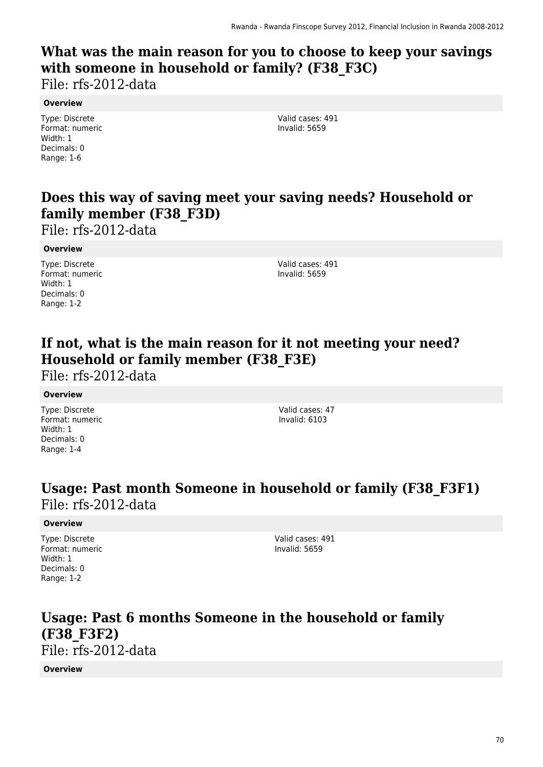## What was the main reason for you to choose to keep your savings with someone in household or family? (F38_F3C)

File: rfs-2012-data

**Overview**

Type: Discrete
Format: numeric
Width: 1
Decimals: 0
Range: 1-6

Valid cases: 491
Invalid: 5659

## Does this way of saving meet your saving needs? Household or family member (F38_F3D)

File: rfs-2012-data

**Overview**

Type: Discrete
Format: numeric
Width: 1
Decimals: 0
Range: 1-2

Valid cases: 491
Invalid: 5659

## If not, what is the main reason for it not meeting your need? Household or family member (F38_F3E)

File: rfs-2012-data

**Overview**

Type: Discrete
Format: numeric
Width: 1
Decimals: 0
Range: 1-4

Valid cases: 47
Invalid: 6103

## Usage: Past month Someone in household or family (F38_F3F1)

File: rfs-2012-data

**Overview**

Type: Discrete
Format: numeric
Width: 1
Decimals: 0
Range: 1-2

Valid cases: 491
Invalid: 5659

## Usage: Past 6 months Someone in the household or family (F38_F3F2)

File: rfs-2012-data

**Overview**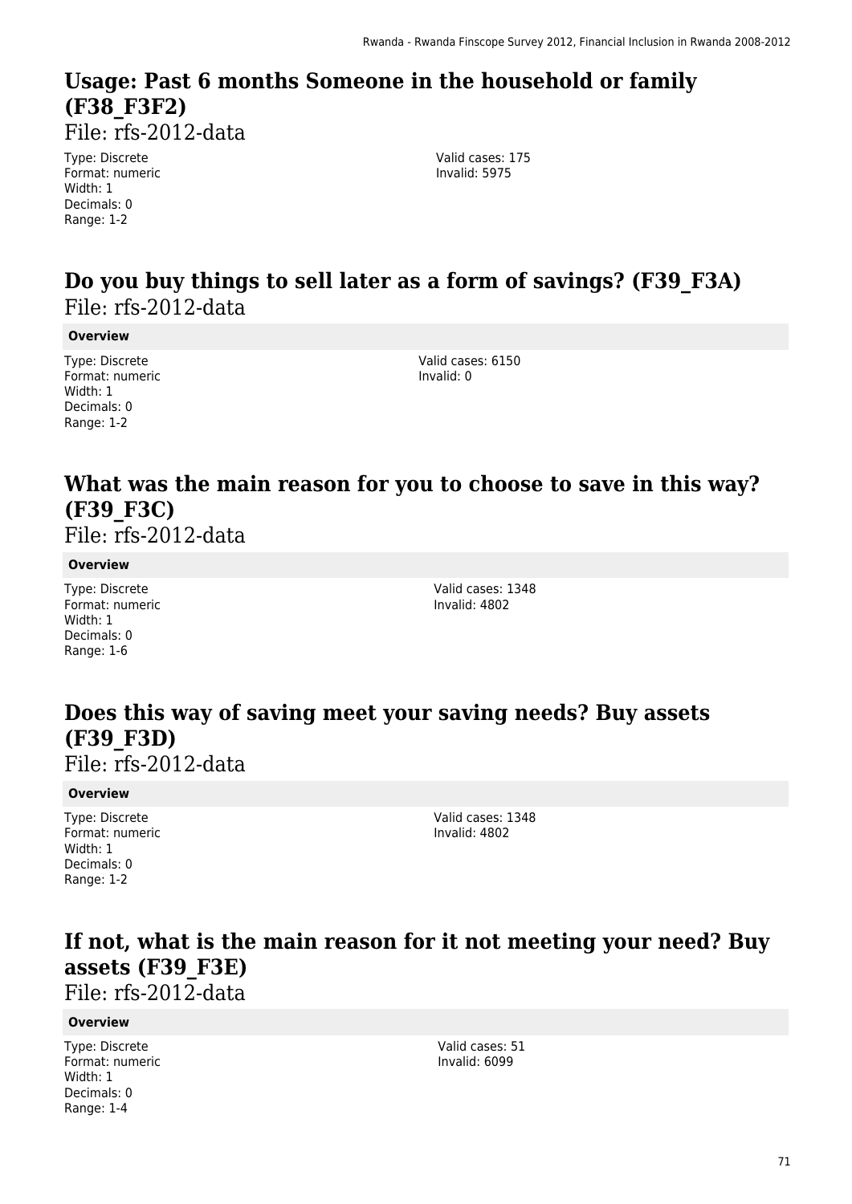## Usage: Past 6 months Someone in the household or family (F38_F3F2)

File: rfs-2012-data

Type: Discrete
Format: numeric
Width: 1
Decimals: 0
Range: 1-2

Valid cases: 175
Invalid: 5975

## Do you buy things to sell later as a form of savings? (F39_F3A)

File: rfs-2012-data

**Overview**

Type: Discrete
Format: numeric
Width: 1
Decimals: 0
Range: 1-2

Valid cases: 6150
Invalid: 0

## What was the main reason for you to choose to save in this way? (F39_F3C)

File: rfs-2012-data

**Overview**

Type: Discrete
Format: numeric
Width: 1
Decimals: 0
Range: 1-6

Valid cases: 1348
Invalid: 4802

## Does this way of saving meet your saving needs? Buy assets (F39_F3D)

File: rfs-2012-data

**Overview**

Type: Discrete
Format: numeric
Width: 1
Decimals: 0
Range: 1-2

Valid cases: 1348
Invalid: 4802

## If not, what is the main reason for it not meeting your need? Buy assets (F39_F3E)

File: rfs-2012-data

**Overview**

Type: Discrete
Format: numeric
Width: 1
Decimals: 0
Range: 1-4

Valid cases: 51
Invalid: 6099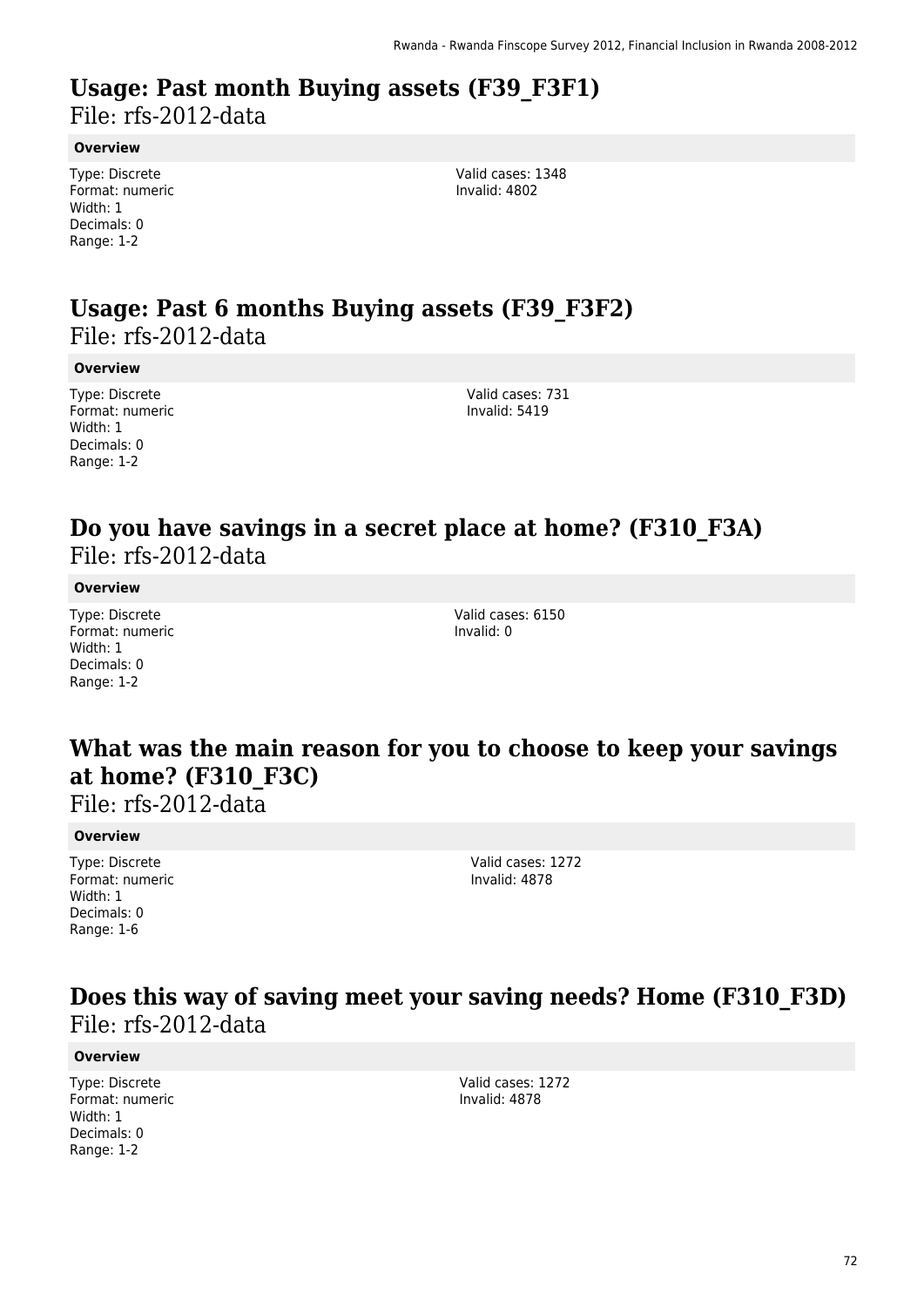## Usage: Past month Buying assets (F39_F3F1)

File: rfs-2012-data

**Overview**

Type: Discrete
Format: numeric
Width: 1
Decimals: 0
Range: 1-2

Valid cases: 1348
Invalid: 4802

## Usage: Past 6 months Buying assets (F39_F3F2)

File: rfs-2012-data

**Overview**

Type: Discrete
Format: numeric
Width: 1
Decimals: 0
Range: 1-2

Valid cases: 731
Invalid: 5419

## Do you have savings in a secret place at home? (F310_F3A)

File: rfs-2012-data

**Overview**

Type: Discrete
Format: numeric
Width: 1
Decimals: 0
Range: 1-2

Valid cases: 6150
Invalid: 0

## What was the main reason for you to choose to keep your savings at home? (F310_F3C)

File: rfs-2012-data

**Overview**

Type: Discrete
Format: numeric
Width: 1
Decimals: 0
Range: 1-6

Valid cases: 1272
Invalid: 4878

## Does this way of saving meet your saving needs? Home (F310_F3D)

File: rfs-2012-data

**Overview**

Type: Discrete
Format: numeric
Width: 1
Decimals: 0
Range: 1-2

Valid cases: 1272
Invalid: 4878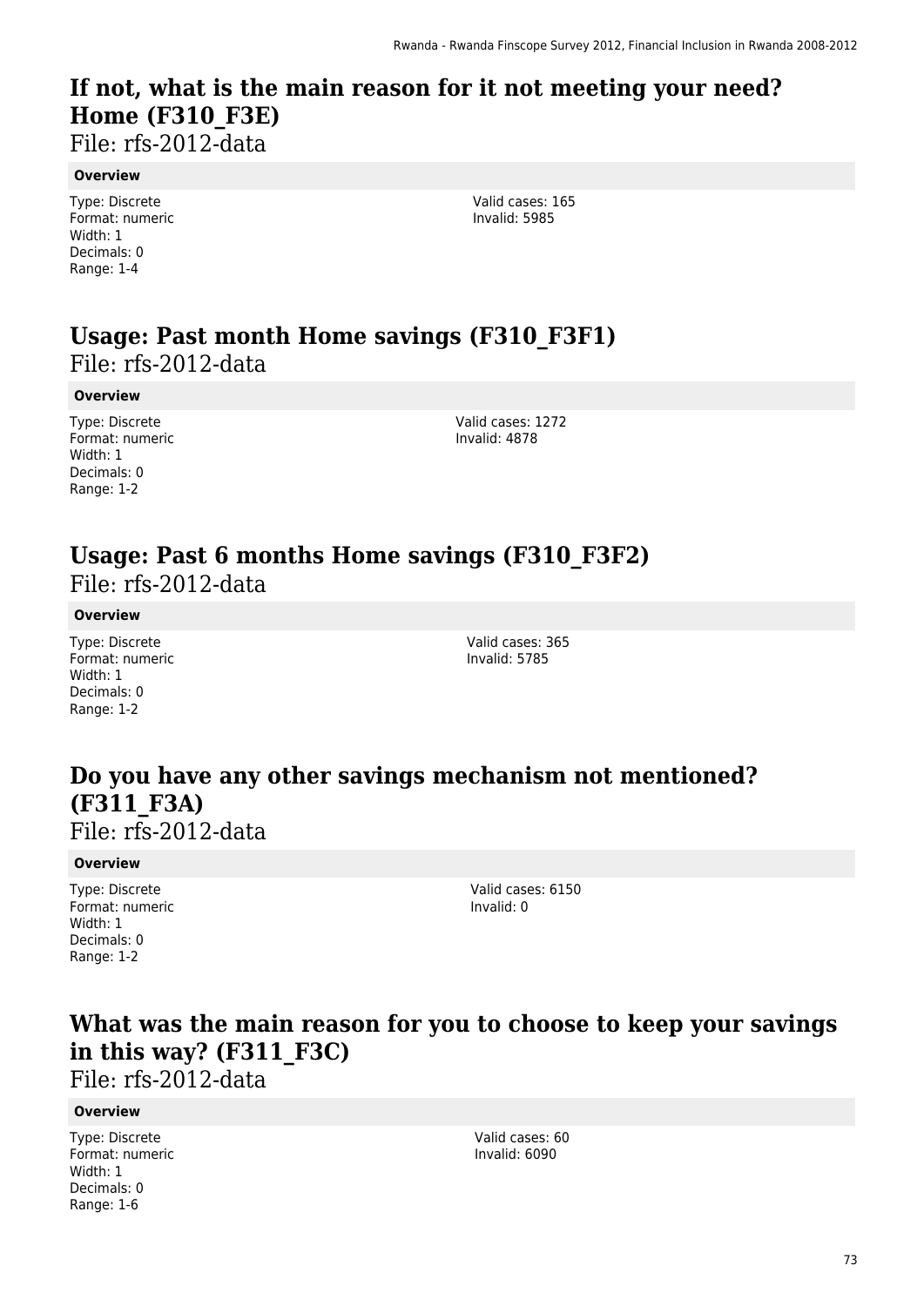# If not, what is the main reason for it not meeting your need? Home (F310_F3E)

File: rfs-2012-data

**Overview**

Type: Discrete
Format: numeric
Width: 1
Decimals: 0
Range: 1-4

Valid cases: 165
Invalid: 5985

# Usage: Past month Home savings (F310_F3F1)

File: rfs-2012-data

**Overview**

Type: Discrete
Format: numeric
Width: 1
Decimals: 0
Range: 1-2

Valid cases: 1272
Invalid: 4878

# Usage: Past 6 months Home savings (F310_F3F2)

File: rfs-2012-data

**Overview**

Type: Discrete
Format: numeric
Width: 1
Decimals: 0
Range: 1-2

Valid cases: 365
Invalid: 5785

# Do you have any other savings mechanism not mentioned? (F311_F3A)

File: rfs-2012-data

**Overview**

Type: Discrete
Format: numeric
Width: 1
Decimals: 0
Range: 1-2

Valid cases: 6150
Invalid: 0

# What was the main reason for you to choose to keep your savings in this way? (F311_F3C)

File: rfs-2012-data

**Overview**

Type: Discrete
Format: numeric
Width: 1
Decimals: 0
Range: 1-6

Valid cases: 60
Invalid: 6090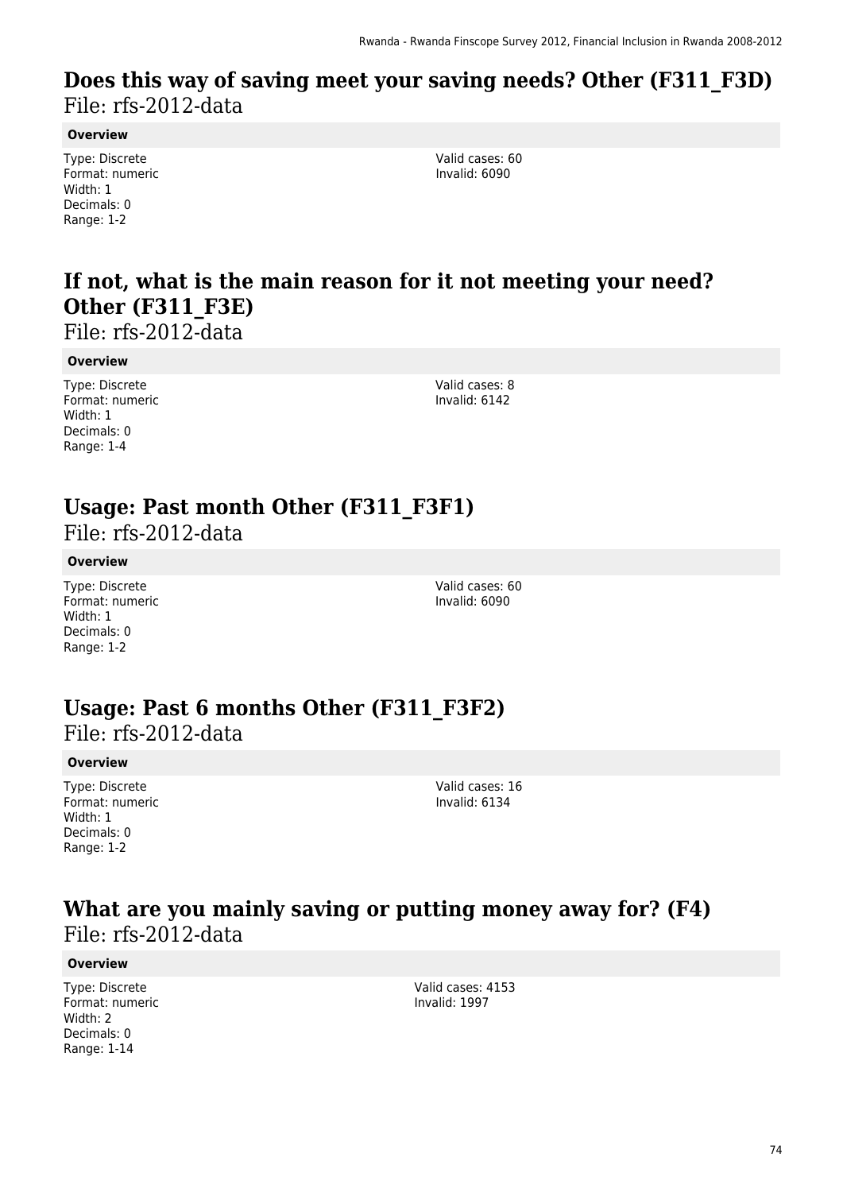## Does this way of saving meet your saving needs? Other (F311_F3D)

File: rfs-2012-data

**Overview**

Type: Discrete
Format: numeric
Width: 1
Decimals: 0
Range: 1-2

Valid cases: 60
Invalid: 6090

## If not, what is the main reason for it not meeting your need? Other (F311_F3E)

File: rfs-2012-data

**Overview**

Type: Discrete
Format: numeric
Width: 1
Decimals: 0
Range: 1-4

Valid cases: 8
Invalid: 6142

## Usage: Past month Other (F311_F3F1)

File: rfs-2012-data

**Overview**

Type: Discrete
Format: numeric
Width: 1
Decimals: 0
Range: 1-2

Valid cases: 60
Invalid: 6090

## Usage: Past 6 months Other (F311_F3F2)

File: rfs-2012-data

**Overview**

Type: Discrete
Format: numeric
Width: 1
Decimals: 0
Range: 1-2

Valid cases: 16
Invalid: 6134

## What are you mainly saving or putting money away for? (F4)

File: rfs-2012-data

**Overview**

Type: Discrete
Format: numeric
Width: 2
Decimals: 0
Range: 1-14

Valid cases: 4153
Invalid: 1997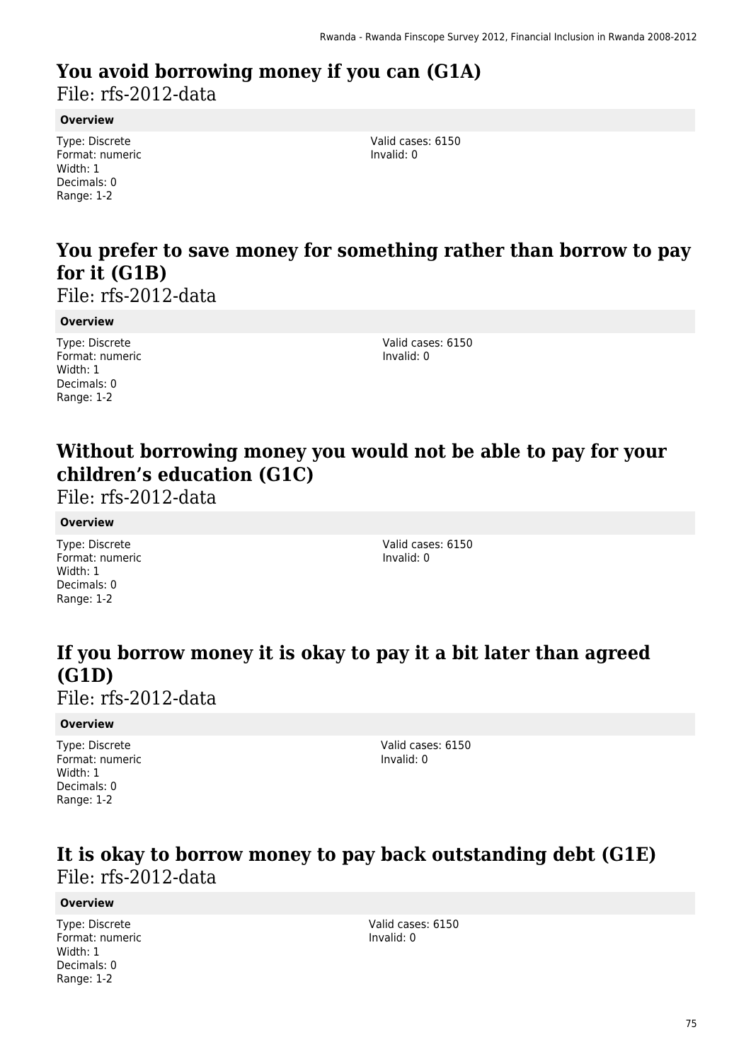## You avoid borrowing money if you can (G1A)

File: rfs-2012-data

**Overview**

Type: Discrete
Format: numeric
Width: 1
Decimals: 0
Range: 1-2

Valid cases: 6150
Invalid: 0

## You prefer to save money for something rather than borrow to pay for it (G1B)

File: rfs-2012-data

**Overview**

Type: Discrete
Format: numeric
Width: 1
Decimals: 0
Range: 1-2

Valid cases: 6150
Invalid: 0

## Without borrowing money you would not be able to pay for your children's education (G1C)

File: rfs-2012-data

**Overview**

Type: Discrete
Format: numeric
Width: 1
Decimals: 0
Range: 1-2

Valid cases: 6150
Invalid: 0

## If you borrow money it is okay to pay it a bit later than agreed (G1D)

File: rfs-2012-data

**Overview**

Type: Discrete
Format: numeric
Width: 1
Decimals: 0
Range: 1-2

Valid cases: 6150
Invalid: 0

## It is okay to borrow money to pay back outstanding debt (G1E)

File: rfs-2012-data

**Overview**

Type: Discrete
Format: numeric
Width: 1
Decimals: 0
Range: 1-2

Valid cases: 6150
Invalid: 0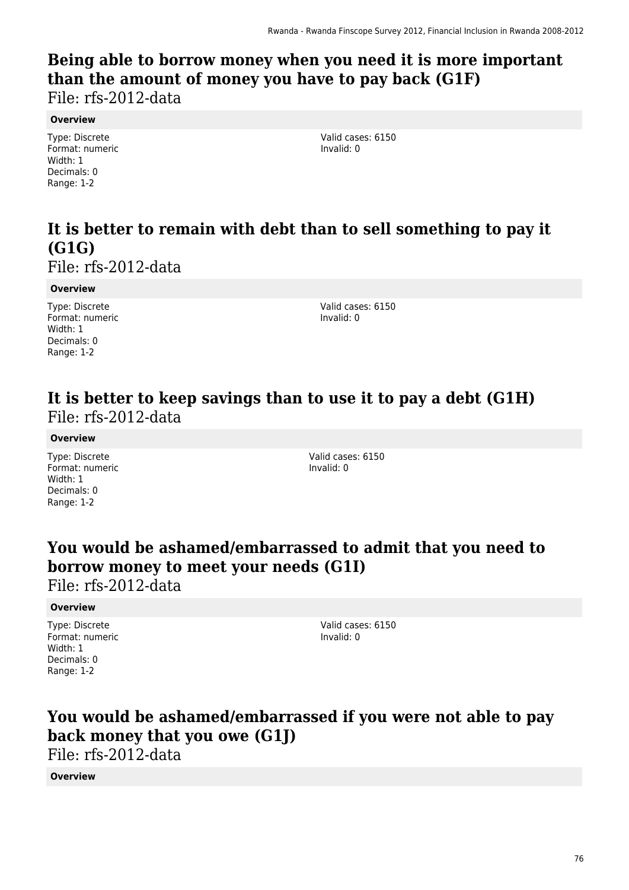## Being able to borrow money when you need it is more important than the amount of money you have to pay back (G1F)

File: rfs-2012-data

**Overview**

Type: Discrete
Format: numeric
Width: 1
Decimals: 0
Range: 1-2

Valid cases: 6150
Invalid: 0

## It is better to remain with debt than to sell something to pay it (G1G)

File: rfs-2012-data

**Overview**

Type: Discrete
Format: numeric
Width: 1
Decimals: 0
Range: 1-2

Valid cases: 6150
Invalid: 0

## It is better to keep savings than to use it to pay a debt (G1H)

File: rfs-2012-data

**Overview**

Type: Discrete
Format: numeric
Width: 1
Decimals: 0
Range: 1-2

Valid cases: 6150
Invalid: 0

## You would be ashamed/embarrassed to admit that you need to borrow money to meet your needs (G1I)

File: rfs-2012-data

**Overview**

Type: Discrete
Format: numeric
Width: 1
Decimals: 0
Range: 1-2

Valid cases: 6150
Invalid: 0

## You would be ashamed/embarrassed if you were not able to pay back money that you owe (G1J)

File: rfs-2012-data

**Overview**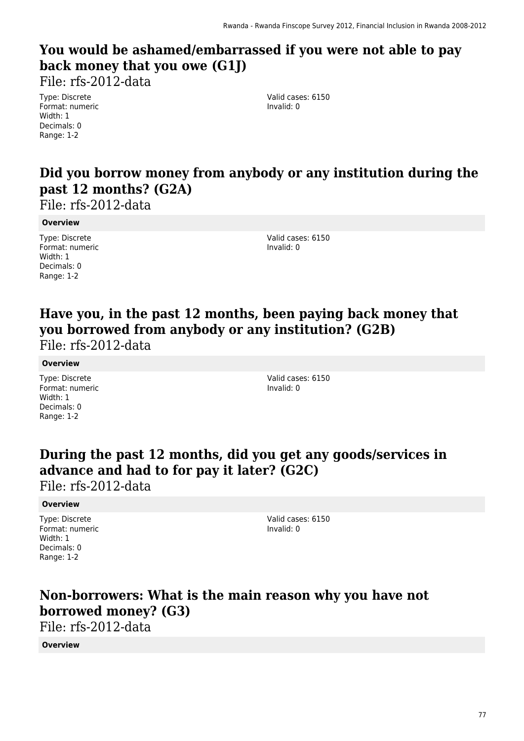## You would be ashamed/embarrassed if you were not able to pay back money that you owe (G1J)

File: rfs-2012-data

Type: Discrete
Format: numeric
Width: 1
Decimals: 0
Range: 1-2

Valid cases: 6150
Invalid: 0

## Did you borrow money from anybody or any institution during the past 12 months? (G2A)

File: rfs-2012-data

**Overview**

Type: Discrete
Format: numeric
Width: 1
Decimals: 0
Range: 1-2

Valid cases: 6150
Invalid: 0

## Have you, in the past 12 months, been paying back money that you borrowed from anybody or any institution? (G2B)

File: rfs-2012-data

**Overview**

Type: Discrete
Format: numeric
Width: 1
Decimals: 0
Range: 1-2

Valid cases: 6150
Invalid: 0

## During the past 12 months, did you get any goods/services in advance and had to for pay it later? (G2C)

File: rfs-2012-data

**Overview**

Type: Discrete
Format: numeric
Width: 1
Decimals: 0
Range: 1-2

Valid cases: 6150
Invalid: 0

## Non-borrowers: What is the main reason why you have not borrowed money? (G3)

File: rfs-2012-data

**Overview**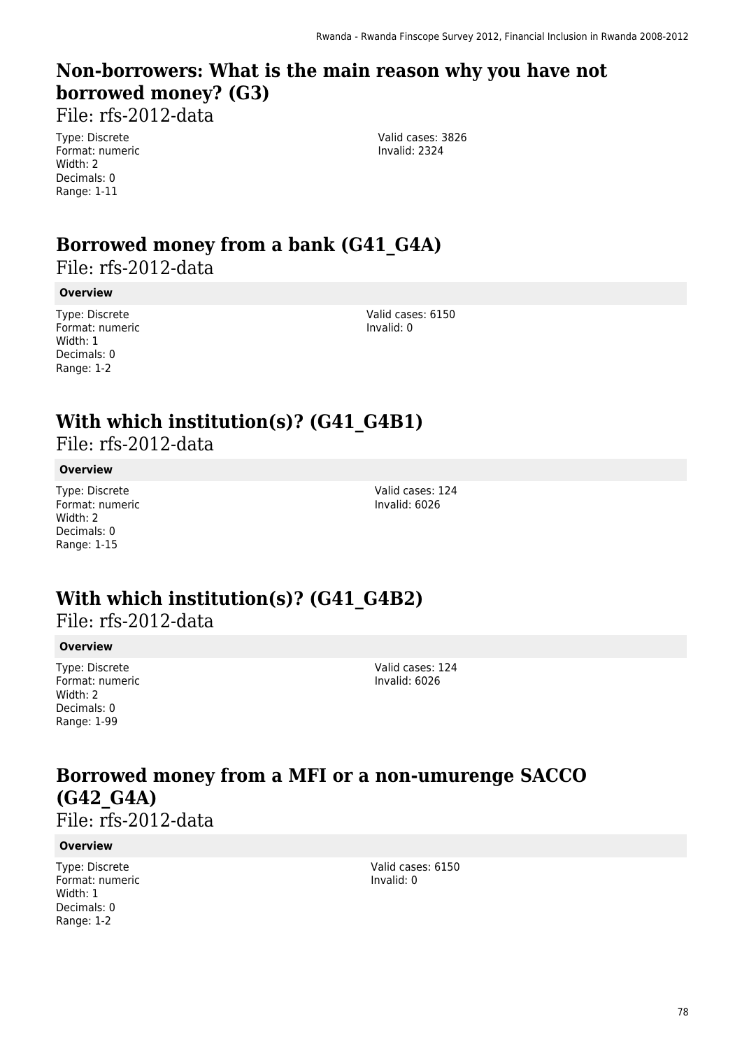## Non-borrowers: What is the main reason why you have not borrowed money? (G3)

File: rfs-2012-data

Type: Discrete
Format: numeric
Width: 2
Decimals: 0
Range: 1-11

Valid cases: 3826
Invalid: 2324

## Borrowed money from a bank (G41_G4A)

File: rfs-2012-data

**Overview**

Type: Discrete
Format: numeric
Width: 1
Decimals: 0
Range: 1-2

Valid cases: 6150
Invalid: 0

## With which institution(s)? (G41_G4B1)

File: rfs-2012-data

**Overview**

Type: Discrete
Format: numeric
Width: 2
Decimals: 0
Range: 1-15

Valid cases: 124
Invalid: 6026

## With which institution(s)? (G41_G4B2)

File: rfs-2012-data

**Overview**

Type: Discrete
Format: numeric
Width: 2
Decimals: 0
Range: 1-99

Valid cases: 124
Invalid: 6026

## Borrowed money from a MFI or a non-umurenge SACCO (G42_G4A)

File: rfs-2012-data

**Overview**

Type: Discrete
Format: numeric
Width: 1
Decimals: 0
Range: 1-2

Valid cases: 6150
Invalid: 0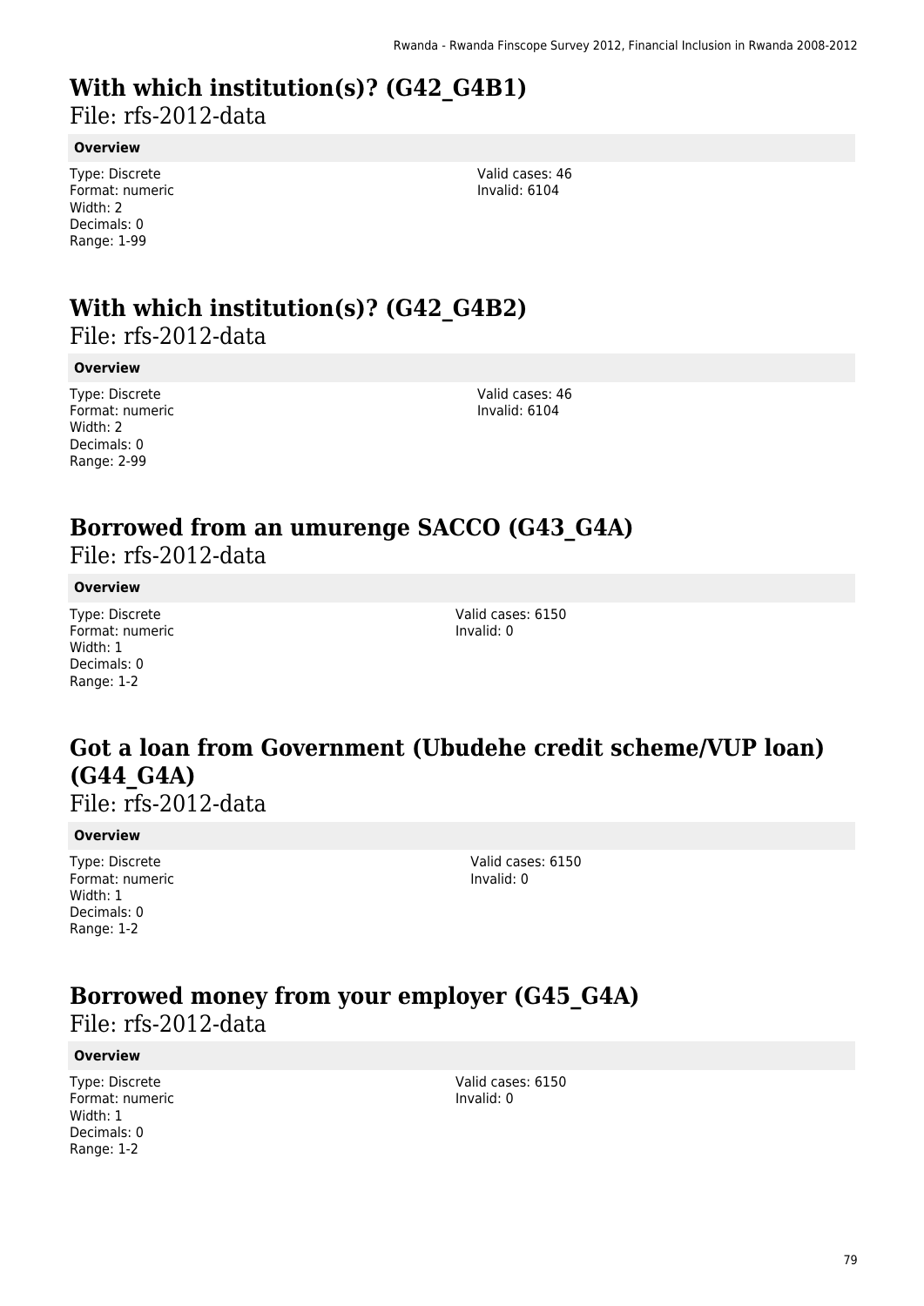# With which institution(s)? (G42_G4B1)

File: rfs-2012-data

**Overview**

Type: Discrete
Format: numeric
Width: 2
Decimals: 0
Range: 1-99

Valid cases: 46
Invalid: 6104

# With which institution(s)? (G42_G4B2)

File: rfs-2012-data

**Overview**

Type: Discrete
Format: numeric
Width: 2
Decimals: 0
Range: 2-99

Valid cases: 46
Invalid: 6104

# Borrowed from an umurenge SACCO (G43_G4A)

File: rfs-2012-data

**Overview**

Type: Discrete
Format: numeric
Width: 1
Decimals: 0
Range: 1-2

Valid cases: 6150
Invalid: 0

# Got a loan from Government (Ubudehe credit scheme/VUP loan) (G44_G4A)

File: rfs-2012-data

**Overview**

Type: Discrete
Format: numeric
Width: 1
Decimals: 0
Range: 1-2

Valid cases: 6150
Invalid: 0

# Borrowed money from your employer (G45_G4A)

File: rfs-2012-data

**Overview**

Type: Discrete
Format: numeric
Width: 1
Decimals: 0
Range: 1-2

Valid cases: 6150
Invalid: 0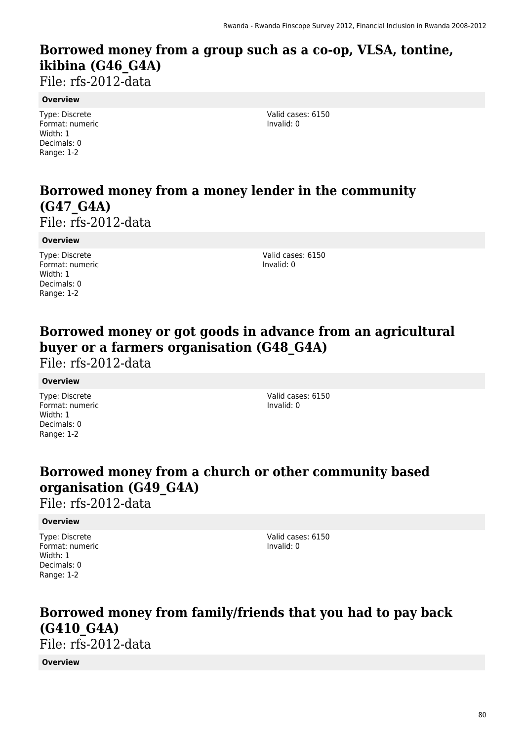## Borrowed money from a group such as a co-op, VLSA, tontine, ikibina (G46_G4A)

File: rfs-2012-data

**Overview**

Type: Discrete
Format: numeric
Width: 1
Decimals: 0
Range: 1-2

Valid cases: 6150
Invalid: 0

## Borrowed money from a money lender in the community (G47_G4A)

File: rfs-2012-data

**Overview**

Type: Discrete
Format: numeric
Width: 1
Decimals: 0
Range: 1-2

Valid cases: 6150
Invalid: 0

## Borrowed money or got goods in advance from an agricultural buyer or a farmers organisation (G48_G4A)

File: rfs-2012-data

**Overview**

Type: Discrete
Format: numeric
Width: 1
Decimals: 0
Range: 1-2

Valid cases: 6150
Invalid: 0

## Borrowed money from a church or other community based organisation (G49_G4A)

File: rfs-2012-data

**Overview**

Type: Discrete
Format: numeric
Width: 1
Decimals: 0
Range: 1-2

Valid cases: 6150
Invalid: 0

## Borrowed money from family/friends that you had to pay back (G410_G4A)

File: rfs-2012-data

**Overview**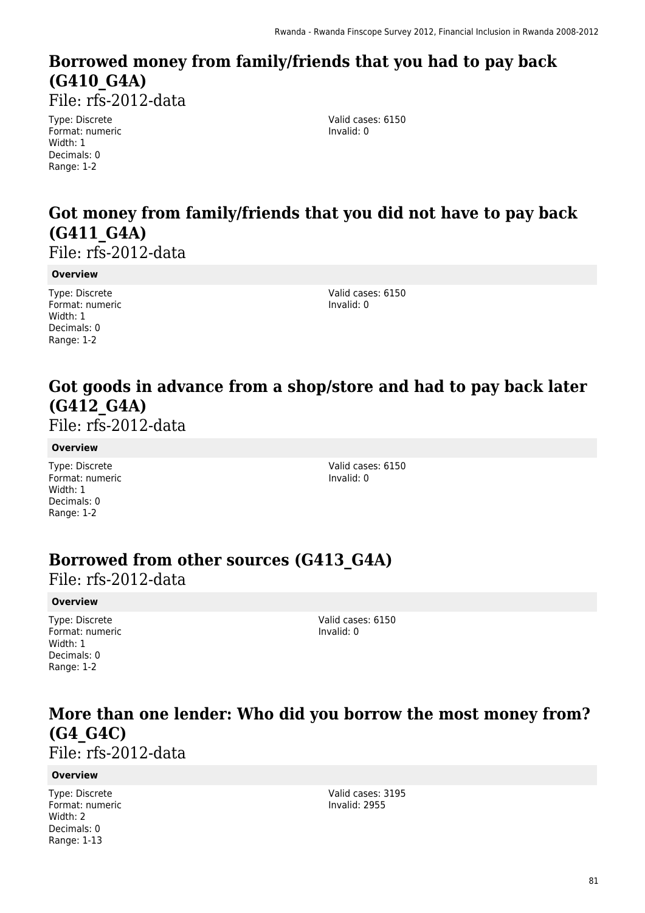## Borrowed money from family/friends that you had to pay back (G410_G4A)

File: rfs-2012-data

Type: Discrete
Format: numeric
Width: 1
Decimals: 0
Range: 1-2

Valid cases: 6150
Invalid: 0

## Got money from family/friends that you did not have to pay back (G411_G4A)

File: rfs-2012-data

**Overview**

Type: Discrete
Format: numeric
Width: 1
Decimals: 0
Range: 1-2

Valid cases: 6150
Invalid: 0

## Got goods in advance from a shop/store and had to pay back later (G412_G4A)

File: rfs-2012-data

**Overview**

Type: Discrete
Format: numeric
Width: 1
Decimals: 0
Range: 1-2

Valid cases: 6150
Invalid: 0

## Borrowed from other sources (G413_G4A)

File: rfs-2012-data

**Overview**

Type: Discrete
Format: numeric
Width: 1
Decimals: 0
Range: 1-2

Valid cases: 6150
Invalid: 0

## More than one lender: Who did you borrow the most money from? (G4_G4C)

File: rfs-2012-data

**Overview**

Type: Discrete
Format: numeric
Width: 2
Decimals: 0
Range: 1-13

Valid cases: 3195
Invalid: 2955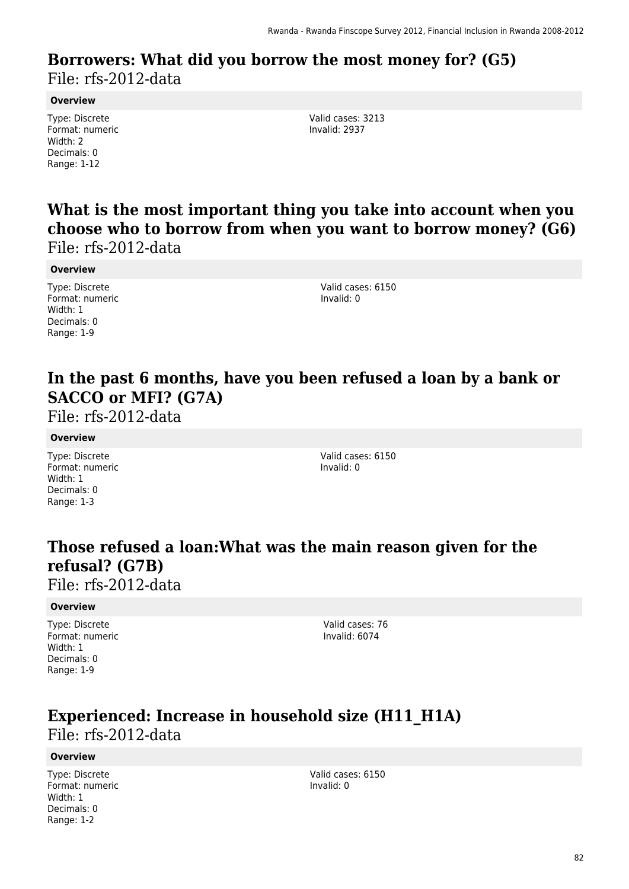## Borrowers: What did you borrow the most money for? (G5)

File: rfs-2012-data

**Overview**

Type: Discrete
Format: numeric
Width: 2
Decimals: 0
Range: 1-12

Valid cases: 3213
Invalid: 2937

## What is the most important thing you take into account when you choose who to borrow from when you want to borrow money? (G6)

File: rfs-2012-data

**Overview**

Type: Discrete
Format: numeric
Width: 1
Decimals: 0
Range: 1-9

Valid cases: 6150
Invalid: 0

## In the past 6 months, have you been refused a loan by a bank or SACCO or MFI? (G7A)

File: rfs-2012-data

**Overview**

Type: Discrete
Format: numeric
Width: 1
Decimals: 0
Range: 1-3

Valid cases: 6150
Invalid: 0

## Those refused a loan:What was the main reason given for the refusal? (G7B)

File: rfs-2012-data

**Overview**

Type: Discrete
Format: numeric
Width: 1
Decimals: 0
Range: 1-9

Valid cases: 76
Invalid: 6074

## Experienced: Increase in household size (H11_H1A)

File: rfs-2012-data

**Overview**

Type: Discrete
Format: numeric
Width: 1
Decimals: 0
Range: 1-2

Valid cases: 6150
Invalid: 0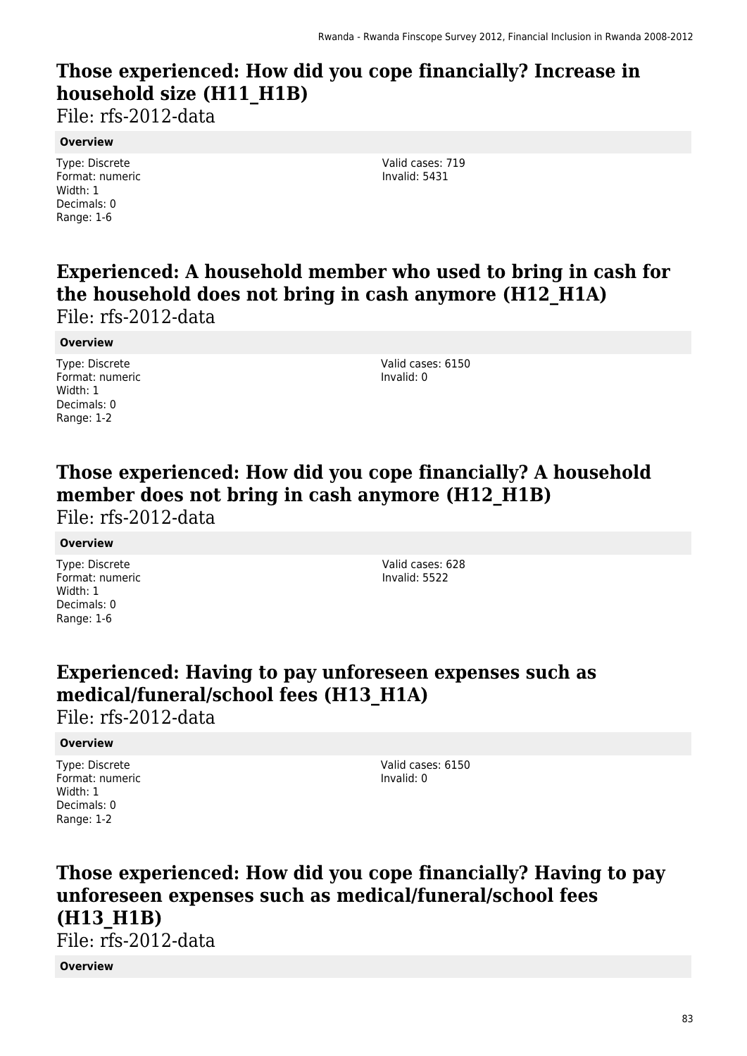## Those experienced: How did you cope financially? Increase in household size (H11_H1B)

File: rfs-2012-data

**Overview**

Type: Discrete
Format: numeric
Width: 1
Decimals: 0
Range: 1-6

Valid cases: 719
Invalid: 5431

## Experienced: A household member who used to bring in cash for the household does not bring in cash anymore (H12_H1A)

File: rfs-2012-data

**Overview**

Type: Discrete
Format: numeric
Width: 1
Decimals: 0
Range: 1-2

Valid cases: 6150
Invalid: 0

## Those experienced: How did you cope financially? A household member does not bring in cash anymore (H12_H1B)

File: rfs-2012-data

**Overview**

Type: Discrete
Format: numeric
Width: 1
Decimals: 0
Range: 1-6

Valid cases: 628
Invalid: 5522

## Experienced: Having to pay unforeseen expenses such as medical/funeral/school fees (H13_H1A)

File: rfs-2012-data

**Overview**

Type: Discrete
Format: numeric
Width: 1
Decimals: 0
Range: 1-2

Valid cases: 6150
Invalid: 0

## Those experienced: How did you cope financially? Having to pay unforeseen expenses such as medical/funeral/school fees (H13_H1B)

File: rfs-2012-data

**Overview**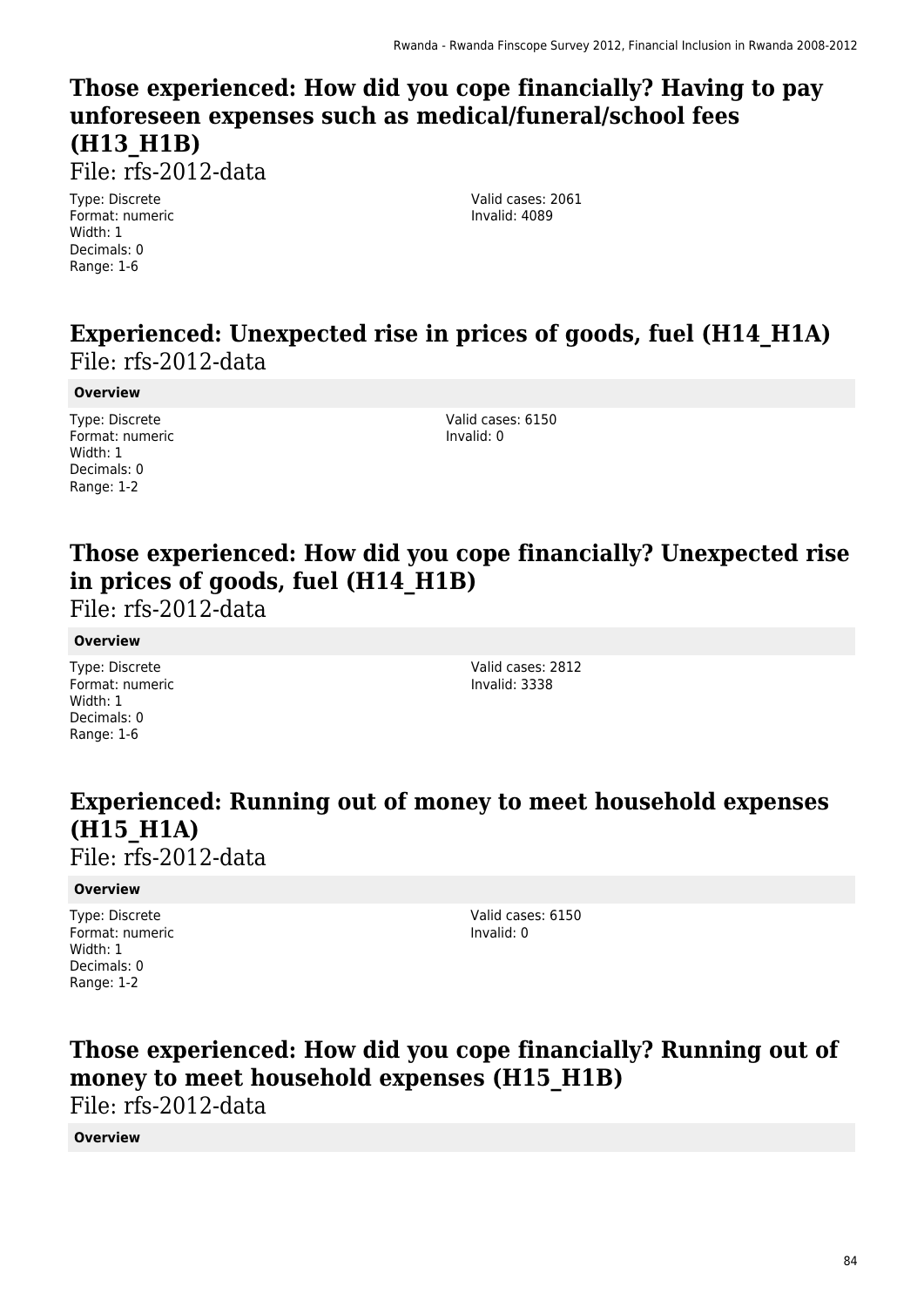## Those experienced: How did you cope financially? Having to pay unforeseen expenses such as medical/funeral/school fees (H13_H1B)

File: rfs-2012-data

Type: Discrete
Format: numeric
Width: 1
Decimals: 0
Range: 1-6

Valid cases: 2061
Invalid: 4089

## Experienced: Unexpected rise in prices of goods, fuel (H14_H1A)

File: rfs-2012-data

**Overview**

Type: Discrete
Format: numeric
Width: 1
Decimals: 0
Range: 1-2

Valid cases: 6150
Invalid: 0

## Those experienced: How did you cope financially? Unexpected rise in prices of goods, fuel (H14_H1B)

File: rfs-2012-data

**Overview**

Type: Discrete
Format: numeric
Width: 1
Decimals: 0
Range: 1-6

Valid cases: 2812
Invalid: 3338

## Experienced: Running out of money to meet household expenses (H15_H1A)

File: rfs-2012-data

**Overview**

Type: Discrete
Format: numeric
Width: 1
Decimals: 0
Range: 1-2

Valid cases: 6150
Invalid: 0

## Those experienced: How did you cope financially? Running out of money to meet household expenses (H15_H1B)

File: rfs-2012-data

**Overview**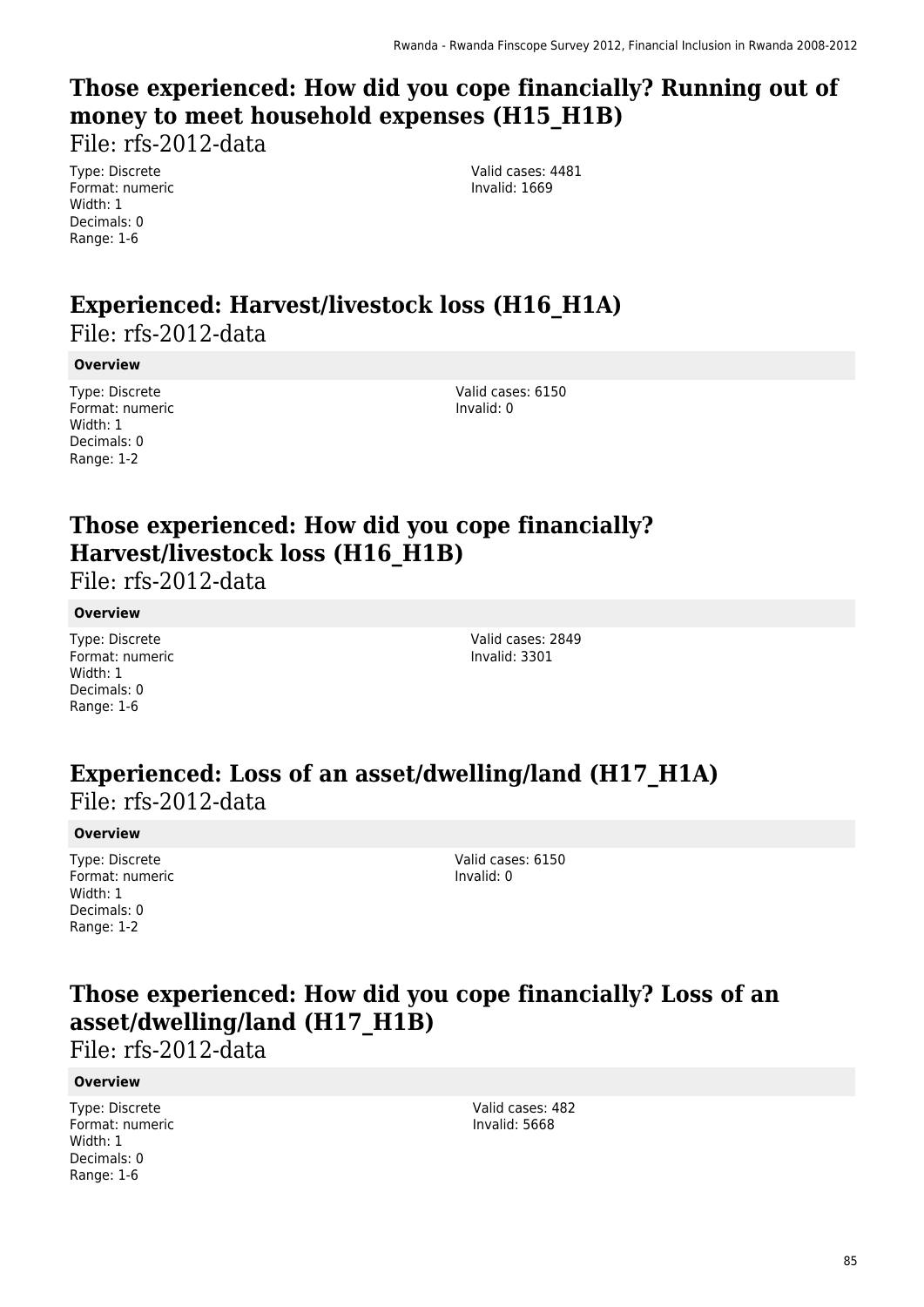## Those experienced: How did you cope financially? Running out of money to meet household expenses (H15_H1B)

File: rfs-2012-data

Type: Discrete
Format: numeric
Width: 1
Decimals: 0
Range: 1-6

Valid cases: 4481
Invalid: 1669

## Experienced: Harvest/livestock loss (H16_H1A)

File: rfs-2012-data

**Overview**

Type: Discrete
Format: numeric
Width: 1
Decimals: 0
Range: 1-2

Valid cases: 6150
Invalid: 0

## Those experienced: How did you cope financially? Harvest/livestock loss (H16_H1B)

File: rfs-2012-data

**Overview**

Type: Discrete
Format: numeric
Width: 1
Decimals: 0
Range: 1-6

Valid cases: 2849
Invalid: 3301

## Experienced: Loss of an asset/dwelling/land (H17_H1A)

File: rfs-2012-data

**Overview**

Type: Discrete
Format: numeric
Width: 1
Decimals: 0
Range: 1-2

Valid cases: 6150
Invalid: 0

## Those experienced: How did you cope financially? Loss of an asset/dwelling/land (H17_H1B)

File: rfs-2012-data

**Overview**

Type: Discrete
Format: numeric
Width: 1
Decimals: 0
Range: 1-6

Valid cases: 482
Invalid: 5668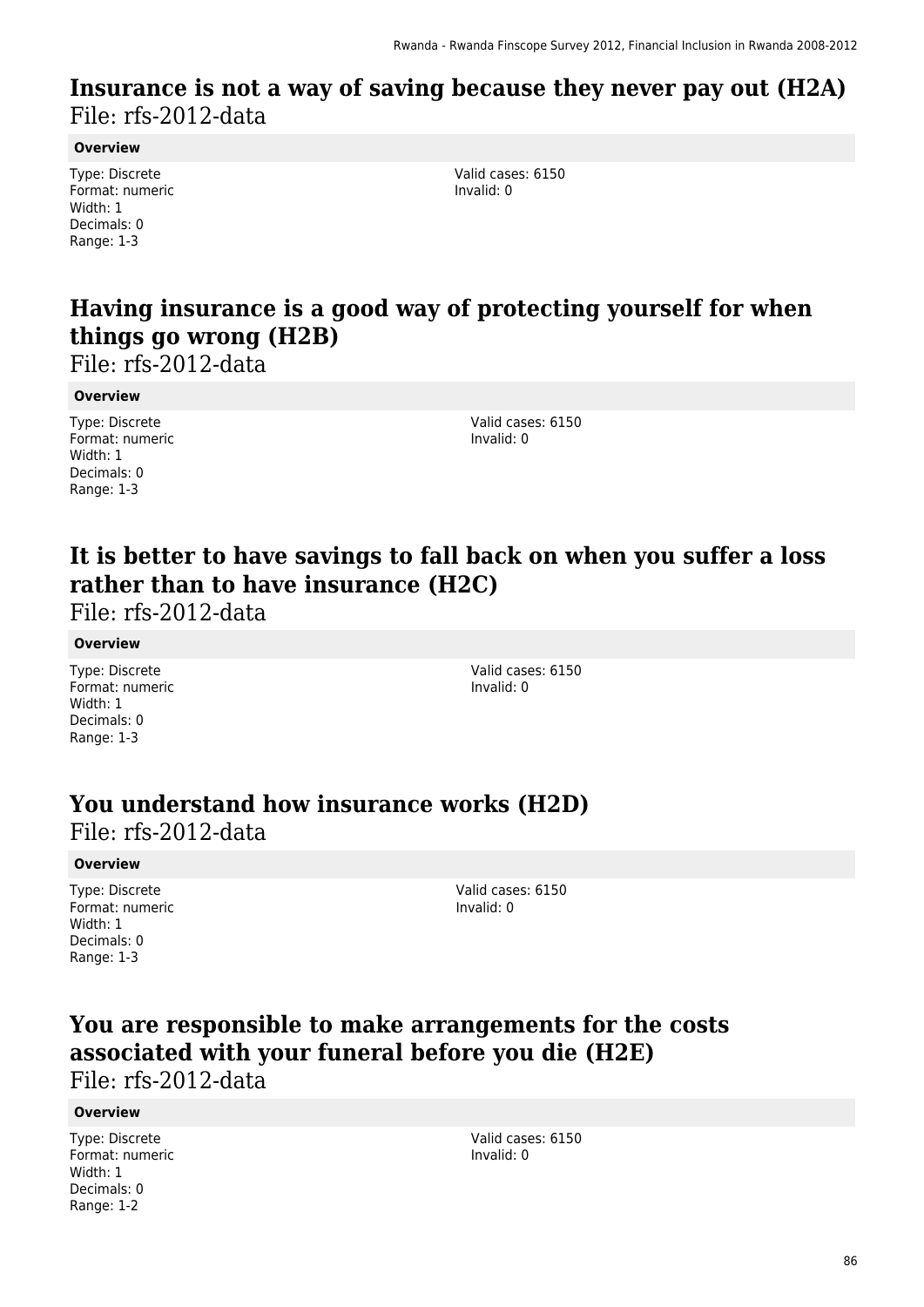## Insurance is not a way of saving because they never pay out (H2A)

File: rfs-2012-data

**Overview**

Type: Discrete
Format: numeric
Width: 1
Decimals: 0
Range: 1-3

Valid cases: 6150
Invalid: 0

## Having insurance is a good way of protecting yourself for when things go wrong (H2B)

File: rfs-2012-data

**Overview**

Type: Discrete
Format: numeric
Width: 1
Decimals: 0
Range: 1-3

Valid cases: 6150
Invalid: 0

## It is better to have savings to fall back on when you suffer a loss rather than to have insurance (H2C)

File: rfs-2012-data

**Overview**

Type: Discrete
Format: numeric
Width: 1
Decimals: 0
Range: 1-3

Valid cases: 6150
Invalid: 0

## You understand how insurance works (H2D)

File: rfs-2012-data

**Overview**

Type: Discrete
Format: numeric
Width: 1
Decimals: 0
Range: 1-3

Valid cases: 6150
Invalid: 0

## You are responsible to make arrangements for the costs associated with your funeral before you die (H2E)

File: rfs-2012-data

**Overview**

Type: Discrete
Format: numeric
Width: 1
Decimals: 0
Range: 1-2

Valid cases: 6150
Invalid: 0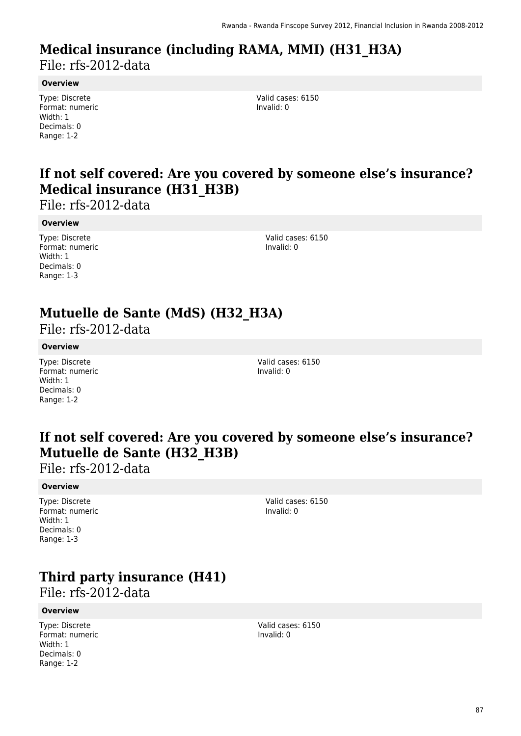# Medical insurance (including RAMA, MMI) (H31_H3A)

File: rfs-2012-data

**Overview**

Type: Discrete
Format: numeric
Width: 1
Decimals: 0
Range: 1-2

Valid cases: 6150
Invalid: 0

# If not self covered: Are you covered by someone else's insurance? Medical insurance (H31_H3B)

File: rfs-2012-data

**Overview**

Type: Discrete
Format: numeric
Width: 1
Decimals: 0
Range: 1-3

Valid cases: 6150
Invalid: 0

# Mutuelle de Sante (MdS) (H32_H3A)

File: rfs-2012-data

**Overview**

Type: Discrete
Format: numeric
Width: 1
Decimals: 0
Range: 1-2

Valid cases: 6150
Invalid: 0

# If not self covered: Are you covered by someone else's insurance? Mutuelle de Sante (H32_H3B)

File: rfs-2012-data

**Overview**

Type: Discrete
Format: numeric
Width: 1
Decimals: 0
Range: 1-3

Valid cases: 6150
Invalid: 0

# Third party insurance (H41)

File: rfs-2012-data

**Overview**

Type: Discrete
Format: numeric
Width: 1
Decimals: 0
Range: 1-2

Valid cases: 6150
Invalid: 0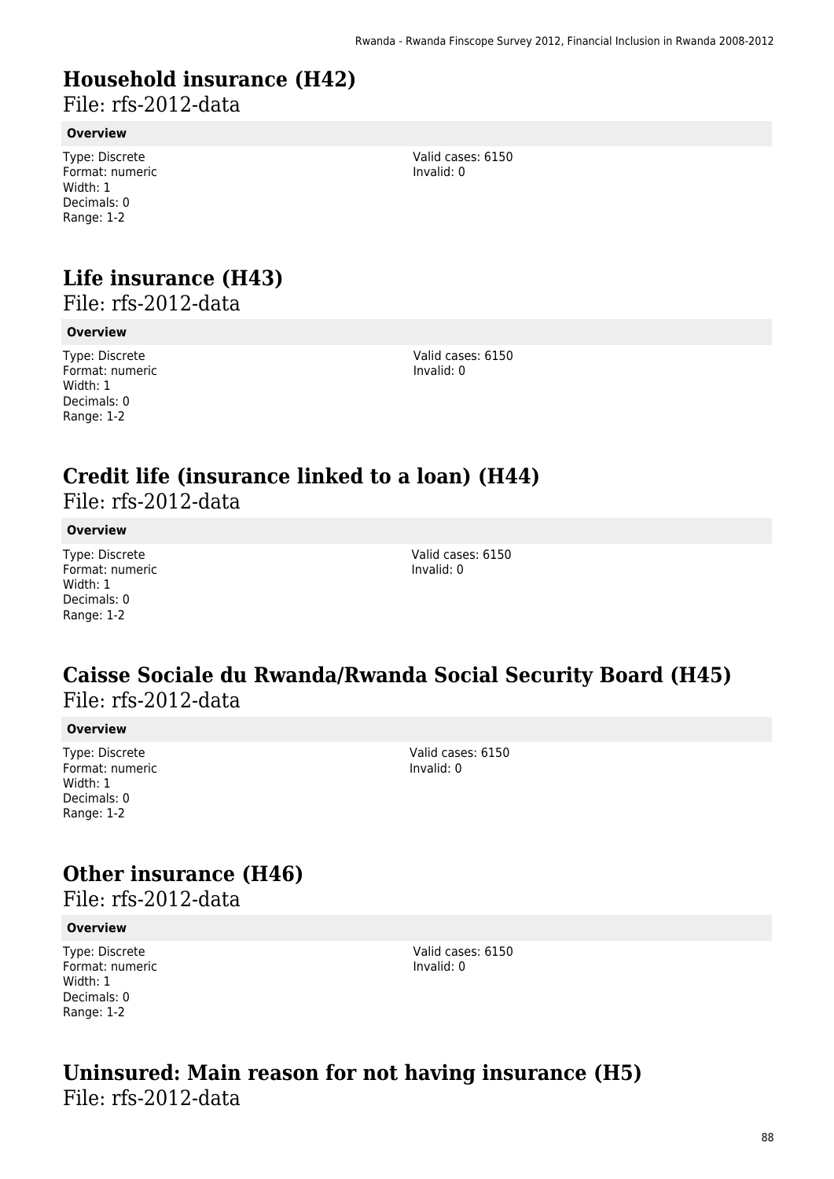## Household insurance (H42)

File: rfs-2012-data

### Overview

Type: Discrete
Format: numeric
Width: 1
Decimals: 0
Range: 1-2

Valid cases: 6150
Invalid: 0

## Life insurance (H43)

File: rfs-2012-data

### Overview

Type: Discrete
Format: numeric
Width: 1
Decimals: 0
Range: 1-2

Valid cases: 6150
Invalid: 0

## Credit life (insurance linked to a loan) (H44)

File: rfs-2012-data

### Overview

Type: Discrete
Format: numeric
Width: 1
Decimals: 0
Range: 1-2

Valid cases: 6150
Invalid: 0

## Caisse Sociale du Rwanda/Rwanda Social Security Board (H45)

File: rfs-2012-data

### Overview

Type: Discrete
Format: numeric
Width: 1
Decimals: 0
Range: 1-2

Valid cases: 6150
Invalid: 0

## Other insurance (H46)

File: rfs-2012-data

### Overview

Type: Discrete
Format: numeric
Width: 1
Decimals: 0
Range: 1-2

Valid cases: 6150
Invalid: 0

## Uninsured: Main reason for not having insurance (H5)

File: rfs-2012-data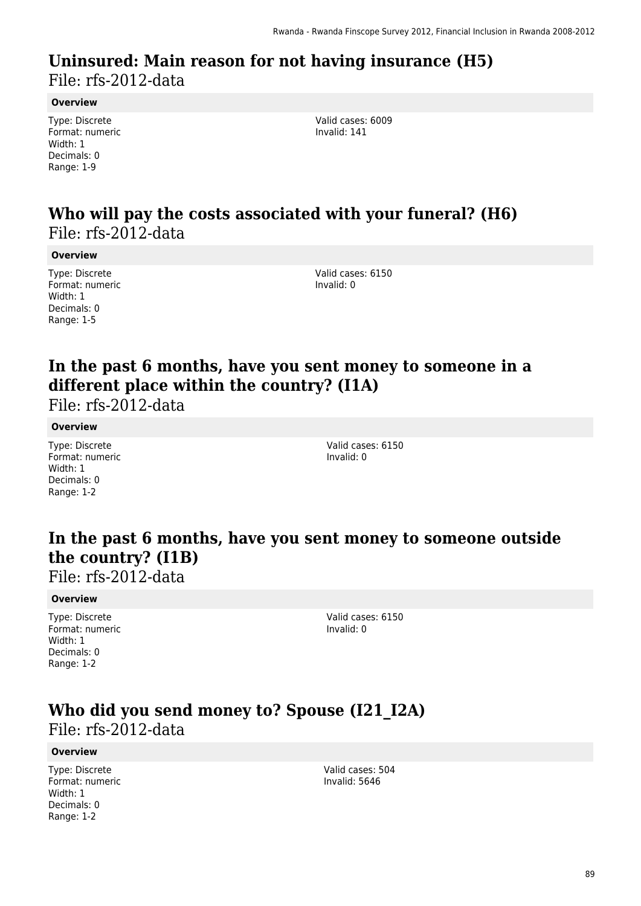# Uninsured: Main reason for not having insurance (H5)

File: rfs-2012-data

**Overview**

Type: Discrete
Format: numeric
Width: 1
Decimals: 0
Range: 1-9

Valid cases: 6009
Invalid: 141

# Who will pay the costs associated with your funeral? (H6)

File: rfs-2012-data

**Overview**

Type: Discrete
Format: numeric
Width: 1
Decimals: 0
Range: 1-5

Valid cases: 6150
Invalid: 0

# In the past 6 months, have you sent money to someone in a different place within the country? (I1A)

File: rfs-2012-data

**Overview**

Type: Discrete
Format: numeric
Width: 1
Decimals: 0
Range: 1-2

Valid cases: 6150
Invalid: 0

# In the past 6 months, have you sent money to someone outside the country? (I1B)

File: rfs-2012-data

**Overview**

Type: Discrete
Format: numeric
Width: 1
Decimals: 0
Range: 1-2

Valid cases: 6150
Invalid: 0

# Who did you send money to? Spouse (I21_I2A)

File: rfs-2012-data

**Overview**

Type: Discrete
Format: numeric
Width: 1
Decimals: 0
Range: 1-2

Valid cases: 504
Invalid: 5646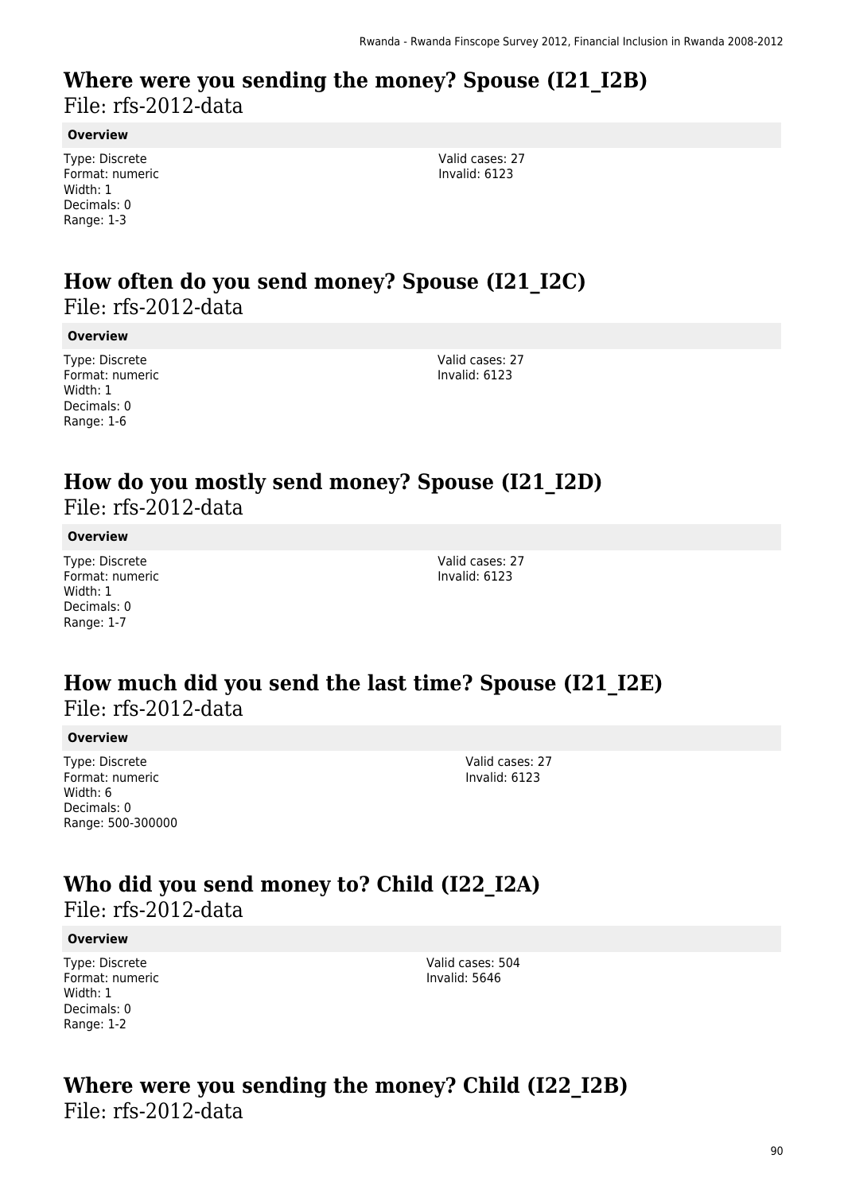## Where were you sending the money? Spouse (I21_I2B)

File: rfs-2012-data

**Overview**

Type: Discrete
Format: numeric
Width: 1
Decimals: 0
Range: 1-3

Valid cases: 27
Invalid: 6123

## How often do you send money? Spouse (I21_I2C)

File: rfs-2012-data

**Overview**

Type: Discrete
Format: numeric
Width: 1
Decimals: 0
Range: 1-6

Valid cases: 27
Invalid: 6123

## How do you mostly send money? Spouse (I21_I2D)

File: rfs-2012-data

**Overview**

Type: Discrete
Format: numeric
Width: 1
Decimals: 0
Range: 1-7

Valid cases: 27
Invalid: 6123

## How much did you send the last time? Spouse (I21_I2E)

File: rfs-2012-data

**Overview**

Type: Discrete
Format: numeric
Width: 6
Decimals: 0
Range: 500-300000

Valid cases: 27
Invalid: 6123

## Who did you send money to? Child (I22_I2A)

File: rfs-2012-data

**Overview**

Type: Discrete
Format: numeric
Width: 1
Decimals: 0
Range: 1-2

Valid cases: 504
Invalid: 5646

## Where were you sending the money? Child (I22_I2B)

File: rfs-2012-data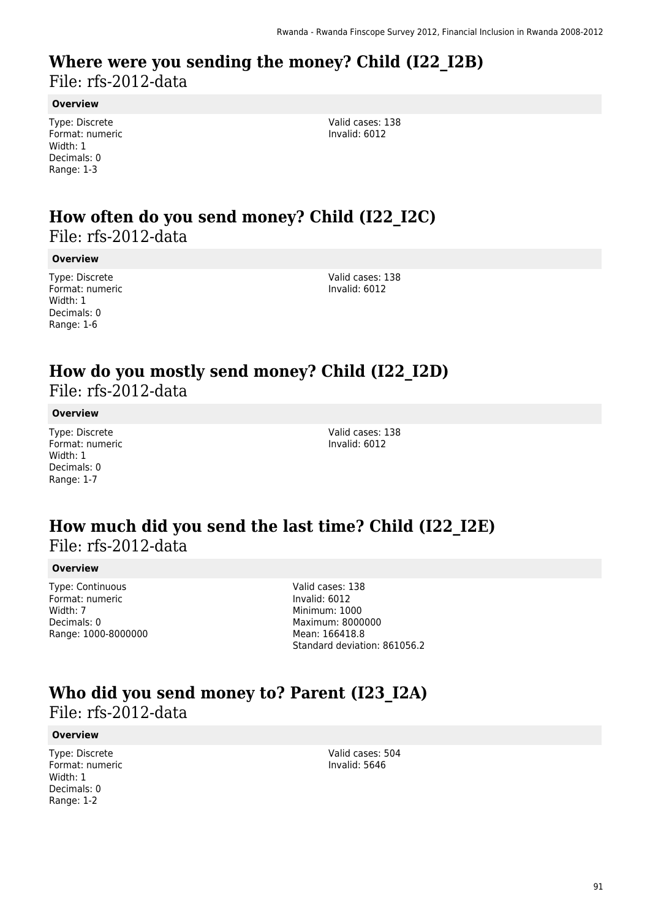# Where were you sending the money? Child (I22_I2B)

File: rfs-2012-data

**Overview**

Type: Discrete
Format: numeric
Width: 1
Decimals: 0
Range: 1-3

Valid cases: 138
Invalid: 6012

# How often do you send money? Child (I22_I2C)

File: rfs-2012-data

**Overview**

Type: Discrete
Format: numeric
Width: 1
Decimals: 0
Range: 1-6

Valid cases: 138
Invalid: 6012

# How do you mostly send money? Child (I22_I2D)

File: rfs-2012-data

**Overview**

Type: Discrete
Format: numeric
Width: 1
Decimals: 0
Range: 1-7

Valid cases: 138
Invalid: 6012

# How much did you send the last time? Child (I22_I2E)

File: rfs-2012-data

**Overview**

Type: Continuous
Format: numeric
Width: 7
Decimals: 0
Range: 1000-8000000

Valid cases: 138
Invalid: 6012
Minimum: 1000
Maximum: 8000000
Mean: 166418.8
Standard deviation: 861056.2

# Who did you send money to? Parent (I23_I2A)

File: rfs-2012-data

**Overview**

Type: Discrete
Format: numeric
Width: 1
Decimals: 0
Range: 1-2

Valid cases: 504
Invalid: 5646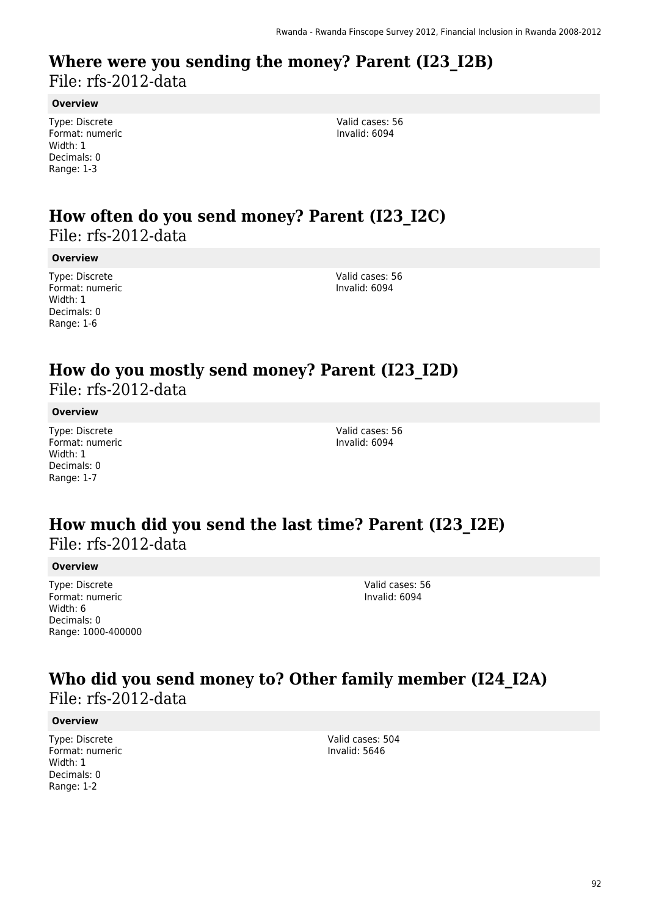# Where were you sending the money? Parent (I23_I2B)

File: rfs-2012-data

**Overview**

Type: Discrete
Format: numeric
Width: 1
Decimals: 0
Range: 1-3

Valid cases: 56
Invalid: 6094

# How often do you send money? Parent (I23_I2C)

File: rfs-2012-data

**Overview**

Type: Discrete
Format: numeric
Width: 1
Decimals: 0
Range: 1-6

Valid cases: 56
Invalid: 6094

# How do you mostly send money? Parent (I23_I2D)

File: rfs-2012-data

**Overview**

Type: Discrete
Format: numeric
Width: 1
Decimals: 0
Range: 1-7

Valid cases: 56
Invalid: 6094

# How much did you send the last time? Parent (I23_I2E)

File: rfs-2012-data

**Overview**

Type: Discrete
Format: numeric
Width: 6
Decimals: 0
Range: 1000-400000

Valid cases: 56
Invalid: 6094

# Who did you send money to? Other family member (I24_I2A)

File: rfs-2012-data

**Overview**

Type: Discrete
Format: numeric
Width: 1
Decimals: 0
Range: 1-2

Valid cases: 504
Invalid: 5646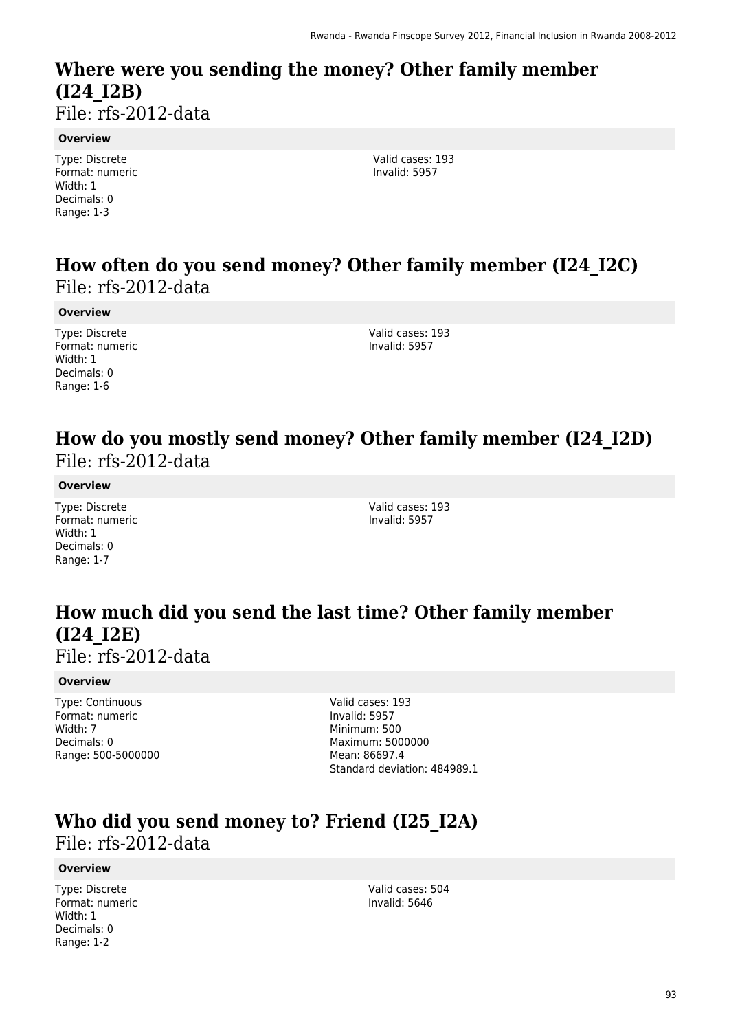# Where were you sending the money? Other family member (I24_I2B)

File: rfs-2012-data

**Overview**

Type: Discrete
Format: numeric
Width: 1
Decimals: 0
Range: 1-3

Valid cases: 193
Invalid: 5957

# How often do you send money? Other family member (I24_I2C)

File: rfs-2012-data

**Overview**

Type: Discrete
Format: numeric
Width: 1
Decimals: 0
Range: 1-6

Valid cases: 193
Invalid: 5957

# How do you mostly send money? Other family member (I24_I2D)

File: rfs-2012-data

**Overview**

Type: Discrete
Format: numeric
Width: 1
Decimals: 0
Range: 1-7

Valid cases: 193
Invalid: 5957

# How much did you send the last time? Other family member (I24_I2E)

File: rfs-2012-data

**Overview**

Type: Continuous
Format: numeric
Width: 7
Decimals: 0
Range: 500-5000000

Valid cases: 193
Invalid: 5957
Minimum: 500
Maximum: 5000000
Mean: 86697.4
Standard deviation: 484989.1

# Who did you send money to? Friend (I25_I2A)

File: rfs-2012-data

**Overview**

Type: Discrete
Format: numeric
Width: 1
Decimals: 0
Range: 1-2

Valid cases: 504
Invalid: 5646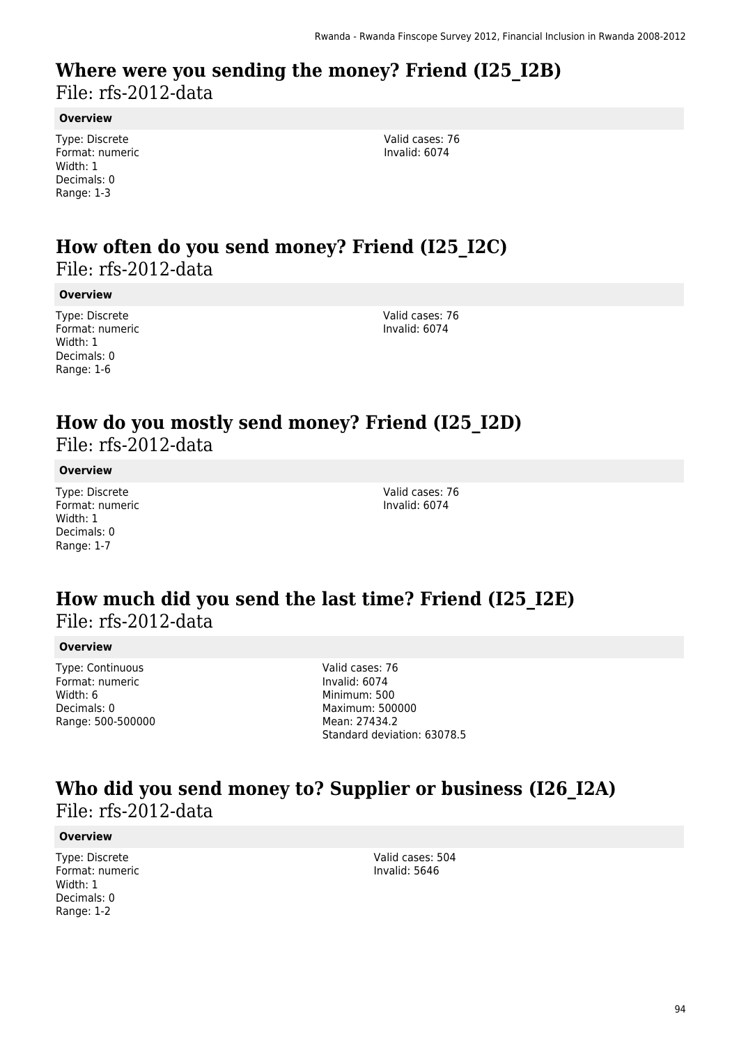## Where were you sending the money? Friend (I25_I2B)

File: rfs-2012-data

**Overview**

Type: Discrete
Format: numeric
Width: 1
Decimals: 0
Range: 1-3

Valid cases: 76
Invalid: 6074

## How often do you send money? Friend (I25_I2C)

File: rfs-2012-data

**Overview**

Type: Discrete
Format: numeric
Width: 1
Decimals: 0
Range: 1-6

Valid cases: 76
Invalid: 6074

## How do you mostly send money? Friend (I25_I2D)

File: rfs-2012-data

**Overview**

Type: Discrete
Format: numeric
Width: 1
Decimals: 0
Range: 1-7

Valid cases: 76
Invalid: 6074

## How much did you send the last time? Friend (I25_I2E)

File: rfs-2012-data

**Overview**

Type: Continuous
Format: numeric
Width: 6
Decimals: 0
Range: 500-500000

Valid cases: 76
Invalid: 6074
Minimum: 500
Maximum: 500000
Mean: 27434.2
Standard deviation: 63078.5

## Who did you send money to? Supplier or business (I26_I2A)

File: rfs-2012-data

**Overview**

Type: Discrete
Format: numeric
Width: 1
Decimals: 0
Range: 1-2

Valid cases: 504
Invalid: 5646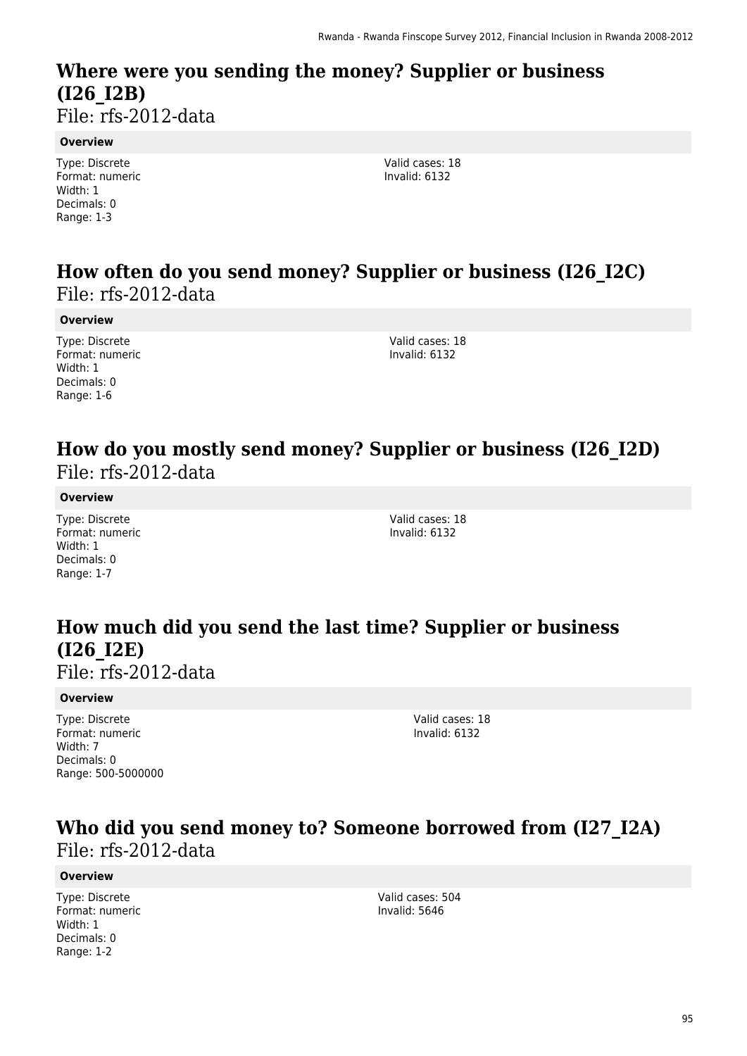## Where were you sending the money? Supplier or business (I26_I2B)

File: rfs-2012-data

**Overview**

Type: Discrete
Format: numeric
Width: 1
Decimals: 0
Range: 1-3

Valid cases: 18
Invalid: 6132

## How often do you send money? Supplier or business (I26_I2C)

File: rfs-2012-data

**Overview**

Type: Discrete
Format: numeric
Width: 1
Decimals: 0
Range: 1-6

Valid cases: 18
Invalid: 6132

## How do you mostly send money? Supplier or business (I26_I2D)

File: rfs-2012-data

**Overview**

Type: Discrete
Format: numeric
Width: 1
Decimals: 0
Range: 1-7

Valid cases: 18
Invalid: 6132

## How much did you send the last time? Supplier or business (I26_I2E)

File: rfs-2012-data

**Overview**

Type: Discrete
Format: numeric
Width: 7
Decimals: 0
Range: 500-5000000

Valid cases: 18
Invalid: 6132

## Who did you send money to? Someone borrowed from (I27_I2A)

File: rfs-2012-data

**Overview**

Type: Discrete
Format: numeric
Width: 1
Decimals: 0
Range: 1-2

Valid cases: 504
Invalid: 5646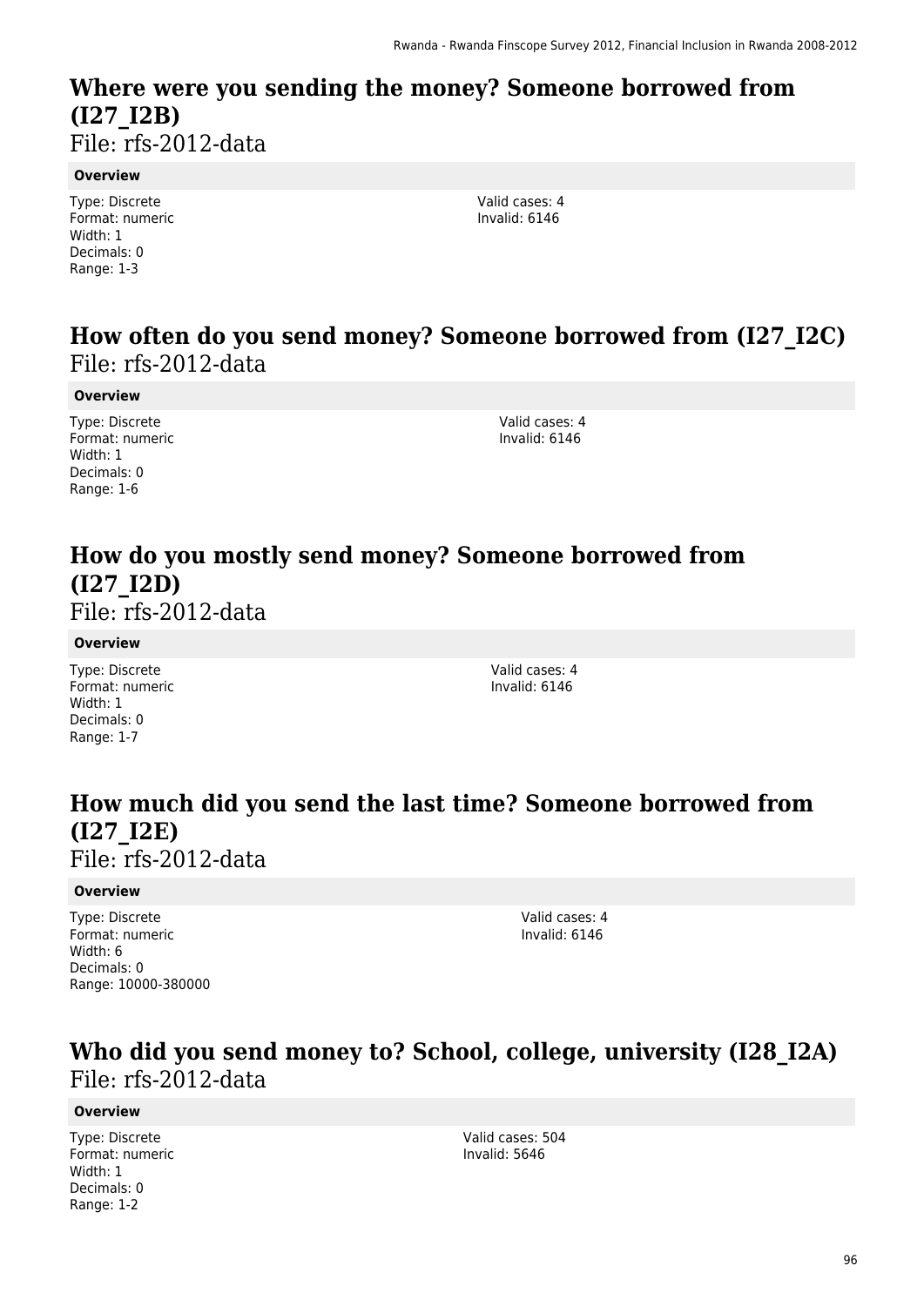## Where were you sending the money? Someone borrowed from (I27_I2B)

File: rfs-2012-data

**Overview**

Type: Discrete
Format: numeric
Width: 1
Decimals: 0
Range: 1-3

Valid cases: 4
Invalid: 6146

## How often do you send money? Someone borrowed from (I27_I2C)

File: rfs-2012-data

**Overview**

Type: Discrete
Format: numeric
Width: 1
Decimals: 0
Range: 1-6

Valid cases: 4
Invalid: 6146

## How do you mostly send money? Someone borrowed from (I27_I2D)

File: rfs-2012-data

**Overview**

Type: Discrete
Format: numeric
Width: 1
Decimals: 0
Range: 1-7

Valid cases: 4
Invalid: 6146

## How much did you send the last time? Someone borrowed from (I27_I2E)

File: rfs-2012-data

**Overview**

Type: Discrete
Format: numeric
Width: 6
Decimals: 0
Range: 10000-380000

Valid cases: 4
Invalid: 6146

## Who did you send money to? School, college, university (I28_I2A)

File: rfs-2012-data

**Overview**

Type: Discrete
Format: numeric
Width: 1
Decimals: 0
Range: 1-2

Valid cases: 504
Invalid: 5646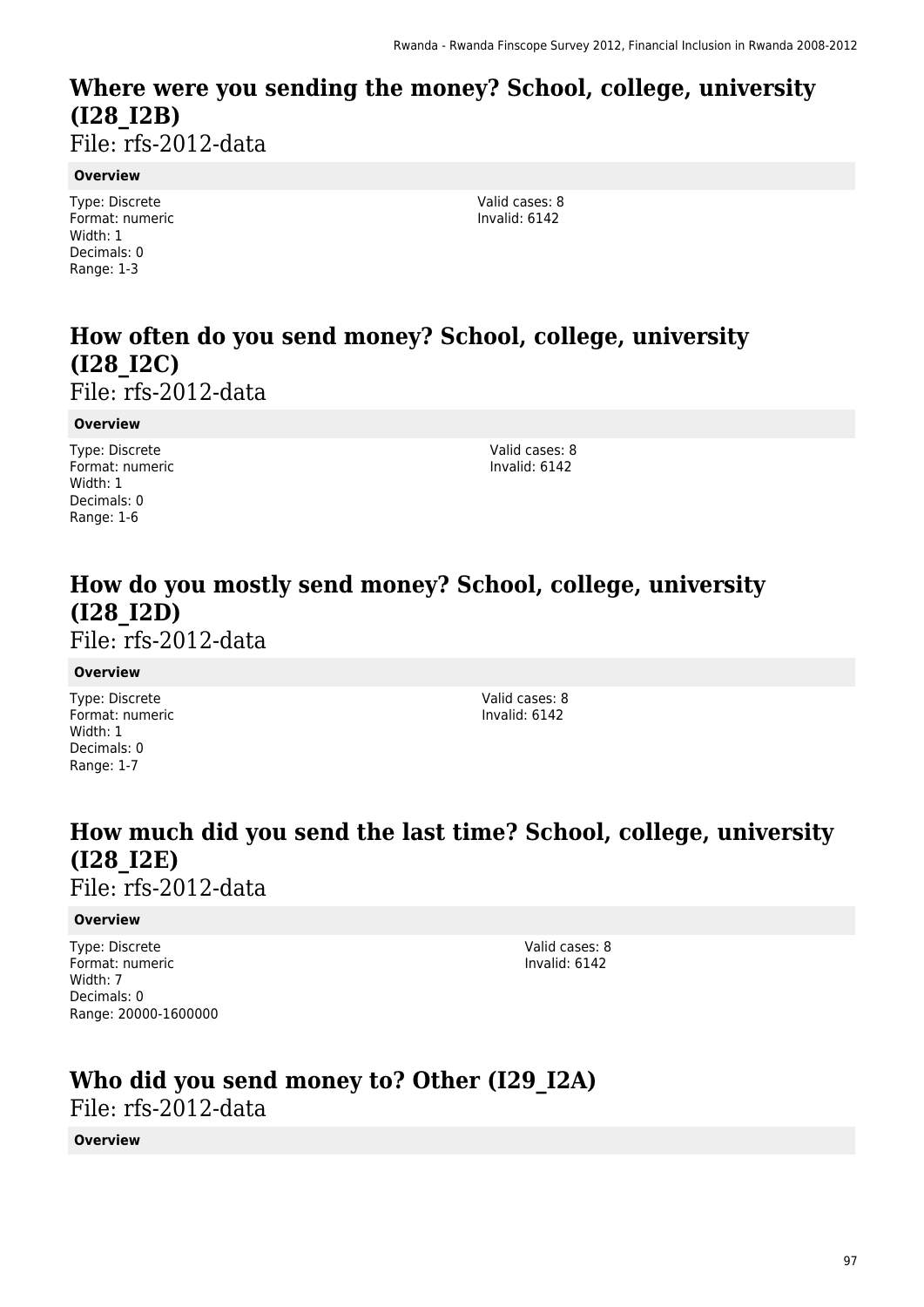## Where were you sending the money? School, college, university (I28_I2B)

File: rfs-2012-data

**Overview**

Type: Discrete
Format: numeric
Width: 1
Decimals: 0
Range: 1-3

Valid cases: 8
Invalid: 6142

## How often do you send money? School, college, university (I28_I2C)

File: rfs-2012-data

**Overview**

Type: Discrete
Format: numeric
Width: 1
Decimals: 0
Range: 1-6

Valid cases: 8
Invalid: 6142

## How do you mostly send money? School, college, university (I28_I2D)

File: rfs-2012-data

**Overview**

Type: Discrete
Format: numeric
Width: 1
Decimals: 0
Range: 1-7

Valid cases: 8
Invalid: 6142

## How much did you send the last time? School, college, university (I28_I2E)

File: rfs-2012-data

**Overview**

Type: Discrete
Format: numeric
Width: 7
Decimals: 0
Range: 20000-1600000

Valid cases: 8
Invalid: 6142

## Who did you send money to? Other (I29_I2A)

File: rfs-2012-data

**Overview**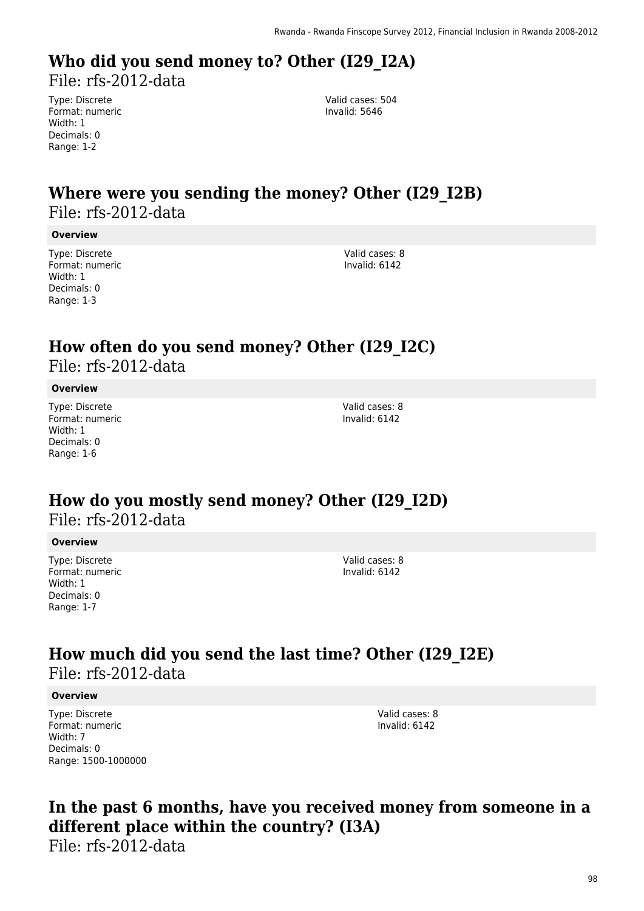## Who did you send money to? Other (I29_I2A)

File: rfs-2012-data

Type: Discrete
Format: numeric
Width: 1
Decimals: 0
Range: 1-2

Valid cases: 504
Invalid: 5646

## Where were you sending the money? Other (I29_I2B)

File: rfs-2012-data

**Overview**

Type: Discrete
Format: numeric
Width: 1
Decimals: 0
Range: 1-3

Valid cases: 8
Invalid: 6142

## How often do you send money? Other (I29_I2C)

File: rfs-2012-data

**Overview**

Type: Discrete
Format: numeric
Width: 1
Decimals: 0
Range: 1-6

Valid cases: 8
Invalid: 6142

## How do you mostly send money? Other (I29_I2D)

File: rfs-2012-data

**Overview**

Type: Discrete
Format: numeric
Width: 1
Decimals: 0
Range: 1-7

Valid cases: 8
Invalid: 6142

## How much did you send the last time? Other (I29_I2E)

File: rfs-2012-data

**Overview**

Type: Discrete
Format: numeric
Width: 7
Decimals: 0
Range: 1500-1000000

Valid cases: 8
Invalid: 6142

## In the past 6 months, have you received money from someone in a different place within the country? (I3A)

File: rfs-2012-data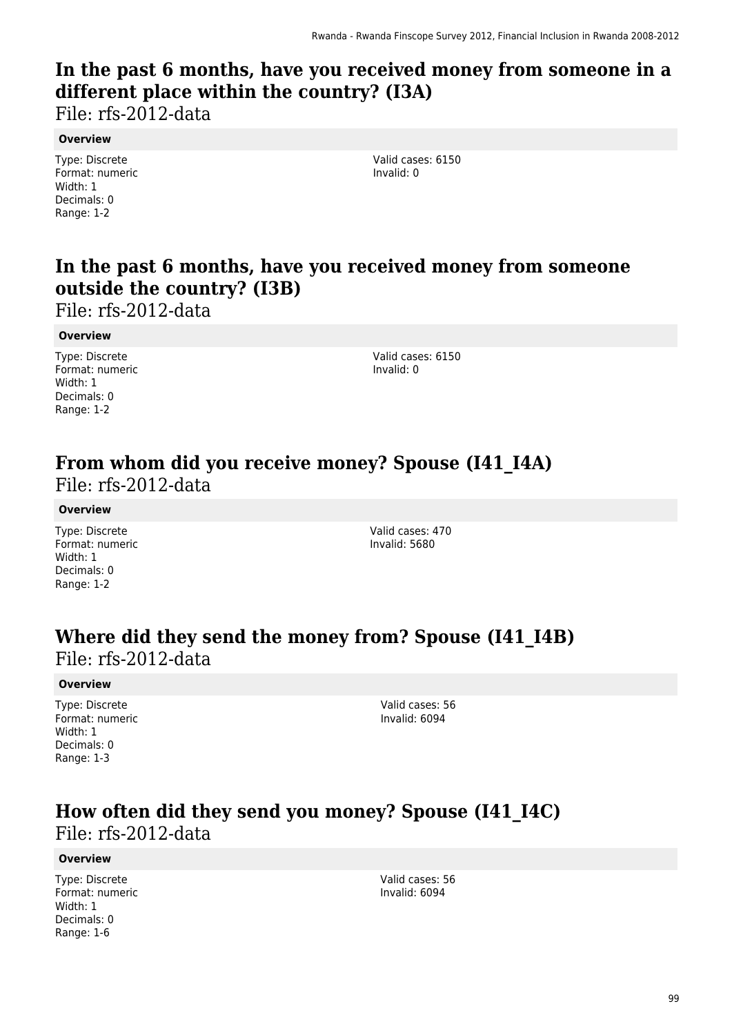## In the past 6 months, have you received money from someone in a different place within the country? (I3A)

File: rfs-2012-data

**Overview**

Type: Discrete
Format: numeric
Width: 1
Decimals: 0
Range: 1-2

Valid cases: 6150
Invalid: 0

## In the past 6 months, have you received money from someone outside the country? (I3B)

File: rfs-2012-data

**Overview**

Type: Discrete
Format: numeric
Width: 1
Decimals: 0
Range: 1-2

Valid cases: 6150
Invalid: 0

## From whom did you receive money? Spouse (I41_I4A)

File: rfs-2012-data

**Overview**

Type: Discrete
Format: numeric
Width: 1
Decimals: 0
Range: 1-2

Valid cases: 470
Invalid: 5680

## Where did they send the money from? Spouse (I41_I4B)

File: rfs-2012-data

**Overview**

Type: Discrete
Format: numeric
Width: 1
Decimals: 0
Range: 1-3

Valid cases: 56
Invalid: 6094

## How often did they send you money? Spouse (I41_I4C)

File: rfs-2012-data

**Overview**

Type: Discrete
Format: numeric
Width: 1
Decimals: 0
Range: 1-6

Valid cases: 56
Invalid: 6094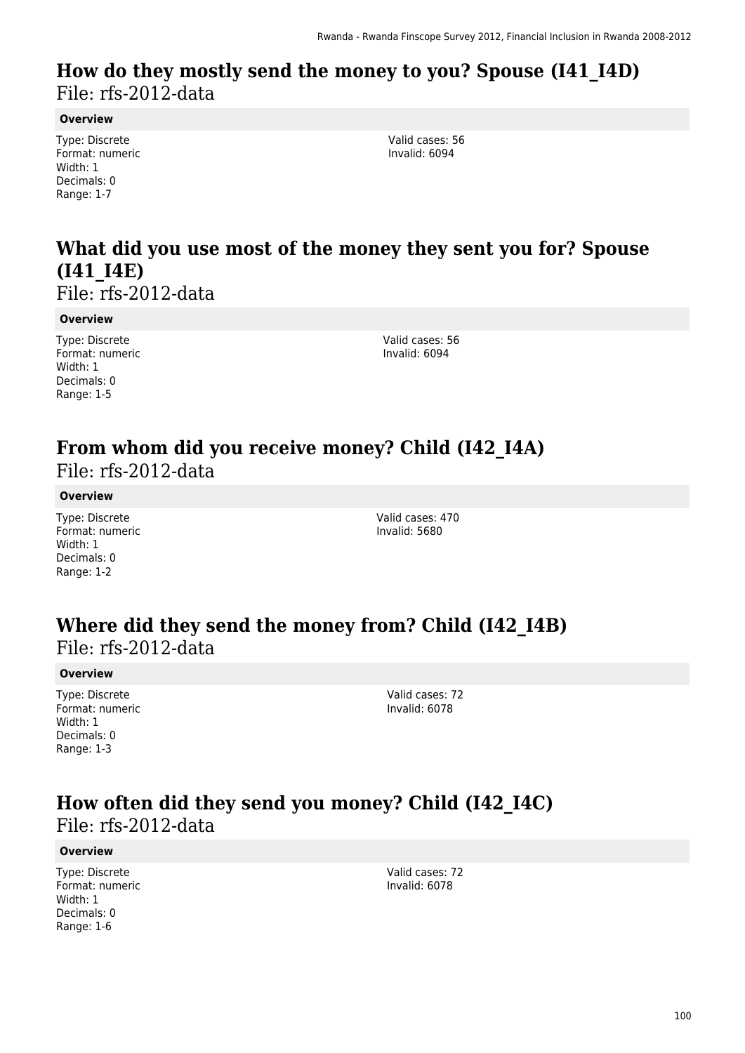## How do they mostly send the money to you? Spouse (I41_I4D)

File: rfs-2012-data

**Overview**

Type: Discrete
Format: numeric
Width: 1
Decimals: 0
Range: 1-7

Valid cases: 56
Invalid: 6094

## What did you use most of the money they sent you for? Spouse (I41_I4E)

File: rfs-2012-data

**Overview**

Type: Discrete
Format: numeric
Width: 1
Decimals: 0
Range: 1-5

Valid cases: 56
Invalid: 6094

## From whom did you receive money? Child (I42_I4A)

File: rfs-2012-data

**Overview**

Type: Discrete
Format: numeric
Width: 1
Decimals: 0
Range: 1-2

Valid cases: 470
Invalid: 5680

## Where did they send the money from? Child (I42_I4B)

File: rfs-2012-data

**Overview**

Type: Discrete
Format: numeric
Width: 1
Decimals: 0
Range: 1-3

Valid cases: 72
Invalid: 6078

## How often did they send you money? Child (I42_I4C)

File: rfs-2012-data

**Overview**

Type: Discrete
Format: numeric
Width: 1
Decimals: 0
Range: 1-6

Valid cases: 72
Invalid: 6078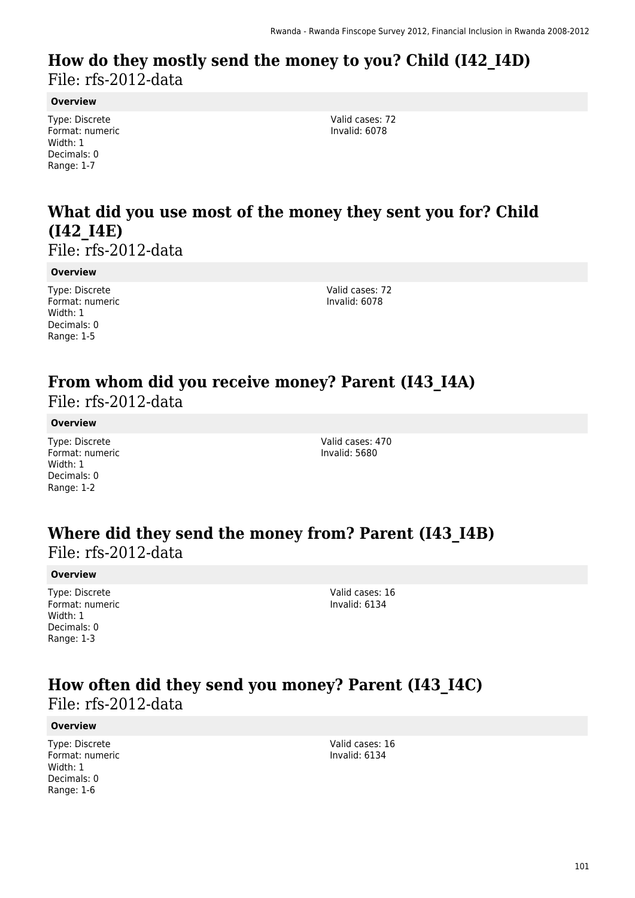# How do they mostly send the money to you? Child (I42_I4D)

File: rfs-2012-data

**Overview**

Type: Discrete
Format: numeric
Width: 1
Decimals: 0
Range: 1-7

Valid cases: 72
Invalid: 6078

# What did you use most of the money they sent you for? Child (I42_I4E)

File: rfs-2012-data

**Overview**

Type: Discrete
Format: numeric
Width: 1
Decimals: 0
Range: 1-5

Valid cases: 72
Invalid: 6078

# From whom did you receive money? Parent (I43_I4A)

File: rfs-2012-data

**Overview**

Type: Discrete
Format: numeric
Width: 1
Decimals: 0
Range: 1-2

Valid cases: 470
Invalid: 5680

# Where did they send the money from? Parent (I43_I4B)

File: rfs-2012-data

**Overview**

Type: Discrete
Format: numeric
Width: 1
Decimals: 0
Range: 1-3

Valid cases: 16
Invalid: 6134

# How often did they send you money? Parent (I43_I4C)

File: rfs-2012-data

**Overview**

Type: Discrete
Format: numeric
Width: 1
Decimals: 0
Range: 1-6

Valid cases: 16
Invalid: 6134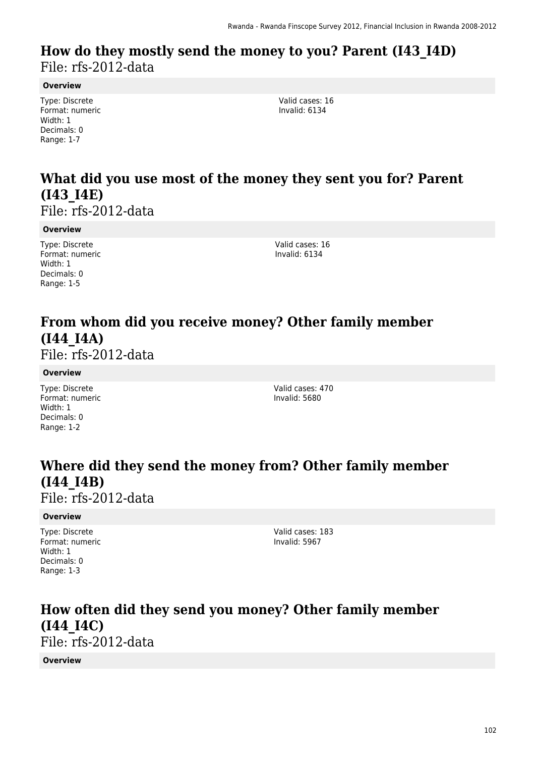## How do they mostly send the money to you? Parent (I43_I4D)

File: rfs-2012-data

**Overview**

Type: Discrete
Format: numeric
Width: 1
Decimals: 0
Range: 1-7

Valid cases: 16
Invalid: 6134

## What did you use most of the money they sent you for? Parent (I43_I4E)

File: rfs-2012-data

**Overview**

Type: Discrete
Format: numeric
Width: 1
Decimals: 0
Range: 1-5

Valid cases: 16
Invalid: 6134

## From whom did you receive money? Other family member (I44_I4A)

File: rfs-2012-data

**Overview**

Type: Discrete
Format: numeric
Width: 1
Decimals: 0
Range: 1-2

Valid cases: 470
Invalid: 5680

## Where did they send the money from? Other family member (I44_I4B)

File: rfs-2012-data

**Overview**

Type: Discrete
Format: numeric
Width: 1
Decimals: 0
Range: 1-3

Valid cases: 183
Invalid: 5967

## How often did they send you money? Other family member (I44_I4C)

File: rfs-2012-data

**Overview**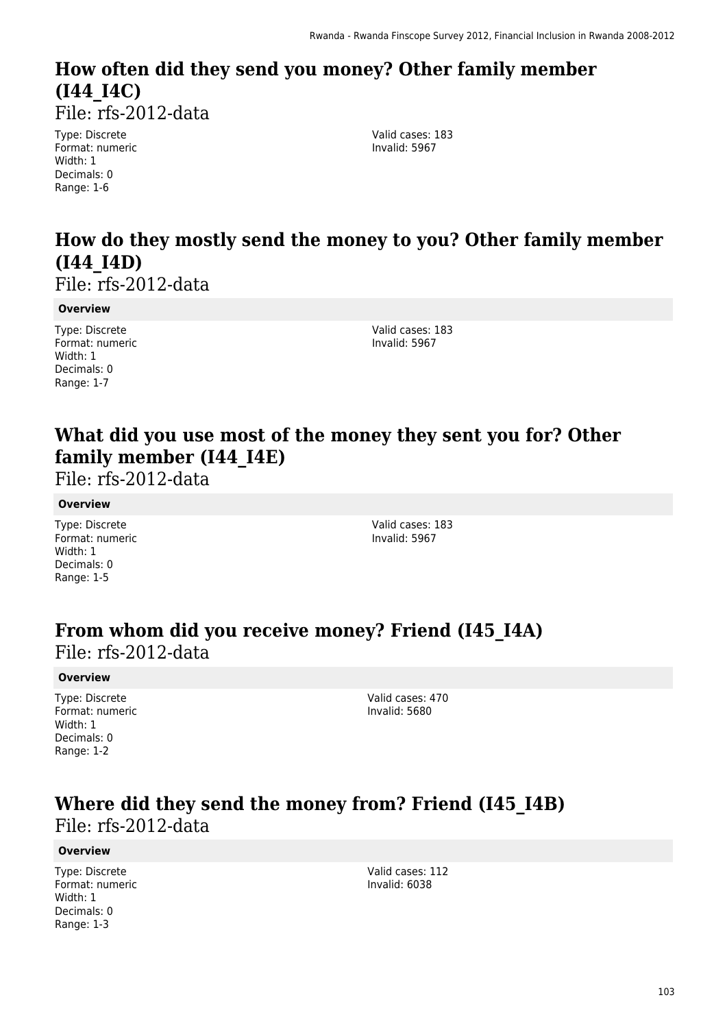## How often did they send you money? Other family member (I44_I4C)

File: rfs-2012-data

Type: Discrete
Format: numeric
Width: 1
Decimals: 0
Range: 1-6

Valid cases: 183
Invalid: 5967

## How do they mostly send the money to you? Other family member (I44_I4D)

File: rfs-2012-data

**Overview**

Type: Discrete
Format: numeric
Width: 1
Decimals: 0
Range: 1-7

Valid cases: 183
Invalid: 5967

## What did you use most of the money they sent you for? Other family member (I44_I4E)

File: rfs-2012-data

**Overview**

Type: Discrete
Format: numeric
Width: 1
Decimals: 0
Range: 1-5

Valid cases: 183
Invalid: 5967

## From whom did you receive money? Friend (I45_I4A)

File: rfs-2012-data

**Overview**

Type: Discrete
Format: numeric
Width: 1
Decimals: 0
Range: 1-2

Valid cases: 470
Invalid: 5680

## Where did they send the money from? Friend (I45_I4B)

File: rfs-2012-data

**Overview**

Type: Discrete
Format: numeric
Width: 1
Decimals: 0
Range: 1-3

Valid cases: 112
Invalid: 6038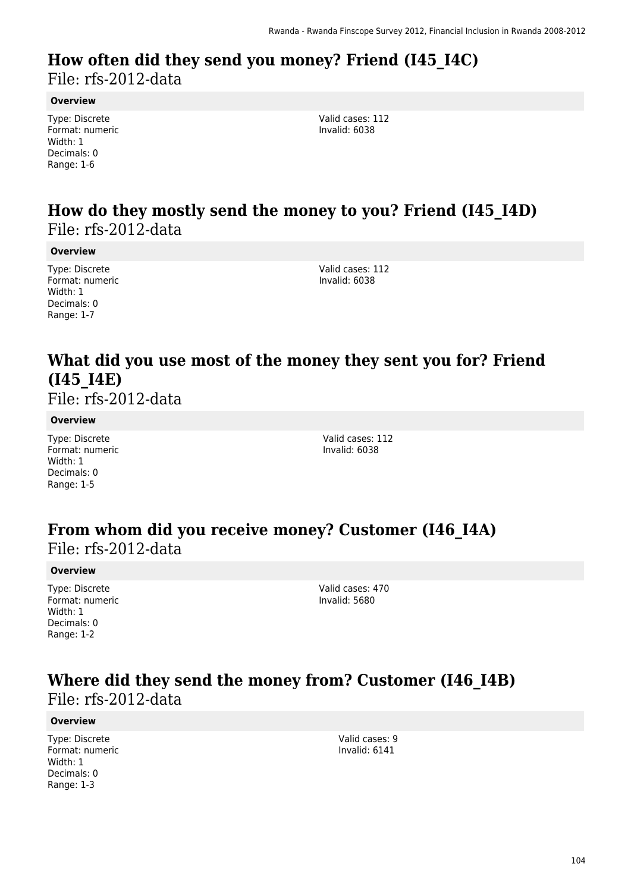## How often did they send you money? Friend (I45_I4C)
File: rfs-2012-data

**Overview**

Type: Discrete
Format: numeric
Width: 1
Decimals: 0
Range: 1-6

Valid cases: 112
Invalid: 6038

## How do they mostly send the money to you? Friend (I45_I4D)
File: rfs-2012-data

**Overview**

Type: Discrete
Format: numeric
Width: 1
Decimals: 0
Range: 1-7

Valid cases: 112
Invalid: 6038

## What did you use most of the money they sent you for? Friend (I45_I4E)
File: rfs-2012-data

**Overview**

Type: Discrete
Format: numeric
Width: 1
Decimals: 0
Range: 1-5

Valid cases: 112
Invalid: 6038

## From whom did you receive money? Customer (I46_I4A)
File: rfs-2012-data

**Overview**

Type: Discrete
Format: numeric
Width: 1
Decimals: 0
Range: 1-2

Valid cases: 470
Invalid: 5680

## Where did they send the money from? Customer (I46_I4B)
File: rfs-2012-data

**Overview**

Type: Discrete
Format: numeric
Width: 1
Decimals: 0
Range: 1-3

Valid cases: 9
Invalid: 6141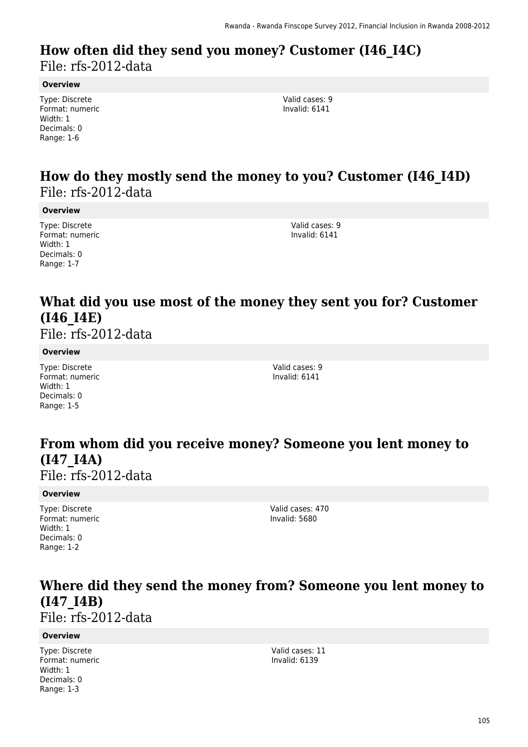## How often did they send you money? Customer (I46_I4C)

File: rfs-2012-data

**Overview**

Type: Discrete
Format: numeric
Width: 1
Decimals: 0
Range: 1-6

Valid cases: 9
Invalid: 6141

## How do they mostly send the money to you? Customer (I46_I4D)

File: rfs-2012-data

**Overview**

Type: Discrete
Format: numeric
Width: 1
Decimals: 0
Range: 1-7

Valid cases: 9
Invalid: 6141

## What did you use most of the money they sent you for? Customer (I46_I4E)

File: rfs-2012-data

**Overview**

Type: Discrete
Format: numeric
Width: 1
Decimals: 0
Range: 1-5

Valid cases: 9
Invalid: 6141

## From whom did you receive money? Someone you lent money to (I47_I4A)

File: rfs-2012-data

**Overview**

Type: Discrete
Format: numeric
Width: 1
Decimals: 0
Range: 1-2

Valid cases: 470
Invalid: 5680

## Where did they send the money from? Someone you lent money to (I47_I4B)

File: rfs-2012-data

**Overview**

Type: Discrete
Format: numeric
Width: 1
Decimals: 0
Range: 1-3

Valid cases: 11
Invalid: 6139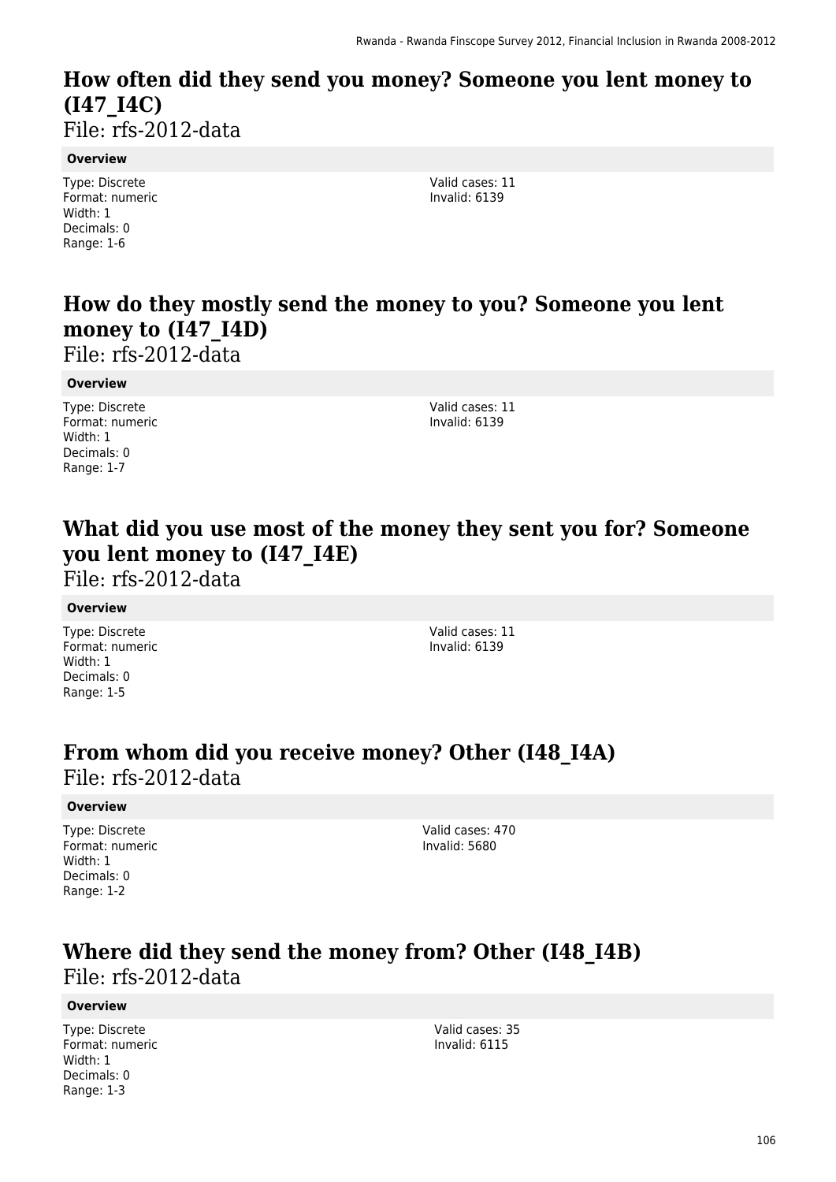## How often did they send you money? Someone you lent money to (I47_I4C)

File: rfs-2012-data

**Overview**

Type: Discrete
Format: numeric
Width: 1
Decimals: 0
Range: 1-6

Valid cases: 11
Invalid: 6139

## How do they mostly send the money to you? Someone you lent money to (I47_I4D)

File: rfs-2012-data

**Overview**

Type: Discrete
Format: numeric
Width: 1
Decimals: 0
Range: 1-7

Valid cases: 11
Invalid: 6139

## What did you use most of the money they sent you for? Someone you lent money to (I47_I4E)

File: rfs-2012-data

**Overview**

Type: Discrete
Format: numeric
Width: 1
Decimals: 0
Range: 1-5

Valid cases: 11
Invalid: 6139

## From whom did you receive money? Other (I48_I4A)

File: rfs-2012-data

**Overview**

Type: Discrete
Format: numeric
Width: 1
Decimals: 0
Range: 1-2

Valid cases: 470
Invalid: 5680

## Where did they send the money from? Other (I48_I4B)

File: rfs-2012-data

**Overview**

Type: Discrete
Format: numeric
Width: 1
Decimals: 0
Range: 1-3

Valid cases: 35
Invalid: 6115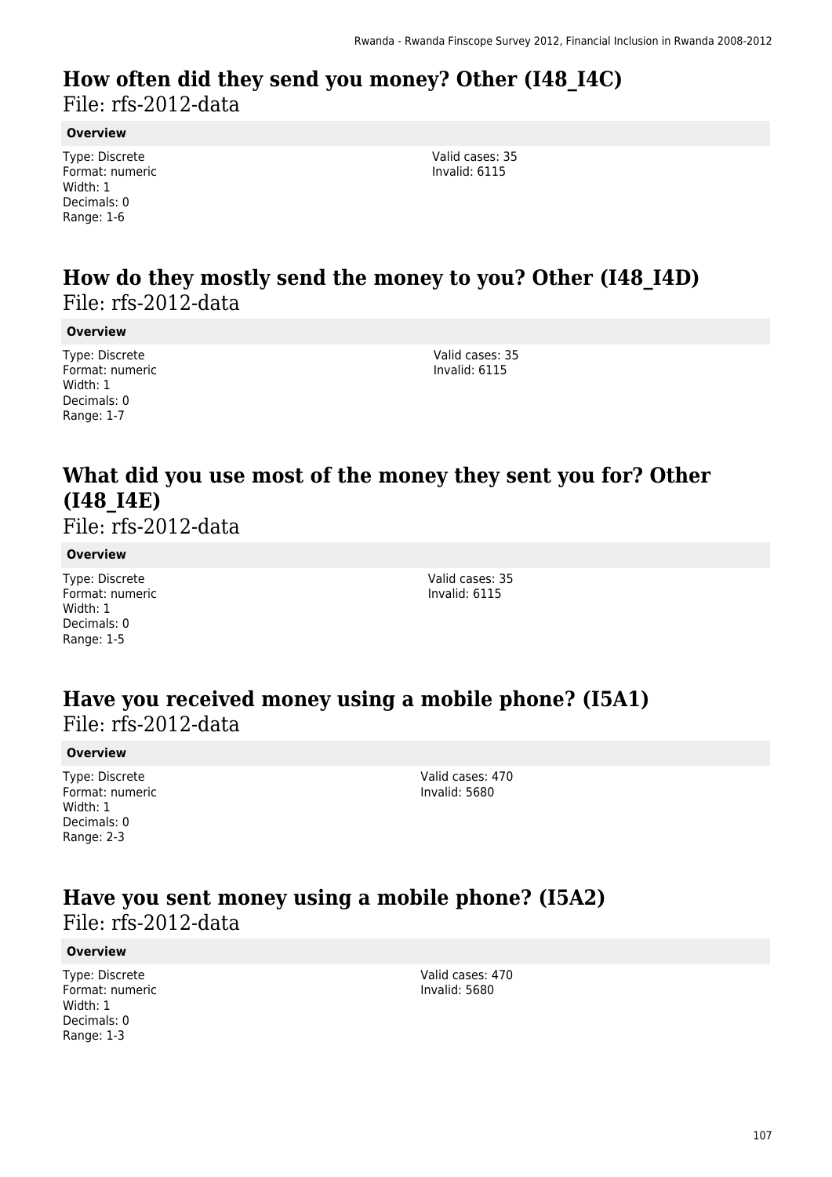## How often did they send you money? Other (I48_I4C)

File: rfs-2012-data

**Overview**

Type: Discrete
Format: numeric
Width: 1
Decimals: 0
Range: 1-6

Valid cases: 35
Invalid: 6115

## How do they mostly send the money to you? Other (I48_I4D)

File: rfs-2012-data

**Overview**

Type: Discrete
Format: numeric
Width: 1
Decimals: 0
Range: 1-7

Valid cases: 35
Invalid: 6115

## What did you use most of the money they sent you for? Other (I48_I4E)

File: rfs-2012-data

**Overview**

Type: Discrete
Format: numeric
Width: 1
Decimals: 0
Range: 1-5

Valid cases: 35
Invalid: 6115

## Have you received money using a mobile phone? (I5A1)

File: rfs-2012-data

**Overview**

Type: Discrete
Format: numeric
Width: 1
Decimals: 0
Range: 2-3

Valid cases: 470
Invalid: 5680

## Have you sent money using a mobile phone? (I5A2)

File: rfs-2012-data

**Overview**

Type: Discrete
Format: numeric
Width: 1
Decimals: 0
Range: 1-3

Valid cases: 470
Invalid: 5680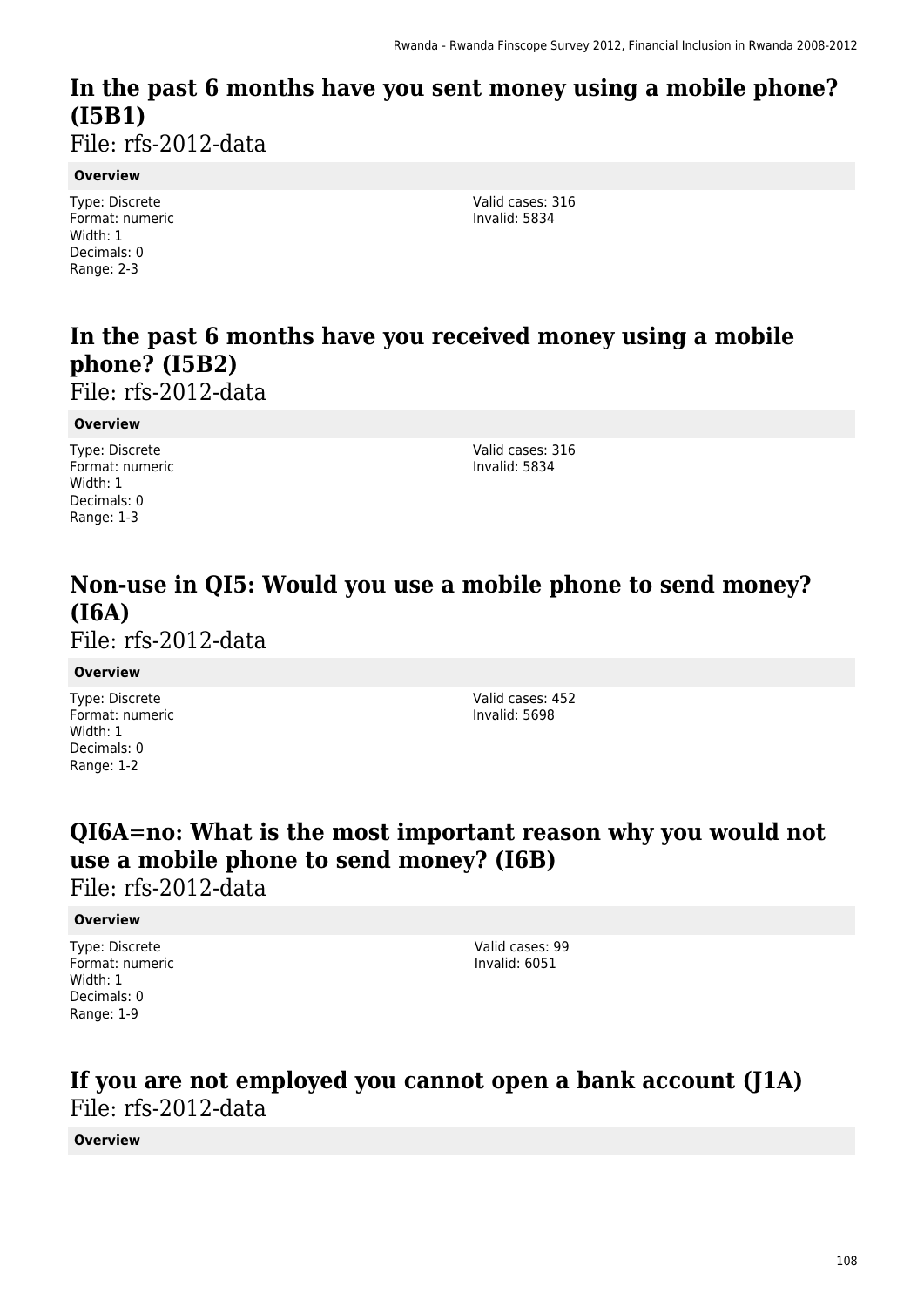## In the past 6 months have you sent money using a mobile phone? (I5B1)

File: rfs-2012-data

**Overview**

Type: Discrete
Format: numeric
Width: 1
Decimals: 0
Range: 2-3

Valid cases: 316
Invalid: 5834

## In the past 6 months have you received money using a mobile phone? (I5B2)

File: rfs-2012-data

**Overview**

Type: Discrete
Format: numeric
Width: 1
Decimals: 0
Range: 1-3

Valid cases: 316
Invalid: 5834

## Non-use in QI5: Would you use a mobile phone to send money? (I6A)

File: rfs-2012-data

**Overview**

Type: Discrete
Format: numeric
Width: 1
Decimals: 0
Range: 1-2

Valid cases: 452
Invalid: 5698

## QI6A=no: What is the most important reason why you would not use a mobile phone to send money? (I6B)

File: rfs-2012-data

**Overview**

Type: Discrete
Format: numeric
Width: 1
Decimals: 0
Range: 1-9

Valid cases: 99
Invalid: 6051

## If you are not employed you cannot open a bank account (J1A)

File: rfs-2012-data

**Overview**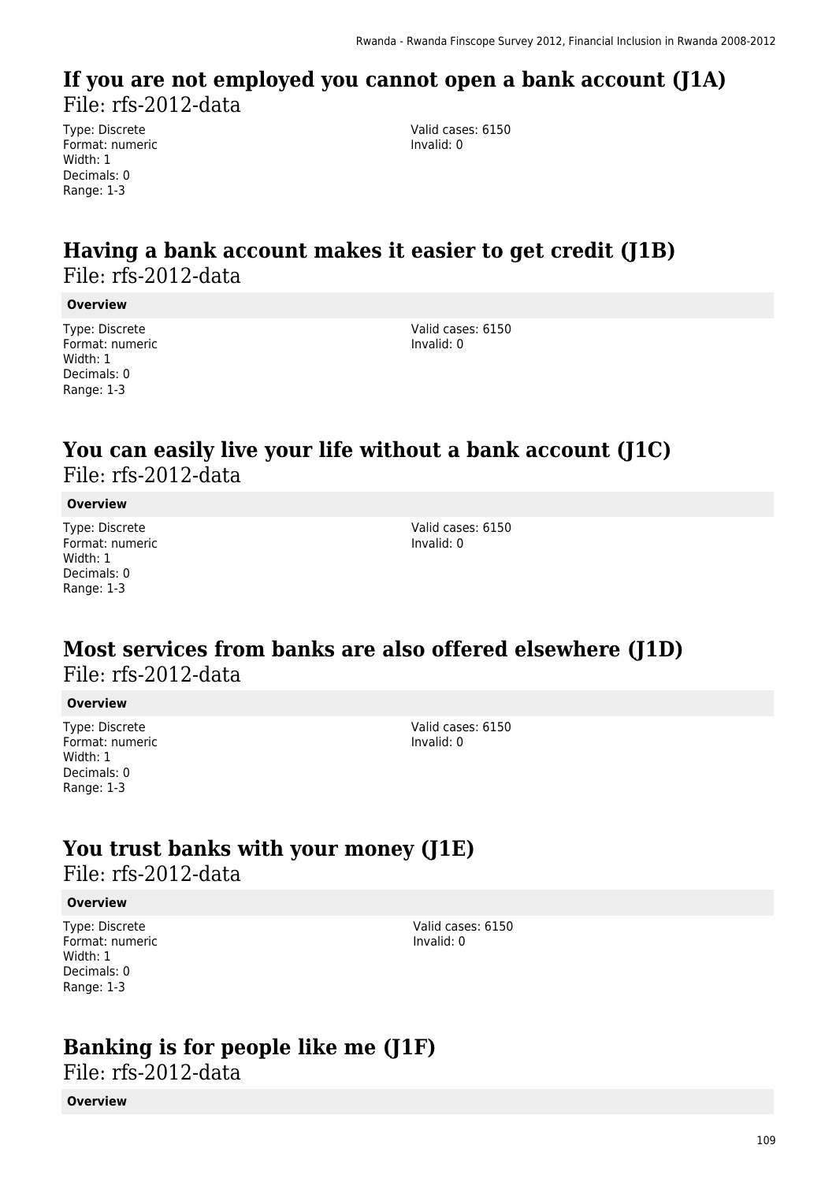## If you are not employed you cannot open a bank account (J1A)

File: rfs-2012-data

Type: Discrete
Format: numeric
Width: 1
Decimals: 0
Range: 1-3

Valid cases: 6150
Invalid: 0

## Having a bank account makes it easier to get credit (J1B)

File: rfs-2012-data

**Overview**

Type: Discrete
Format: numeric
Width: 1
Decimals: 0
Range: 1-3

Valid cases: 6150
Invalid: 0

## You can easily live your life without a bank account (J1C)

File: rfs-2012-data

**Overview**

Type: Discrete
Format: numeric
Width: 1
Decimals: 0
Range: 1-3

Valid cases: 6150
Invalid: 0

## Most services from banks are also offered elsewhere (J1D)

File: rfs-2012-data

**Overview**

Type: Discrete
Format: numeric
Width: 1
Decimals: 0
Range: 1-3

Valid cases: 6150
Invalid: 0

## You trust banks with your money (J1E)

File: rfs-2012-data

**Overview**

Type: Discrete
Format: numeric
Width: 1
Decimals: 0
Range: 1-3

Valid cases: 6150
Invalid: 0

## Banking is for people like me (J1F)

File: rfs-2012-data

**Overview**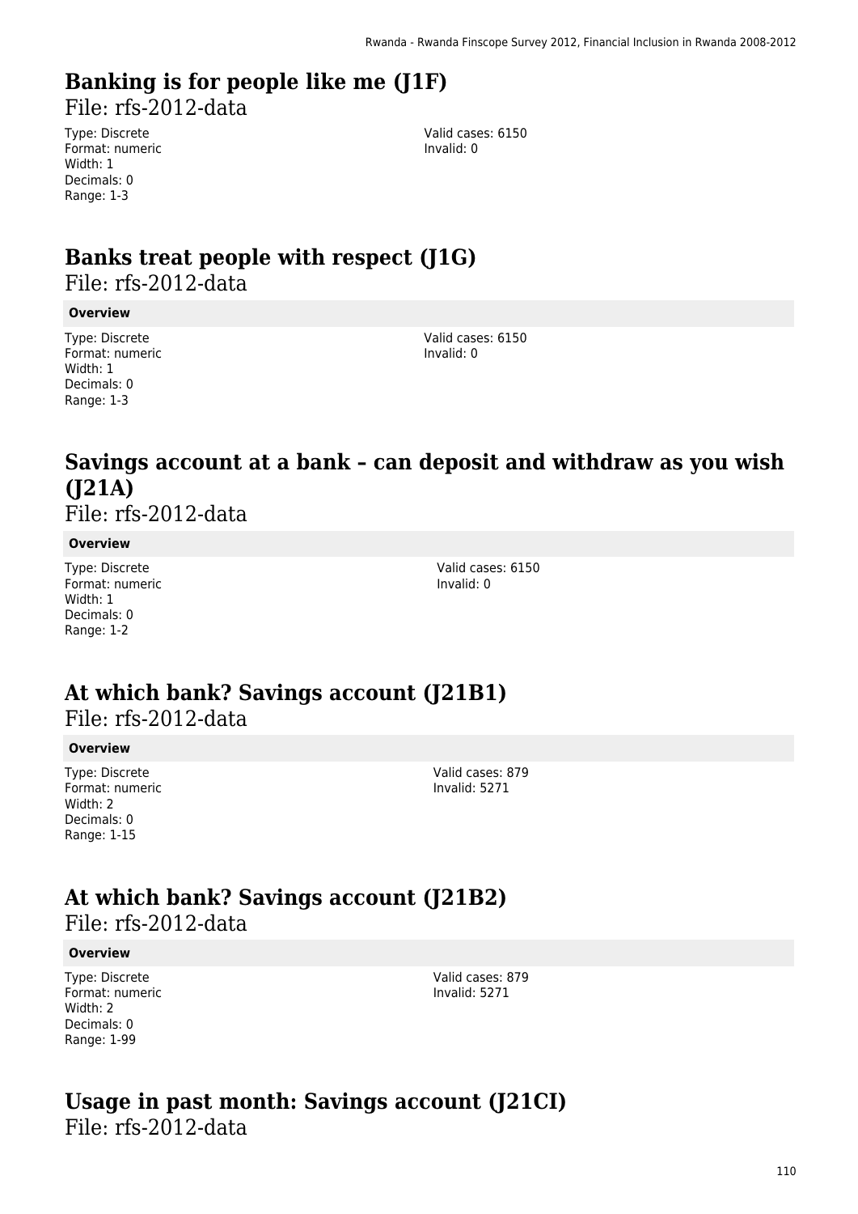## Banking is for people like me (J1F)

File: rfs-2012-data

Type: Discrete
Format: numeric
Width: 1
Decimals: 0
Range: 1-3

Valid cases: 6150
Invalid: 0

## Banks treat people with respect (J1G)

File: rfs-2012-data

**Overview**

Type: Discrete
Format: numeric
Width: 1
Decimals: 0
Range: 1-3

Valid cases: 6150
Invalid: 0

## Savings account at a bank – can deposit and withdraw as you wish (J21A)

File: rfs-2012-data

**Overview**

Type: Discrete
Format: numeric
Width: 1
Decimals: 0
Range: 1-2

Valid cases: 6150
Invalid: 0

## At which bank? Savings account (J21B1)

File: rfs-2012-data

**Overview**

Type: Discrete
Format: numeric
Width: 2
Decimals: 0
Range: 1-15

Valid cases: 879
Invalid: 5271

## At which bank? Savings account (J21B2)

File: rfs-2012-data

**Overview**

Type: Discrete
Format: numeric
Width: 2
Decimals: 0
Range: 1-99

Valid cases: 879
Invalid: 5271

## Usage in past month: Savings account (J21CI)

File: rfs-2012-data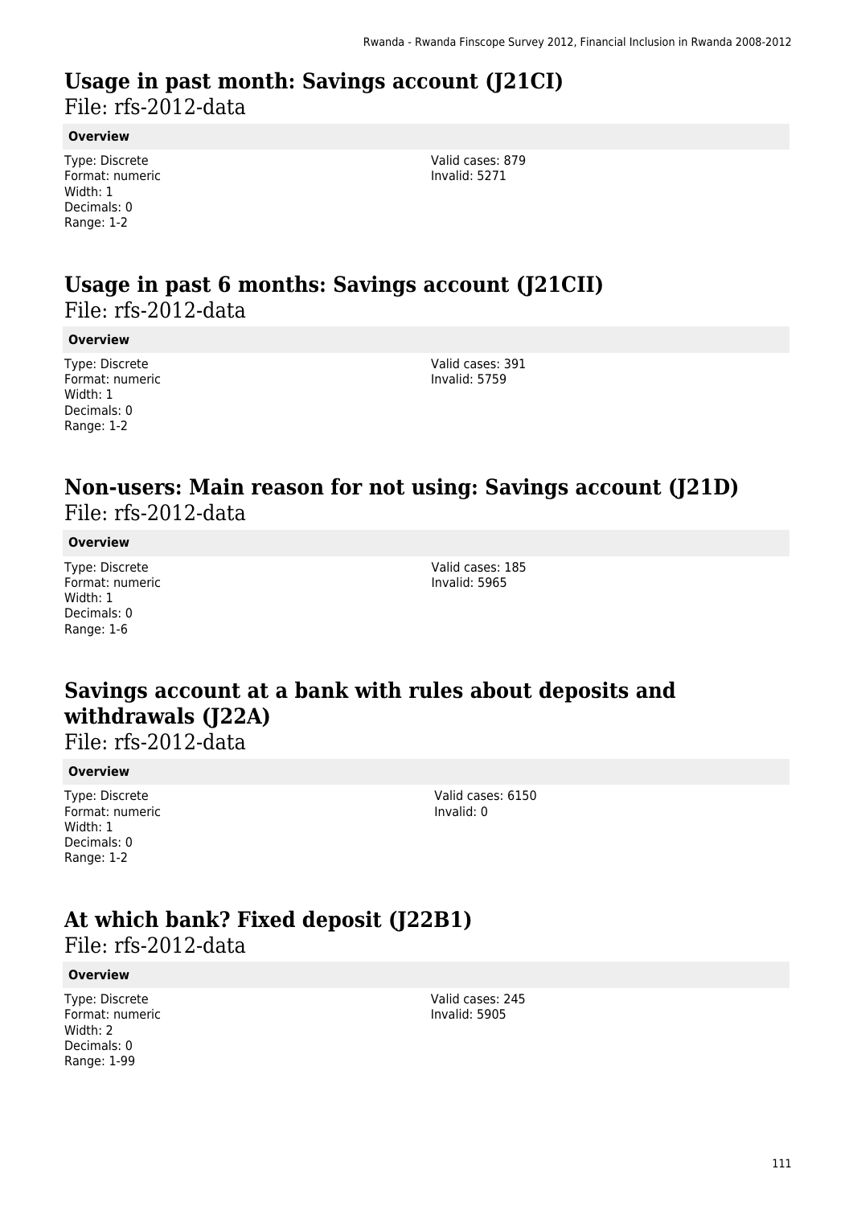## Usage in past month: Savings account (J21CI)

File: rfs-2012-data

**Overview**

Type: Discrete
Format: numeric
Width: 1
Decimals: 0
Range: 1-2

Valid cases: 879
Invalid: 5271

## Usage in past 6 months: Savings account (J21CII)

File: rfs-2012-data

**Overview**

Type: Discrete
Format: numeric
Width: 1
Decimals: 0
Range: 1-2

Valid cases: 391
Invalid: 5759

## Non-users: Main reason for not using: Savings account (J21D)

File: rfs-2012-data

**Overview**

Type: Discrete
Format: numeric
Width: 1
Decimals: 0
Range: 1-6

Valid cases: 185
Invalid: 5965

## Savings account at a bank with rules about deposits and withdrawals (J22A)

File: rfs-2012-data

**Overview**

Type: Discrete
Format: numeric
Width: 1
Decimals: 0
Range: 1-2

Valid cases: 6150
Invalid: 0

## At which bank? Fixed deposit (J22B1)

File: rfs-2012-data

**Overview**

Type: Discrete
Format: numeric
Width: 2
Decimals: 0
Range: 1-99

Valid cases: 245
Invalid: 5905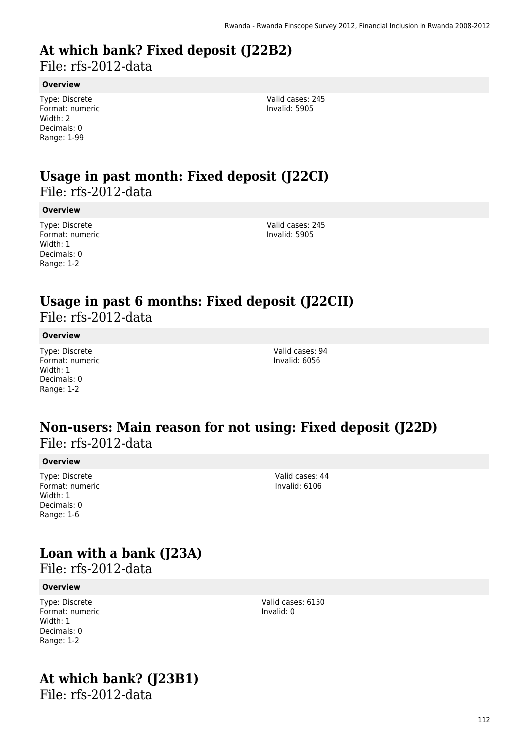## At which bank? Fixed deposit (J22B2)

File: rfs-2012-data

**Overview**

Type: Discrete
Format: numeric
Width: 2
Decimals: 0
Range: 1-99

Valid cases: 245
Invalid: 5905

## Usage in past month: Fixed deposit (J22CI)

File: rfs-2012-data

**Overview**

Type: Discrete
Format: numeric
Width: 1
Decimals: 0
Range: 1-2

Valid cases: 245
Invalid: 5905

## Usage in past 6 months: Fixed deposit (J22CII)

File: rfs-2012-data

**Overview**

Type: Discrete
Format: numeric
Width: 1
Decimals: 0
Range: 1-2

Valid cases: 94
Invalid: 6056

## Non-users: Main reason for not using: Fixed deposit (J22D)

File: rfs-2012-data

**Overview**

Type: Discrete
Format: numeric
Width: 1
Decimals: 0
Range: 1-6

Valid cases: 44
Invalid: 6106

## Loan with a bank (J23A)

File: rfs-2012-data

**Overview**

Type: Discrete
Format: numeric
Width: 1
Decimals: 0
Range: 1-2

Valid cases: 6150
Invalid: 0

## At which bank? (J23B1)

File: rfs-2012-data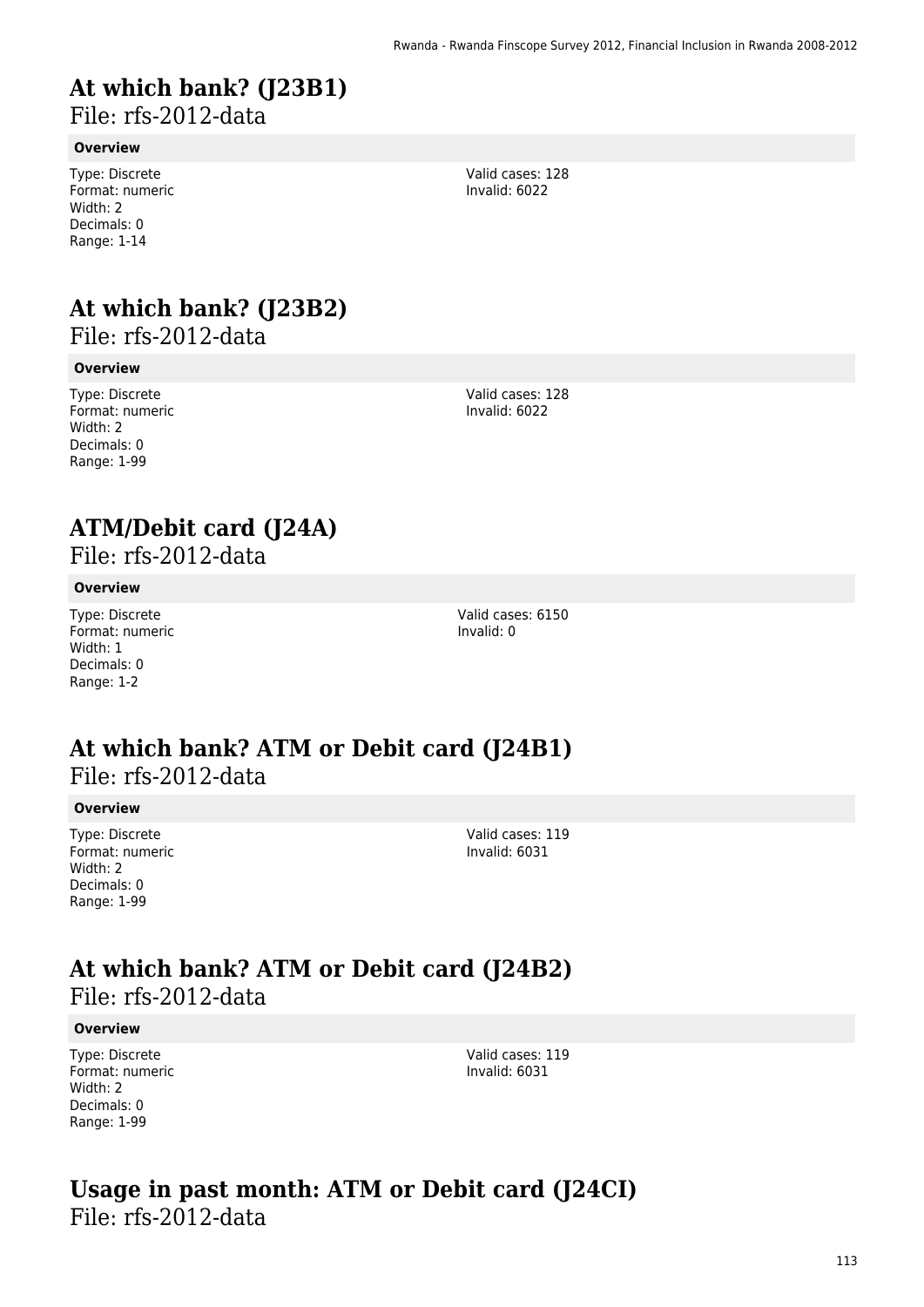# At which bank? (J23B1)

File: rfs-2012-data

**Overview**

Type: Discrete
Format: numeric
Width: 2
Decimals: 0
Range: 1-14

Valid cases: 128
Invalid: 6022

# At which bank? (J23B2)

File: rfs-2012-data

**Overview**

Type: Discrete
Format: numeric
Width: 2
Decimals: 0
Range: 1-99

Valid cases: 128
Invalid: 6022

# ATM/Debit card (J24A)

File: rfs-2012-data

**Overview**

Type: Discrete
Format: numeric
Width: 1
Decimals: 0
Range: 1-2

Valid cases: 6150
Invalid: 0

# At which bank? ATM or Debit card (J24B1)

File: rfs-2012-data

**Overview**

Type: Discrete
Format: numeric
Width: 2
Decimals: 0
Range: 1-99

Valid cases: 119
Invalid: 6031

# At which bank? ATM or Debit card (J24B2)

File: rfs-2012-data

**Overview**

Type: Discrete
Format: numeric
Width: 2
Decimals: 0
Range: 1-99

Valid cases: 119
Invalid: 6031

# Usage in past month: ATM or Debit card (J24CI)

File: rfs-2012-data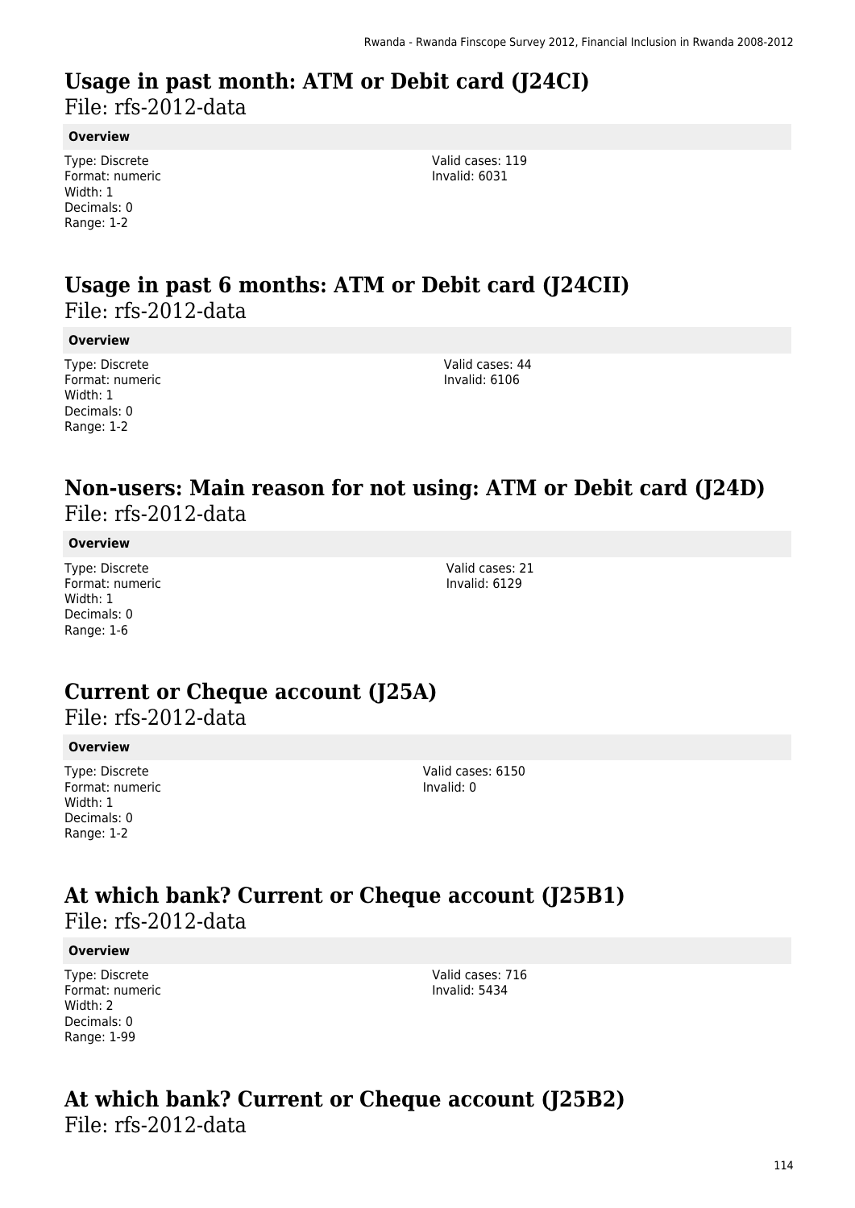## Usage in past month: ATM or Debit card (J24CI)

File: rfs-2012-data

**Overview**

Type: Discrete
Format: numeric
Width: 1
Decimals: 0
Range: 1-2

Valid cases: 119
Invalid: 6031

## Usage in past 6 months: ATM or Debit card (J24CII)

File: rfs-2012-data

**Overview**

Type: Discrete
Format: numeric
Width: 1
Decimals: 0
Range: 1-2

Valid cases: 44
Invalid: 6106

## Non-users: Main reason for not using: ATM or Debit card (J24D)

File: rfs-2012-data

**Overview**

Type: Discrete
Format: numeric
Width: 1
Decimals: 0
Range: 1-6

Valid cases: 21
Invalid: 6129

## Current or Cheque account (J25A)

File: rfs-2012-data

**Overview**

Type: Discrete
Format: numeric
Width: 1
Decimals: 0
Range: 1-2

Valid cases: 6150
Invalid: 0

## At which bank? Current or Cheque account (J25B1)

File: rfs-2012-data

**Overview**

Type: Discrete
Format: numeric
Width: 2
Decimals: 0
Range: 1-99

Valid cases: 716
Invalid: 5434

## At which bank? Current or Cheque account (J25B2)

File: rfs-2012-data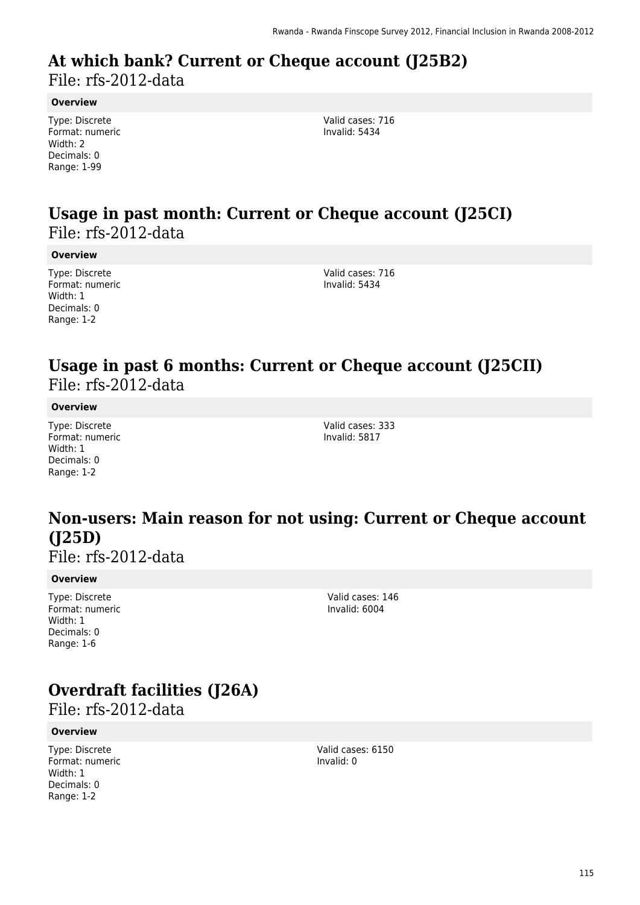## At which bank? Current or Cheque account (J25B2)

File: rfs-2012-data

**Overview**

Type: Discrete
Format: numeric
Width: 2
Decimals: 0
Range: 1-99

Valid cases: 716
Invalid: 5434

## Usage in past month: Current or Cheque account (J25CI)

File: rfs-2012-data

**Overview**

Type: Discrete
Format: numeric
Width: 1
Decimals: 0
Range: 1-2

Valid cases: 716
Invalid: 5434

## Usage in past 6 months: Current or Cheque account (J25CII)

File: rfs-2012-data

**Overview**

Type: Discrete
Format: numeric
Width: 1
Decimals: 0
Range: 1-2

Valid cases: 333
Invalid: 5817

## Non-users: Main reason for not using: Current or Cheque account (J25D)

File: rfs-2012-data

**Overview**

Type: Discrete
Format: numeric
Width: 1
Decimals: 0
Range: 1-6

Valid cases: 146
Invalid: 6004

## Overdraft facilities (J26A)

File: rfs-2012-data

**Overview**

Type: Discrete
Format: numeric
Width: 1
Decimals: 0
Range: 1-2

Valid cases: 6150
Invalid: 0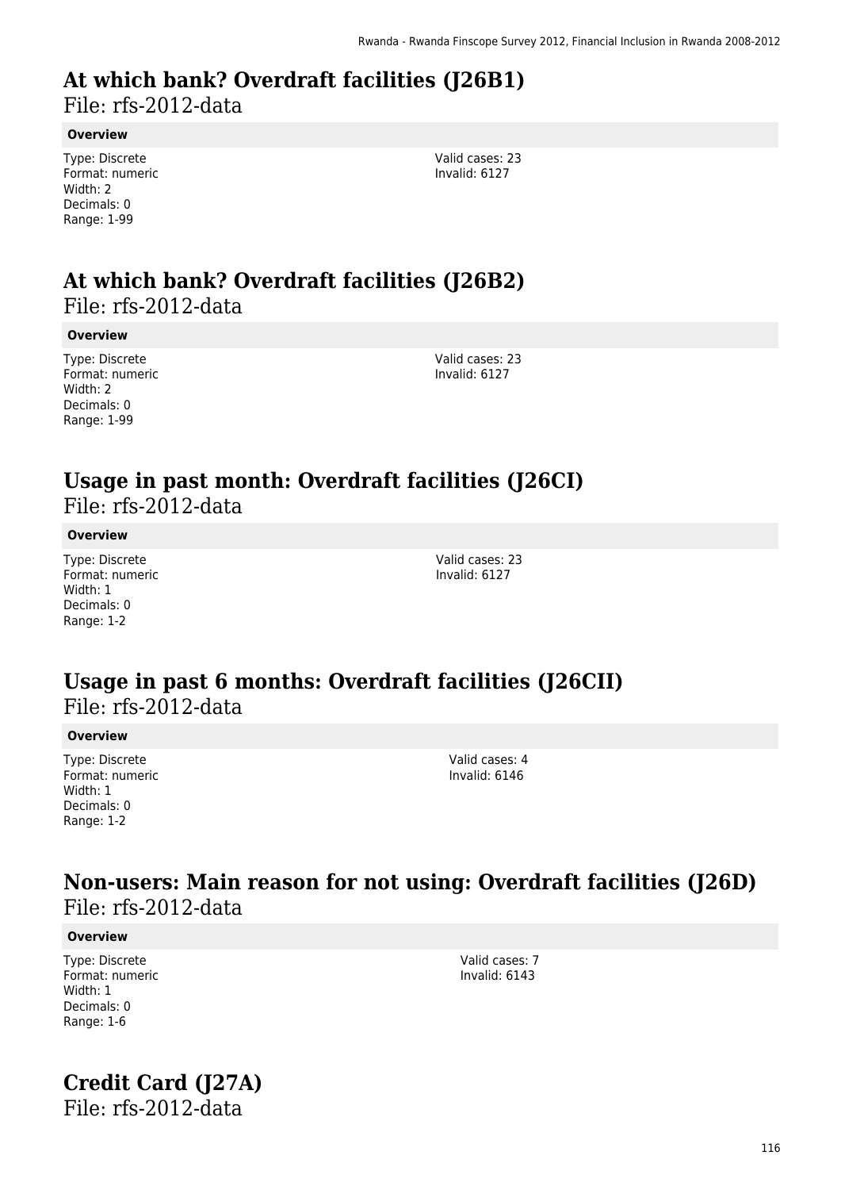# At which bank? Overdraft facilities (J26B1)

File: rfs-2012-data

**Overview**

Type: Discrete
Format: numeric
Width: 2
Decimals: 0
Range: 1-99

Valid cases: 23
Invalid: 6127

# At which bank? Overdraft facilities (J26B2)

File: rfs-2012-data

**Overview**

Type: Discrete
Format: numeric
Width: 2
Decimals: 0
Range: 1-99

Valid cases: 23
Invalid: 6127

# Usage in past month: Overdraft facilities (J26CI)

File: rfs-2012-data

**Overview**

Type: Discrete
Format: numeric
Width: 1
Decimals: 0
Range: 1-2

Valid cases: 23
Invalid: 6127

# Usage in past 6 months: Overdraft facilities (J26CII)

File: rfs-2012-data

**Overview**

Type: Discrete
Format: numeric
Width: 1
Decimals: 0
Range: 1-2

Valid cases: 4
Invalid: 6146

# Non-users: Main reason for not using: Overdraft facilities (J26D)

File: rfs-2012-data

**Overview**

Type: Discrete
Format: numeric
Width: 1
Decimals: 0
Range: 1-6

Valid cases: 7
Invalid: 6143

# Credit Card (J27A)

File: rfs-2012-data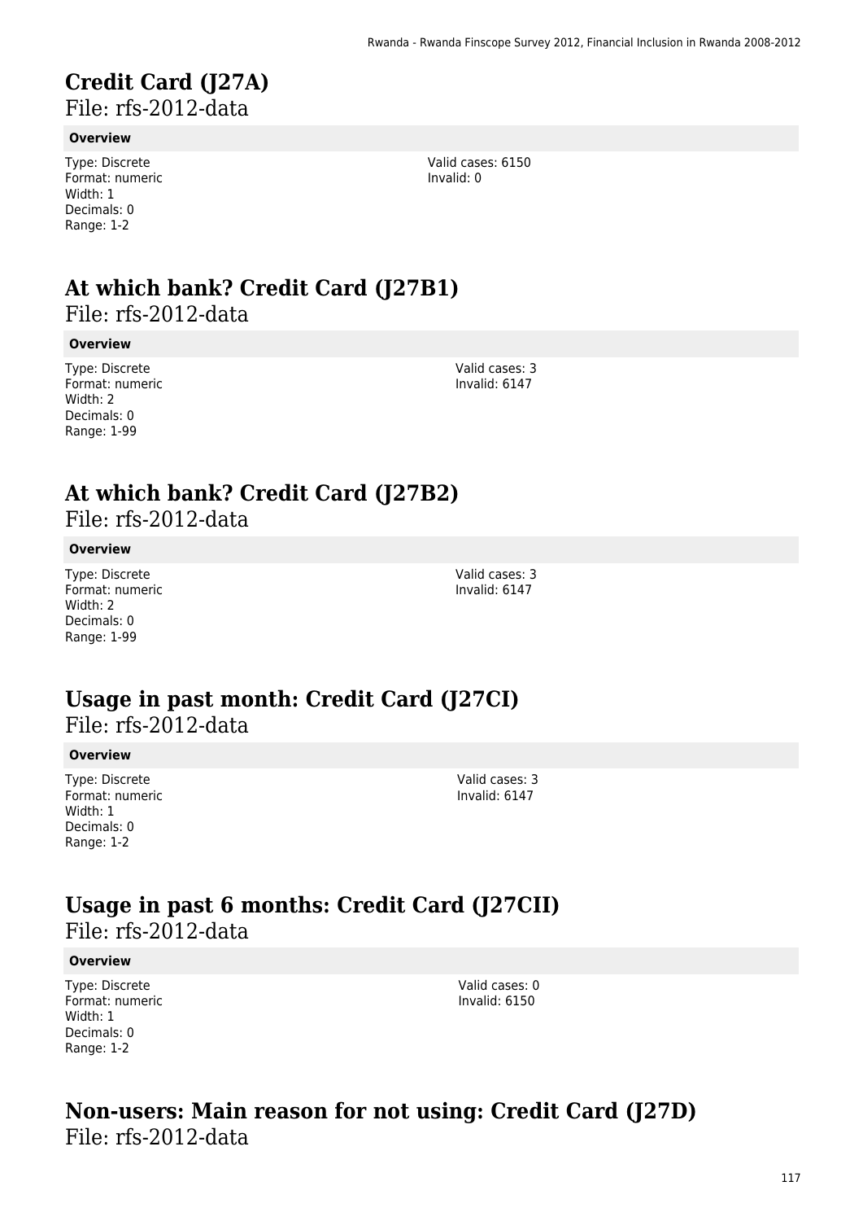# Credit Card (J27A)

File: rfs-2012-data

**Overview**

Type: Discrete
Format: numeric
Width: 1
Decimals: 0
Range: 1-2

Valid cases: 6150
Invalid: 0

# At which bank? Credit Card (J27B1)

File: rfs-2012-data

**Overview**

Type: Discrete
Format: numeric
Width: 2
Decimals: 0
Range: 1-99

Valid cases: 3
Invalid: 6147

# At which bank? Credit Card (J27B2)

File: rfs-2012-data

**Overview**

Type: Discrete
Format: numeric
Width: 2
Decimals: 0
Range: 1-99

Valid cases: 3
Invalid: 6147

# Usage in past month: Credit Card (J27CI)

File: rfs-2012-data

**Overview**

Type: Discrete
Format: numeric
Width: 1
Decimals: 0
Range: 1-2

Valid cases: 3
Invalid: 6147

# Usage in past 6 months: Credit Card (J27CII)

File: rfs-2012-data

**Overview**

Type: Discrete
Format: numeric
Width: 1
Decimals: 0
Range: 1-2

Valid cases: 0
Invalid: 6150

# Non-users: Main reason for not using: Credit Card (J27D)

File: rfs-2012-data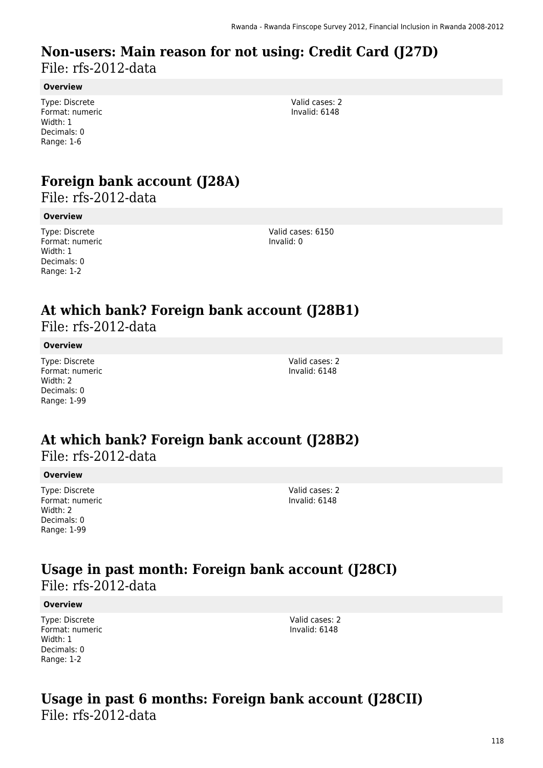## Non-users: Main reason for not using: Credit Card (J27D)

File: rfs-2012-data

**Overview**

Type: Discrete
Format: numeric
Width: 1
Decimals: 0
Range: 1-6

Valid cases: 2
Invalid: 6148

## Foreign bank account (J28A)

File: rfs-2012-data

**Overview**

Type: Discrete
Format: numeric
Width: 1
Decimals: 0
Range: 1-2

Valid cases: 6150
Invalid: 0

## At which bank? Foreign bank account (J28B1)

File: rfs-2012-data

**Overview**

Type: Discrete
Format: numeric
Width: 2
Decimals: 0
Range: 1-99

Valid cases: 2
Invalid: 6148

## At which bank? Foreign bank account (J28B2)

File: rfs-2012-data

**Overview**

Type: Discrete
Format: numeric
Width: 2
Decimals: 0
Range: 1-99

Valid cases: 2
Invalid: 6148

## Usage in past month: Foreign bank account (J28CI)

File: rfs-2012-data

**Overview**

Type: Discrete
Format: numeric
Width: 1
Decimals: 0
Range: 1-2

Valid cases: 2
Invalid: 6148

## Usage in past 6 months: Foreign bank account (J28CII)

File: rfs-2012-data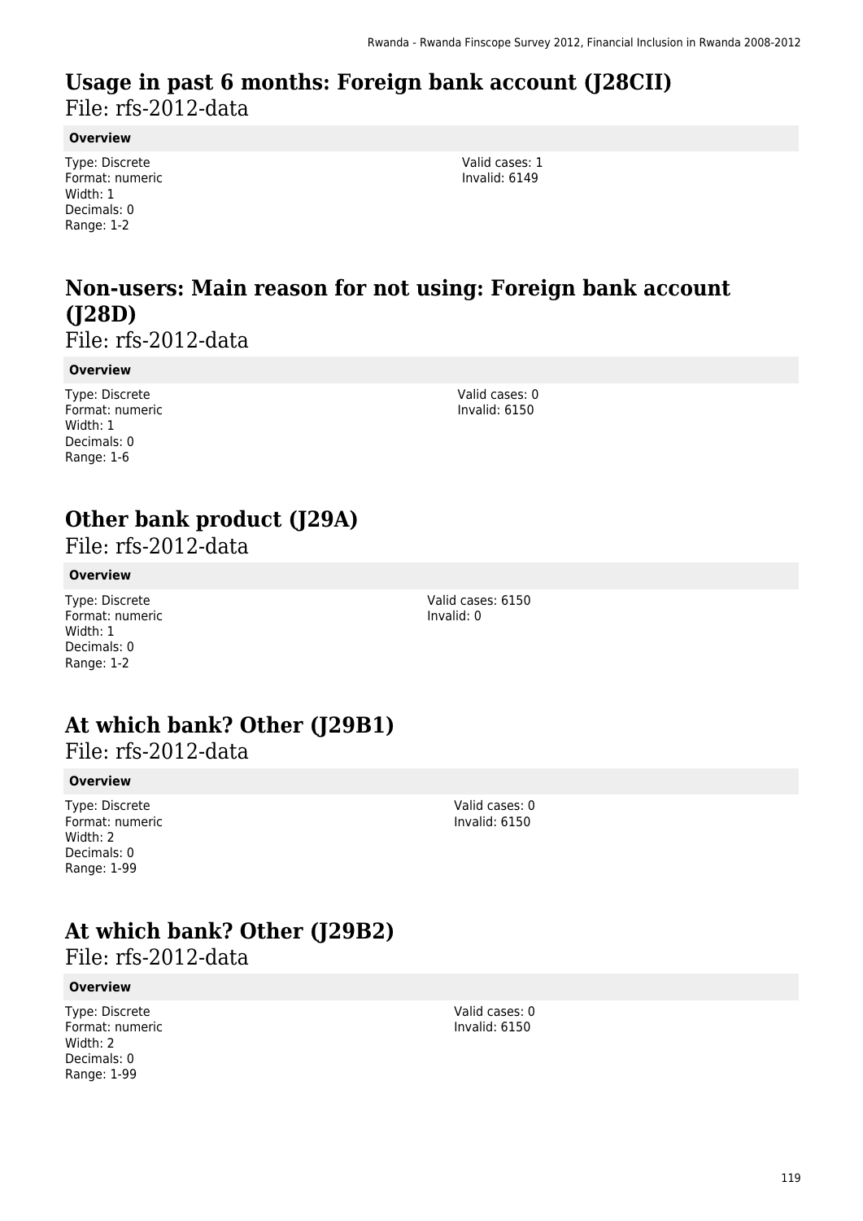## Usage in past 6 months: Foreign bank account (J28CII)

File: rfs-2012-data

**Overview**

Type: Discrete
Format: numeric
Width: 1
Decimals: 0
Range: 1-2

Valid cases: 1
Invalid: 6149

## Non-users: Main reason for not using: Foreign bank account (J28D)

File: rfs-2012-data

**Overview**

Type: Discrete
Format: numeric
Width: 1
Decimals: 0
Range: 1-6

Valid cases: 0
Invalid: 6150

## Other bank product (J29A)

File: rfs-2012-data

**Overview**

Type: Discrete
Format: numeric
Width: 1
Decimals: 0
Range: 1-2

Valid cases: 6150
Invalid: 0

## At which bank? Other (J29B1)

File: rfs-2012-data

**Overview**

Type: Discrete
Format: numeric
Width: 2
Decimals: 0
Range: 1-99

Valid cases: 0
Invalid: 6150

## At which bank? Other (J29B2)

File: rfs-2012-data

**Overview**

Type: Discrete
Format: numeric
Width: 2
Decimals: 0
Range: 1-99

Valid cases: 0
Invalid: 6150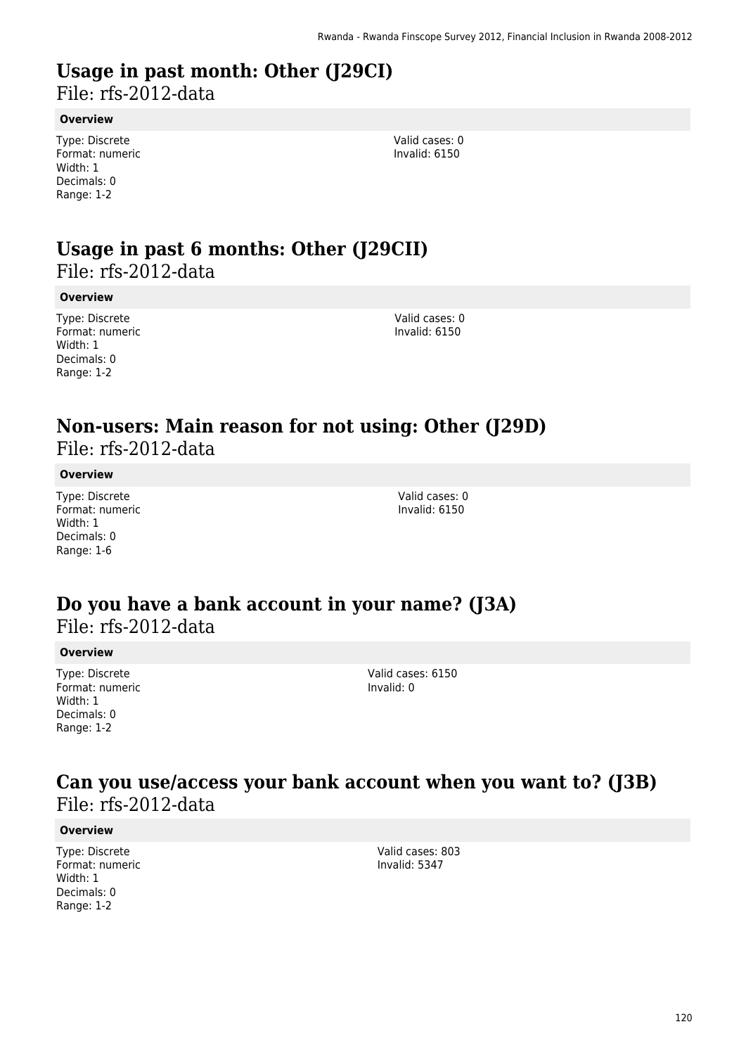# Usage in past month: Other (J29CI)

File: rfs-2012-data

**Overview**

Type: Discrete
Format: numeric
Width: 1
Decimals: 0
Range: 1-2

Valid cases: 0
Invalid: 6150

# Usage in past 6 months: Other (J29CII)

File: rfs-2012-data

**Overview**

Type: Discrete
Format: numeric
Width: 1
Decimals: 0
Range: 1-2

Valid cases: 0
Invalid: 6150

# Non-users: Main reason for not using: Other (J29D)

File: rfs-2012-data

**Overview**

Type: Discrete
Format: numeric
Width: 1
Decimals: 0
Range: 1-6

Valid cases: 0
Invalid: 6150

# Do you have a bank account in your name? (J3A)

File: rfs-2012-data

**Overview**

Type: Discrete
Format: numeric
Width: 1
Decimals: 0
Range: 1-2

Valid cases: 6150
Invalid: 0

# Can you use/access your bank account when you want to? (J3B)

File: rfs-2012-data

**Overview**

Type: Discrete
Format: numeric
Width: 1
Decimals: 0
Range: 1-2

Valid cases: 803
Invalid: 5347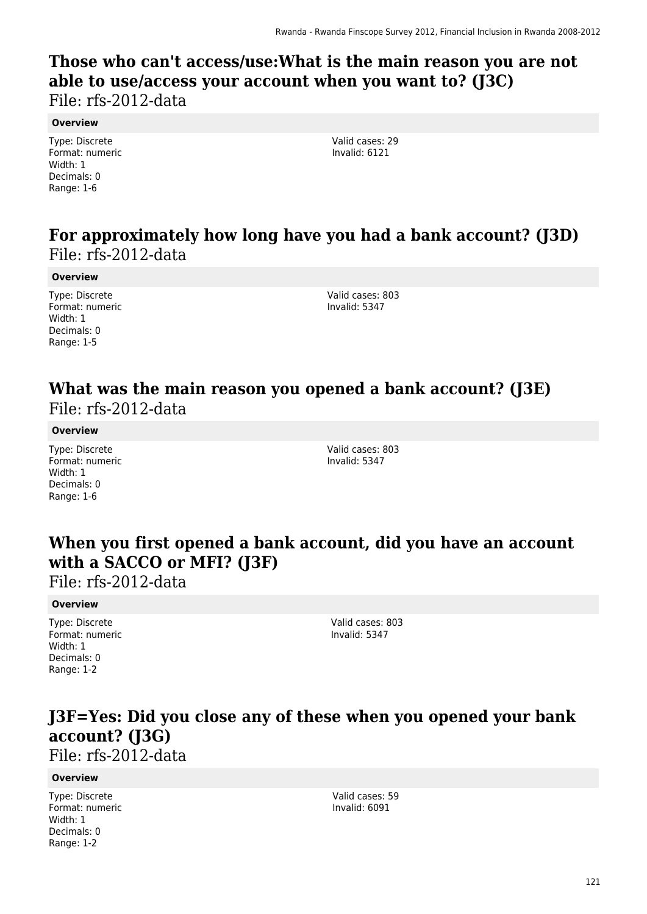## Those who can't access/use:What is the main reason you are not able to use/access your account when you want to? (J3C)

File: rfs-2012-data

**Overview**

Type: Discrete
Format: numeric
Width: 1
Decimals: 0
Range: 1-6

Valid cases: 29
Invalid: 6121

## For approximately how long have you had a bank account? (J3D)

File: rfs-2012-data

**Overview**

Type: Discrete
Format: numeric
Width: 1
Decimals: 0
Range: 1-5

Valid cases: 803
Invalid: 5347

## What was the main reason you opened a bank account? (J3E)

File: rfs-2012-data

**Overview**

Type: Discrete
Format: numeric
Width: 1
Decimals: 0
Range: 1-6

Valid cases: 803
Invalid: 5347

## When you first opened a bank account, did you have an account with a SACCO or MFI? (J3F)

File: rfs-2012-data

**Overview**

Type: Discrete
Format: numeric
Width: 1
Decimals: 0
Range: 1-2

Valid cases: 803
Invalid: 5347

## J3F=Yes: Did you close any of these when you opened your bank account? (J3G)

File: rfs-2012-data

**Overview**

Type: Discrete
Format: numeric
Width: 1
Decimals: 0
Range: 1-2

Valid cases: 59
Invalid: 6091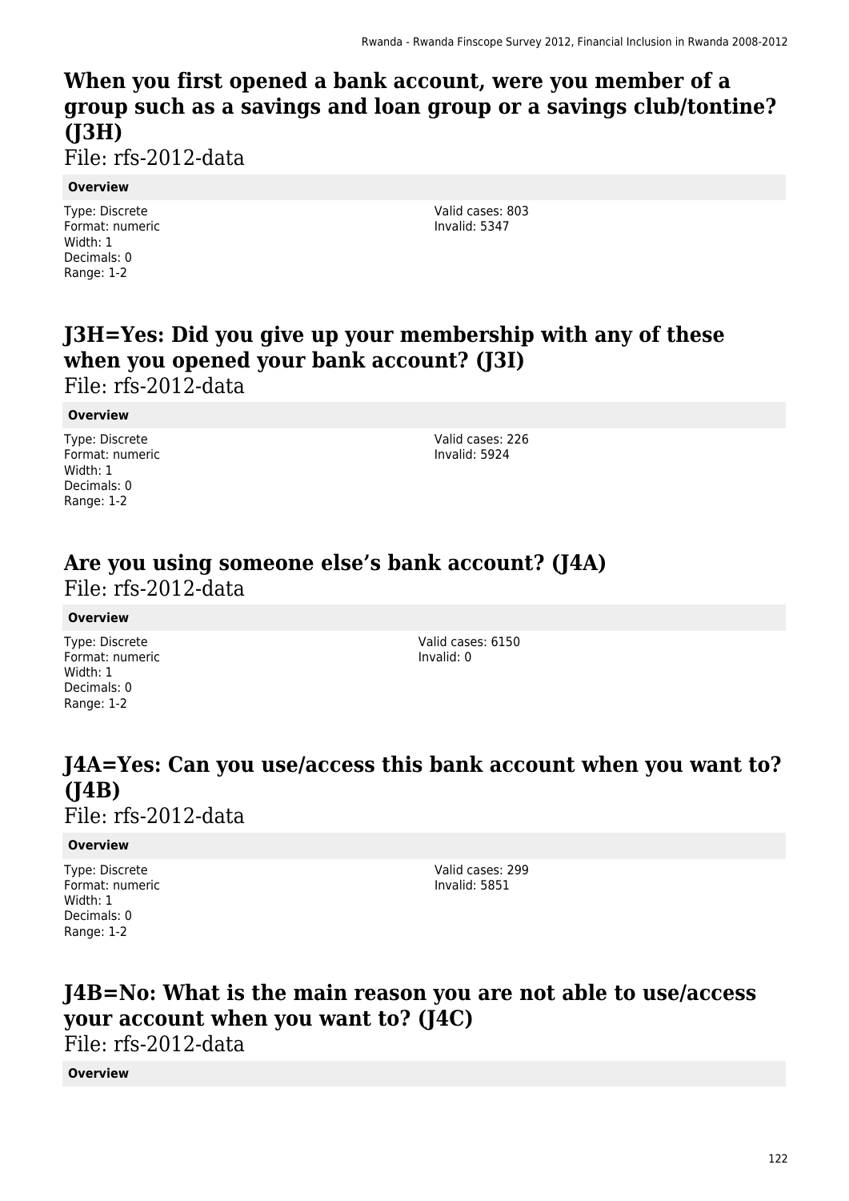## When you first opened a bank account, were you member of a group such as a savings and loan group or a savings club/tontine? (J3H)

File: rfs-2012-data

**Overview**

Type: Discrete
Format: numeric
Width: 1
Decimals: 0
Range: 1-2

Valid cases: 803
Invalid: 5347

## J3H=Yes: Did you give up your membership with any of these when you opened your bank account? (J3I)

File: rfs-2012-data

**Overview**

Type: Discrete
Format: numeric
Width: 1
Decimals: 0
Range: 1-2

Valid cases: 226
Invalid: 5924

## Are you using someone else's bank account? (J4A)

File: rfs-2012-data

**Overview**

Type: Discrete
Format: numeric
Width: 1
Decimals: 0
Range: 1-2

Valid cases: 6150
Invalid: 0

## J4A=Yes: Can you use/access this bank account when you want to? (J4B)

File: rfs-2012-data

**Overview**

Type: Discrete
Format: numeric
Width: 1
Decimals: 0
Range: 1-2

Valid cases: 299
Invalid: 5851

## J4B=No: What is the main reason you are not able to use/access your account when you want to? (J4C)

File: rfs-2012-data

**Overview**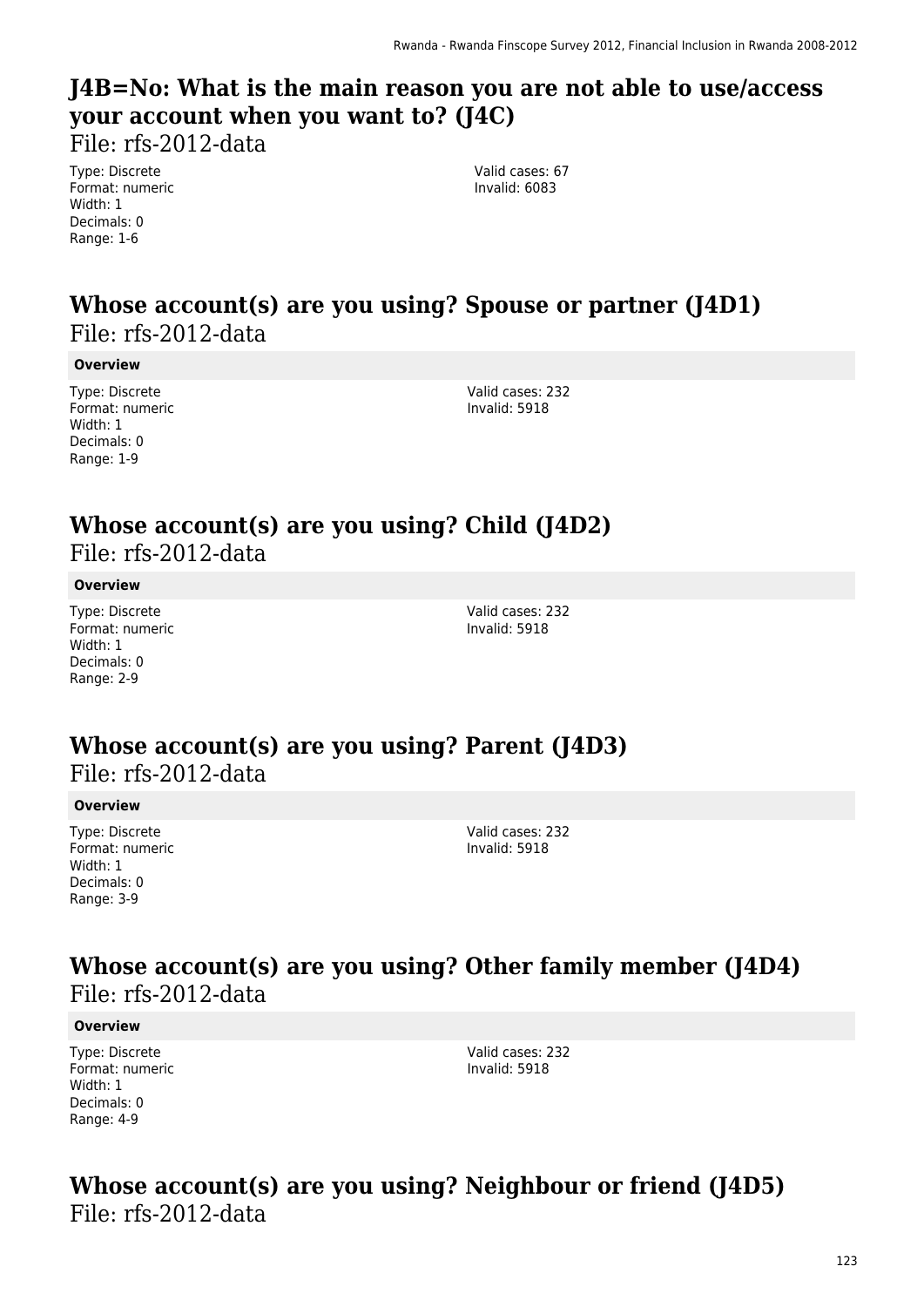## J4B=No: What is the main reason you are not able to use/access your account when you want to? (J4C)

File: rfs-2012-data

Type: Discrete
Format: numeric
Width: 1
Decimals: 0
Range: 1-6

Valid cases: 67
Invalid: 6083

## Whose account(s) are you using? Spouse or partner (J4D1)

File: rfs-2012-data

**Overview**

Type: Discrete
Format: numeric
Width: 1
Decimals: 0
Range: 1-9

Valid cases: 232
Invalid: 5918

## Whose account(s) are you using? Child (J4D2)

File: rfs-2012-data

**Overview**

Type: Discrete
Format: numeric
Width: 1
Decimals: 0
Range: 2-9

Valid cases: 232
Invalid: 5918

## Whose account(s) are you using? Parent (J4D3)

File: rfs-2012-data

**Overview**

Type: Discrete
Format: numeric
Width: 1
Decimals: 0
Range: 3-9

Valid cases: 232
Invalid: 5918

## Whose account(s) are you using? Other family member (J4D4)

File: rfs-2012-data

**Overview**

Type: Discrete
Format: numeric
Width: 1
Decimals: 0
Range: 4-9

Valid cases: 232
Invalid: 5918

## Whose account(s) are you using? Neighbour or friend (J4D5)

File: rfs-2012-data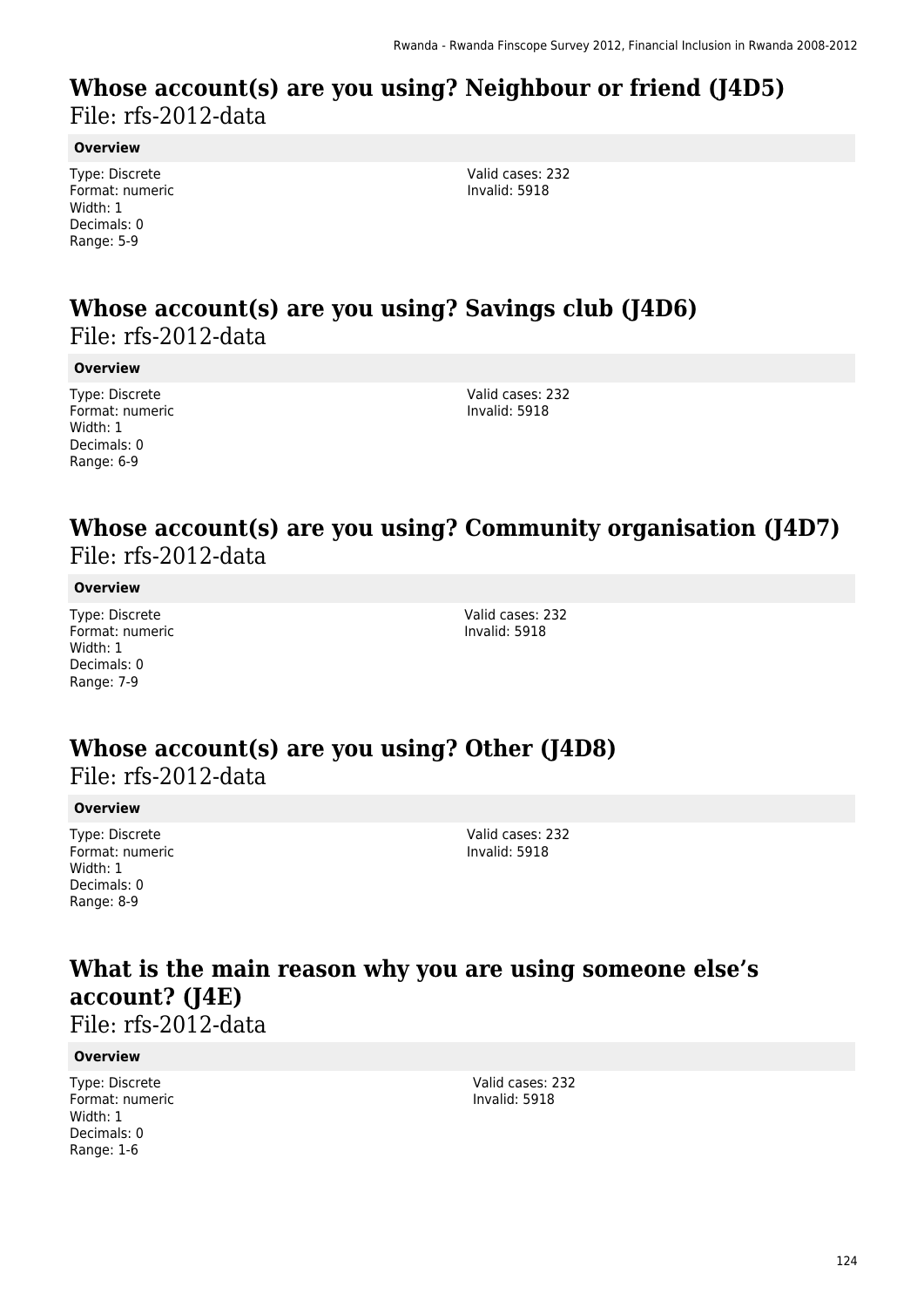# Whose account(s) are you using? Neighbour or friend (J4D5)

File: rfs-2012-data

**Overview**

Type: Discrete
Format: numeric
Width: 1
Decimals: 0
Range: 5-9

Valid cases: 232
Invalid: 5918

# Whose account(s) are you using? Savings club (J4D6)

File: rfs-2012-data

**Overview**

Type: Discrete
Format: numeric
Width: 1
Decimals: 0
Range: 6-9

Valid cases: 232
Invalid: 5918

# Whose account(s) are you using? Community organisation (J4D7)

File: rfs-2012-data

**Overview**

Type: Discrete
Format: numeric
Width: 1
Decimals: 0
Range: 7-9

Valid cases: 232
Invalid: 5918

# Whose account(s) are you using? Other (J4D8)

File: rfs-2012-data

**Overview**

Type: Discrete
Format: numeric
Width: 1
Decimals: 0
Range: 8-9

Valid cases: 232
Invalid: 5918

# What is the main reason why you are using someone else's account? (J4E)

File: rfs-2012-data

**Overview**

Type: Discrete
Format: numeric
Width: 1
Decimals: 0
Range: 1-6

Valid cases: 232
Invalid: 5918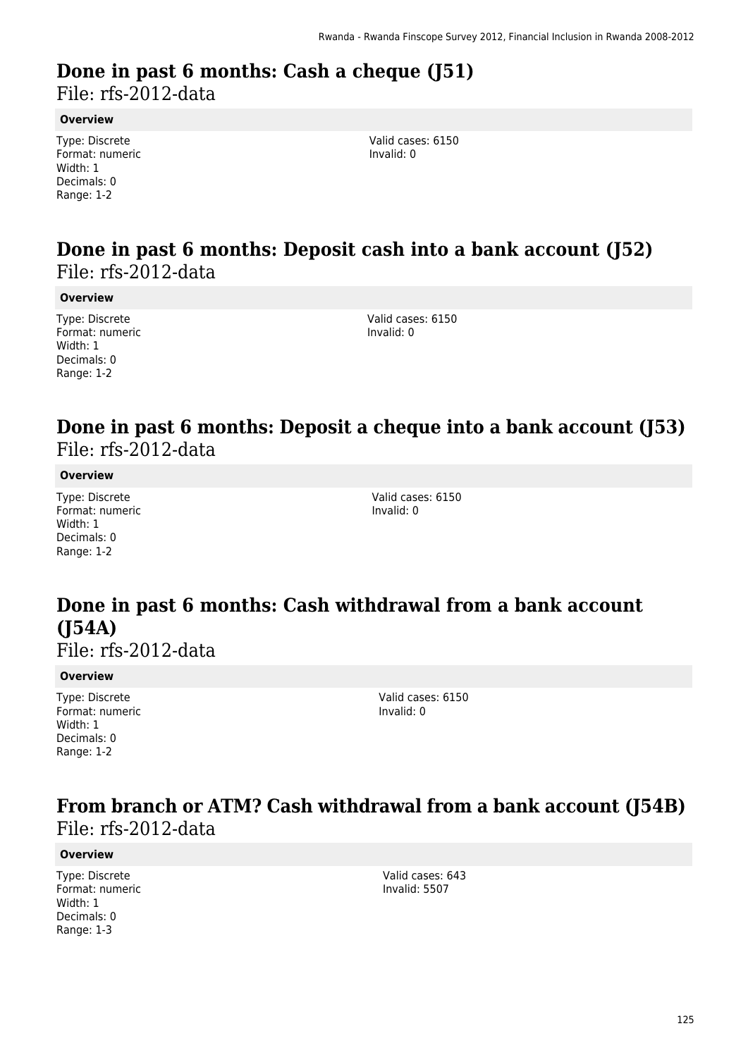## Done in past 6 months: Cash a cheque (J51)

File: rfs-2012-data

**Overview**

Type: Discrete
Format: numeric
Width: 1
Decimals: 0
Range: 1-2

Valid cases: 6150
Invalid: 0

## Done in past 6 months: Deposit cash into a bank account (J52)

File: rfs-2012-data

**Overview**

Type: Discrete
Format: numeric
Width: 1
Decimals: 0
Range: 1-2

Valid cases: 6150
Invalid: 0

## Done in past 6 months: Deposit a cheque into a bank account (J53)

File: rfs-2012-data

**Overview**

Type: Discrete
Format: numeric
Width: 1
Decimals: 0
Range: 1-2

Valid cases: 6150
Invalid: 0

## Done in past 6 months: Cash withdrawal from a bank account (J54A)

File: rfs-2012-data

**Overview**

Type: Discrete
Format: numeric
Width: 1
Decimals: 0
Range: 1-2

Valid cases: 6150
Invalid: 0

## From branch or ATM? Cash withdrawal from a bank account (J54B)

File: rfs-2012-data

**Overview**

Type: Discrete
Format: numeric
Width: 1
Decimals: 0
Range: 1-3

Valid cases: 643
Invalid: 5507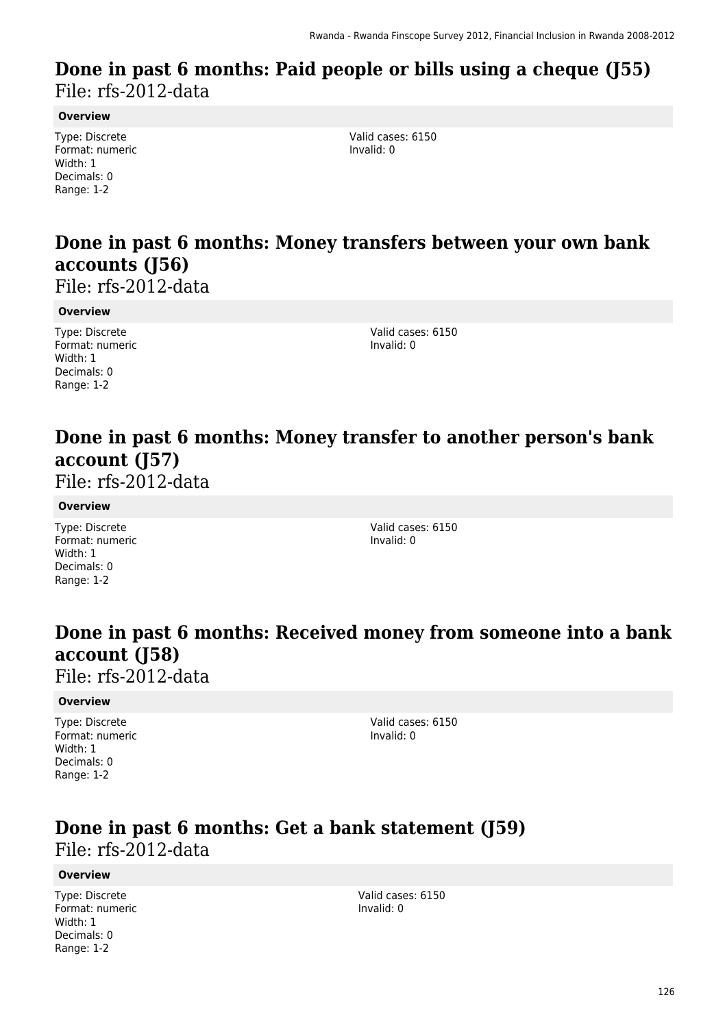## Done in past 6 months: Paid people or bills using a cheque (J55)

File: rfs-2012-data

**Overview**

Type: Discrete
Format: numeric
Width: 1
Decimals: 0
Range: 1-2

Valid cases: 6150
Invalid: 0

## Done in past 6 months: Money transfers between your own bank accounts (J56)

File: rfs-2012-data

**Overview**

Type: Discrete
Format: numeric
Width: 1
Decimals: 0
Range: 1-2

Valid cases: 6150
Invalid: 0

## Done in past 6 months: Money transfer to another person's bank account (J57)

File: rfs-2012-data

**Overview**

Type: Discrete
Format: numeric
Width: 1
Decimals: 0
Range: 1-2

Valid cases: 6150
Invalid: 0

## Done in past 6 months: Received money from someone into a bank account (J58)

File: rfs-2012-data

**Overview**

Type: Discrete
Format: numeric
Width: 1
Decimals: 0
Range: 1-2

Valid cases: 6150
Invalid: 0

## Done in past 6 months: Get a bank statement (J59)

File: rfs-2012-data

**Overview**

Type: Discrete
Format: numeric
Width: 1
Decimals: 0
Range: 1-2

Valid cases: 6150
Invalid: 0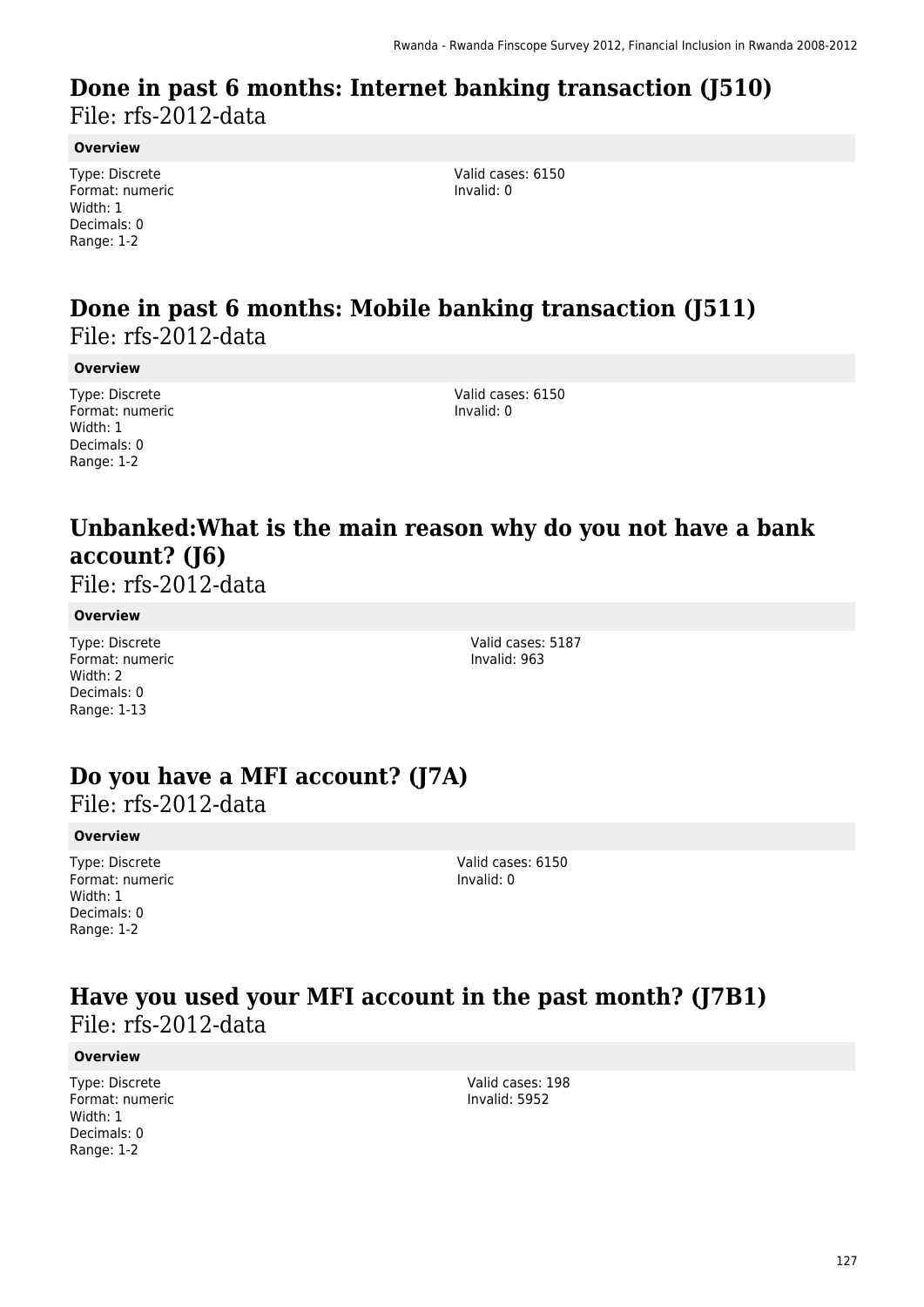## Done in past 6 months: Internet banking transaction (J510)

File: rfs-2012-data

**Overview**

Type: Discrete
Format: numeric
Width: 1
Decimals: 0
Range: 1-2

Valid cases: 6150
Invalid: 0

## Done in past 6 months: Mobile banking transaction (J511)

File: rfs-2012-data

**Overview**

Type: Discrete
Format: numeric
Width: 1
Decimals: 0
Range: 1-2

Valid cases: 6150
Invalid: 0

## Unbanked:What is the main reason why do you not have a bank account? (J6)

File: rfs-2012-data

**Overview**

Type: Discrete
Format: numeric
Width: 2
Decimals: 0
Range: 1-13

Valid cases: 5187
Invalid: 963

## Do you have a MFI account? (J7A)

File: rfs-2012-data

**Overview**

Type: Discrete
Format: numeric
Width: 1
Decimals: 0
Range: 1-2

Valid cases: 6150
Invalid: 0

## Have you used your MFI account in the past month? (J7B1)

File: rfs-2012-data

**Overview**

Type: Discrete
Format: numeric
Width: 1
Decimals: 0
Range: 1-2

Valid cases: 198
Invalid: 5952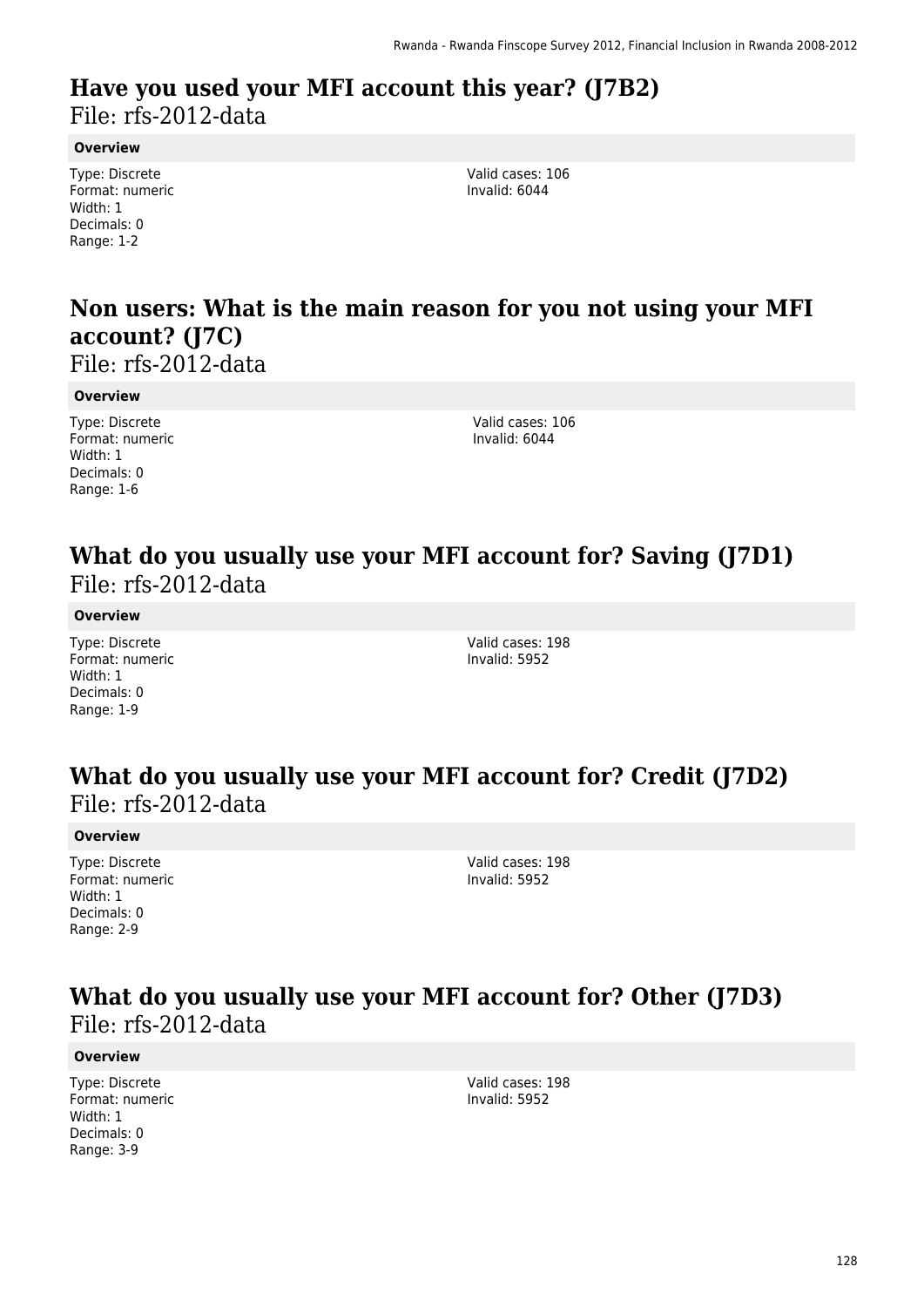## Have you used your MFI account this year? (J7B2)

File: rfs-2012-data

**Overview**

Type: Discrete
Format: numeric
Width: 1
Decimals: 0
Range: 1-2

Valid cases: 106
Invalid: 6044

## Non users: What is the main reason for you not using your MFI account? (J7C)

File: rfs-2012-data

**Overview**

Type: Discrete
Format: numeric
Width: 1
Decimals: 0
Range: 1-6

Valid cases: 106
Invalid: 6044

## What do you usually use your MFI account for? Saving (J7D1)

File: rfs-2012-data

**Overview**

Type: Discrete
Format: numeric
Width: 1
Decimals: 0
Range: 1-9

Valid cases: 198
Invalid: 5952

## What do you usually use your MFI account for? Credit (J7D2)

File: rfs-2012-data

**Overview**

Type: Discrete
Format: numeric
Width: 1
Decimals: 0
Range: 2-9

Valid cases: 198
Invalid: 5952

## What do you usually use your MFI account for? Other (J7D3)

File: rfs-2012-data

**Overview**

Type: Discrete
Format: numeric
Width: 1
Decimals: 0
Range: 3-9

Valid cases: 198
Invalid: 5952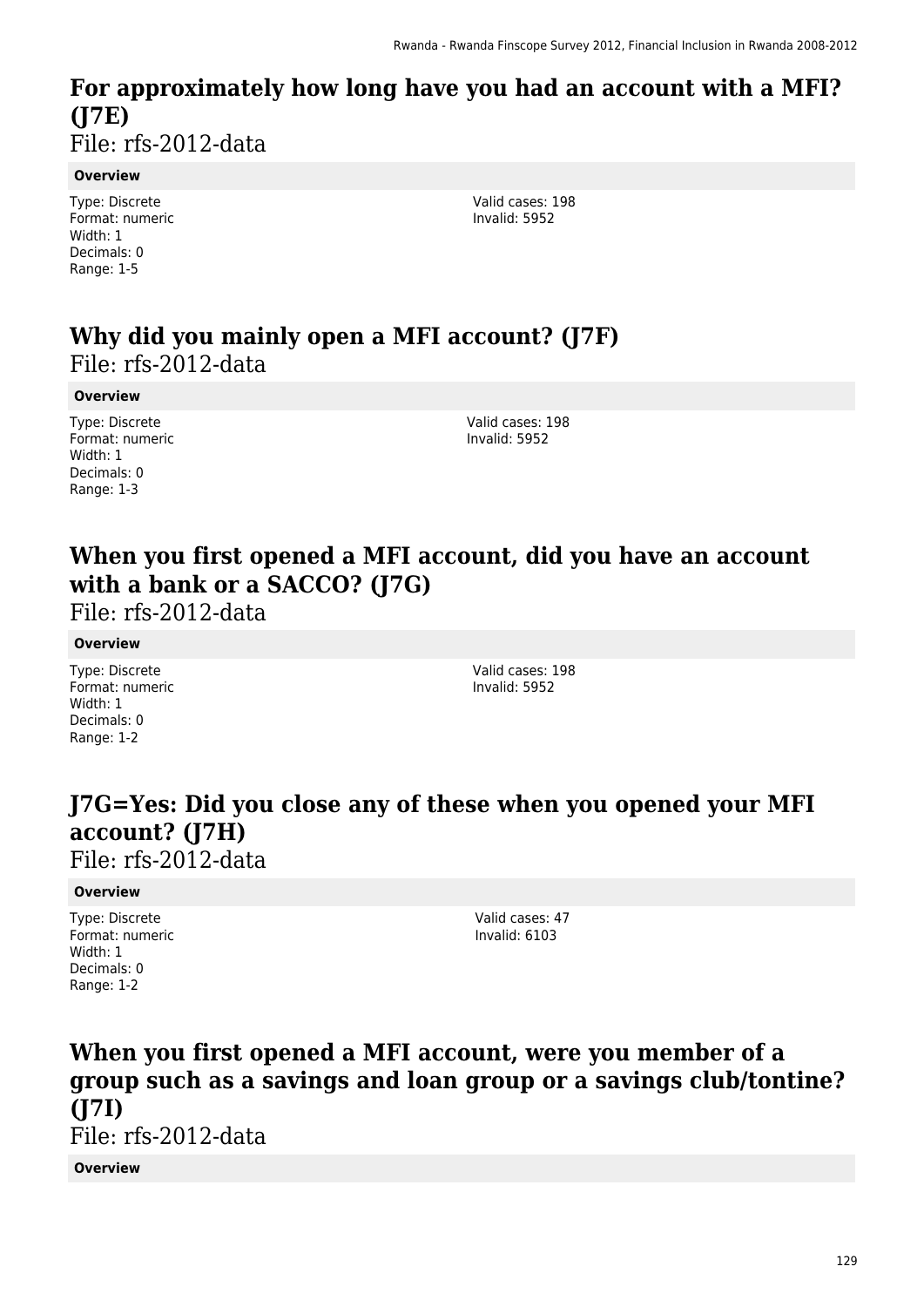## For approximately how long have you had an account with a MFI? (J7E)

File: rfs-2012-data

**Overview**

Type: Discrete
Format: numeric
Width: 1
Decimals: 0
Range: 1-5

Valid cases: 198
Invalid: 5952

## Why did you mainly open a MFI account? (J7F)

File: rfs-2012-data

**Overview**

Type: Discrete
Format: numeric
Width: 1
Decimals: 0
Range: 1-3

Valid cases: 198
Invalid: 5952

## When you first opened a MFI account, did you have an account with a bank or a SACCO? (J7G)

File: rfs-2012-data

**Overview**

Type: Discrete
Format: numeric
Width: 1
Decimals: 0
Range: 1-2

Valid cases: 198
Invalid: 5952

## J7G=Yes: Did you close any of these when you opened your MFI account? (J7H)

File: rfs-2012-data

**Overview**

Type: Discrete
Format: numeric
Width: 1
Decimals: 0
Range: 1-2

Valid cases: 47
Invalid: 6103

## When you first opened a MFI account, were you member of a group such as a savings and loan group or a savings club/tontine? (J7I)

File: rfs-2012-data

**Overview**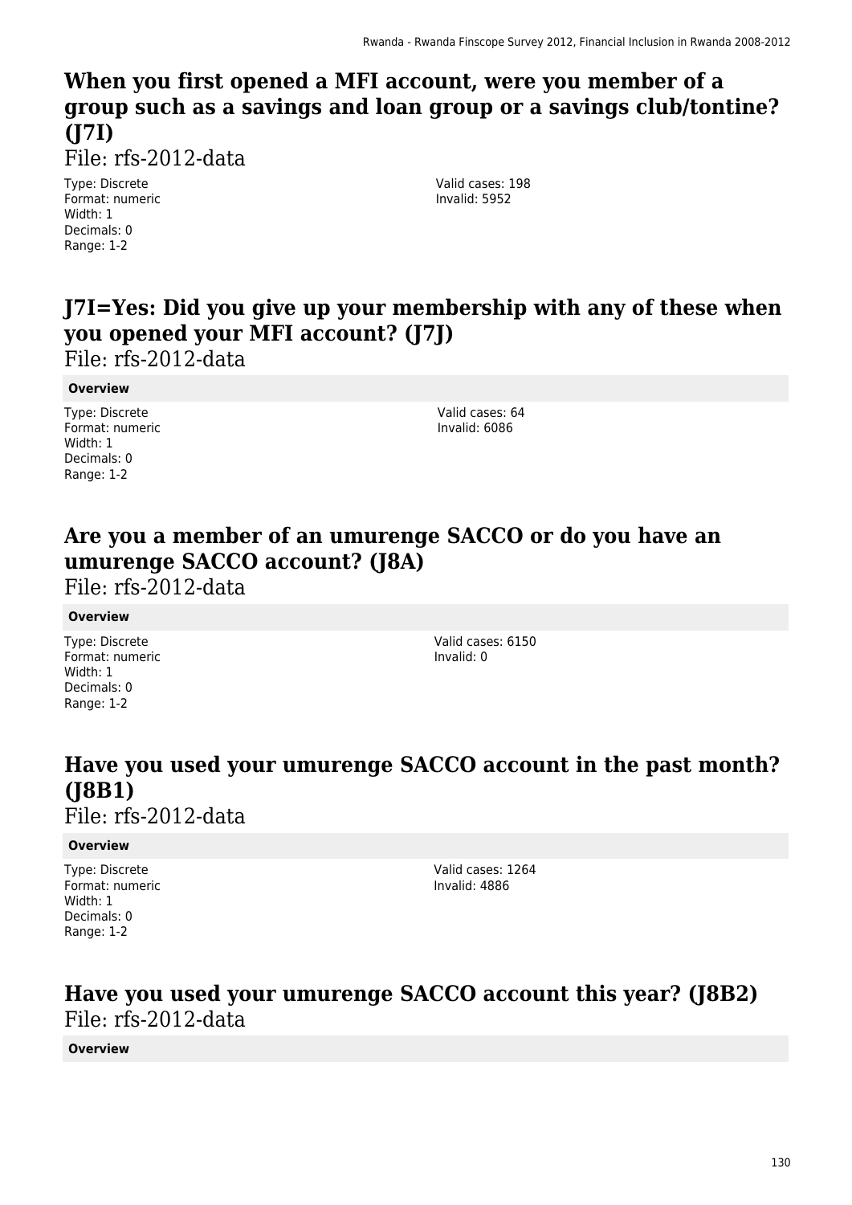## When you first opened a MFI account, were you member of a group such as a savings and loan group or a savings club/tontine? (J7I)

File: rfs-2012-data

Type: Discrete
Format: numeric
Width: 1
Decimals: 0
Range: 1-2

Valid cases: 198
Invalid: 5952

## J7I=Yes: Did you give up your membership with any of these when you opened your MFI account? (J7J)

File: rfs-2012-data

**Overview**

Type: Discrete
Format: numeric
Width: 1
Decimals: 0
Range: 1-2

Valid cases: 64
Invalid: 6086

## Are you a member of an umurenge SACCO or do you have an umurenge SACCO account? (J8A)

File: rfs-2012-data

**Overview**

Type: Discrete
Format: numeric
Width: 1
Decimals: 0
Range: 1-2

Valid cases: 6150
Invalid: 0

## Have you used your umurenge SACCO account in the past month? (J8B1)

File: rfs-2012-data

**Overview**

Type: Discrete
Format: numeric
Width: 1
Decimals: 0
Range: 1-2

Valid cases: 1264
Invalid: 4886

## Have you used your umurenge SACCO account this year? (J8B2)

File: rfs-2012-data

**Overview**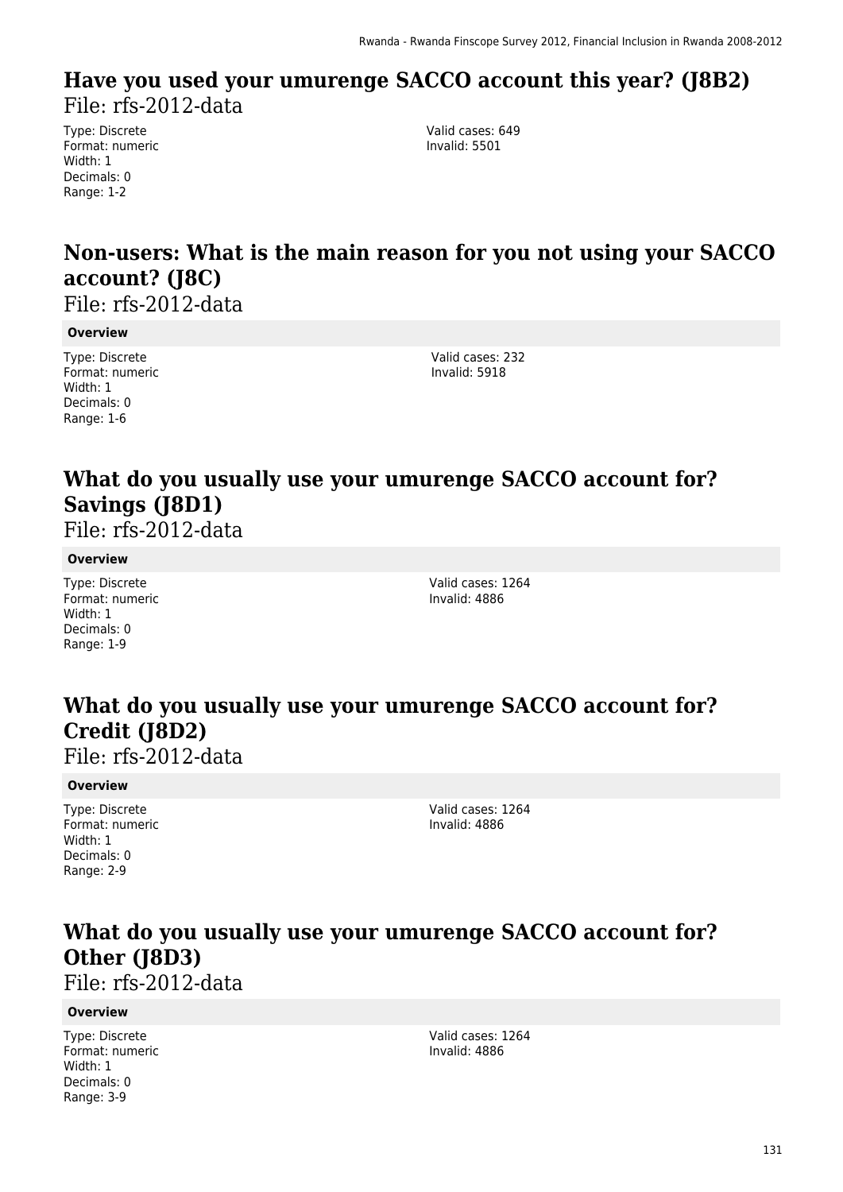## Have you used your umurenge SACCO account this year? (J8B2)

File: rfs-2012-data

Type: Discrete
Format: numeric
Width: 1
Decimals: 0
Range: 1-2

Valid cases: 649
Invalid: 5501

## Non-users: What is the main reason for you not using your SACCO account? (J8C)

File: rfs-2012-data

**Overview**

Type: Discrete
Format: numeric
Width: 1
Decimals: 0
Range: 1-6

Valid cases: 232
Invalid: 5918

## What do you usually use your umurenge SACCO account for? Savings (J8D1)

File: rfs-2012-data

**Overview**

Type: Discrete
Format: numeric
Width: 1
Decimals: 0
Range: 1-9

Valid cases: 1264
Invalid: 4886

## What do you usually use your umurenge SACCO account for? Credit (J8D2)

File: rfs-2012-data

**Overview**

Type: Discrete
Format: numeric
Width: 1
Decimals: 0
Range: 2-9

Valid cases: 1264
Invalid: 4886

## What do you usually use your umurenge SACCO account for? Other (J8D3)

File: rfs-2012-data

**Overview**

Type: Discrete
Format: numeric
Width: 1
Decimals: 0
Range: 3-9

Valid cases: 1264
Invalid: 4886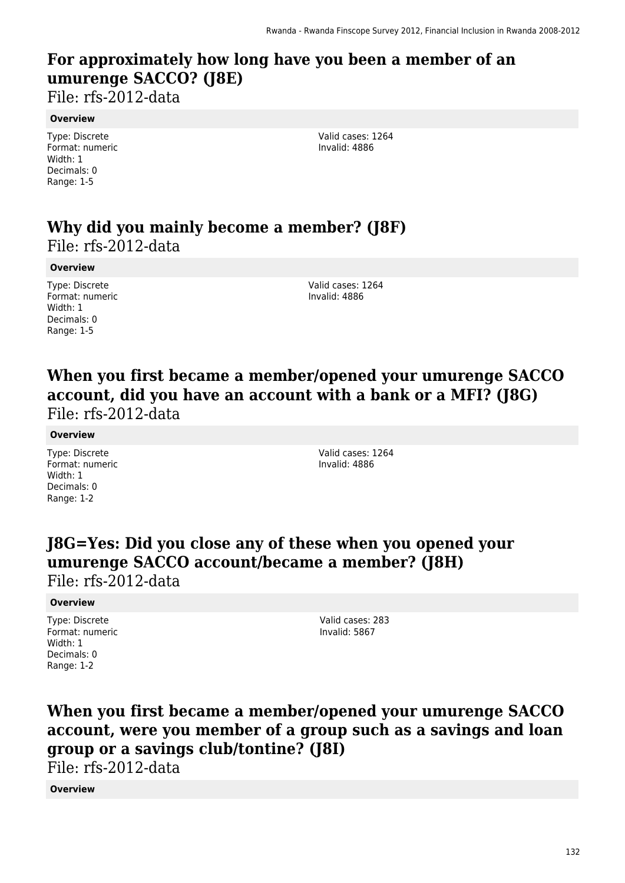## For approximately how long have you been a member of an umurenge SACCO? (J8E)

File: rfs-2012-data

**Overview**

Type: Discrete
Format: numeric
Width: 1
Decimals: 0
Range: 1-5

Valid cases: 1264
Invalid: 4886

## Why did you mainly become a member? (J8F)

File: rfs-2012-data

**Overview**

Type: Discrete
Format: numeric
Width: 1
Decimals: 0
Range: 1-5

Valid cases: 1264
Invalid: 4886

## When you first became a member/opened your umurenge SACCO account, did you have an account with a bank or a MFI? (J8G)

File: rfs-2012-data

**Overview**

Type: Discrete
Format: numeric
Width: 1
Decimals: 0
Range: 1-2

Valid cases: 1264
Invalid: 4886

## J8G=Yes: Did you close any of these when you opened your umurenge SACCO account/became a member? (J8H)

File: rfs-2012-data

**Overview**

Type: Discrete
Format: numeric
Width: 1
Decimals: 0
Range: 1-2

Valid cases: 283
Invalid: 5867

## When you first became a member/opened your umurenge SACCO account, were you member of a group such as a savings and loan group or a savings club/tontine? (J8I)

File: rfs-2012-data

**Overview**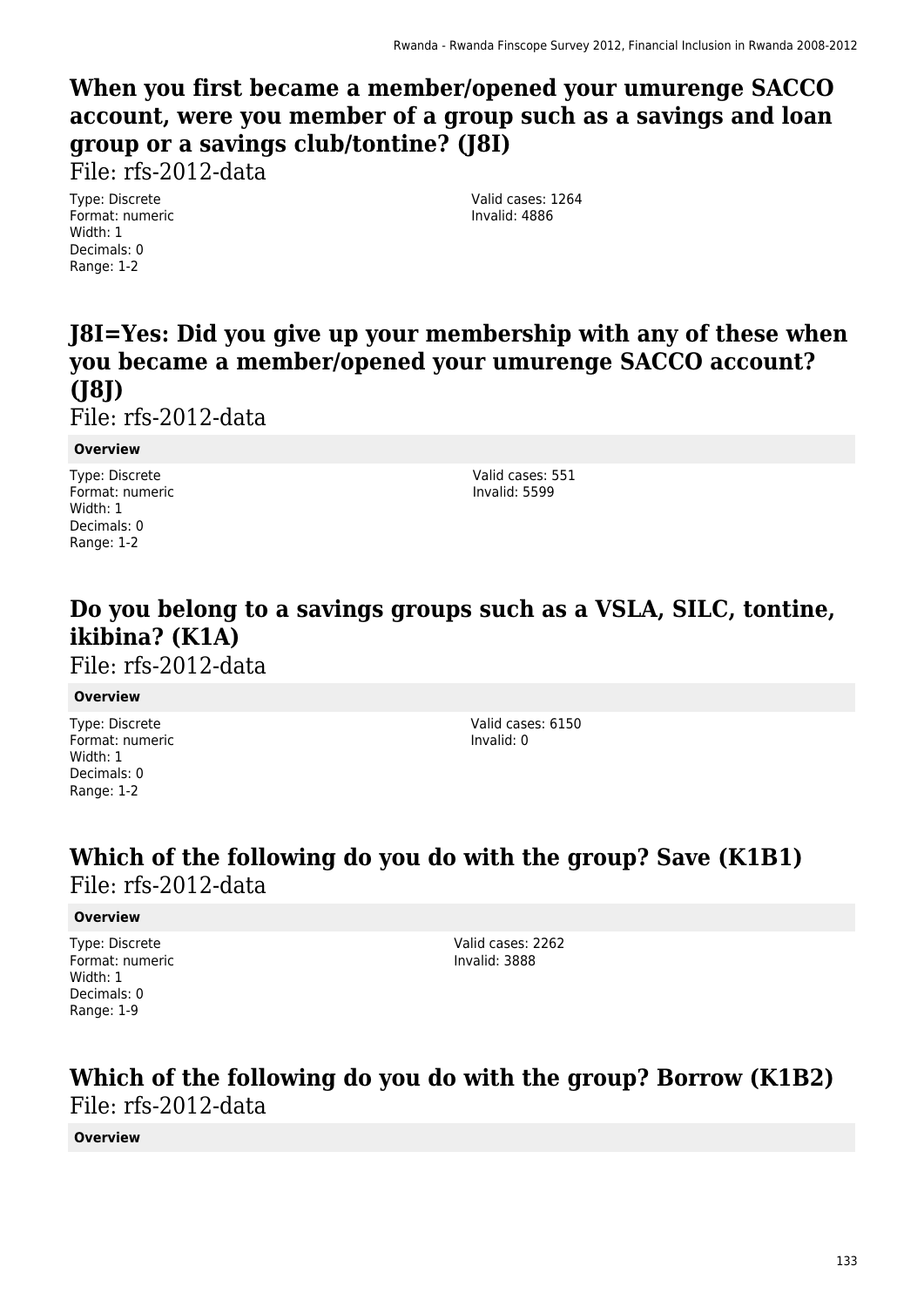## When you first became a member/opened your umurenge SACCO account, were you member of a group such as a savings and loan group or a savings club/tontine? (J8I)

File: rfs-2012-data

Type: Discrete
Format: numeric
Width: 1
Decimals: 0
Range: 1-2

Valid cases: 1264
Invalid: 4886

## J8I=Yes: Did you give up your membership with any of these when you became a member/opened your umurenge SACCO account? (J8J)

File: rfs-2012-data

**Overview**

Type: Discrete
Format: numeric
Width: 1
Decimals: 0
Range: 1-2

Valid cases: 551
Invalid: 5599

## Do you belong to a savings groups such as a VSLA, SILC, tontine, ikibina? (K1A)

File: rfs-2012-data

**Overview**

Type: Discrete
Format: numeric
Width: 1
Decimals: 0
Range: 1-2

Valid cases: 6150
Invalid: 0

## Which of the following do you do with the group? Save (K1B1)

File: rfs-2012-data

**Overview**

Type: Discrete
Format: numeric
Width: 1
Decimals: 0
Range: 1-9

Valid cases: 2262
Invalid: 3888

## Which of the following do you do with the group? Borrow (K1B2)

File: rfs-2012-data

**Overview**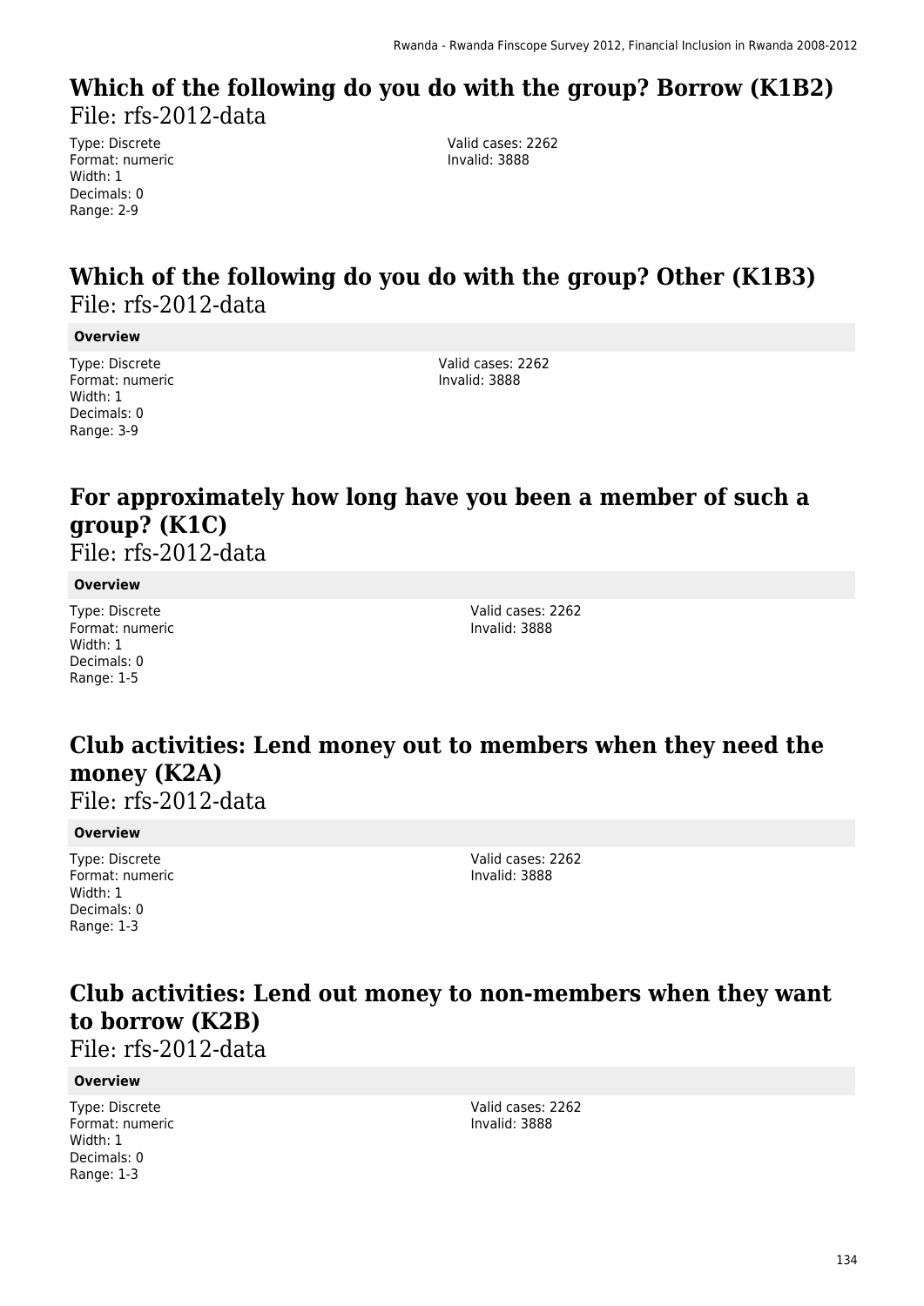## Which of the following do you do with the group? Borrow (K1B2)

File: rfs-2012-data

Type: Discrete
Format: numeric
Width: 1
Decimals: 0
Range: 2-9

Valid cases: 2262
Invalid: 3888

## Which of the following do you do with the group? Other (K1B3)

File: rfs-2012-data

**Overview**

Type: Discrete
Format: numeric
Width: 1
Decimals: 0
Range: 3-9

Valid cases: 2262
Invalid: 3888

## For approximately how long have you been a member of such a group? (K1C)

File: rfs-2012-data

**Overview**

Type: Discrete
Format: numeric
Width: 1
Decimals: 0
Range: 1-5

Valid cases: 2262
Invalid: 3888

## Club activities: Lend money out to members when they need the money (K2A)

File: rfs-2012-data

**Overview**

Type: Discrete
Format: numeric
Width: 1
Decimals: 0
Range: 1-3

Valid cases: 2262
Invalid: 3888

## Club activities: Lend out money to non-members when they want to borrow (K2B)

File: rfs-2012-data

**Overview**

Type: Discrete
Format: numeric
Width: 1
Decimals: 0
Range: 1-3

Valid cases: 2262
Invalid: 3888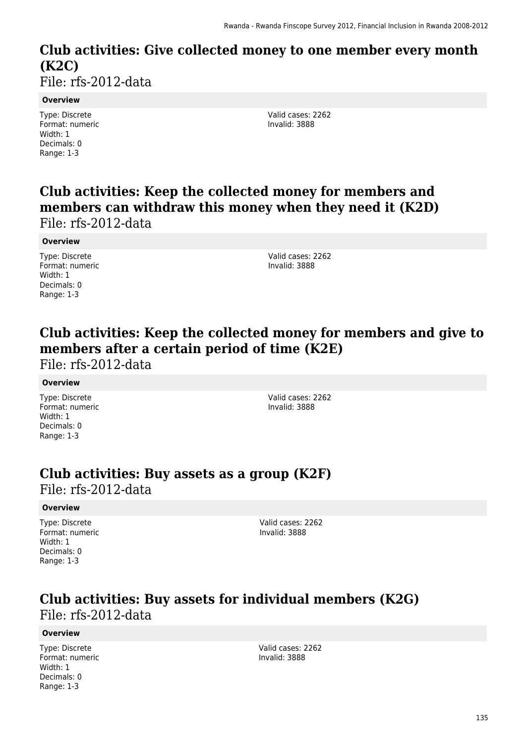## Club activities: Give collected money to one member every month (K2C)

File: rfs-2012-data

**Overview**

Type: Discrete
Format: numeric
Width: 1
Decimals: 0
Range: 1-3

Valid cases: 2262
Invalid: 3888

## Club activities: Keep the collected money for members and members can withdraw this money when they need it (K2D)

File: rfs-2012-data

**Overview**

Type: Discrete
Format: numeric
Width: 1
Decimals: 0
Range: 1-3

Valid cases: 2262
Invalid: 3888

## Club activities: Keep the collected money for members and give to members after a certain period of time (K2E)

File: rfs-2012-data

**Overview**

Type: Discrete
Format: numeric
Width: 1
Decimals: 0
Range: 1-3

Valid cases: 2262
Invalid: 3888

## Club activities: Buy assets as a group (K2F)

File: rfs-2012-data

**Overview**

Type: Discrete
Format: numeric
Width: 1
Decimals: 0
Range: 1-3

Valid cases: 2262
Invalid: 3888

## Club activities: Buy assets for individual members (K2G)

File: rfs-2012-data

**Overview**

Type: Discrete
Format: numeric
Width: 1
Decimals: 0
Range: 1-3

Valid cases: 2262
Invalid: 3888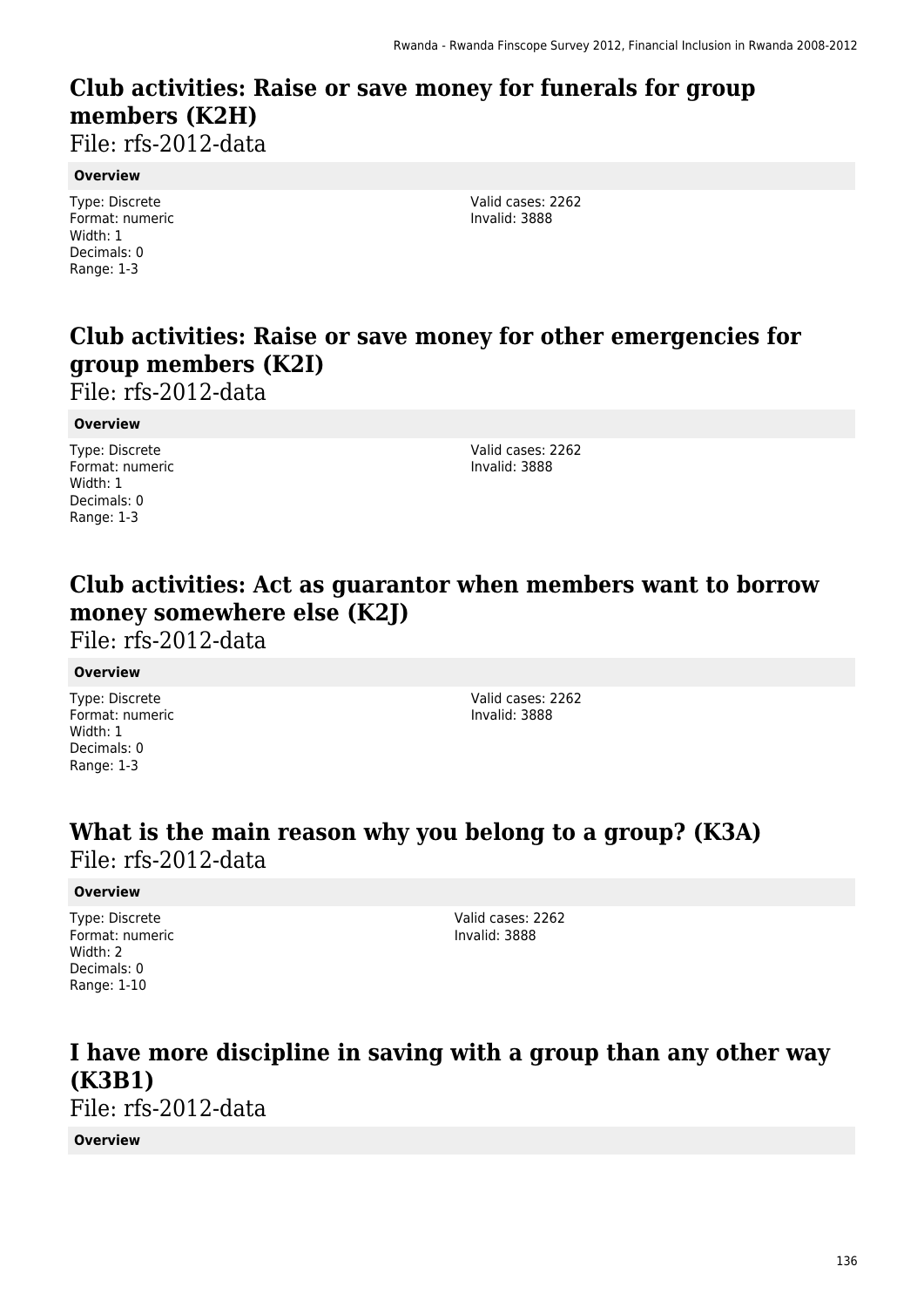## Club activities: Raise or save money for funerals for group members (K2H)

File: rfs-2012-data

**Overview**

Type: Discrete
Format: numeric
Width: 1
Decimals: 0
Range: 1-3

Valid cases: 2262
Invalid: 3888

## Club activities: Raise or save money for other emergencies for group members (K2I)

File: rfs-2012-data

**Overview**

Type: Discrete
Format: numeric
Width: 1
Decimals: 0
Range: 1-3

Valid cases: 2262
Invalid: 3888

## Club activities: Act as guarantor when members want to borrow money somewhere else (K2J)

File: rfs-2012-data

**Overview**

Type: Discrete
Format: numeric
Width: 1
Decimals: 0
Range: 1-3

Valid cases: 2262
Invalid: 3888

## What is the main reason why you belong to a group? (K3A)

File: rfs-2012-data

**Overview**

Type: Discrete
Format: numeric
Width: 2
Decimals: 0
Range: 1-10

Valid cases: 2262
Invalid: 3888

## I have more discipline in saving with a group than any other way (K3B1)

File: rfs-2012-data

**Overview**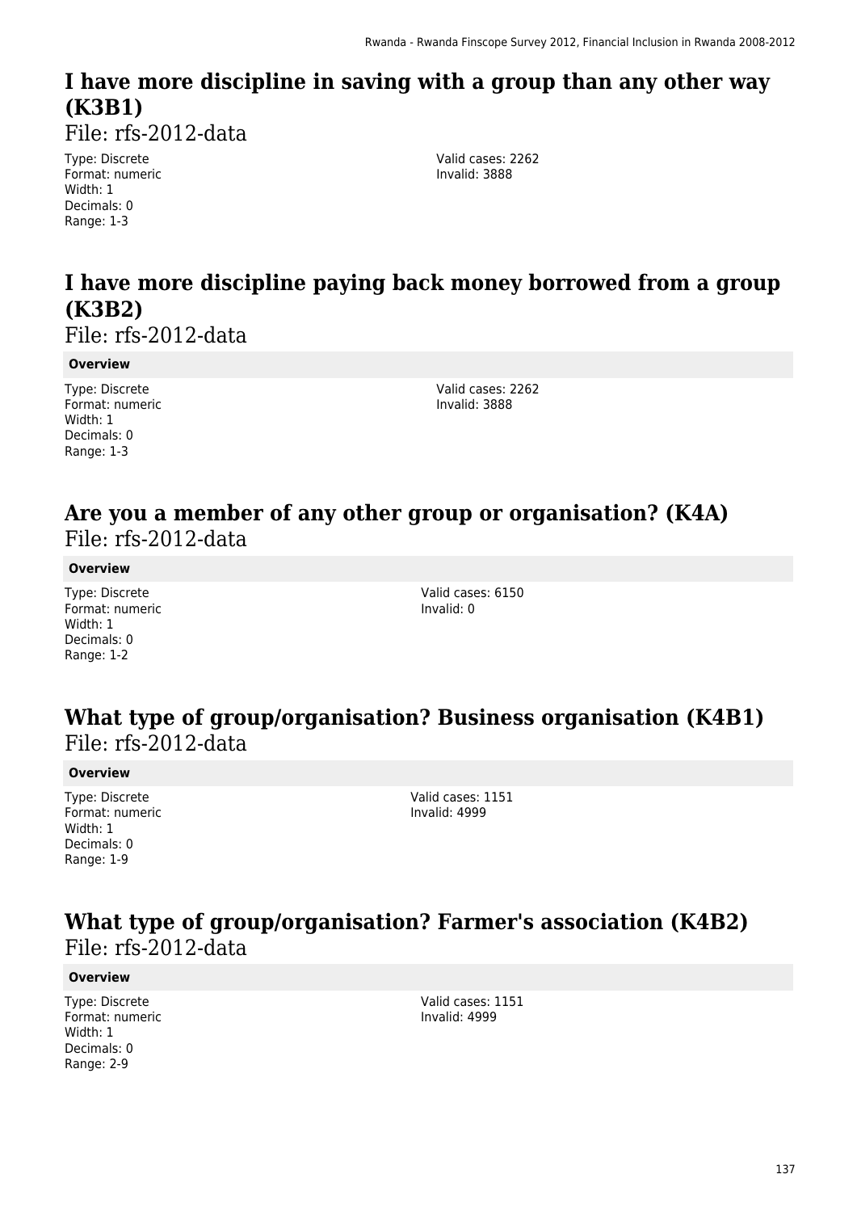## I have more discipline in saving with a group than any other way (K3B1)

File: rfs-2012-data

Type: Discrete
Format: numeric
Width: 1
Decimals: 0
Range: 1-3

Valid cases: 2262
Invalid: 3888

## I have more discipline paying back money borrowed from a group (K3B2)

File: rfs-2012-data

**Overview**

Type: Discrete
Format: numeric
Width: 1
Decimals: 0
Range: 1-3

Valid cases: 2262
Invalid: 3888

## Are you a member of any other group or organisation? (K4A)

File: rfs-2012-data

**Overview**

Type: Discrete
Format: numeric
Width: 1
Decimals: 0
Range: 1-2

Valid cases: 6150
Invalid: 0

## What type of group/organisation? Business organisation (K4B1)

File: rfs-2012-data

**Overview**

Type: Discrete
Format: numeric
Width: 1
Decimals: 0
Range: 1-9

Valid cases: 1151
Invalid: 4999

## What type of group/organisation? Farmer's association (K4B2)

File: rfs-2012-data

**Overview**

Type: Discrete
Format: numeric
Width: 1
Decimals: 0
Range: 2-9

Valid cases: 1151
Invalid: 4999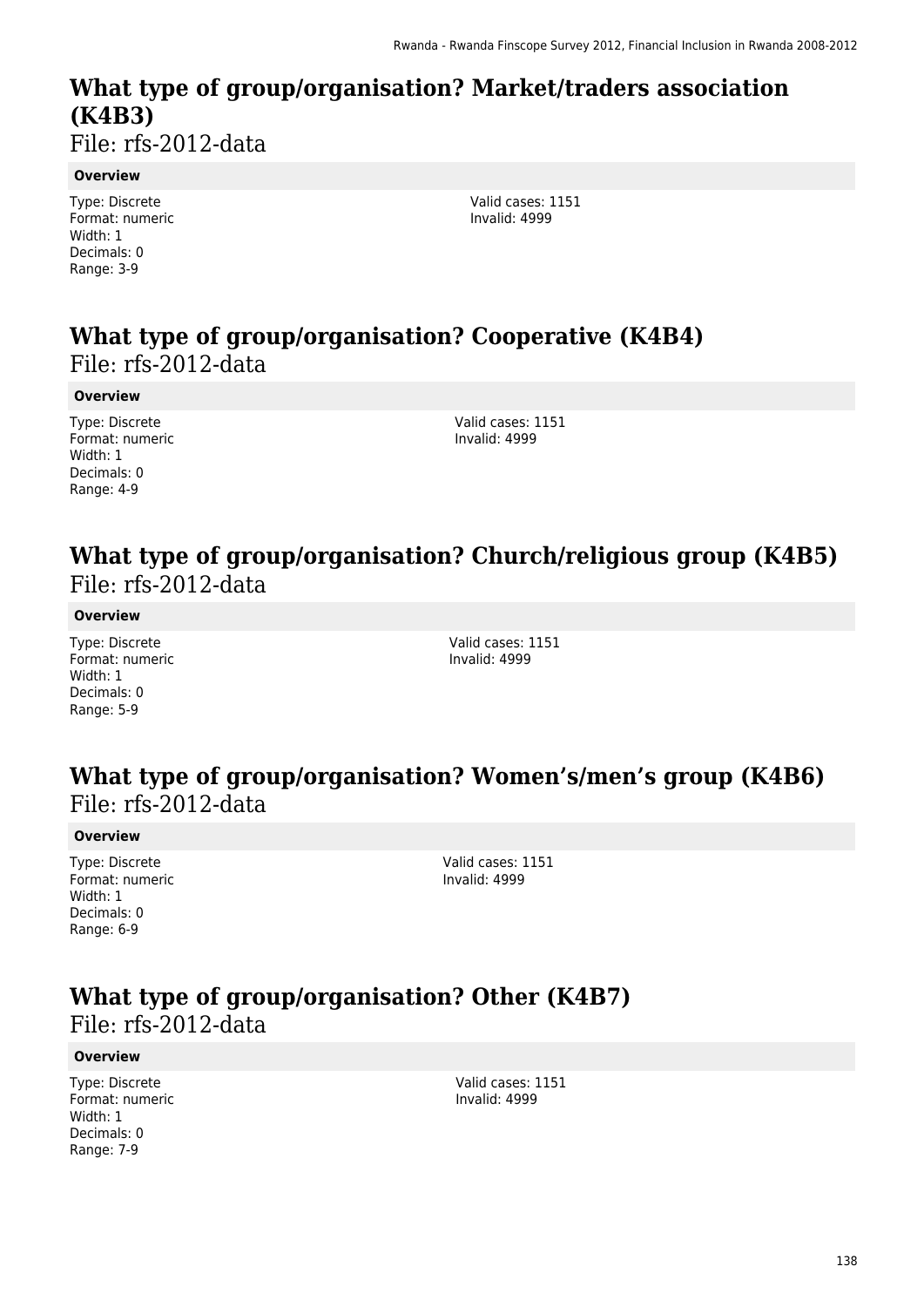## What type of group/organisation? Market/traders association (K4B3)

File: rfs-2012-data

**Overview**

Type: Discrete
Format: numeric
Width: 1
Decimals: 0
Range: 3-9

Valid cases: 1151
Invalid: 4999

## What type of group/organisation? Cooperative (K4B4)

File: rfs-2012-data

**Overview**

Type: Discrete
Format: numeric
Width: 1
Decimals: 0
Range: 4-9

Valid cases: 1151
Invalid: 4999

## What type of group/organisation? Church/religious group (K4B5)

File: rfs-2012-data

**Overview**

Type: Discrete
Format: numeric
Width: 1
Decimals: 0
Range: 5-9

Valid cases: 1151
Invalid: 4999

## What type of group/organisation? Women's/men's group (K4B6)

File: rfs-2012-data

**Overview**

Type: Discrete
Format: numeric
Width: 1
Decimals: 0
Range: 6-9

Valid cases: 1151
Invalid: 4999

## What type of group/organisation? Other (K4B7)

File: rfs-2012-data

**Overview**

Type: Discrete
Format: numeric
Width: 1
Decimals: 0
Range: 7-9

Valid cases: 1151
Invalid: 4999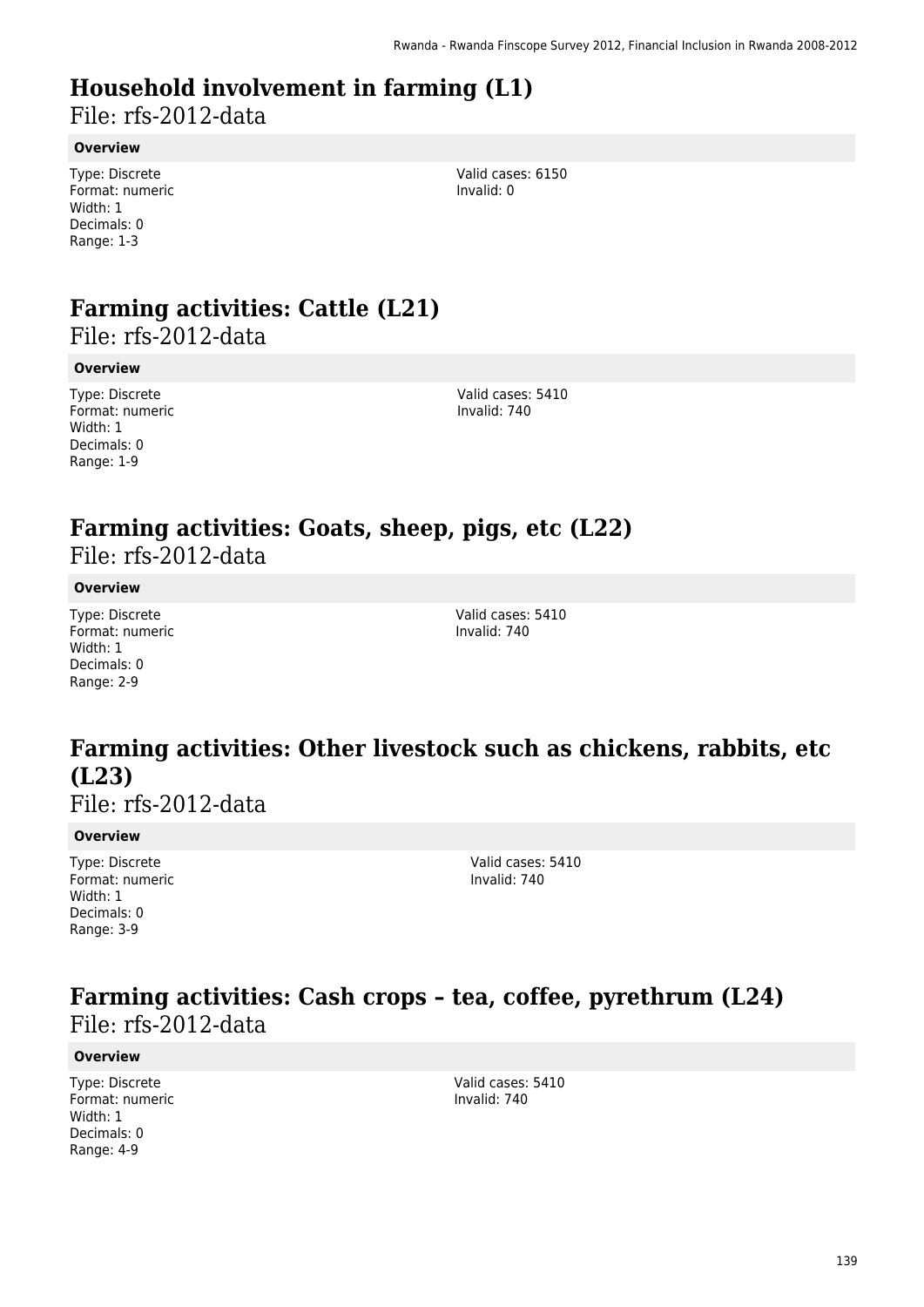# Household involvement in farming (L1)

File: rfs-2012-data

**Overview**

Type: Discrete
Format: numeric
Width: 1
Decimals: 0
Range: 1-3

Valid cases: 6150
Invalid: 0

# Farming activities: Cattle (L21)

File: rfs-2012-data

**Overview**

Type: Discrete
Format: numeric
Width: 1
Decimals: 0
Range: 1-9

Valid cases: 5410
Invalid: 740

# Farming activities: Goats, sheep, pigs, etc (L22)

File: rfs-2012-data

**Overview**

Type: Discrete
Format: numeric
Width: 1
Decimals: 0
Range: 2-9

Valid cases: 5410
Invalid: 740

# Farming activities: Other livestock such as chickens, rabbits, etc (L23)

File: rfs-2012-data

**Overview**

Type: Discrete
Format: numeric
Width: 1
Decimals: 0
Range: 3-9

Valid cases: 5410
Invalid: 740

# Farming activities: Cash crops – tea, coffee, pyrethrum (L24)

File: rfs-2012-data

**Overview**

Type: Discrete
Format: numeric
Width: 1
Decimals: 0
Range: 4-9

Valid cases: 5410
Invalid: 740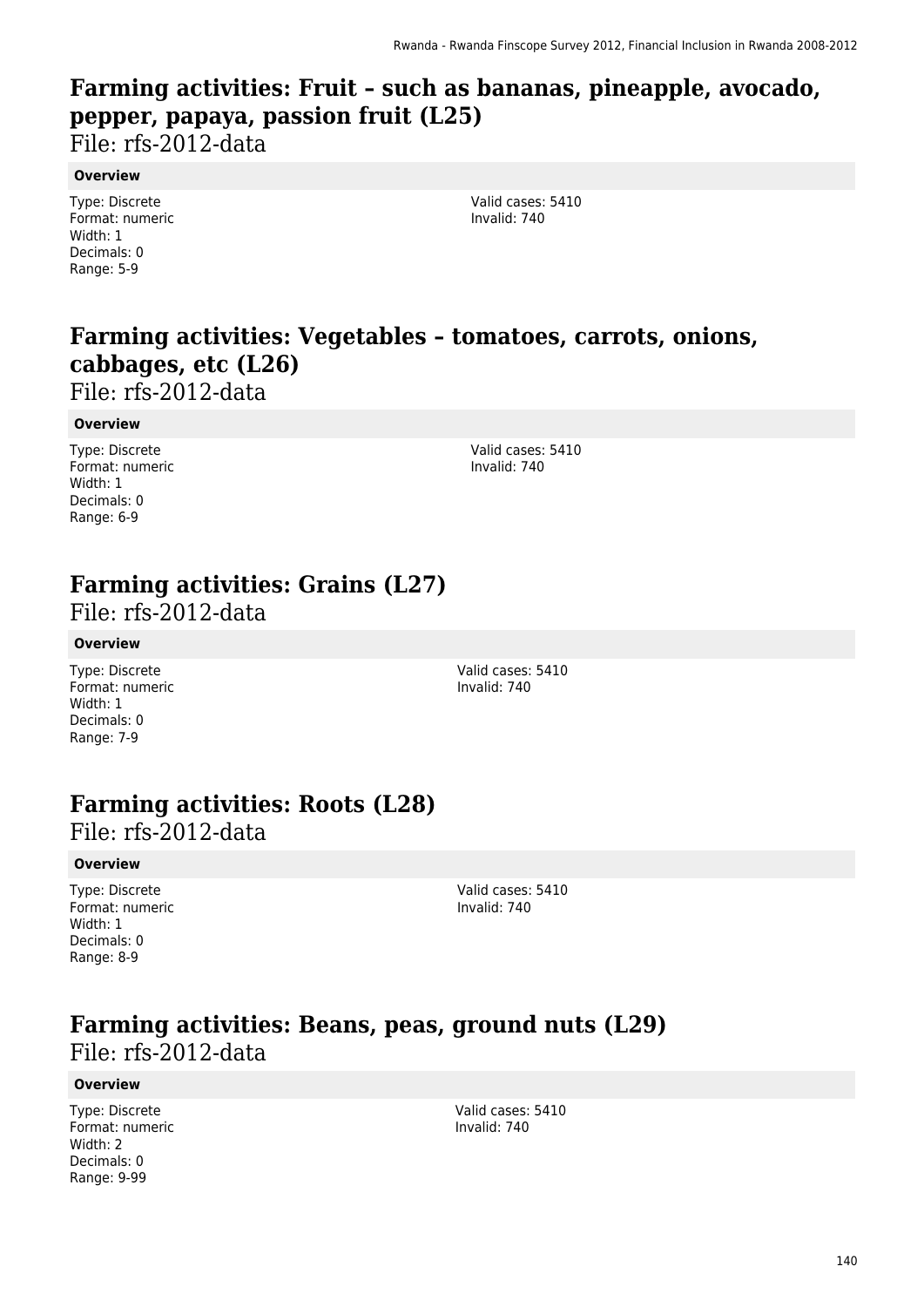## Farming activities: Fruit – such as bananas, pineapple, avocado, pepper, papaya, passion fruit (L25)

File: rfs-2012-data

**Overview**

Type: Discrete
Format: numeric
Width: 1
Decimals: 0
Range: 5-9

Valid cases: 5410
Invalid: 740

## Farming activities: Vegetables – tomatoes, carrots, onions, cabbages, etc (L26)

File: rfs-2012-data

**Overview**

Type: Discrete
Format: numeric
Width: 1
Decimals: 0
Range: 6-9

Valid cases: 5410
Invalid: 740

## Farming activities: Grains (L27)

File: rfs-2012-data

**Overview**

Type: Discrete
Format: numeric
Width: 1
Decimals: 0
Range: 7-9

Valid cases: 5410
Invalid: 740

## Farming activities: Roots (L28)

File: rfs-2012-data

**Overview**

Type: Discrete
Format: numeric
Width: 1
Decimals: 0
Range: 8-9

Valid cases: 5410
Invalid: 740

## Farming activities: Beans, peas, ground nuts (L29)

File: rfs-2012-data

**Overview**

Type: Discrete
Format: numeric
Width: 2
Decimals: 0
Range: 9-99

Valid cases: 5410
Invalid: 740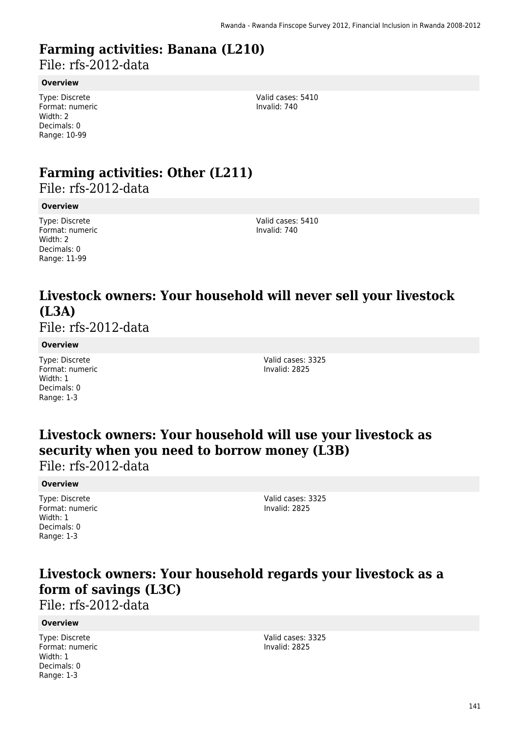# Farming activities: Banana (L210)

File: rfs-2012-data

**Overview**

Type: Discrete
Format: numeric
Width: 2
Decimals: 0
Range: 10-99

Valid cases: 5410
Invalid: 740

# Farming activities: Other (L211)

File: rfs-2012-data

**Overview**

Type: Discrete
Format: numeric
Width: 2
Decimals: 0
Range: 11-99

Valid cases: 5410
Invalid: 740

# Livestock owners: Your household will never sell your livestock (L3A)

File: rfs-2012-data

**Overview**

Type: Discrete
Format: numeric
Width: 1
Decimals: 0
Range: 1-3

Valid cases: 3325
Invalid: 2825

# Livestock owners: Your household will use your livestock as security when you need to borrow money (L3B)

File: rfs-2012-data

**Overview**

Type: Discrete
Format: numeric
Width: 1
Decimals: 0
Range: 1-3

Valid cases: 3325
Invalid: 2825

# Livestock owners: Your household regards your livestock as a form of savings (L3C)

File: rfs-2012-data

**Overview**

Type: Discrete
Format: numeric
Width: 1
Decimals: 0
Range: 1-3

Valid cases: 3325
Invalid: 2825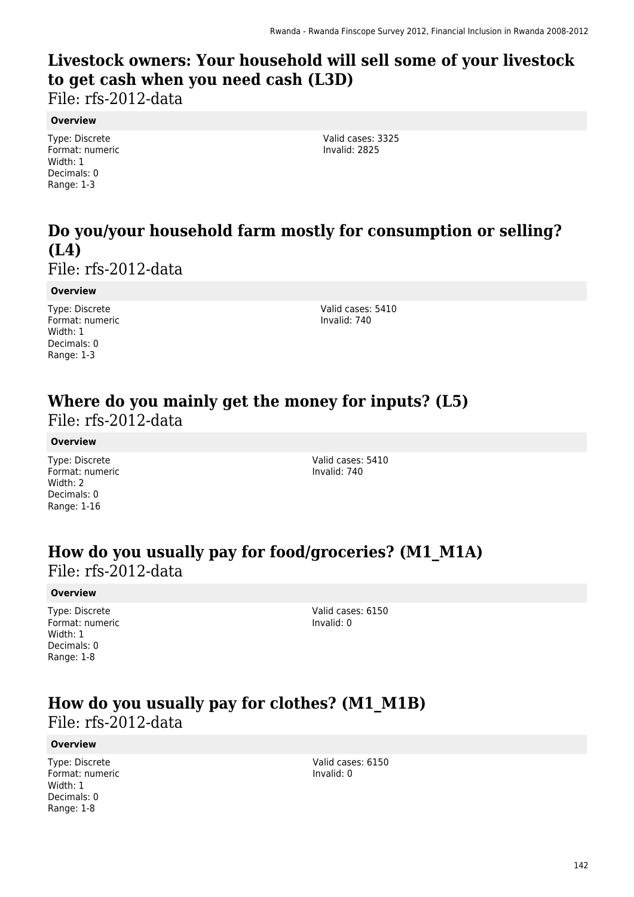## Livestock owners: Your household will sell some of your livestock to get cash when you need cash (L3D)

File: rfs-2012-data

**Overview**

Type: Discrete
Format: numeric
Width: 1
Decimals: 0
Range: 1-3

Valid cases: 3325
Invalid: 2825

## Do you/your household farm mostly for consumption or selling? (L4)

File: rfs-2012-data

**Overview**

Type: Discrete
Format: numeric
Width: 1
Decimals: 0
Range: 1-3

Valid cases: 5410
Invalid: 740

## Where do you mainly get the money for inputs? (L5)

File: rfs-2012-data

**Overview**

Type: Discrete
Format: numeric
Width: 2
Decimals: 0
Range: 1-16

Valid cases: 5410
Invalid: 740

## How do you usually pay for food/groceries? (M1_M1A)

File: rfs-2012-data

**Overview**

Type: Discrete
Format: numeric
Width: 1
Decimals: 0
Range: 1-8

Valid cases: 6150
Invalid: 0

## How do you usually pay for clothes? (M1_M1B)

File: rfs-2012-data

**Overview**

Type: Discrete
Format: numeric
Width: 1
Decimals: 0
Range: 1-8

Valid cases: 6150
Invalid: 0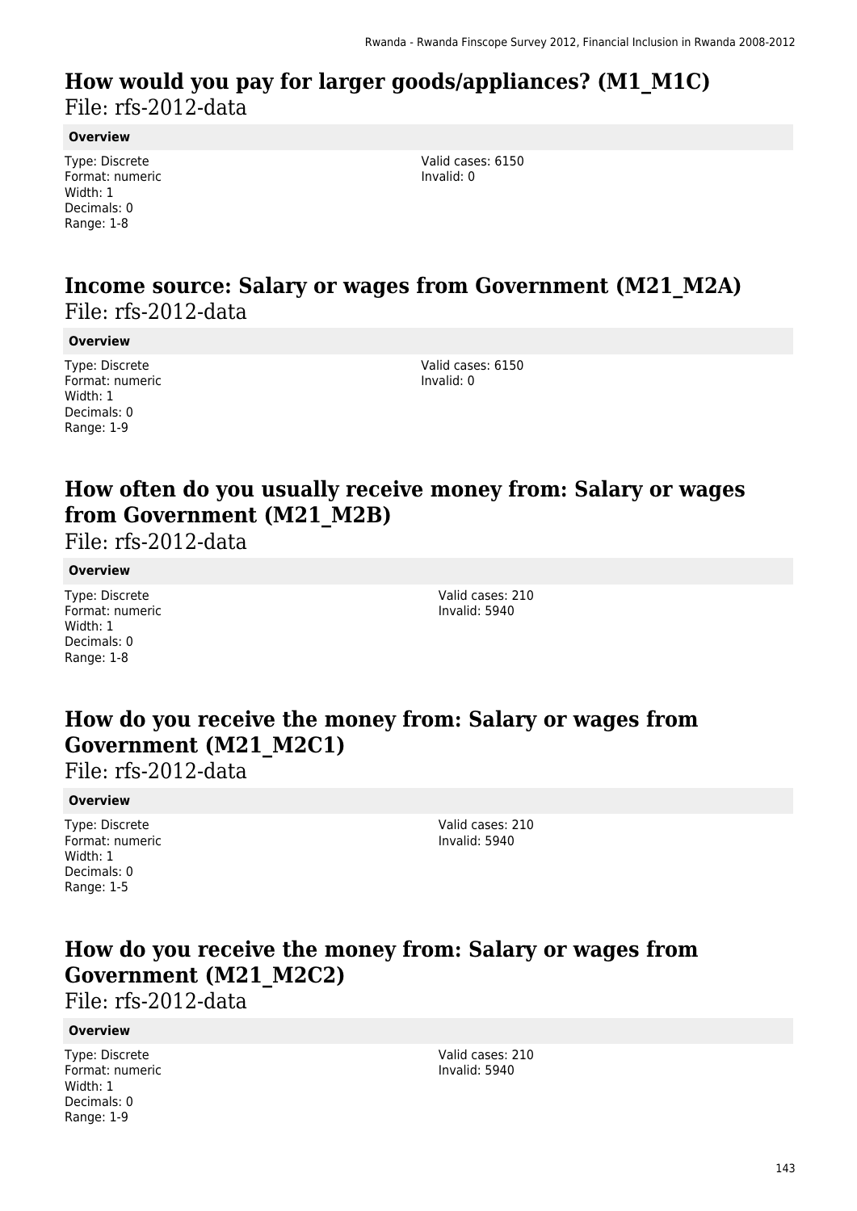## How would you pay for larger goods/appliances? (M1_M1C)

File: rfs-2012-data

**Overview**

Type: Discrete
Format: numeric
Width: 1
Decimals: 0
Range: 1-8

Valid cases: 6150
Invalid: 0

## Income source: Salary or wages from Government (M21_M2A)

File: rfs-2012-data

**Overview**

Type: Discrete
Format: numeric
Width: 1
Decimals: 0
Range: 1-9

Valid cases: 6150
Invalid: 0

## How often do you usually receive money from: Salary or wages from Government (M21_M2B)

File: rfs-2012-data

**Overview**

Type: Discrete
Format: numeric
Width: 1
Decimals: 0
Range: 1-8

Valid cases: 210
Invalid: 5940

## How do you receive the money from: Salary or wages from Government (M21_M2C1)

File: rfs-2012-data

**Overview**

Type: Discrete
Format: numeric
Width: 1
Decimals: 0
Range: 1-5

Valid cases: 210
Invalid: 5940

## How do you receive the money from: Salary or wages from Government (M21_M2C2)

File: rfs-2012-data

**Overview**

Type: Discrete
Format: numeric
Width: 1
Decimals: 0
Range: 1-9

Valid cases: 210
Invalid: 5940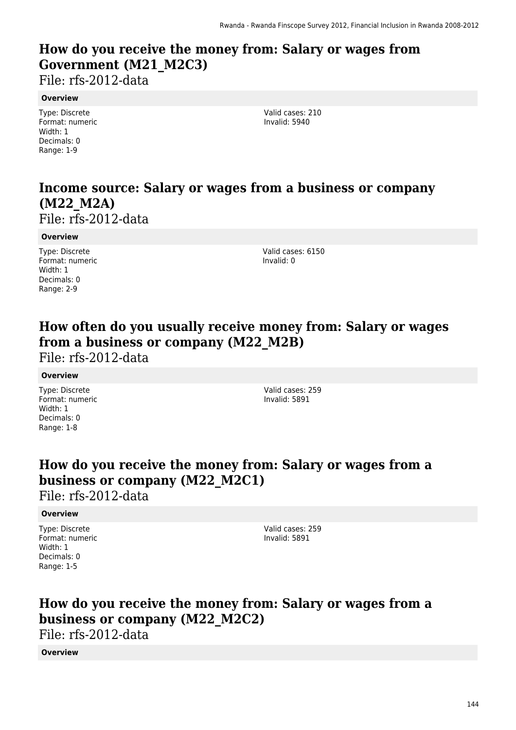## How do you receive the money from: Salary or wages from Government (M21_M2C3)

File: rfs-2012-data

**Overview**

Type: Discrete
Format: numeric
Width: 1
Decimals: 0
Range: 1-9

Valid cases: 210
Invalid: 5940

## Income source: Salary or wages from a business or company (M22_M2A)

File: rfs-2012-data

**Overview**

Type: Discrete
Format: numeric
Width: 1
Decimals: 0
Range: 2-9

Valid cases: 6150
Invalid: 0

## How often do you usually receive money from: Salary or wages from a business or company (M22_M2B)

File: rfs-2012-data

**Overview**

Type: Discrete
Format: numeric
Width: 1
Decimals: 0
Range: 1-8

Valid cases: 259
Invalid: 5891

## How do you receive the money from: Salary or wages from a business or company (M22_M2C1)

File: rfs-2012-data

**Overview**

Type: Discrete
Format: numeric
Width: 1
Decimals: 0
Range: 1-5

Valid cases: 259
Invalid: 5891

## How do you receive the money from: Salary or wages from a business or company (M22_M2C2)

File: rfs-2012-data

**Overview**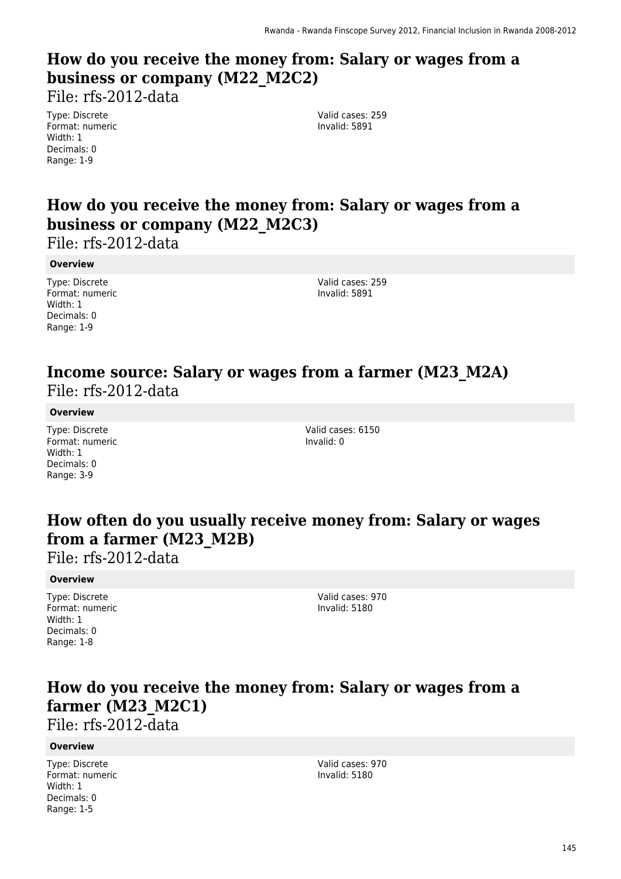## How do you receive the money from: Salary or wages from a business or company (M22_M2C2)

File: rfs-2012-data

Type: Discrete
Format: numeric
Width: 1
Decimals: 0
Range: 1-9

Valid cases: 259
Invalid: 5891

## How do you receive the money from: Salary or wages from a business or company (M22_M2C3)

File: rfs-2012-data

**Overview**

Type: Discrete
Format: numeric
Width: 1
Decimals: 0
Range: 1-9

Valid cases: 259
Invalid: 5891

## Income source: Salary or wages from a farmer (M23_M2A)

File: rfs-2012-data

**Overview**

Type: Discrete
Format: numeric
Width: 1
Decimals: 0
Range: 3-9

Valid cases: 6150
Invalid: 0

## How often do you usually receive money from: Salary or wages from a farmer (M23_M2B)

File: rfs-2012-data

**Overview**

Type: Discrete
Format: numeric
Width: 1
Decimals: 0
Range: 1-8

Valid cases: 970
Invalid: 5180

## How do you receive the money from: Salary or wages from a farmer (M23_M2C1)

File: rfs-2012-data

**Overview**

Type: Discrete
Format: numeric
Width: 1
Decimals: 0
Range: 1-5

Valid cases: 970
Invalid: 5180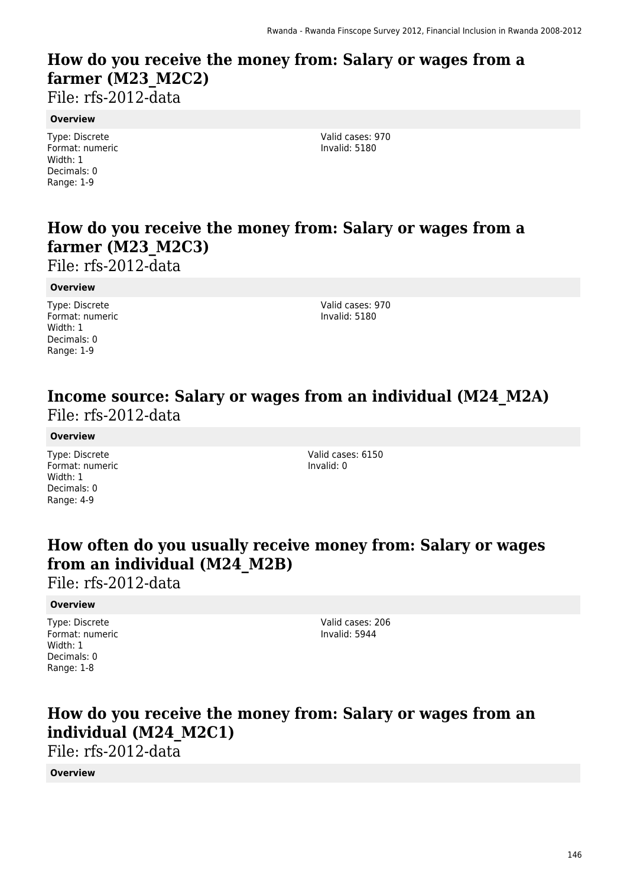# How do you receive the money from: Salary or wages from a farmer (M23_M2C2)

File: rfs-2012-data

**Overview**

Type: Discrete
Format: numeric
Width: 1
Decimals: 0
Range: 1-9

Valid cases: 970
Invalid: 5180

# How do you receive the money from: Salary or wages from a farmer (M23_M2C3)

File: rfs-2012-data

**Overview**

Type: Discrete
Format: numeric
Width: 1
Decimals: 0
Range: 1-9

Valid cases: 970
Invalid: 5180

# Income source: Salary or wages from an individual (M24_M2A)

File: rfs-2012-data

**Overview**

Type: Discrete
Format: numeric
Width: 1
Decimals: 0
Range: 4-9

Valid cases: 6150
Invalid: 0

# How often do you usually receive money from: Salary or wages from an individual (M24_M2B)

File: rfs-2012-data

**Overview**

Type: Discrete
Format: numeric
Width: 1
Decimals: 0
Range: 1-8

Valid cases: 206
Invalid: 5944

# How do you receive the money from: Salary or wages from an individual (M24_M2C1)

File: rfs-2012-data

**Overview**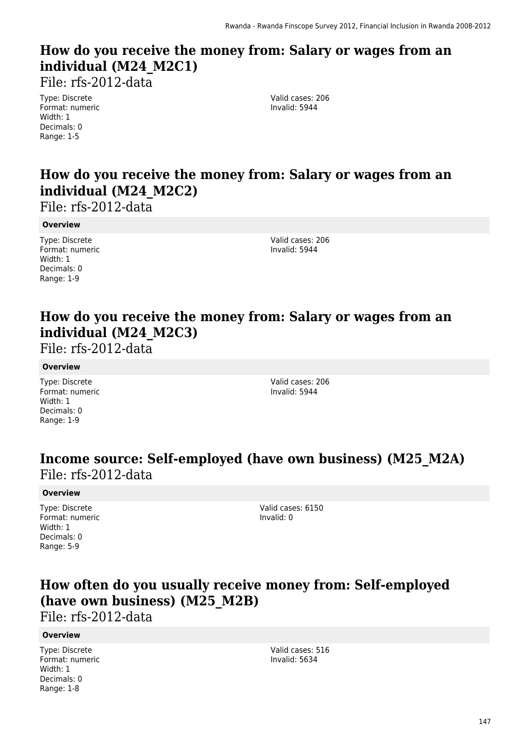## How do you receive the money from: Salary or wages from an individual (M24_M2C1)

File: rfs-2012-data

Type: Discrete
Format: numeric
Width: 1
Decimals: 0
Range: 1-5

Valid cases: 206
Invalid: 5944

## How do you receive the money from: Salary or wages from an individual (M24_M2C2)

File: rfs-2012-data

**Overview**

Type: Discrete
Format: numeric
Width: 1
Decimals: 0
Range: 1-9

Valid cases: 206
Invalid: 5944

## How do you receive the money from: Salary or wages from an individual (M24_M2C3)

File: rfs-2012-data

**Overview**

Type: Discrete
Format: numeric
Width: 1
Decimals: 0
Range: 1-9

Valid cases: 206
Invalid: 5944

## Income source: Self-employed (have own business) (M25_M2A)

File: rfs-2012-data

**Overview**

Type: Discrete
Format: numeric
Width: 1
Decimals: 0
Range: 5-9

Valid cases: 6150
Invalid: 0

## How often do you usually receive money from: Self-employed (have own business) (M25_M2B)

File: rfs-2012-data

**Overview**

Type: Discrete
Format: numeric
Width: 1
Decimals: 0
Range: 1-8

Valid cases: 516
Invalid: 5634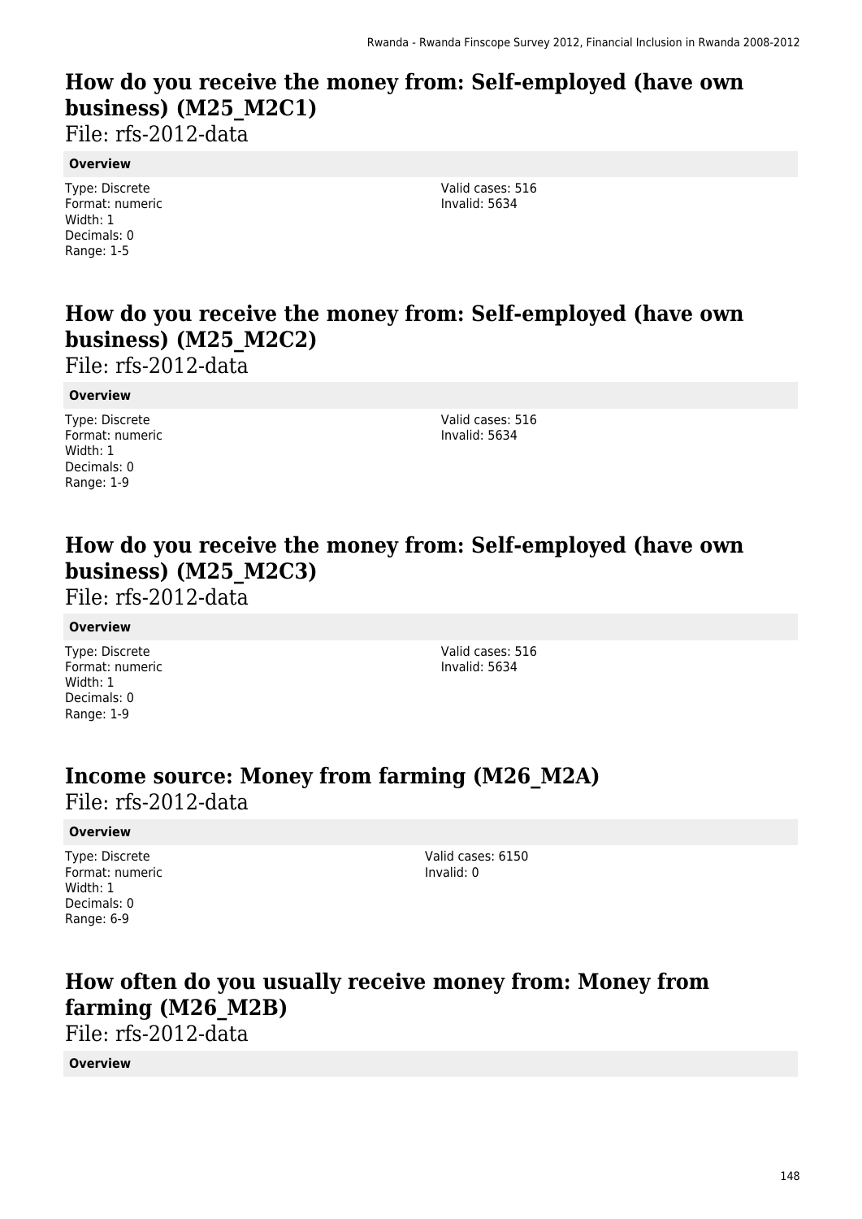## How do you receive the money from: Self-employed (have own business) (M25_M2C1)

File: rfs-2012-data

**Overview**

Type: Discrete
Format: numeric
Width: 1
Decimals: 0
Range: 1-5

Valid cases: 516
Invalid: 5634

## How do you receive the money from: Self-employed (have own business) (M25_M2C2)

File: rfs-2012-data

**Overview**

Type: Discrete
Format: numeric
Width: 1
Decimals: 0
Range: 1-9

Valid cases: 516
Invalid: 5634

## How do you receive the money from: Self-employed (have own business) (M25_M2C3)

File: rfs-2012-data

**Overview**

Type: Discrete
Format: numeric
Width: 1
Decimals: 0
Range: 1-9

Valid cases: 516
Invalid: 5634

## Income source: Money from farming (M26_M2A)

File: rfs-2012-data

**Overview**

Type: Discrete
Format: numeric
Width: 1
Decimals: 0
Range: 6-9

Valid cases: 6150
Invalid: 0

## How often do you usually receive money from: Money from farming (M26_M2B)

File: rfs-2012-data

**Overview**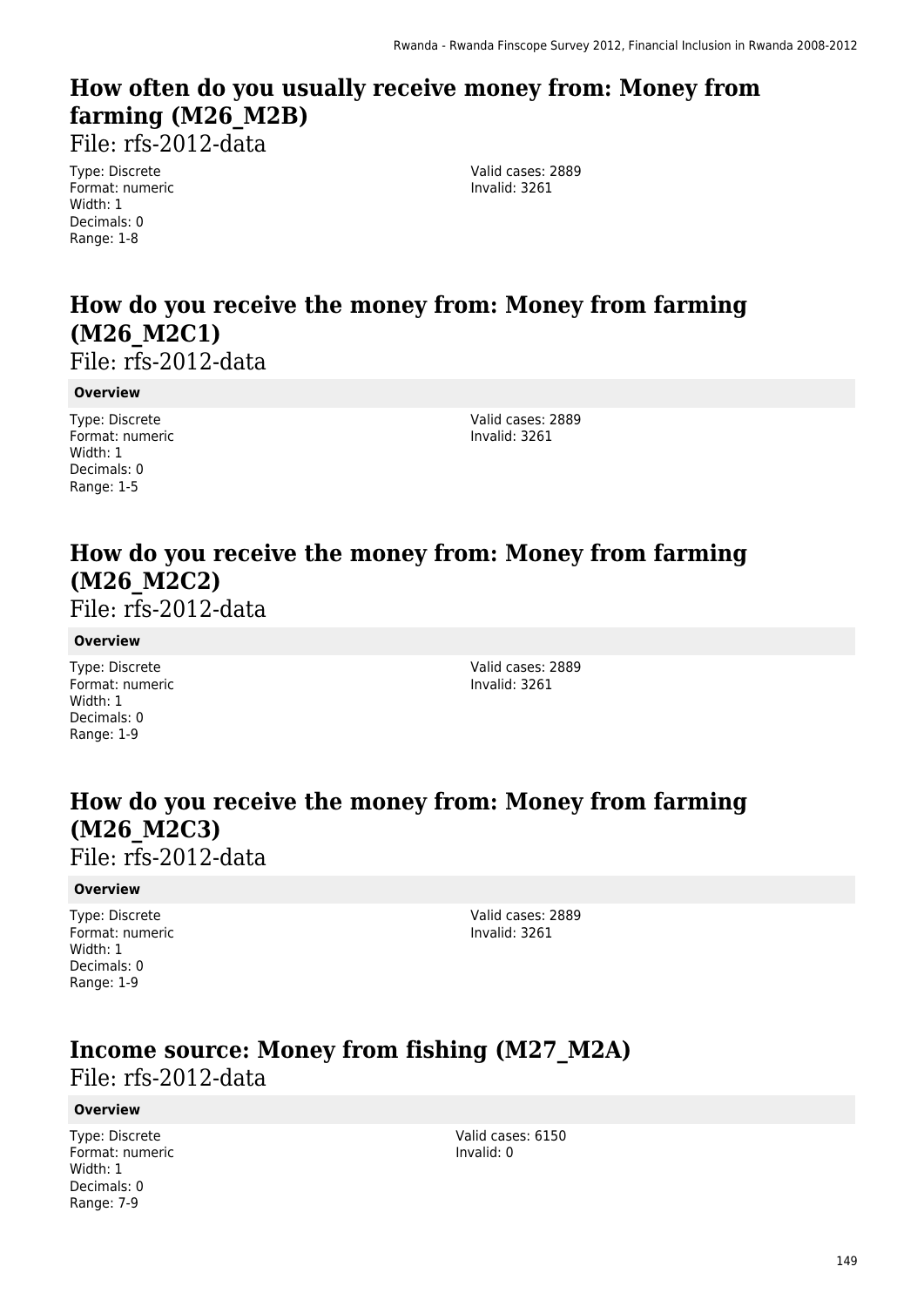## How often do you usually receive money from: Money from farming (M26_M2B)

File: rfs-2012-data

Type: Discrete
Format: numeric
Width: 1
Decimals: 0
Range: 1-8

Valid cases: 2889
Invalid: 3261

## How do you receive the money from: Money from farming (M26_M2C1)

File: rfs-2012-data

**Overview**

Type: Discrete
Format: numeric
Width: 1
Decimals: 0
Range: 1-5

Valid cases: 2889
Invalid: 3261

## How do you receive the money from: Money from farming (M26_M2C2)

File: rfs-2012-data

**Overview**

Type: Discrete
Format: numeric
Width: 1
Decimals: 0
Range: 1-9

Valid cases: 2889
Invalid: 3261

## How do you receive the money from: Money from farming (M26_M2C3)

File: rfs-2012-data

**Overview**

Type: Discrete
Format: numeric
Width: 1
Decimals: 0
Range: 1-9

Valid cases: 2889
Invalid: 3261

## Income source: Money from fishing (M27_M2A)

File: rfs-2012-data

**Overview**

Type: Discrete
Format: numeric
Width: 1
Decimals: 0
Range: 7-9

Valid cases: 6150
Invalid: 0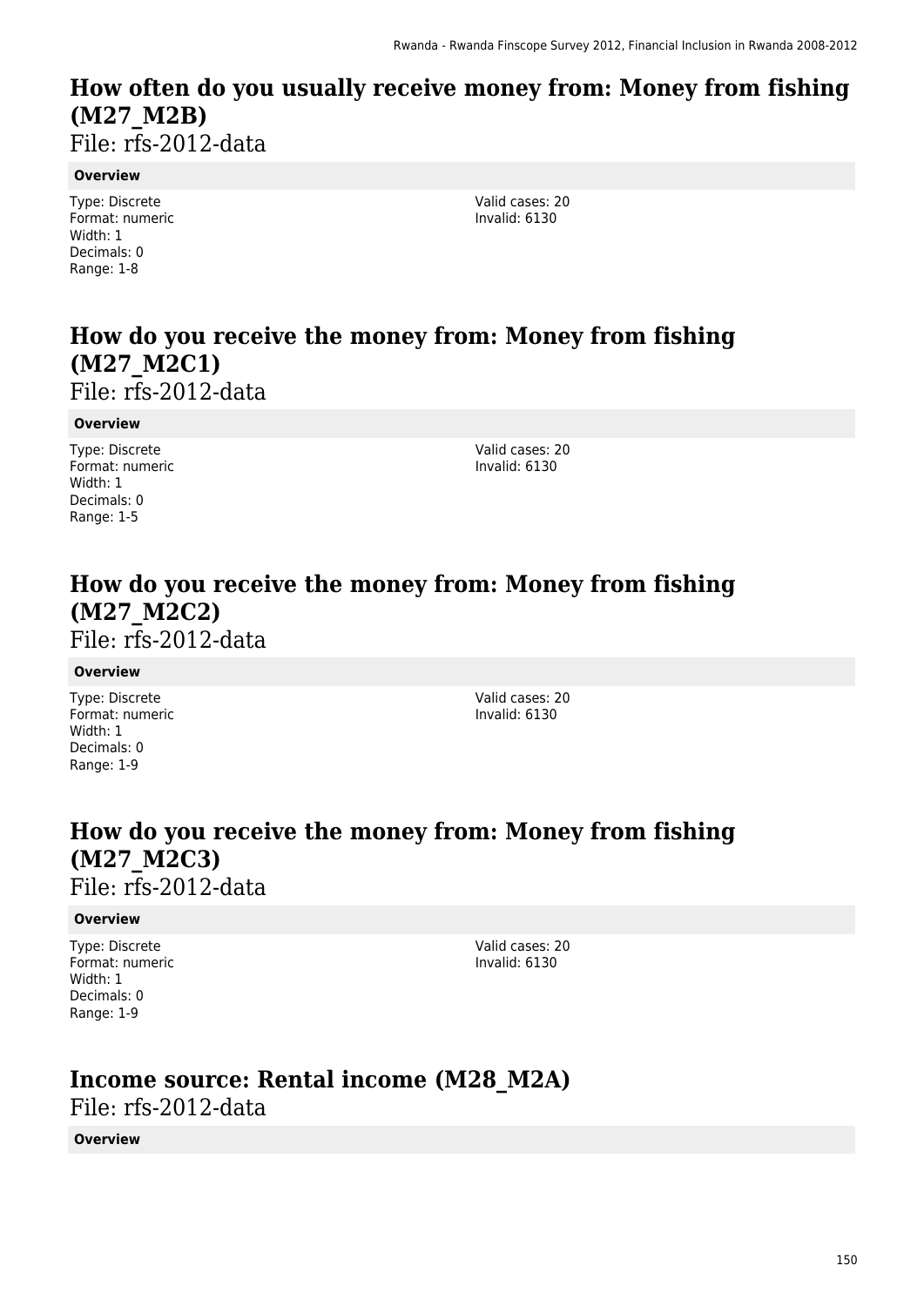# How often do you usually receive money from: Money from fishing (M27_M2B)

File: rfs-2012-data

**Overview**

Type: Discrete
Format: numeric
Width: 1
Decimals: 0
Range: 1-8

Valid cases: 20
Invalid: 6130

# How do you receive the money from: Money from fishing (M27_M2C1)

File: rfs-2012-data

**Overview**

Type: Discrete
Format: numeric
Width: 1
Decimals: 0
Range: 1-5

Valid cases: 20
Invalid: 6130

# How do you receive the money from: Money from fishing (M27_M2C2)

File: rfs-2012-data

**Overview**

Type: Discrete
Format: numeric
Width: 1
Decimals: 0
Range: 1-9

Valid cases: 20
Invalid: 6130

# How do you receive the money from: Money from fishing (M27_M2C3)

File: rfs-2012-data

**Overview**

Type: Discrete
Format: numeric
Width: 1
Decimals: 0
Range: 1-9

Valid cases: 20
Invalid: 6130

# Income source: Rental income (M28_M2A)

File: rfs-2012-data

**Overview**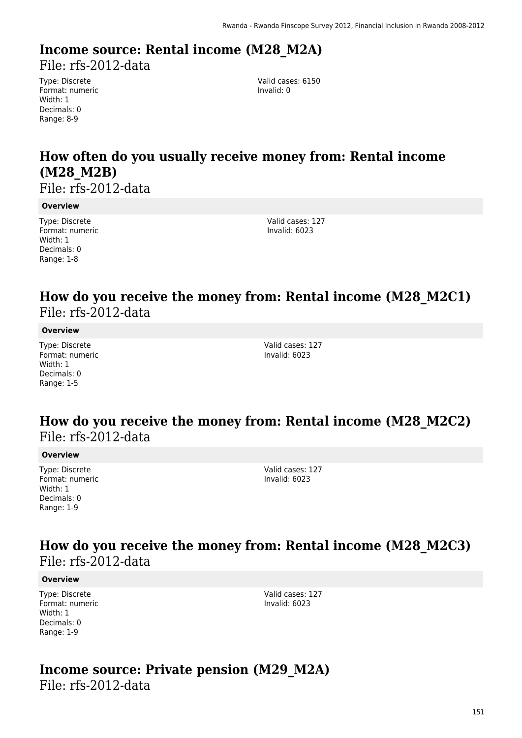## Income source: Rental income (M28_M2A)

File: rfs-2012-data

Type: Discrete
Format: numeric
Width: 1
Decimals: 0
Range: 8-9

Valid cases: 6150
Invalid: 0

## How often do you usually receive money from: Rental income (M28_M2B)

File: rfs-2012-data

**Overview**

Type: Discrete
Format: numeric
Width: 1
Decimals: 0
Range: 1-8

Valid cases: 127
Invalid: 6023

## How do you receive the money from: Rental income (M28_M2C1)

File: rfs-2012-data

**Overview**

Type: Discrete
Format: numeric
Width: 1
Decimals: 0
Range: 1-5

Valid cases: 127
Invalid: 6023

## How do you receive the money from: Rental income (M28_M2C2)

File: rfs-2012-data

**Overview**

Type: Discrete
Format: numeric
Width: 1
Decimals: 0
Range: 1-9

Valid cases: 127
Invalid: 6023

## How do you receive the money from: Rental income (M28_M2C3)

File: rfs-2012-data

**Overview**

Type: Discrete
Format: numeric
Width: 1
Decimals: 0
Range: 1-9

Valid cases: 127
Invalid: 6023

## Income source: Private pension (M29_M2A)

File: rfs-2012-data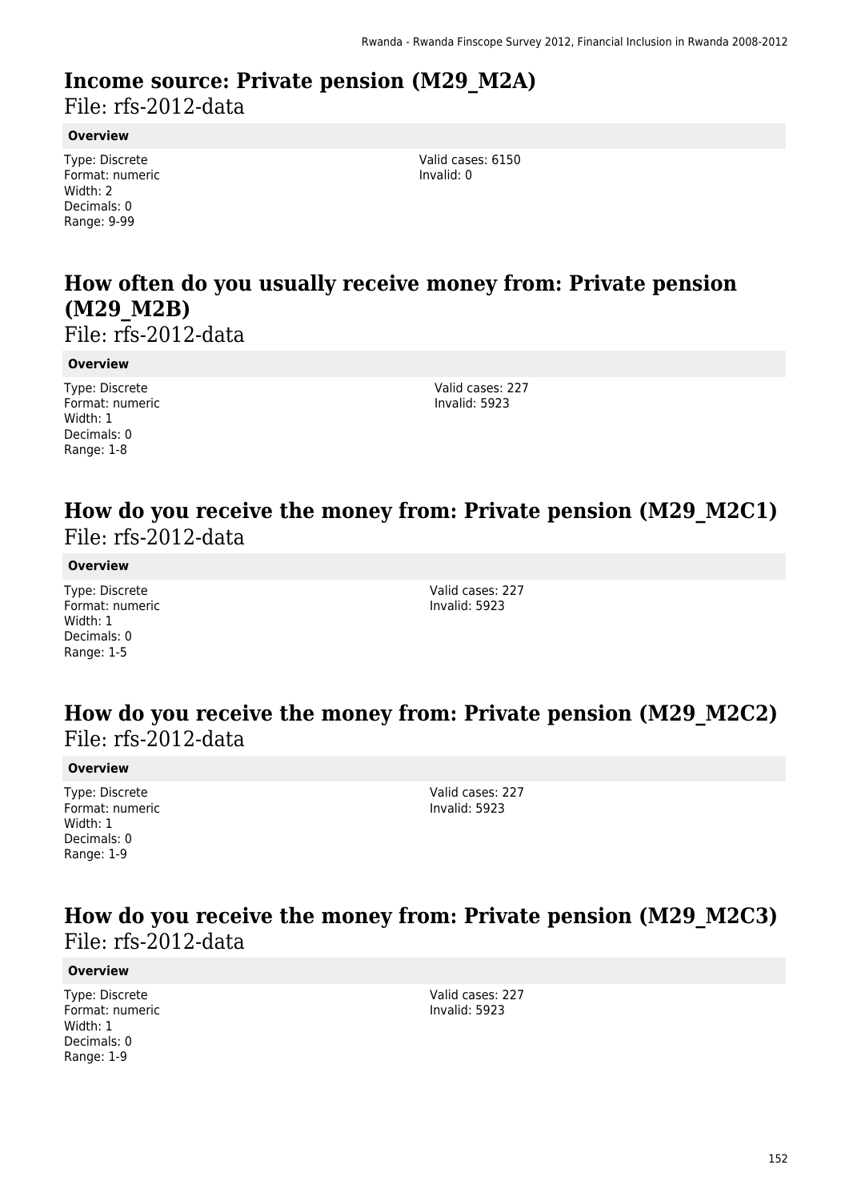# Income source: Private pension (M29_M2A)

File: rfs-2012-data

**Overview**

Type: Discrete
Format: numeric
Width: 2
Decimals: 0
Range: 9-99

Valid cases: 6150
Invalid: 0

# How often do you usually receive money from: Private pension (M29_M2B)

File: rfs-2012-data

**Overview**

Type: Discrete
Format: numeric
Width: 1
Decimals: 0
Range: 1-8

Valid cases: 227
Invalid: 5923

# How do you receive the money from: Private pension (M29_M2C1)

File: rfs-2012-data

**Overview**

Type: Discrete
Format: numeric
Width: 1
Decimals: 0
Range: 1-5

Valid cases: 227
Invalid: 5923

# How do you receive the money from: Private pension (M29_M2C2)

File: rfs-2012-data

**Overview**

Type: Discrete
Format: numeric
Width: 1
Decimals: 0
Range: 1-9

Valid cases: 227
Invalid: 5923

# How do you receive the money from: Private pension (M29_M2C3)

File: rfs-2012-data

**Overview**

Type: Discrete
Format: numeric
Width: 1
Decimals: 0
Range: 1-9

Valid cases: 227
Invalid: 5923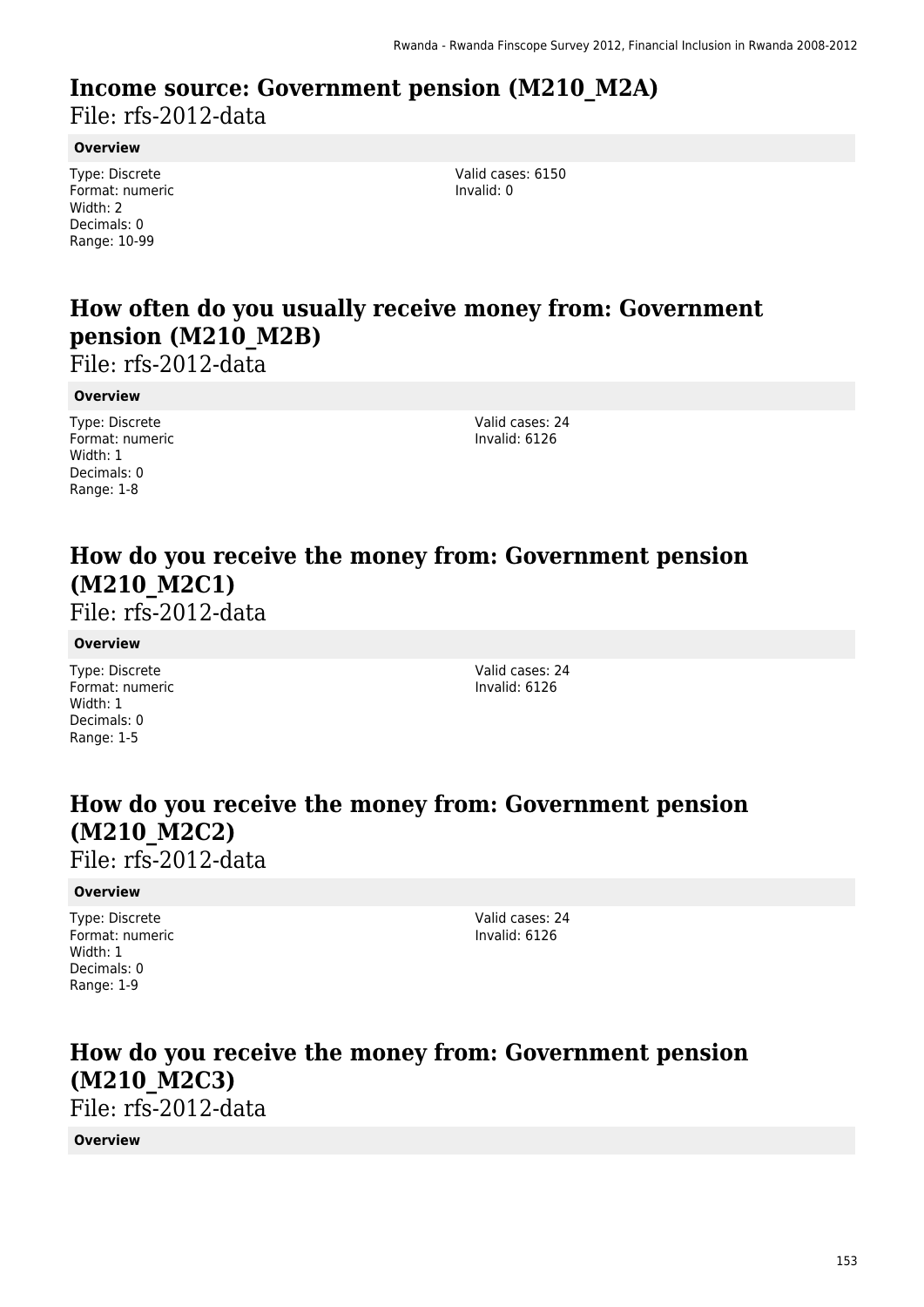# Income source: Government pension (M210_M2A)

File: rfs-2012-data

**Overview**

Type: Discrete
Format: numeric
Width: 2
Decimals: 0
Range: 10-99

Valid cases: 6150
Invalid: 0

# How often do you usually receive money from: Government pension (M210_M2B)

File: rfs-2012-data

**Overview**

Type: Discrete
Format: numeric
Width: 1
Decimals: 0
Range: 1-8

Valid cases: 24
Invalid: 6126

# How do you receive the money from: Government pension (M210_M2C1)

File: rfs-2012-data

**Overview**

Type: Discrete
Format: numeric
Width: 1
Decimals: 0
Range: 1-5

Valid cases: 24
Invalid: 6126

# How do you receive the money from: Government pension (M210_M2C2)

File: rfs-2012-data

**Overview**

Type: Discrete
Format: numeric
Width: 1
Decimals: 0
Range: 1-9

Valid cases: 24
Invalid: 6126

# How do you receive the money from: Government pension (M210_M2C3)

File: rfs-2012-data

**Overview**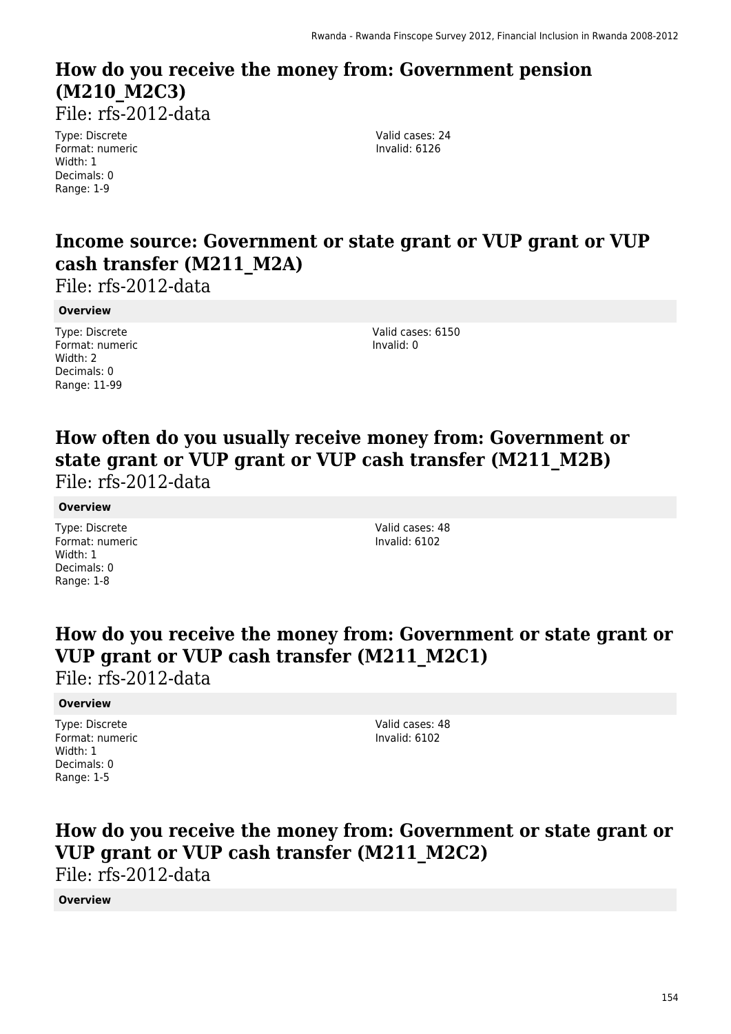# How do you receive the money from: Government pension (M210_M2C3)

File: rfs-2012-data

Type: Discrete
Format: numeric
Width: 1
Decimals: 0
Range: 1-9

Valid cases: 24
Invalid: 6126

# Income source: Government or state grant or VUP grant or VUP cash transfer (M211_M2A)

File: rfs-2012-data

**Overview**

Type: Discrete
Format: numeric
Width: 2
Decimals: 0
Range: 11-99

Valid cases: 6150
Invalid: 0

# How often do you usually receive money from: Government or state grant or VUP grant or VUP cash transfer (M211_M2B)

File: rfs-2012-data

**Overview**

Type: Discrete
Format: numeric
Width: 1
Decimals: 0
Range: 1-8

Valid cases: 48
Invalid: 6102

# How do you receive the money from: Government or state grant or VUP grant or VUP cash transfer (M211_M2C1)

File: rfs-2012-data

**Overview**

Type: Discrete
Format: numeric
Width: 1
Decimals: 0
Range: 1-5

Valid cases: 48
Invalid: 6102

# How do you receive the money from: Government or state grant or VUP grant or VUP cash transfer (M211_M2C2)

File: rfs-2012-data

**Overview**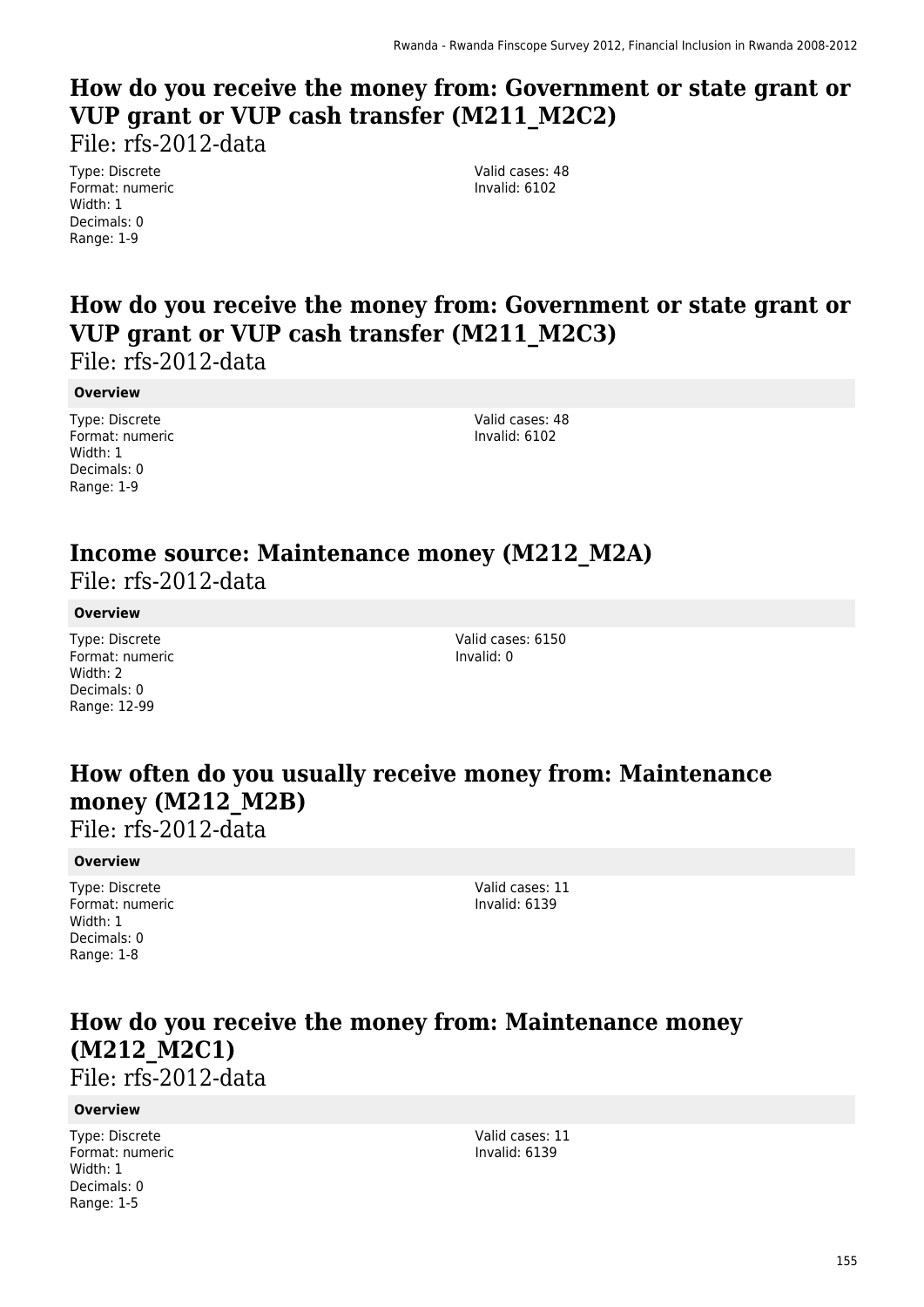## How do you receive the money from: Government or state grant or VUP grant or VUP cash transfer (M211_M2C2)

File: rfs-2012-data

Type: Discrete
Format: numeric
Width: 1
Decimals: 0
Range: 1-9

Valid cases: 48
Invalid: 6102

## How do you receive the money from: Government or state grant or VUP grant or VUP cash transfer (M211_M2C3)

File: rfs-2012-data

**Overview**

Type: Discrete
Format: numeric
Width: 1
Decimals: 0
Range: 1-9

Valid cases: 48
Invalid: 6102

## Income source: Maintenance money (M212_M2A)

File: rfs-2012-data

**Overview**

Type: Discrete
Format: numeric
Width: 2
Decimals: 0
Range: 12-99

Valid cases: 6150
Invalid: 0

## How often do you usually receive money from: Maintenance money (M212_M2B)

File: rfs-2012-data

**Overview**

Type: Discrete
Format: numeric
Width: 1
Decimals: 0
Range: 1-8

Valid cases: 11
Invalid: 6139

## How do you receive the money from: Maintenance money (M212_M2C1)

File: rfs-2012-data

**Overview**

Type: Discrete
Format: numeric
Width: 1
Decimals: 0
Range: 1-5

Valid cases: 11
Invalid: 6139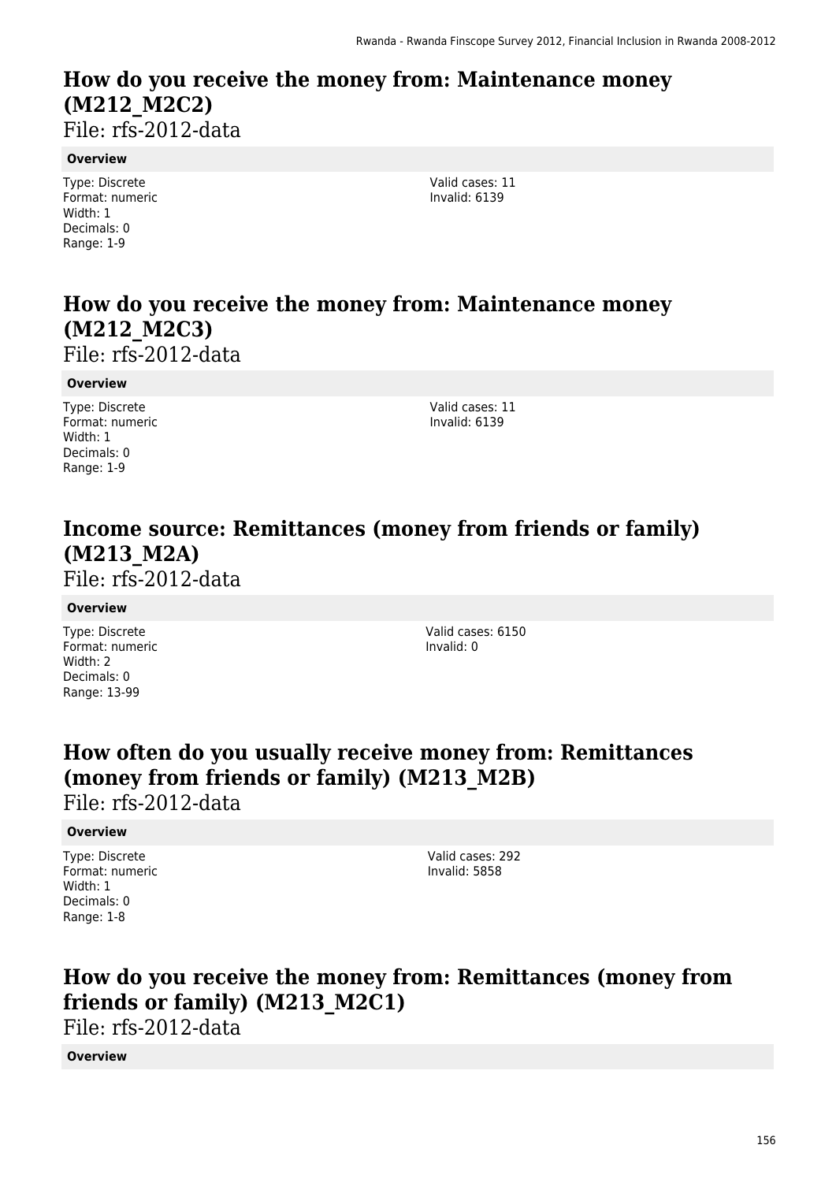# How do you receive the money from: Maintenance money (M212_M2C2)

File: rfs-2012-data

**Overview**

Type: Discrete
Format: numeric
Width: 1
Decimals: 0
Range: 1-9

Valid cases: 11
Invalid: 6139

# How do you receive the money from: Maintenance money (M212_M2C3)

File: rfs-2012-data

**Overview**

Type: Discrete
Format: numeric
Width: 1
Decimals: 0
Range: 1-9

Valid cases: 11
Invalid: 6139

# Income source: Remittances (money from friends or family) (M213_M2A)

File: rfs-2012-data

**Overview**

Type: Discrete
Format: numeric
Width: 2
Decimals: 0
Range: 13-99

Valid cases: 6150
Invalid: 0

# How often do you usually receive money from: Remittances (money from friends or family) (M213_M2B)

File: rfs-2012-data

**Overview**

Type: Discrete
Format: numeric
Width: 1
Decimals: 0
Range: 1-8

Valid cases: 292
Invalid: 5858

# How do you receive the money from: Remittances (money from friends or family) (M213_M2C1)

File: rfs-2012-data

**Overview**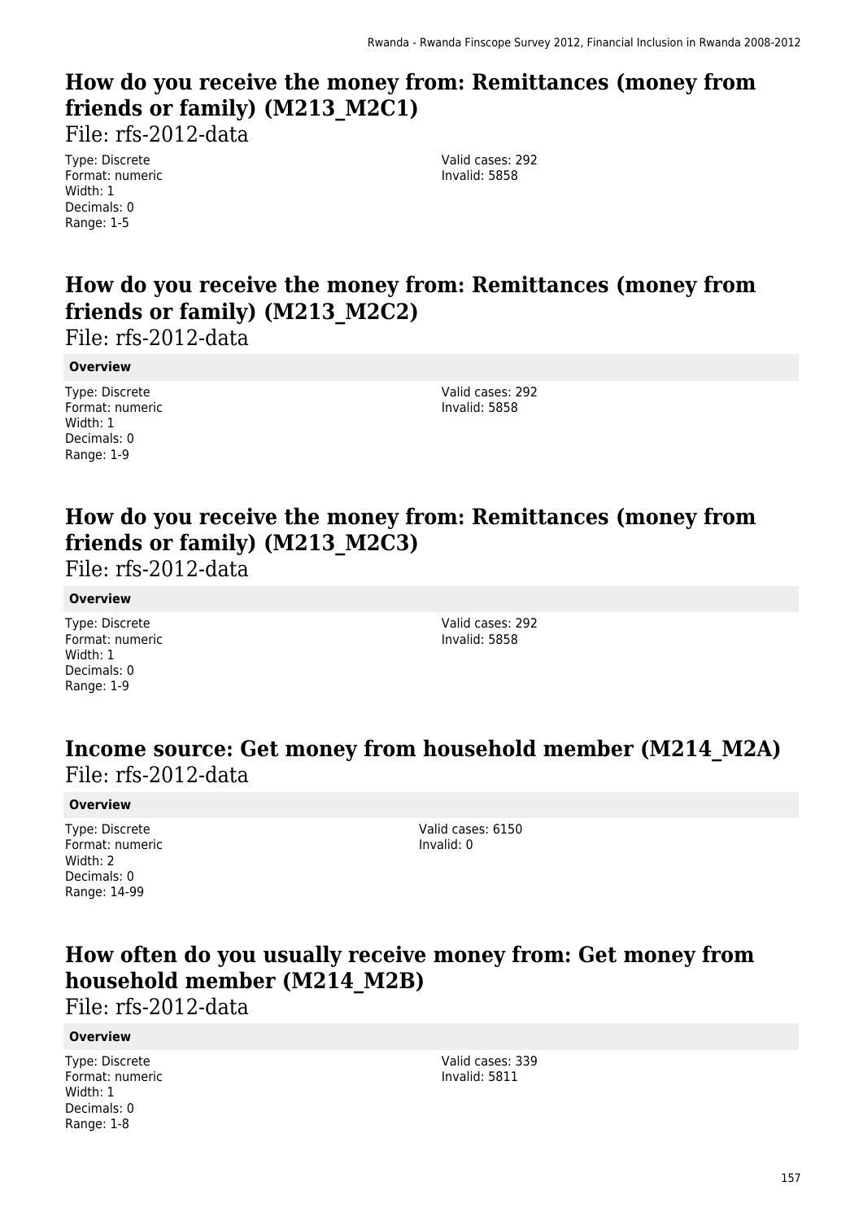## How do you receive the money from: Remittances (money from friends or family) (M213_M2C1)

File: rfs-2012-data

Type: Discrete
Format: numeric
Width: 1
Decimals: 0
Range: 1-5

Valid cases: 292
Invalid: 5858

## How do you receive the money from: Remittances (money from friends or family) (M213_M2C2)

File: rfs-2012-data

**Overview**

Type: Discrete
Format: numeric
Width: 1
Decimals: 0
Range: 1-9

Valid cases: 292
Invalid: 5858

## How do you receive the money from: Remittances (money from friends or family) (M213_M2C3)

File: rfs-2012-data

**Overview**

Type: Discrete
Format: numeric
Width: 1
Decimals: 0
Range: 1-9

Valid cases: 292
Invalid: 5858

## Income source: Get money from household member (M214_M2A)

File: rfs-2012-data

**Overview**

Type: Discrete
Format: numeric
Width: 2
Decimals: 0
Range: 14-99

Valid cases: 6150
Invalid: 0

## How often do you usually receive money from: Get money from household member (M214_M2B)

File: rfs-2012-data

**Overview**

Type: Discrete
Format: numeric
Width: 1
Decimals: 0
Range: 1-8

Valid cases: 339
Invalid: 5811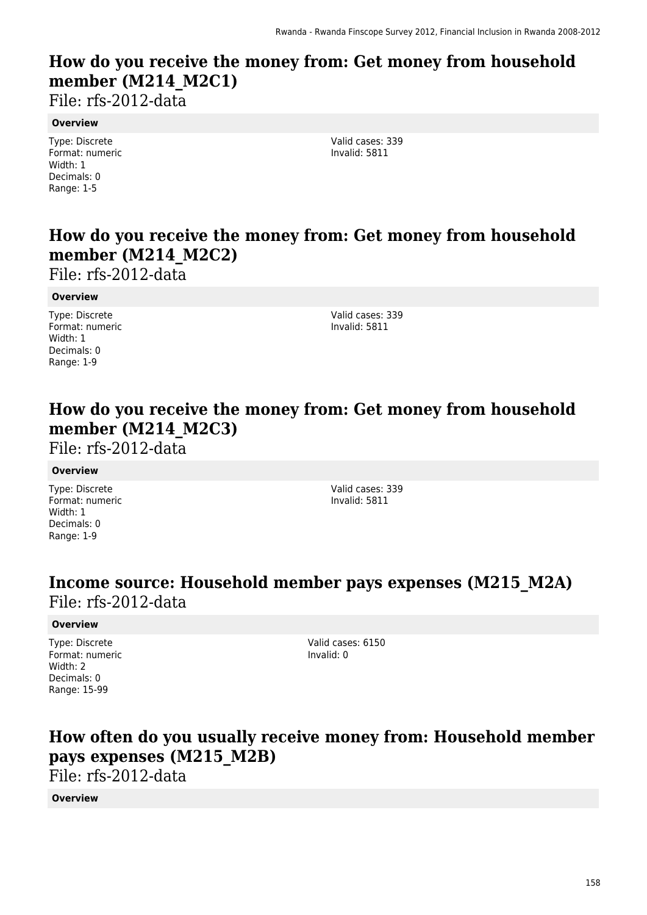## How do you receive the money from: Get money from household member (M214_M2C1)

File: rfs-2012-data

**Overview**

Type: Discrete
Format: numeric
Width: 1
Decimals: 0
Range: 1-5

Valid cases: 339
Invalid: 5811

## How do you receive the money from: Get money from household member (M214_M2C2)

File: rfs-2012-data

**Overview**

Type: Discrete
Format: numeric
Width: 1
Decimals: 0
Range: 1-9

Valid cases: 339
Invalid: 5811

## How do you receive the money from: Get money from household member (M214_M2C3)

File: rfs-2012-data

**Overview**

Type: Discrete
Format: numeric
Width: 1
Decimals: 0
Range: 1-9

Valid cases: 339
Invalid: 5811

## Income source: Household member pays expenses (M215_M2A)

File: rfs-2012-data

**Overview**

Type: Discrete
Format: numeric
Width: 2
Decimals: 0
Range: 15-99

Valid cases: 6150
Invalid: 0

## How often do you usually receive money from: Household member pays expenses (M215_M2B)

File: rfs-2012-data

**Overview**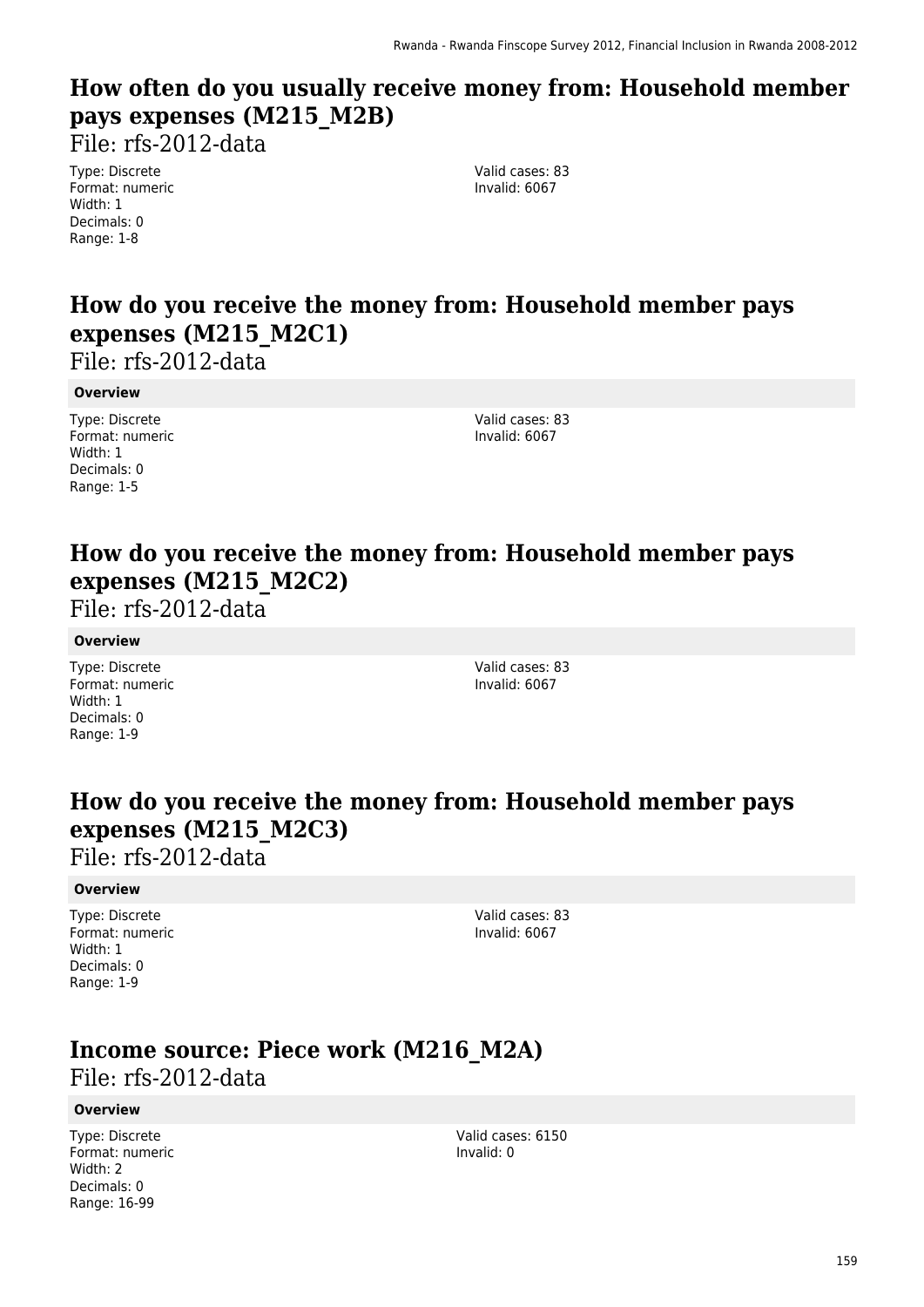## How often do you usually receive money from: Household member pays expenses (M215_M2B)

File: rfs-2012-data

Type: Discrete
Format: numeric
Width: 1
Decimals: 0
Range: 1-8

Valid cases: 83
Invalid: 6067

## How do you receive the money from: Household member pays expenses (M215_M2C1)

File: rfs-2012-data

**Overview**

Type: Discrete
Format: numeric
Width: 1
Decimals: 0
Range: 1-5

Valid cases: 83
Invalid: 6067

## How do you receive the money from: Household member pays expenses (M215_M2C2)

File: rfs-2012-data

**Overview**

Type: Discrete
Format: numeric
Width: 1
Decimals: 0
Range: 1-9

Valid cases: 83
Invalid: 6067

## How do you receive the money from: Household member pays expenses (M215_M2C3)

File: rfs-2012-data

**Overview**

Type: Discrete
Format: numeric
Width: 1
Decimals: 0
Range: 1-9

Valid cases: 83
Invalid: 6067

## Income source: Piece work (M216_M2A)

File: rfs-2012-data

**Overview**

Type: Discrete
Format: numeric
Width: 2
Decimals: 0
Range: 16-99

Valid cases: 6150
Invalid: 0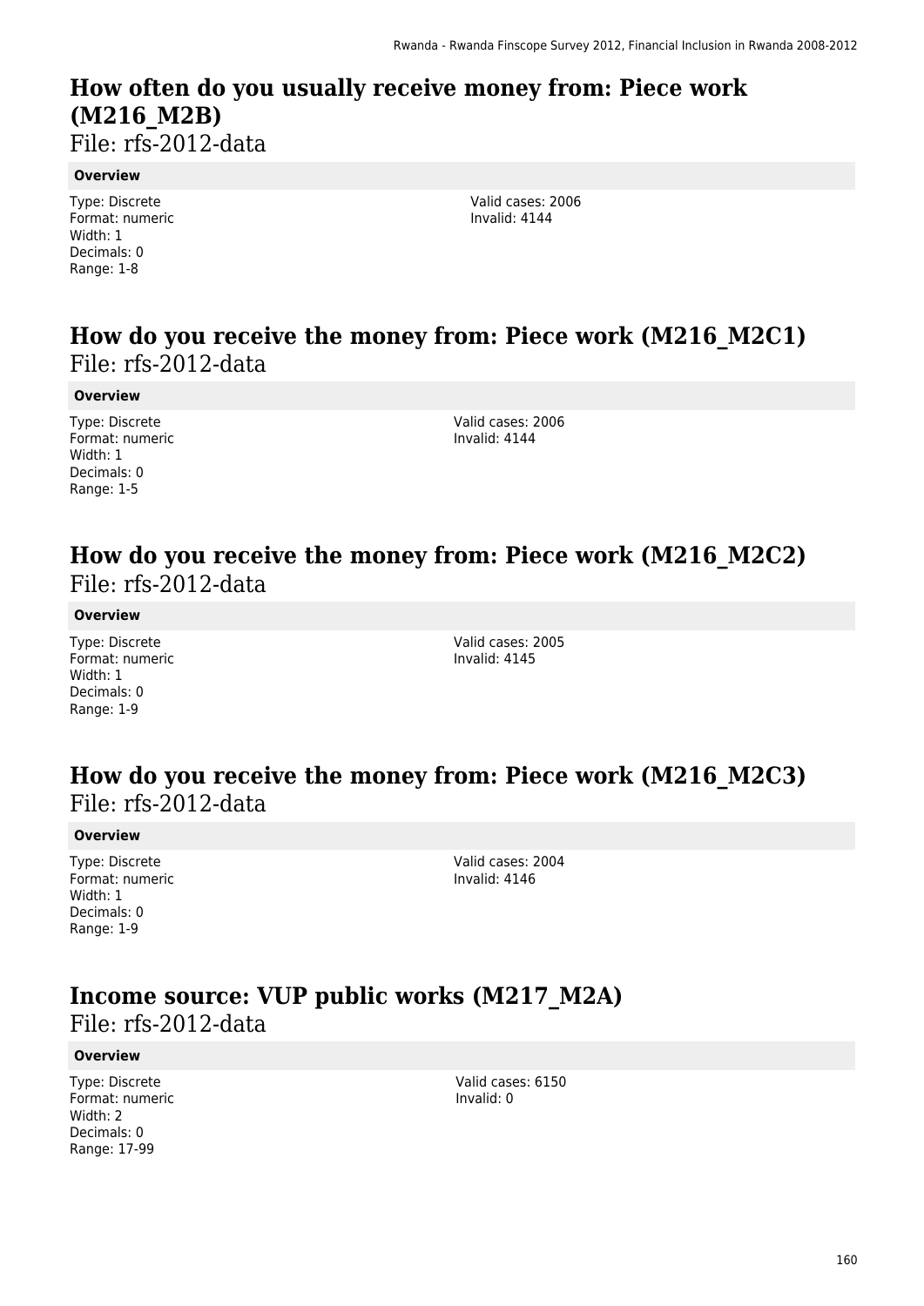## How often do you usually receive money from: Piece work (M216_M2B)

File: rfs-2012-data

**Overview**

Type: Discrete
Format: numeric
Width: 1
Decimals: 0
Range: 1-8

Valid cases: 2006
Invalid: 4144

## How do you receive the money from: Piece work (M216_M2C1)

File: rfs-2012-data

**Overview**

Type: Discrete
Format: numeric
Width: 1
Decimals: 0
Range: 1-5

Valid cases: 2006
Invalid: 4144

## How do you receive the money from: Piece work (M216_M2C2)

File: rfs-2012-data

**Overview**

Type: Discrete
Format: numeric
Width: 1
Decimals: 0
Range: 1-9

Valid cases: 2005
Invalid: 4145

## How do you receive the money from: Piece work (M216_M2C3)

File: rfs-2012-data

**Overview**

Type: Discrete
Format: numeric
Width: 1
Decimals: 0
Range: 1-9

Valid cases: 2004
Invalid: 4146

## Income source: VUP public works (M217_M2A)

File: rfs-2012-data

**Overview**

Type: Discrete
Format: numeric
Width: 2
Decimals: 0
Range: 17-99

Valid cases: 6150
Invalid: 0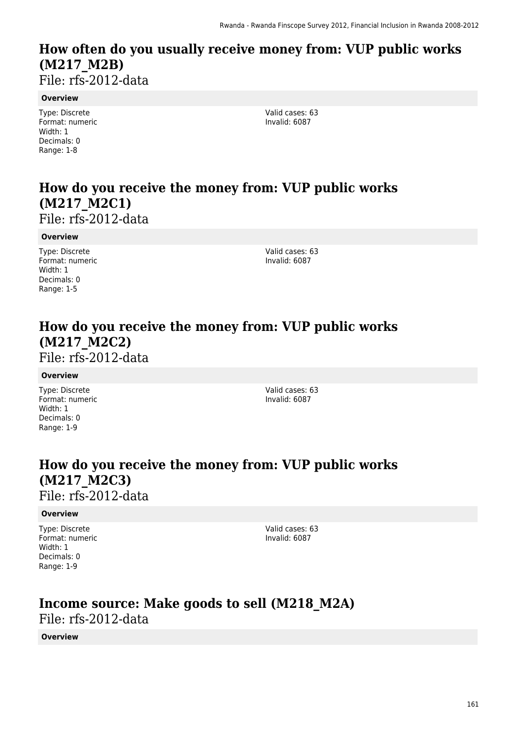## How often do you usually receive money from: VUP public works (M217_M2B)

File: rfs-2012-data

**Overview**

Type: Discrete
Format: numeric
Width: 1
Decimals: 0
Range: 1-8

Valid cases: 63
Invalid: 6087

## How do you receive the money from: VUP public works (M217_M2C1)

File: rfs-2012-data

**Overview**

Type: Discrete
Format: numeric
Width: 1
Decimals: 0
Range: 1-5

Valid cases: 63
Invalid: 6087

## How do you receive the money from: VUP public works (M217_M2C2)

File: rfs-2012-data

**Overview**

Type: Discrete
Format: numeric
Width: 1
Decimals: 0
Range: 1-9

Valid cases: 63
Invalid: 6087

## How do you receive the money from: VUP public works (M217_M2C3)

File: rfs-2012-data

**Overview**

Type: Discrete
Format: numeric
Width: 1
Decimals: 0
Range: 1-9

Valid cases: 63
Invalid: 6087

## Income source: Make goods to sell (M218_M2A)

File: rfs-2012-data

**Overview**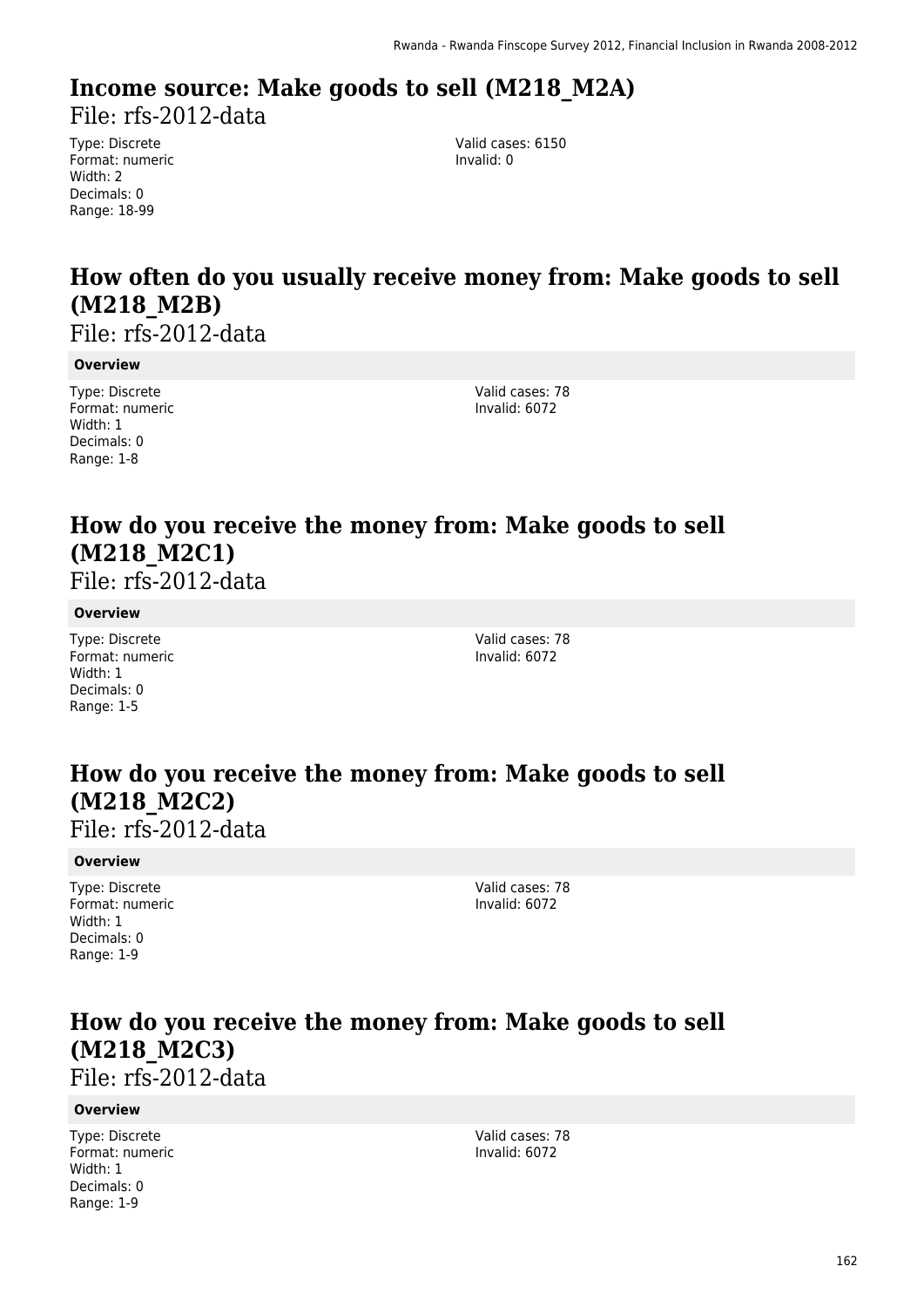## Income source: Make goods to sell (M218_M2A)

File: rfs-2012-data

Type: Discrete
Format: numeric
Width: 2
Decimals: 0
Range: 18-99

Valid cases: 6150
Invalid: 0

## How often do you usually receive money from: Make goods to sell (M218_M2B)

File: rfs-2012-data

**Overview**

Type: Discrete
Format: numeric
Width: 1
Decimals: 0
Range: 1-8

Valid cases: 78
Invalid: 6072

## How do you receive the money from: Make goods to sell (M218_M2C1)

File: rfs-2012-data

**Overview**

Type: Discrete
Format: numeric
Width: 1
Decimals: 0
Range: 1-5

Valid cases: 78
Invalid: 6072

## How do you receive the money from: Make goods to sell (M218_M2C2)

File: rfs-2012-data

**Overview**

Type: Discrete
Format: numeric
Width: 1
Decimals: 0
Range: 1-9

Valid cases: 78
Invalid: 6072

## How do you receive the money from: Make goods to sell (M218_M2C3)

File: rfs-2012-data

**Overview**

Type: Discrete
Format: numeric
Width: 1
Decimals: 0
Range: 1-9

Valid cases: 78
Invalid: 6072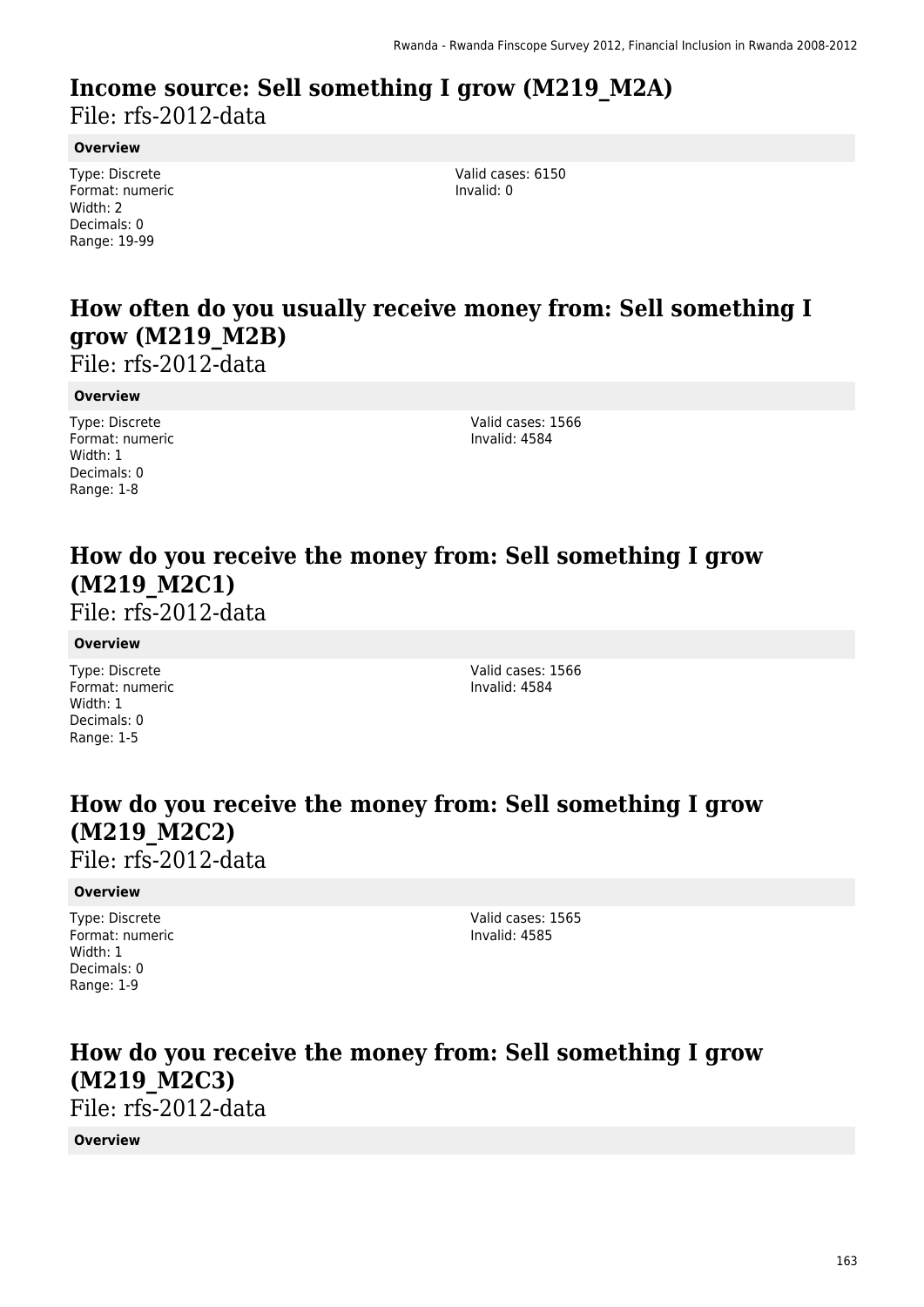# Income source: Sell something I grow (M219_M2A)

File: rfs-2012-data

**Overview**

Type: Discrete
Format: numeric
Width: 2
Decimals: 0
Range: 19-99

Valid cases: 6150
Invalid: 0

# How often do you usually receive money from: Sell something I grow (M219_M2B)

File: rfs-2012-data

**Overview**

Type: Discrete
Format: numeric
Width: 1
Decimals: 0
Range: 1-8

Valid cases: 1566
Invalid: 4584

# How do you receive the money from: Sell something I grow (M219_M2C1)

File: rfs-2012-data

**Overview**

Type: Discrete
Format: numeric
Width: 1
Decimals: 0
Range: 1-5

Valid cases: 1566
Invalid: 4584

# How do you receive the money from: Sell something I grow (M219_M2C2)

File: rfs-2012-data

**Overview**

Type: Discrete
Format: numeric
Width: 1
Decimals: 0
Range: 1-9

Valid cases: 1565
Invalid: 4585

# How do you receive the money from: Sell something I grow (M219_M2C3)

File: rfs-2012-data

**Overview**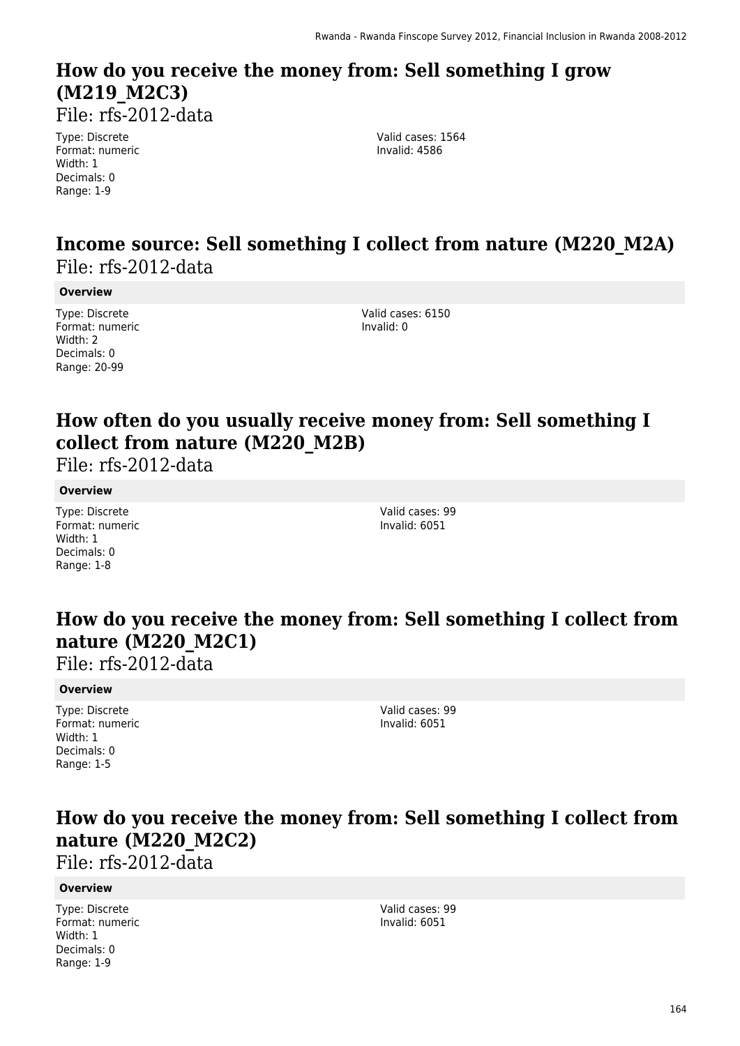## How do you receive the money from: Sell something I grow (M219_M2C3)

File: rfs-2012-data

Type: Discrete
Format: numeric
Width: 1
Decimals: 0
Range: 1-9

Valid cases: 1564
Invalid: 4586

## Income source: Sell something I collect from nature (M220_M2A)

File: rfs-2012-data

**Overview**

Type: Discrete
Format: numeric
Width: 2
Decimals: 0
Range: 20-99

Valid cases: 6150
Invalid: 0

## How often do you usually receive money from: Sell something I collect from nature (M220_M2B)

File: rfs-2012-data

**Overview**

Type: Discrete
Format: numeric
Width: 1
Decimals: 0
Range: 1-8

Valid cases: 99
Invalid: 6051

## How do you receive the money from: Sell something I collect from nature (M220_M2C1)

File: rfs-2012-data

**Overview**

Type: Discrete
Format: numeric
Width: 1
Decimals: 0
Range: 1-5

Valid cases: 99
Invalid: 6051

## How do you receive the money from: Sell something I collect from nature (M220_M2C2)

File: rfs-2012-data

**Overview**

Type: Discrete
Format: numeric
Width: 1
Decimals: 0
Range: 1-9

Valid cases: 99
Invalid: 6051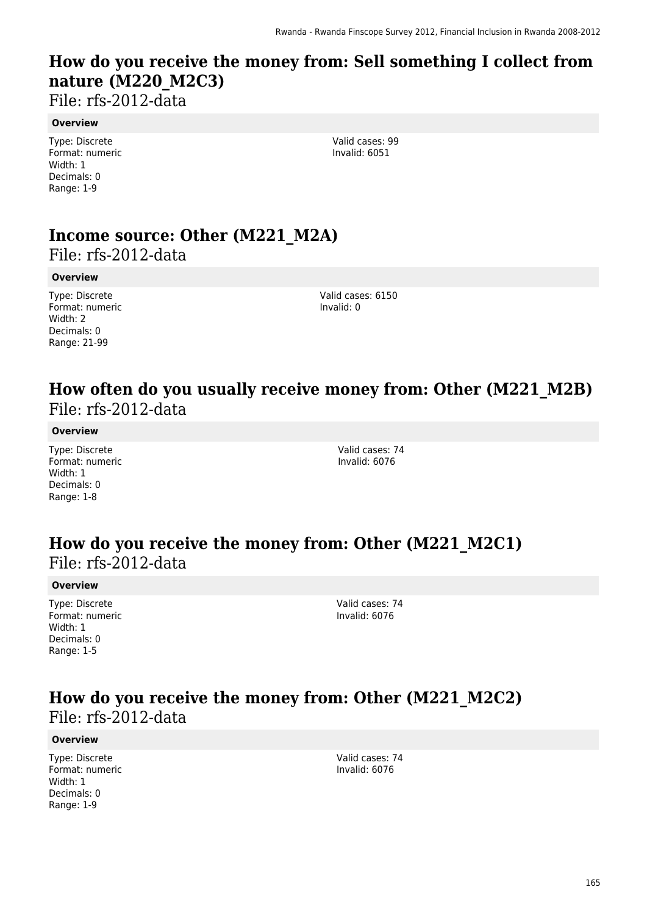## How do you receive the money from: Sell something I collect from nature (M220_M2C3)

File: rfs-2012-data

**Overview**

Type: Discrete
Format: numeric
Width: 1
Decimals: 0
Range: 1-9

Valid cases: 99
Invalid: 6051

## Income source: Other (M221_M2A)

File: rfs-2012-data

**Overview**

Type: Discrete
Format: numeric
Width: 2
Decimals: 0
Range: 21-99

Valid cases: 6150
Invalid: 0

## How often do you usually receive money from: Other (M221_M2B)

File: rfs-2012-data

**Overview**

Type: Discrete
Format: numeric
Width: 1
Decimals: 0
Range: 1-8

Valid cases: 74
Invalid: 6076

## How do you receive the money from: Other (M221_M2C1)

File: rfs-2012-data

**Overview**

Type: Discrete
Format: numeric
Width: 1
Decimals: 0
Range: 1-5

Valid cases: 74
Invalid: 6076

## How do you receive the money from: Other (M221_M2C2)

File: rfs-2012-data

**Overview**

Type: Discrete
Format: numeric
Width: 1
Decimals: 0
Range: 1-9

Valid cases: 74
Invalid: 6076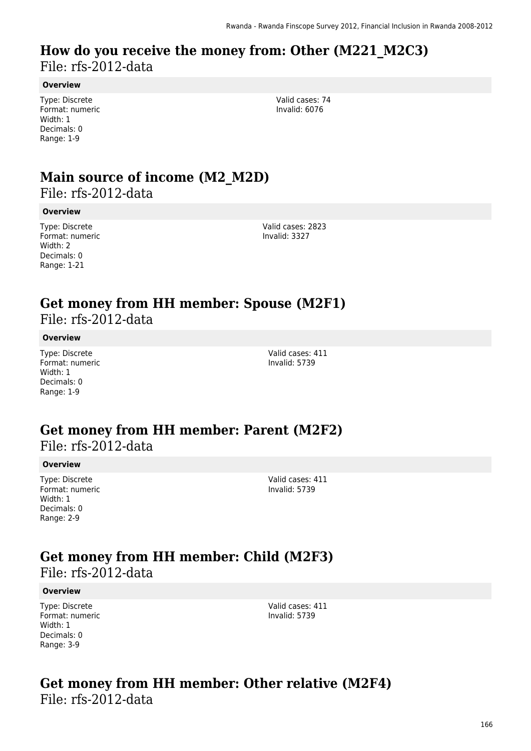## How do you receive the money from: Other (M221_M2C3)

File: rfs-2012-data

#### Overview

Type: Discrete
Format: numeric
Width: 1
Decimals: 0
Range: 1-9

Valid cases: 74
Invalid: 6076

## Main source of income (M2_M2D)

File: rfs-2012-data

#### Overview

Type: Discrete
Format: numeric
Width: 2
Decimals: 0
Range: 1-21

Valid cases: 2823
Invalid: 3327

## Get money from HH member: Spouse (M2F1)

File: rfs-2012-data

#### Overview

Type: Discrete
Format: numeric
Width: 1
Decimals: 0
Range: 1-9

Valid cases: 411
Invalid: 5739

## Get money from HH member: Parent (M2F2)

File: rfs-2012-data

#### Overview

Type: Discrete
Format: numeric
Width: 1
Decimals: 0
Range: 2-9

Valid cases: 411
Invalid: 5739

## Get money from HH member: Child (M2F3)

File: rfs-2012-data

#### Overview

Type: Discrete
Format: numeric
Width: 1
Decimals: 0
Range: 3-9

Valid cases: 411
Invalid: 5739

## Get money from HH member: Other relative (M2F4)

File: rfs-2012-data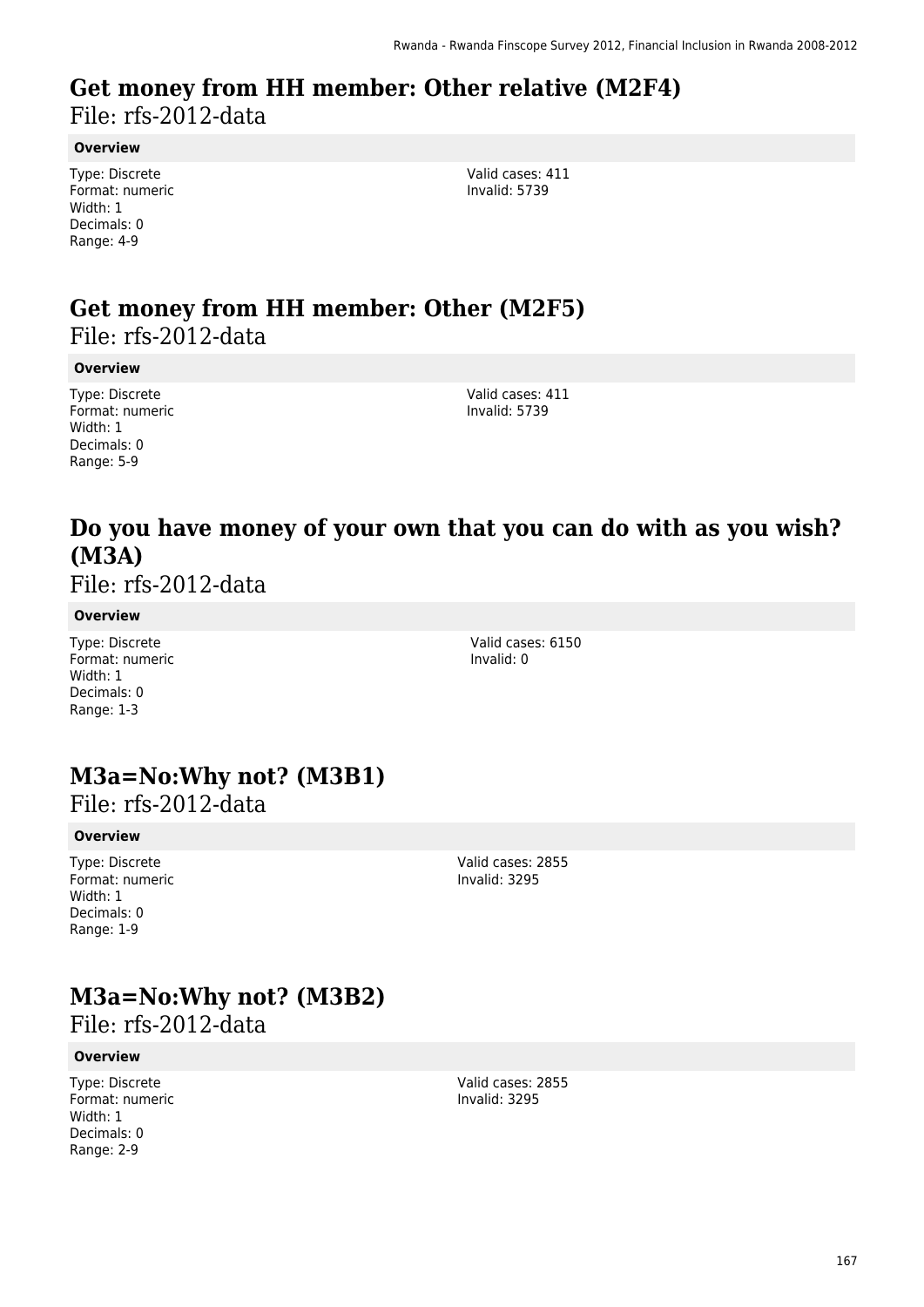# Get money from HH member: Other relative (M2F4)

File: rfs-2012-data

**Overview**

Type: Discrete
Format: numeric
Width: 1
Decimals: 0
Range: 4-9

Valid cases: 411
Invalid: 5739

# Get money from HH member: Other (M2F5)

File: rfs-2012-data

**Overview**

Type: Discrete
Format: numeric
Width: 1
Decimals: 0
Range: 5-9

Valid cases: 411
Invalid: 5739

# Do you have money of your own that you can do with as you wish? (M3A)

File: rfs-2012-data

**Overview**

Type: Discrete
Format: numeric
Width: 1
Decimals: 0
Range: 1-3

Valid cases: 6150
Invalid: 0

# M3a=No:Why not? (M3B1)

File: rfs-2012-data

**Overview**

Type: Discrete
Format: numeric
Width: 1
Decimals: 0
Range: 1-9

Valid cases: 2855
Invalid: 3295

# M3a=No:Why not? (M3B2)

File: rfs-2012-data

**Overview**

Type: Discrete
Format: numeric
Width: 1
Decimals: 0
Range: 2-9

Valid cases: 2855
Invalid: 3295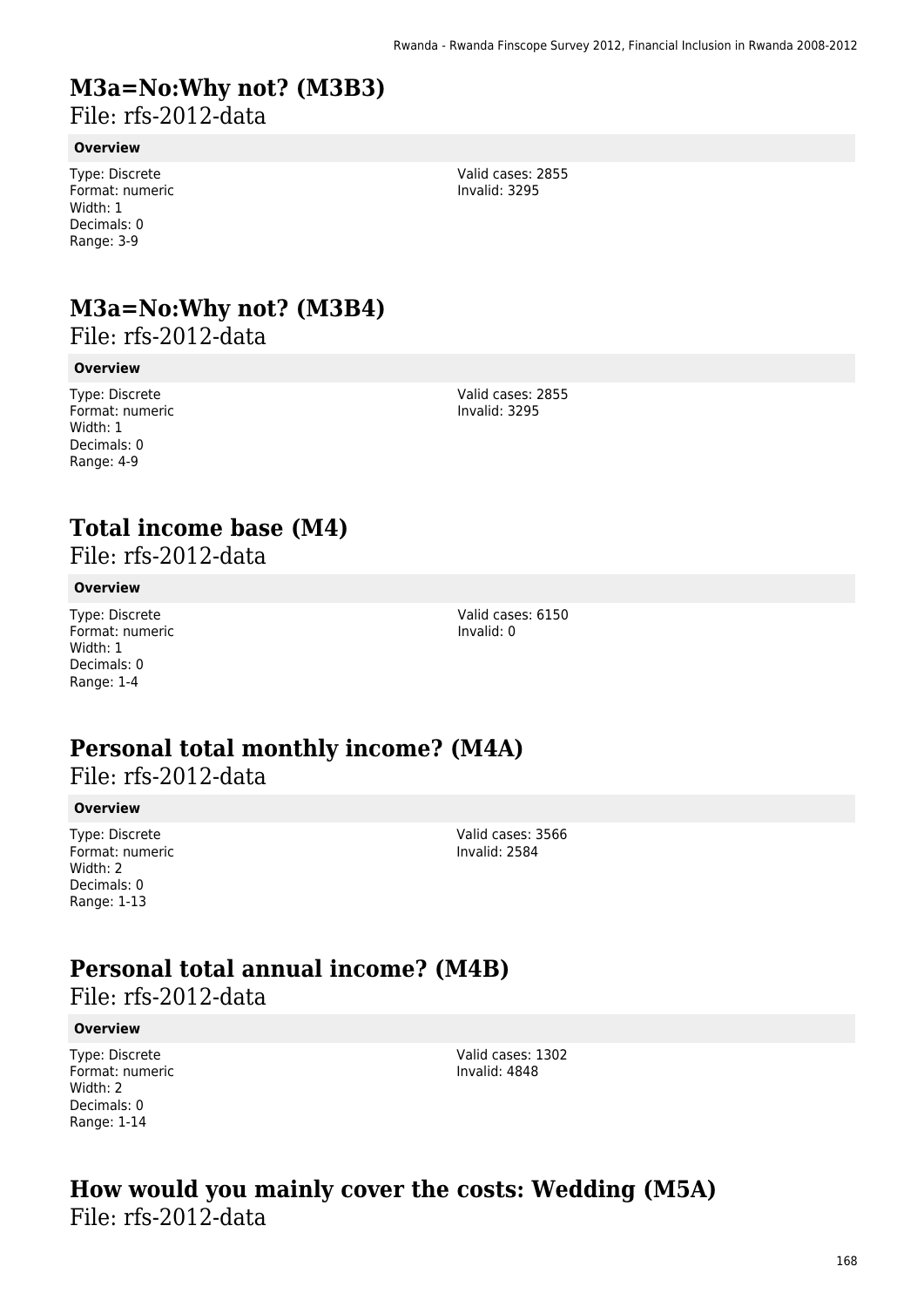## M3a=No:Why not? (M3B3)

File: rfs-2012-data

**Overview**

Type: Discrete
Format: numeric
Width: 1
Decimals: 0
Range: 3-9

Valid cases: 2855
Invalid: 3295

## M3a=No:Why not? (M3B4)

File: rfs-2012-data

**Overview**

Type: Discrete
Format: numeric
Width: 1
Decimals: 0
Range: 4-9

Valid cases: 2855
Invalid: 3295

## Total income base (M4)

File: rfs-2012-data

**Overview**

Type: Discrete
Format: numeric
Width: 1
Decimals: 0
Range: 1-4

Valid cases: 6150
Invalid: 0

## Personal total monthly income? (M4A)

File: rfs-2012-data

**Overview**

Type: Discrete
Format: numeric
Width: 2
Decimals: 0
Range: 1-13

Valid cases: 3566
Invalid: 2584

## Personal total annual income? (M4B)

File: rfs-2012-data

**Overview**

Type: Discrete
Format: numeric
Width: 2
Decimals: 0
Range: 1-14

Valid cases: 1302
Invalid: 4848

## How would you mainly cover the costs: Wedding (M5A)

File: rfs-2012-data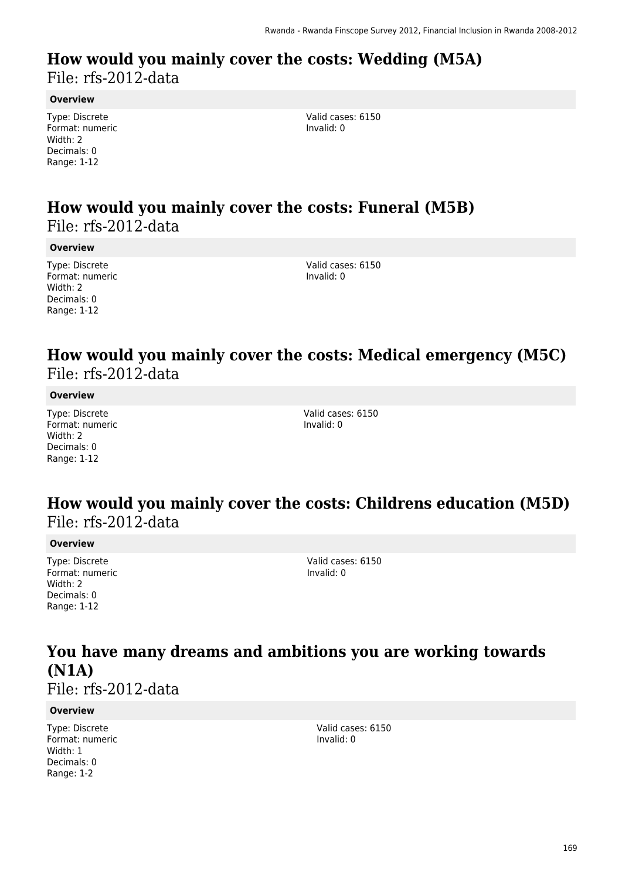## How would you mainly cover the costs: Wedding (M5A)

File: rfs-2012-data

#### Overview

Type: Discrete
Format: numeric
Width: 2
Decimals: 0
Range: 1-12

Valid cases: 6150
Invalid: 0

## How would you mainly cover the costs: Funeral (M5B)

File: rfs-2012-data

#### Overview

Type: Discrete
Format: numeric
Width: 2
Decimals: 0
Range: 1-12

Valid cases: 6150
Invalid: 0

## How would you mainly cover the costs: Medical emergency (M5C)

File: rfs-2012-data

#### Overview

Type: Discrete
Format: numeric
Width: 2
Decimals: 0
Range: 1-12

Valid cases: 6150
Invalid: 0

## How would you mainly cover the costs: Childrens education (M5D)

File: rfs-2012-data

#### Overview

Type: Discrete
Format: numeric
Width: 2
Decimals: 0
Range: 1-12

Valid cases: 6150
Invalid: 0

## You have many dreams and ambitions you are working towards (N1A)

File: rfs-2012-data

#### Overview

Type: Discrete
Format: numeric
Width: 1
Decimals: 0
Range: 1-2

Valid cases: 6150
Invalid: 0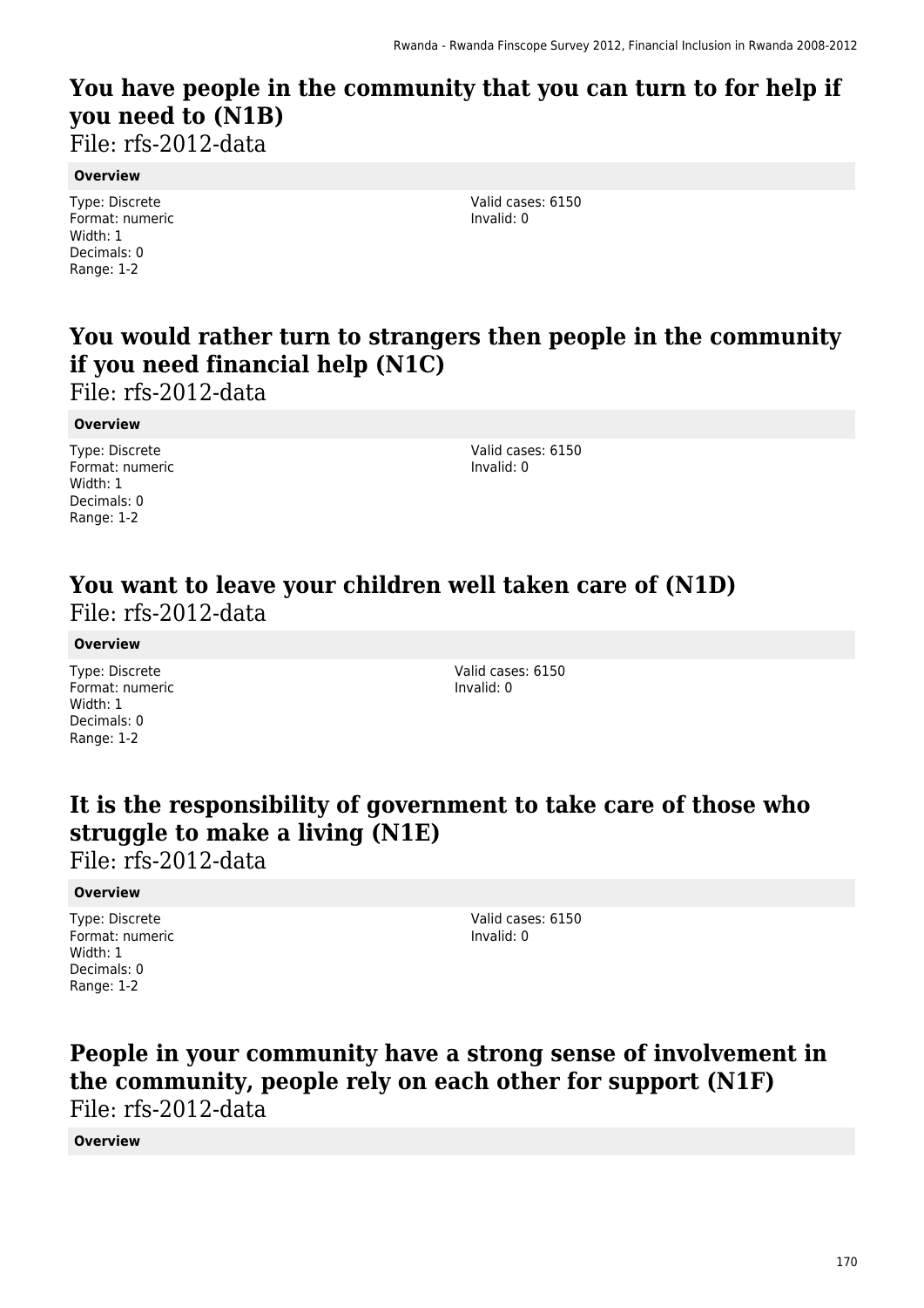## You have people in the community that you can turn to for help if you need to (N1B)

File: rfs-2012-data

**Overview**

Type: Discrete
Format: numeric
Width: 1
Decimals: 0
Range: 1-2

Valid cases: 6150
Invalid: 0

## You would rather turn to strangers then people in the community if you need financial help (N1C)

File: rfs-2012-data

**Overview**

Type: Discrete
Format: numeric
Width: 1
Decimals: 0
Range: 1-2

Valid cases: 6150
Invalid: 0

## You want to leave your children well taken care of (N1D)

File: rfs-2012-data

**Overview**

Type: Discrete
Format: numeric
Width: 1
Decimals: 0
Range: 1-2

Valid cases: 6150
Invalid: 0

## It is the responsibility of government to take care of those who struggle to make a living (N1E)

File: rfs-2012-data

**Overview**

Type: Discrete
Format: numeric
Width: 1
Decimals: 0
Range: 1-2

Valid cases: 6150
Invalid: 0

## People in your community have a strong sense of involvement in the community, people rely on each other for support (N1F)

File: rfs-2012-data

**Overview**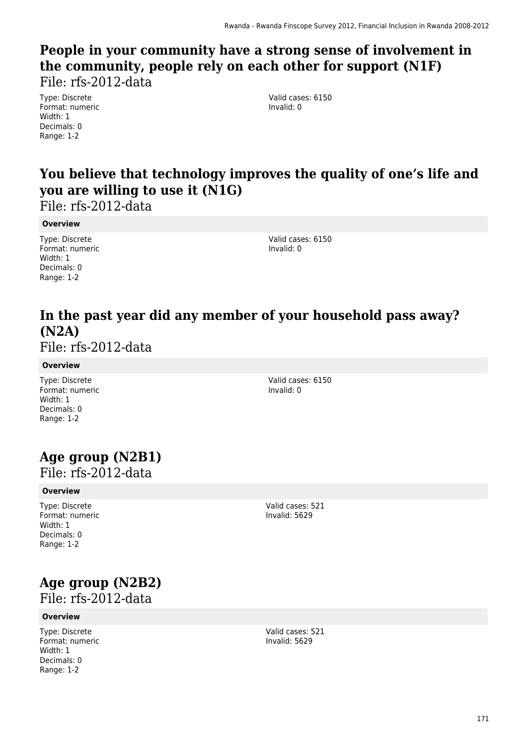## People in your community have a strong sense of involvement in the community, people rely on each other for support (N1F)

File: rfs-2012-data

Type: Discrete
Format: numeric
Width: 1
Decimals: 0
Range: 1-2

Valid cases: 6150
Invalid: 0

## You believe that technology improves the quality of one's life and you are willing to use it (N1G)

File: rfs-2012-data

**Overview**

Type: Discrete
Format: numeric
Width: 1
Decimals: 0
Range: 1-2

Valid cases: 6150
Invalid: 0

## In the past year did any member of your household pass away? (N2A)

File: rfs-2012-data

**Overview**

Type: Discrete
Format: numeric
Width: 1
Decimals: 0
Range: 1-2

Valid cases: 6150
Invalid: 0

## Age group (N2B1)

File: rfs-2012-data

**Overview**

Type: Discrete
Format: numeric
Width: 1
Decimals: 0
Range: 1-2

Valid cases: 521
Invalid: 5629

## Age group (N2B2)

File: rfs-2012-data

**Overview**

Type: Discrete
Format: numeric
Width: 1
Decimals: 0
Range: 1-2

Valid cases: 521
Invalid: 5629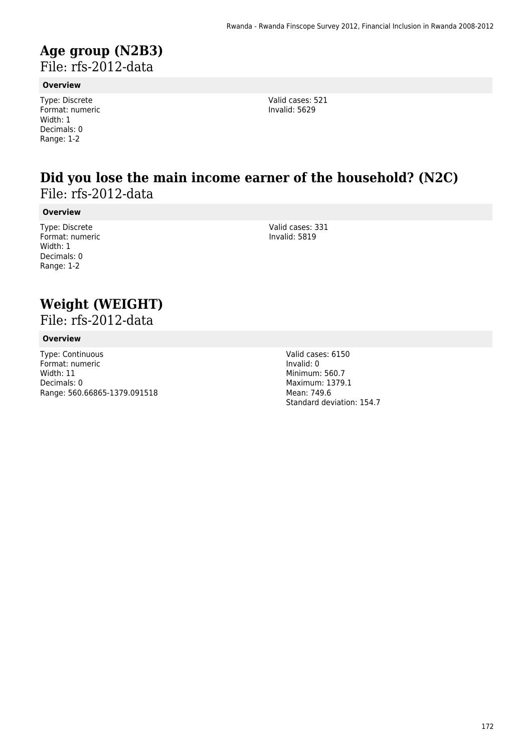# Age group (N2B3)

File: rfs-2012-data

**Overview**

Type: Discrete
Format: numeric
Width: 1
Decimals: 0
Range: 1-2

Valid cases: 521
Invalid: 5629

# Did you lose the main income earner of the household? (N2C)

File: rfs-2012-data

**Overview**

Type: Discrete
Format: numeric
Width: 1
Decimals: 0
Range: 1-2

Valid cases: 331
Invalid: 5819

# Weight (WEIGHT)

File: rfs-2012-data

**Overview**

Type: Continuous
Format: numeric
Width: 11
Decimals: 0
Range: 560.66865-1379.091518

Valid cases: 6150
Invalid: 0
Minimum: 560.7
Maximum: 1379.1
Mean: 749.6
Standard deviation: 154.7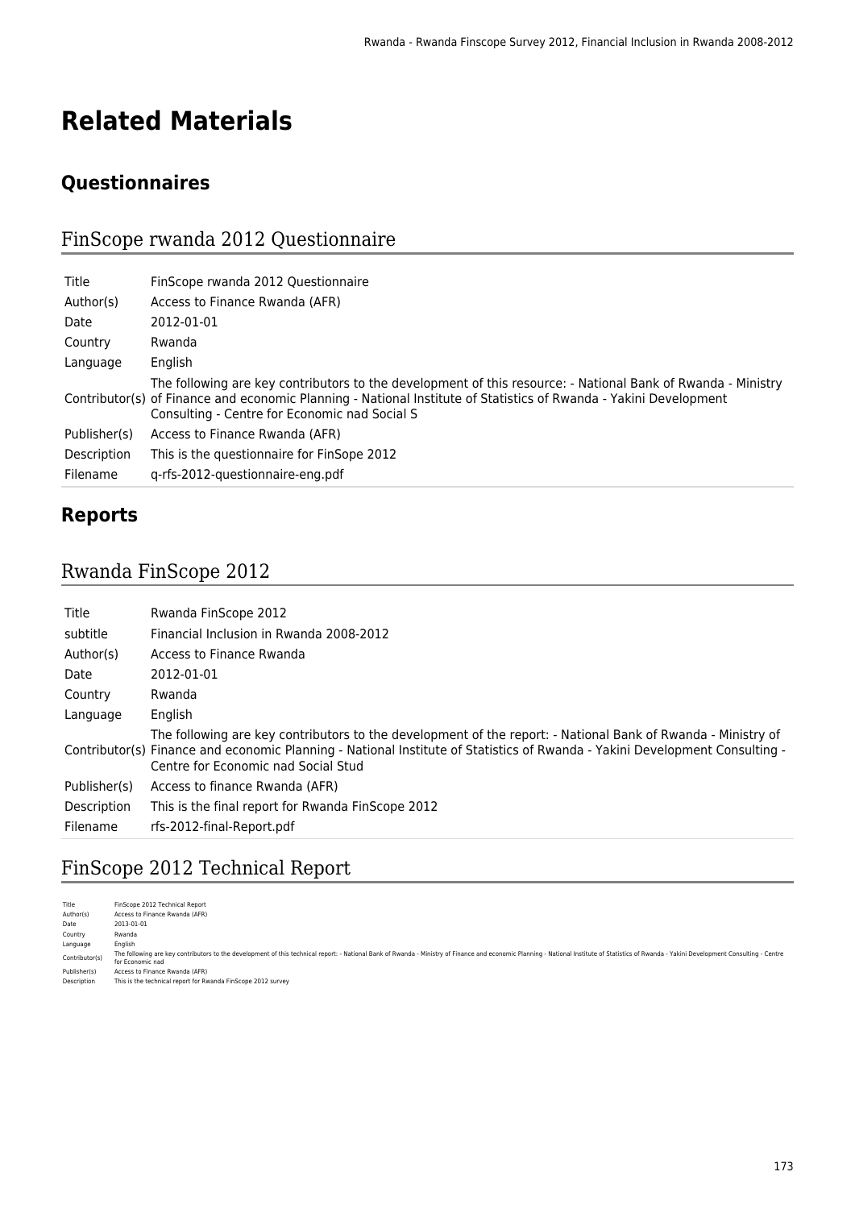# Related Materials

## Questionnaires

### FinScope rwanda 2012 Questionnaire

| | |
|---|---|
| Title | FinScope rwanda 2012 Questionnaire |
| Author(s) | Access to Finance Rwanda (AFR) |
| Date | 2012-01-01 |
| Country | Rwanda |
| Language | English |
| Contributor(s) | The following are key contributors to the development of this resource: - National Bank of Rwanda - Ministry of Finance and economic Planning - National Institute of Statistics of Rwanda - Yakini Development Consulting - Centre for Economic nad Social S |
| Publisher(s) | Access to Finance Rwanda (AFR) |
| Description | This is the questionnaire for FinSope 2012 |
| Filename | q-rfs-2012-questionnaire-eng.pdf |

## Reports

### Rwanda FinScope 2012

| | |
|---|---|
| Title | Rwanda FinScope 2012 |
| subtitle | Financial Inclusion in Rwanda 2008-2012 |
| Author(s) | Access to Finance Rwanda |
| Date | 2012-01-01 |
| Country | Rwanda |
| Language | English |
| Contributor(s) | The following are key contributors to the development of the report: - National Bank of Rwanda - Ministry of Finance and economic Planning - National Institute of Statistics of Rwanda - Yakini Development Consulting - Centre for Economic nad Social Stud |
| Publisher(s) | Access to finance Rwanda (AFR) |
| Description | This is the final report for Rwanda FinScope 2012 |
| Filename | rfs-2012-final-Report.pdf |

### FinScope 2012 Technical Report

| | |
|---|---|
| Title | FinScope 2012 Technical Report |
| Author(s) | Access to Finance Rwanda (AFR) |
| Date | 2013-01-01 |
| Country | Rwanda |
| Language | English |
| Contributor(s) | The following are key contributors to the development of this technical report: - National Bank of Rwanda - Ministry of Finance and economic Planning - National Institute of Statistics of Rwanda - Yakini Development Consulting - Centre for Economic nad |
| Publisher(s) | Access to Finance Rwanda (AFR) |
| Description | This is the technical report for Rwanda FinScope 2012 survey |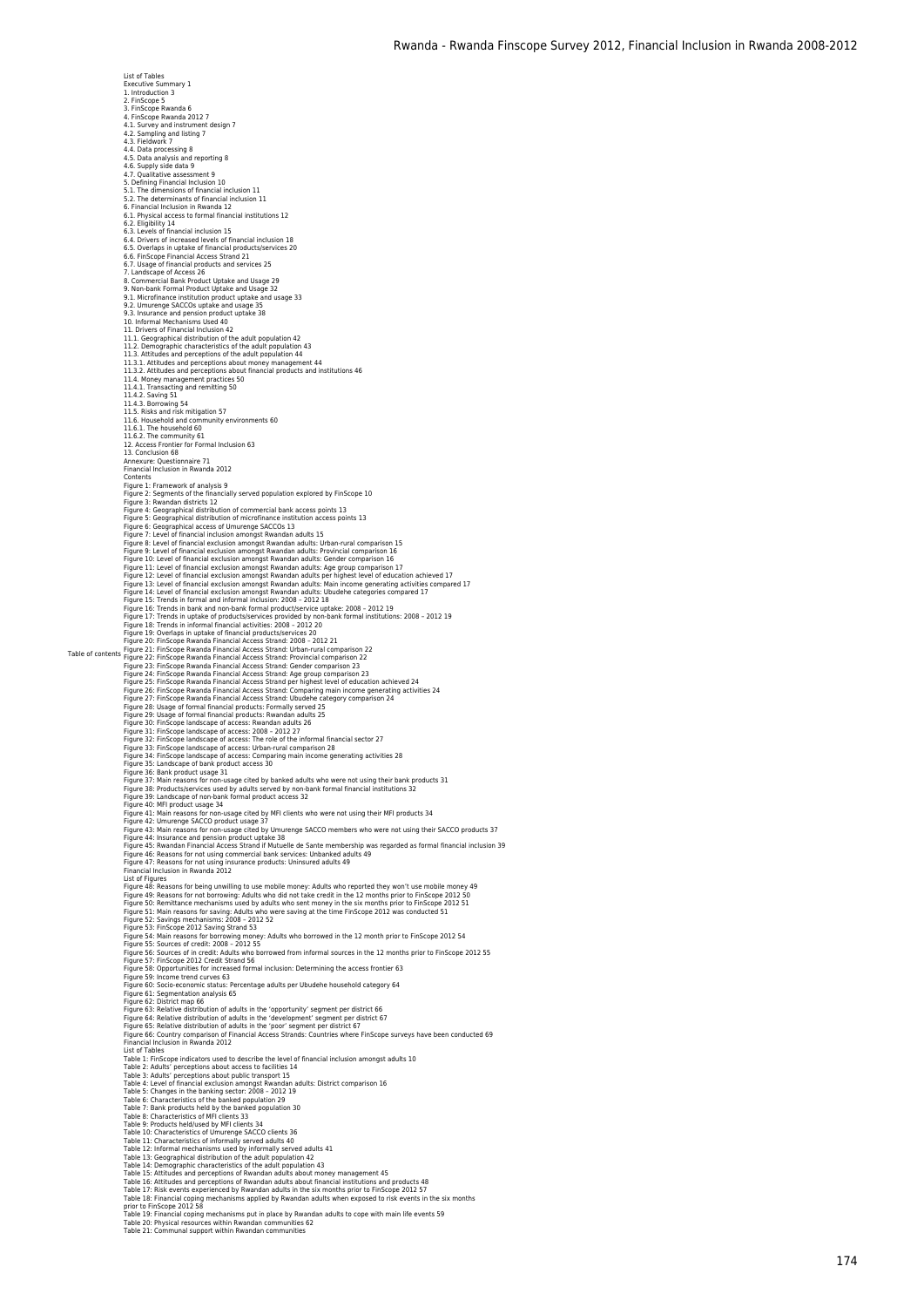Table of contents

List of Tables
Executive Summary 1
1. Introduction 3
2. FinScope 5
3. FinScope Rwanda 6
4. FinScope Rwanda 2012 7
4.1. Survey and instrument design 7
4.2. Sampling and listing 7
4.3. Fieldwork 7
4.4. Data processing 8
4.5. Data analysis and reporting 8
4.6. Supply side data 9
4.7. Qualitative assessment 9
5. Defining Financial Inclusion 10
5.1. The dimensions of financial inclusion 11
5.2. The determinants of financial inclusion 11
6. Financial Inclusion in Rwanda 12
6.1. Physical access to formal financial institutions 12
6.2. Eligibility 14
6.3. Levels of financial inclusion 15
6.4. Drivers of increased levels of financial inclusion 18
6.5. Overlaps in uptake of financial products/services 20
6.6. FinScope Financial Access Strand 21
6.7. Usage of financial products and services 25
7. Landscape of Access 26
8. Commercial Bank Product Uptake and Usage 29
9. Non-bank Formal Product Uptake and Usage 32
9.1. Microfinance institution product uptake and usage 33
9.2. Umurenge SACCOs uptake and usage 35
9.3. Insurance and pension product uptake 38
10. Informal Mechanisms Used 40
11. Drivers of Financial Inclusion 42
11.1. Geographical distribution of the adult population 42
11.2. Demographic characteristics of the adult population 43
11.3. Attitudes and perceptions of the adult population 44
11.3.1. Attitudes and perceptions about money management 44
11.3.2. Attitudes and perceptions about financial products and institutions 46
11.4. Money management practices 50
11.4.1. Transacting and remitting 50
11.4.2. Saving 51
11.4.3. Borrowing 54
11.5. Risks and risk mitigation 57
11.6. Household and community environments 60
11.6.1. The household 60
11.6.2. The community 61
12. Access Frontier for Formal Inclusion 63
13. Conclusion 68
Annexure: Questionnaire 71
Financial Inclusion in Rwanda 2012
Contents
Figure 1: Framework of analysis 9
Figure 2: Segments of the financially served population explored by FinScope 10
Figure 3: Rwandan districts 12
Figure 4: Geographical distribution of commercial bank access points 13
Figure 5: Geographical distribution of microfinance institution access points 13
Figure 6: Geographical access of Umurenge SACCOs 13
Figure 7: Level of financial inclusion amongst Rwandan adults 15
Figure 8: Level of financial exclusion amongst Rwandan adults: Urban-rural comparison 15
Figure 9: Level of financial exclusion amongst Rwandan adults: Provincial comparison 16
Figure 10: Level of financial exclusion amongst Rwandan adults: Gender comparison 16
Figure 11: Level of financial exclusion amongst Rwandan adults: Age group comparison 17
Figure 12: Level of financial exclusion amongst Rwandan adults per highest level of education achieved 17
Figure 13: Level of financial exclusion amongst Rwandan adults: Main income generating activities compared 17
Figure 14: Level of financial exclusion amongst Rwandan adults: Ubudehe categories compared 17
Figure 15: Trends in formal and informal inclusion: 2008 – 2012 18
Figure 16: Trends in bank and non-bank formal product/service uptake: 2008 – 2012 19
Figure 17: Trends in uptake of products/services provided by non-bank formal institutions: 2008 – 2012 19
Figure 18: Trends in informal financial activities: 2008 – 2012 20
Figure 19: Overlaps in uptake of financial products/services 20
Figure 20: FinScope Rwanda Financial Access Strand: 2008 – 2012 21
Figure 21: FinScope Rwanda Financial Access Strand: Urban-rural comparison 22
Figure 22: FinScope Rwanda Financial Access Strand: Provincial comparison 22
Figure 23: FinScope Rwanda Financial Access Strand: Gender comparison 23
Figure 24: FinScope Rwanda Financial Access Strand: Age group comparison 23
Figure 25: FinScope Rwanda Financial Access Strand per highest level of education achieved 24
Figure 26: FinScope Rwanda Financial Access Strand: Comparing main income generating activities 24
Figure 27: FinScope Rwanda Financial Access Strand: Ubudehe category comparison 24
Figure 28: Usage of formal financial products: Formally served 25
Figure 29: Usage of formal financial products: Rwandan adults 25
Figure 30: FinScope landscape of access: Rwandan adults 26
Figure 31: FinScope landscape of access: 2008 – 2012 27
Figure 32: FinScope landscape of access: The role of the informal financial sector 27
Figure 33: FinScope landscape of access: Urban-rural comparison 28
Figure 34: FinScope landscape of access: Comparing main income generating activities 28
Figure 35: Landscape of bank product access 30
Figure 36: Bank product usage 31
Figure 37: Main reasons for non-usage cited by banked adults who were not using their bank products 31
Figure 38: Products/services used by adults served by non-bank formal financial institutions 32
Figure 39: Landscape of non-bank formal product access 32
Figure 40: MFI product usage 34
Figure 41: Main reasons for non-usage cited by MFI clients who were not using their MFI products 34
Figure 42: Umurenge SACCO product usage 37
Figure 43: Main reasons for non-usage cited by Umurenge SACCO members who were not using their SACCO products 37
Figure 44: Insurance and pension product uptake 38
Figure 45: Rwandan Financial Access Strand if Mutuelle de Sante membership was regarded as formal financial inclusion 39
Figure 46: Reasons for not using commercial bank services: Unbanked adults 49
Figure 47: Reasons for not using insurance products: Uninsured adults 49
Financial Inclusion in Rwanda 2012
List of Figures
Figure 48: Reasons for being unwilling to use mobile money: Adults who reported they won't use mobile money 49
Figure 49: Reasons for not borrowing: Adults who did not take credit in the 12 months prior to FinScope 2012 50
Figure 50: Remittance mechanisms used by adults who sent money in the six months prior to FinScope 2012 51
Figure 51: Main reasons for saving: Adults who were saving at the time FinScope 2012 was conducted 51
Figure 52: Savings mechanisms: 2008 – 2012 52
Figure 53: FinScope 2012 Saving Strand 53
Figure 54: Main reasons for borrowing money: Adults who borrowed in the 12 month prior to FinScope 2012 54
Figure 55: Sources of credit: 2008 – 2012 55
Figure 56: Sources of in credit: Adults who borrowed from informal sources in the 12 months prior to FinScope 2012 55
Figure 57: FinScope 2012 Credit Strand 56
Figure 58: Opportunities for increased formal inclusion: Determining the access frontier 63
Figure 59: Income trend curves 63
Figure 60: Socio-economic status: Percentage adults per Ubudehe household category 64
Figure 61: Segmentation analysis 65
Figure 62: District map 66
Figure 63: Relative distribution of adults in the 'opportunity' segment per district 66
Figure 64: Relative distribution of adults in the 'development' segment per district 67
Figure 65: Relative distribution of adults in the 'poor' segment per district 67
Figure 66: Country comparison of Financial Access Strands: Countries where FinScope surveys have been conducted 69
Financial Inclusion in Rwanda 2012
List of Tables
Table 1: FinScope indicators used to describe the level of financial inclusion amongst adults 10
Table 2: Adults' perceptions about access to facilities 14
Table 3: Adults' perceptions about public transport 15
Table 4: Level of financial exclusion amongst Rwandan adults: District comparison 16
Table 5: Changes in the banking sector: 2008 – 2012 19
Table 6: Characteristics of the banked population 29
Table 7: Bank products held by the banked population 30
Table 8: Characteristics of MFI clients 33
Table 9: Products held/used by MFI clients 34
Table 10: Characteristics of Umurenge SACCO clients 36
Table 11: Characteristics of informally served adults 40
Table 12: Informal mechanisms used by informally served adults 41
Table 13: Geographical distribution of the adult population 42
Table 14: Demographic characteristics of the adult population 43
Table 15: Attitudes and perceptions of Rwandan adults about money management 45
Table 16: Attitudes and perceptions of Rwandan adults about financial institutions and products 48
Table 17: Risk events experienced by Rwandan adults in the six months prior to FinScope 2012 57
Table 18: Financial coping mechanisms applied by Rwandan adults when exposed to risk events in the six months prior to FinScope 2012 58
Table 19: Financial coping mechanisms put in place by Rwandan adults to cope with main life events 59
Table 20: Physical resources within Rwandan communities 62
Table 21: Communal support within Rwandan communities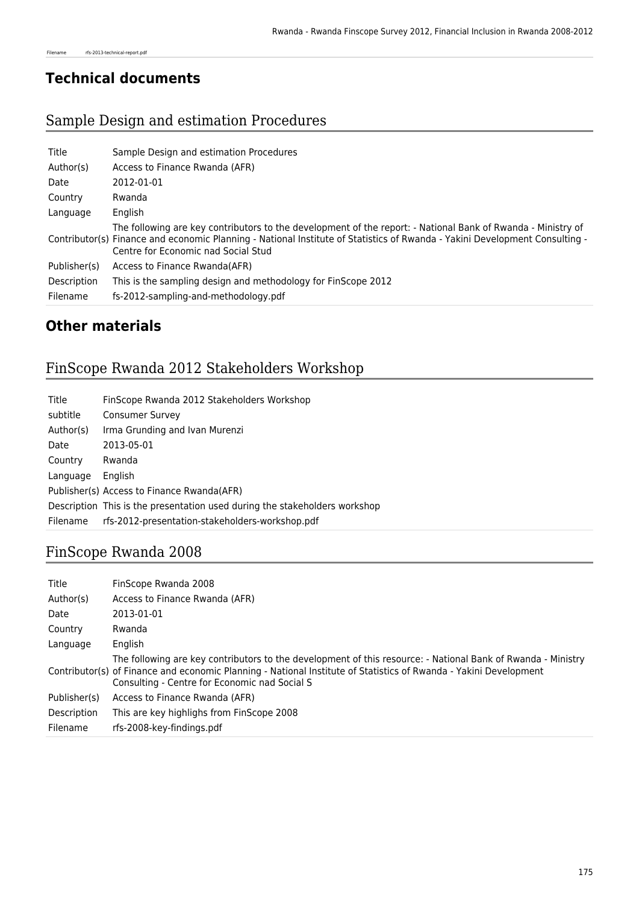| | |
|---|---|
| Filename | rfs-2013-technical-report.pdf |

## Technical documents

### Sample Design and estimation Procedures

| | |
|---|---|
| Title | Sample Design and estimation Procedures |
| Author(s) | Access to Finance Rwanda (AFR) |
| Date | 2012-01-01 |
| Country | Rwanda |
| Language | English |
| Contributor(s) | The following are key contributors to the development of the report: - National Bank of Rwanda - Ministry of Finance and economic Planning - National Institute of Statistics of Rwanda - Yakini Development Consulting - Centre for Economic nad Social Stud |
| Publisher(s) | Access to Finance Rwanda(AFR) |
| Description | This is the sampling design and methodology for FinScope 2012 |
| Filename | fs-2012-sampling-and-methodology.pdf |

## Other materials

### FinScope Rwanda 2012 Stakeholders Workshop

| | |
|---|---|
| Title | FinScope Rwanda 2012 Stakeholders Workshop |
| subtitle | Consumer Survey |
| Author(s) | Irma Grunding and Ivan Murenzi |
| Date | 2013-05-01 |
| Country | Rwanda |
| Language | English |
| Publisher(s) | Access to Finance Rwanda(AFR) |
| Description | This is the presentation used during the stakeholders workshop |
| Filename | rfs-2012-presentation-stakeholders-workshop.pdf |

### FinScope Rwanda 2008

| | |
|---|---|
| Title | FinScope Rwanda 2008 |
| Author(s) | Access to Finance Rwanda (AFR) |
| Date | 2013-01-01 |
| Country | Rwanda |
| Language | English |
| Contributor(s) | The following are key contributors to the development of this resource: - National Bank of Rwanda - Ministry of Finance and economic Planning - National Institute of Statistics of Rwanda - Yakini Development Consulting - Centre for Economic nad Social S |
| Publisher(s) | Access to Finance Rwanda (AFR) |
| Description | This are key highlighs from FinScope 2008 |
| Filename | rfs-2008-key-findings.pdf |